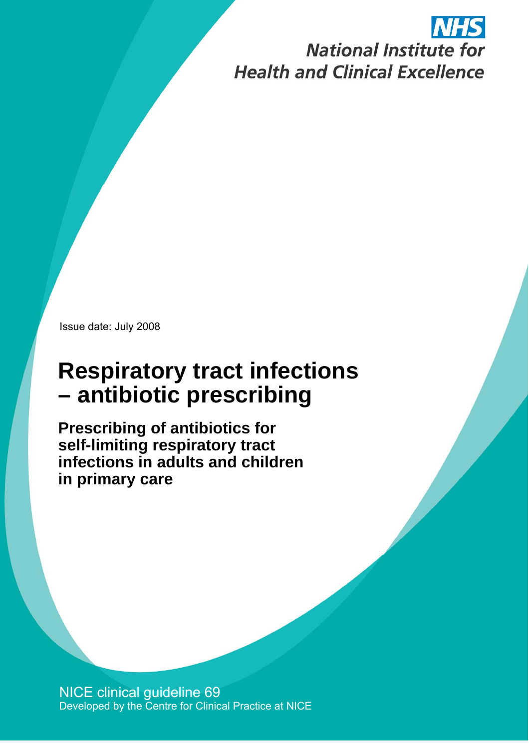NHS

National Institute for Health and Clinical Excellence

Issue date: July 2008

# Respiratory tract infections – antibiotic prescribing

## Prescribing of antibiotics for self-limiting respiratory tract infections in adults and children in primary care

NICE clinical guideline 69

Developed by the Centre for Clinical Practice at NICE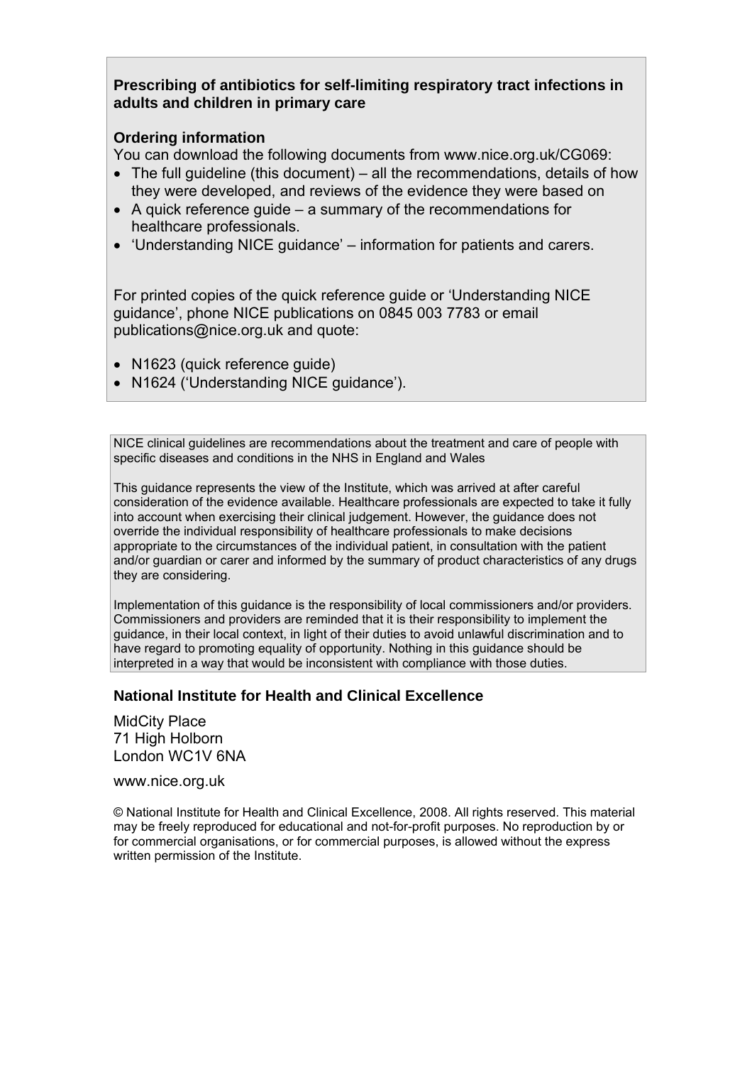**Prescribing of antibiotics for self-limiting respiratory tract infections in adults and children in primary care**

**Ordering information**

You can download the following documents from www.nice.org.uk/CG069:

- The full guideline (this document) – all the recommendations, details of how they were developed, and reviews of the evidence they were based on
- A quick reference guide – a summary of the recommendations for healthcare professionals.
- 'Understanding NICE guidance' – information for patients and carers.

For printed copies of the quick reference guide or 'Understanding NICE guidance', phone NICE publications on 0845 003 7783 or email publications@nice.org.uk and quote:

- N1623 (quick reference guide)
- N1624 ('Understanding NICE guidance').

NICE clinical guidelines are recommendations about the treatment and care of people with specific diseases and conditions in the NHS in England and Wales

This guidance represents the view of the Institute, which was arrived at after careful consideration of the evidence available. Healthcare professionals are expected to take it fully into account when exercising their clinical judgement. However, the guidance does not override the individual responsibility of healthcare professionals to make decisions appropriate to the circumstances of the individual patient, in consultation with the patient and/or guardian or carer and informed by the summary of product characteristics of any drugs they are considering.

Implementation of this guidance is the responsibility of local commissioners and/or providers. Commissioners and providers are reminded that it is their responsibility to implement the guidance, in their local context, in light of their duties to avoid unlawful discrimination and to have regard to promoting equality of opportunity. Nothing in this guidance should be interpreted in a way that would be inconsistent with compliance with those duties.

**National Institute for Health and Clinical Excellence**

MidCity Place
71 High Holborn
London WC1V 6NA

www.nice.org.uk

© National Institute for Health and Clinical Excellence, 2008. All rights reserved. This material may be freely reproduced for educational and not-for-profit purposes. No reproduction by or for commercial organisations, or for commercial purposes, is allowed without the express written permission of the Institute.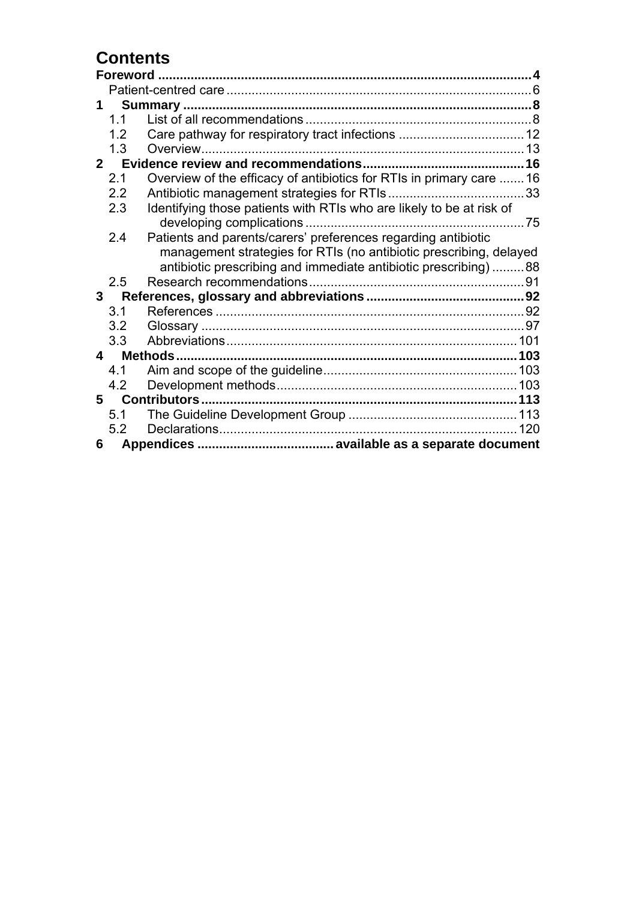# Contents

**Foreword** ..... **4**

Patient-centred care ..... 6

**1 Summary** ..... **8**

- 1.1 List of all recommendations ..... 8
- 1.2 Care pathway for respiratory tract infections ..... 12
- 1.3 Overview ..... 13

**2 Evidence review and recommendations** ..... **16**

- 2.1 Overview of the efficacy of antibiotics for RTIs in primary care ..... 16
- 2.2 Antibiotic management strategies for RTIs ..... 33
- 2.3 Identifying those patients with RTIs who are likely to be at risk of developing complications ..... 75
- 2.4 Patients and parents/carers' preferences regarding antibiotic management strategies for RTIs (no antibiotic prescribing, delayed antibiotic prescribing and immediate antibiotic prescribing) ..... 88
- 2.5 Research recommendations ..... 91

**3 References, glossary and abbreviations** ..... **92**

- 3.1 References ..... 92
- 3.2 Glossary ..... 97
- 3.3 Abbreviations ..... 101

**4 Methods** ..... **103**

- 4.1 Aim and scope of the guideline ..... 103
- 4.2 Development methods ..... 103

**5 Contributors** ..... **113**

- 5.1 The Guideline Development Group ..... 113
- 5.2 Declarations ..... 120

**6 Appendices ..... available as a separate document**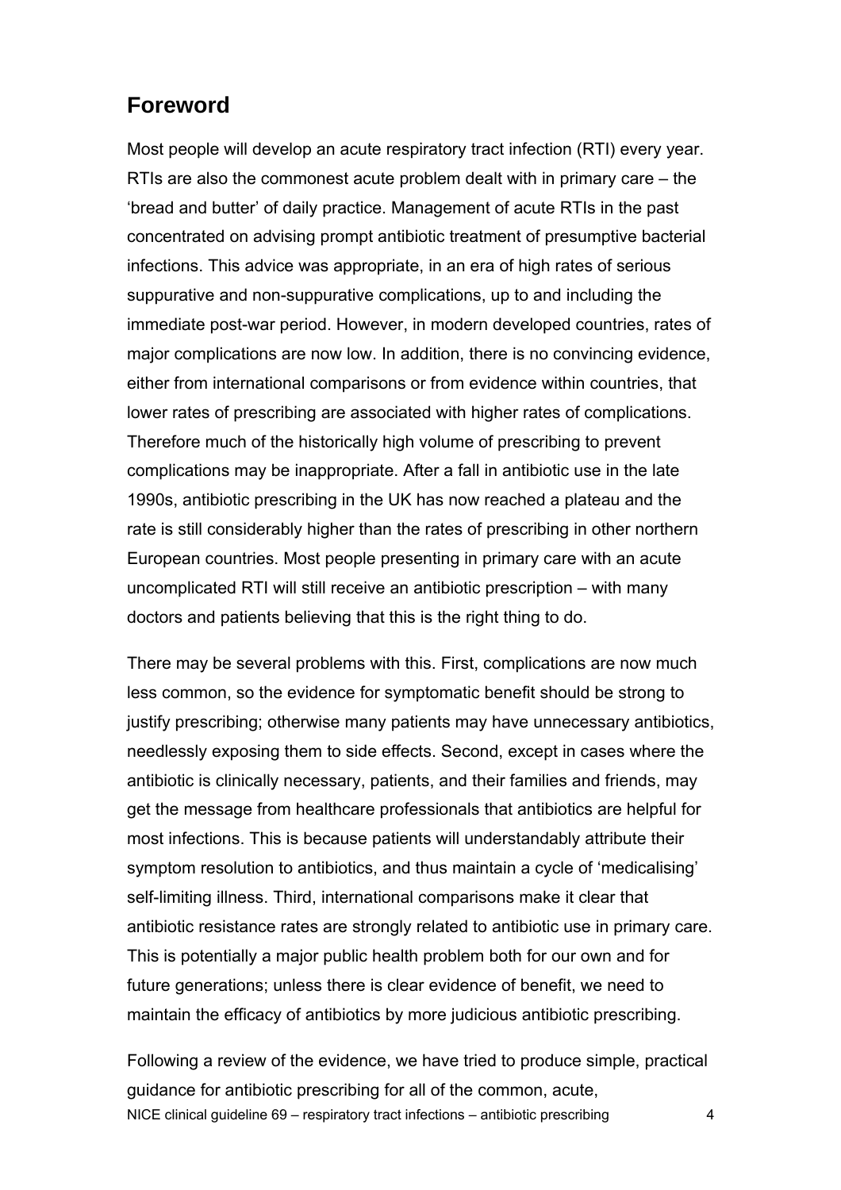## Foreword

Most people will develop an acute respiratory tract infection (RTI) every year. RTIs are also the commonest acute problem dealt with in primary care – the 'bread and butter' of daily practice. Management of acute RTIs in the past concentrated on advising prompt antibiotic treatment of presumptive bacterial infections. This advice was appropriate, in an era of high rates of serious suppurative and non-suppurative complications, up to and including the immediate post-war period. However, in modern developed countries, rates of major complications are now low. In addition, there is no convincing evidence, either from international comparisons or from evidence within countries, that lower rates of prescribing are associated with higher rates of complications. Therefore much of the historically high volume of prescribing to prevent complications may be inappropriate. After a fall in antibiotic use in the late 1990s, antibiotic prescribing in the UK has now reached a plateau and the rate is still considerably higher than the rates of prescribing in other northern European countries. Most people presenting in primary care with an acute uncomplicated RTI will still receive an antibiotic prescription – with many doctors and patients believing that this is the right thing to do.

There may be several problems with this. First, complications are now much less common, so the evidence for symptomatic benefit should be strong to justify prescribing; otherwise many patients may have unnecessary antibiotics, needlessly exposing them to side effects. Second, except in cases where the antibiotic is clinically necessary, patients, and their families and friends, may get the message from healthcare professionals that antibiotics are helpful for most infections. This is because patients will understandably attribute their symptom resolution to antibiotics, and thus maintain a cycle of 'medicalising' self-limiting illness. Third, international comparisons make it clear that antibiotic resistance rates are strongly related to antibiotic use in primary care. This is potentially a major public health problem both for our own and for future generations; unless there is clear evidence of benefit, we need to maintain the efficacy of antibiotics by more judicious antibiotic prescribing.

Following a review of the evidence, we have tried to produce simple, practical guidance for antibiotic prescribing for all of the common, acute,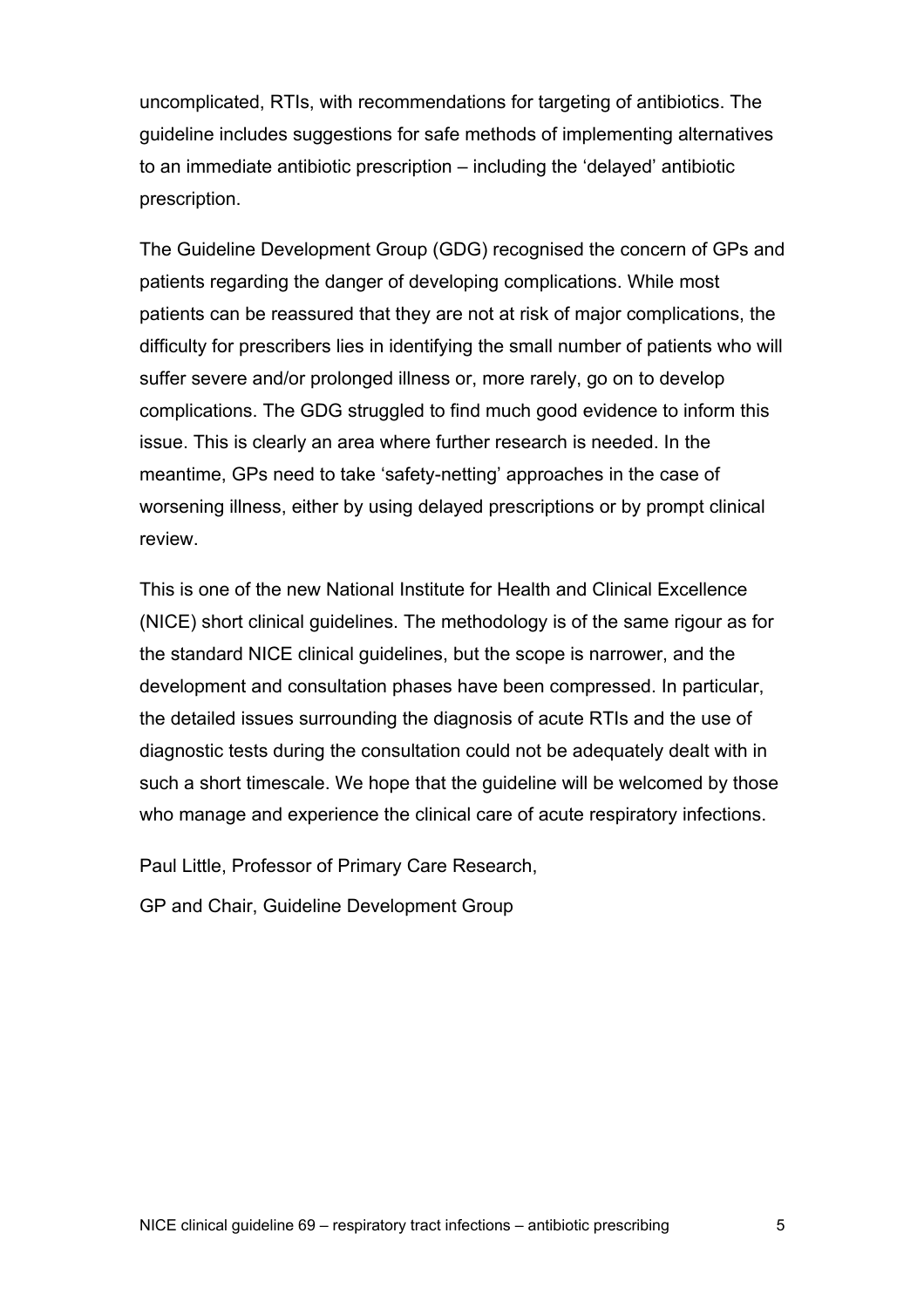uncomplicated, RTIs, with recommendations for targeting of antibiotics. The guideline includes suggestions for safe methods of implementing alternatives to an immediate antibiotic prescription – including the 'delayed' antibiotic prescription.

The Guideline Development Group (GDG) recognised the concern of GPs and patients regarding the danger of developing complications. While most patients can be reassured that they are not at risk of major complications, the difficulty for prescribers lies in identifying the small number of patients who will suffer severe and/or prolonged illness or, more rarely, go on to develop complications. The GDG struggled to find much good evidence to inform this issue. This is clearly an area where further research is needed. In the meantime, GPs need to take 'safety-netting' approaches in the case of worsening illness, either by using delayed prescriptions or by prompt clinical review.

This is one of the new National Institute for Health and Clinical Excellence (NICE) short clinical guidelines. The methodology is of the same rigour as for the standard NICE clinical guidelines, but the scope is narrower, and the development and consultation phases have been compressed. In particular, the detailed issues surrounding the diagnosis of acute RTIs and the use of diagnostic tests during the consultation could not be adequately dealt with in such a short timescale. We hope that the guideline will be welcomed by those who manage and experience the clinical care of acute respiratory infections.

Paul Little, Professor of Primary Care Research,

GP and Chair, Guideline Development Group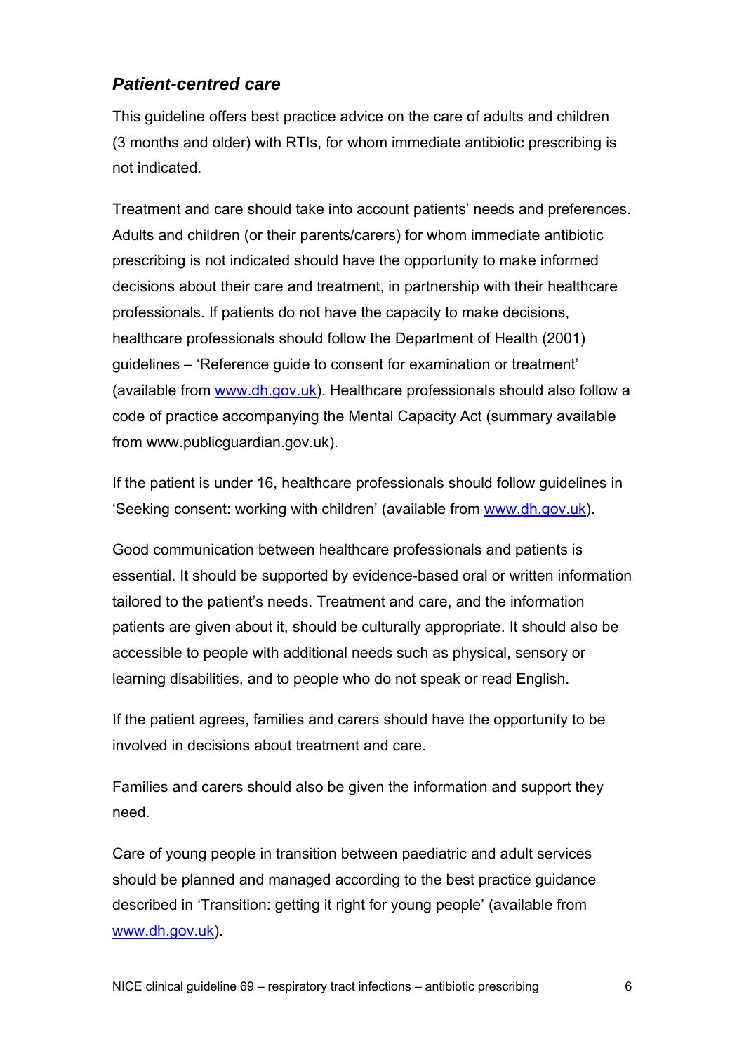## *Patient-centred care*

This guideline offers best practice advice on the care of adults and children (3 months and older) with RTIs, for whom immediate antibiotic prescribing is not indicated.

Treatment and care should take into account patients' needs and preferences. Adults and children (or their parents/carers) for whom immediate antibiotic prescribing is not indicated should have the opportunity to make informed decisions about their care and treatment, in partnership with their healthcare professionals. If patients do not have the capacity to make decisions, healthcare professionals should follow the Department of Health (2001) guidelines – 'Reference guide to consent for examination or treatment' (available from www.dh.gov.uk). Healthcare professionals should also follow a code of practice accompanying the Mental Capacity Act (summary available from www.publicguardian.gov.uk).

If the patient is under 16, healthcare professionals should follow guidelines in 'Seeking consent: working with children' (available from www.dh.gov.uk).

Good communication between healthcare professionals and patients is essential. It should be supported by evidence-based oral or written information tailored to the patient's needs. Treatment and care, and the information patients are given about it, should be culturally appropriate. It should also be accessible to people with additional needs such as physical, sensory or learning disabilities, and to people who do not speak or read English.

If the patient agrees, families and carers should have the opportunity to be involved in decisions about treatment and care.

Families and carers should also be given the information and support they need.

Care of young people in transition between paediatric and adult services should be planned and managed according to the best practice guidance described in 'Transition: getting it right for young people' (available from www.dh.gov.uk).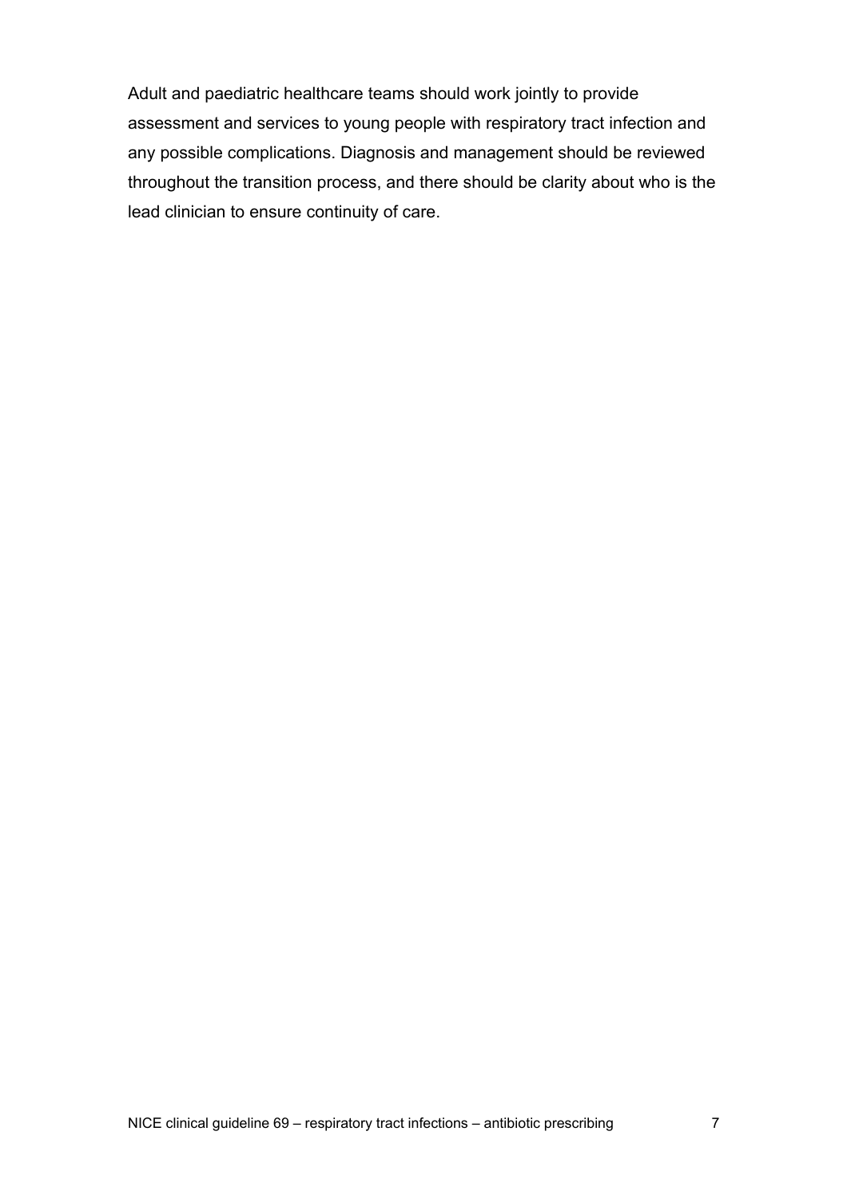Adult and paediatric healthcare teams should work jointly to provide assessment and services to young people with respiratory tract infection and any possible complications. Diagnosis and management should be reviewed throughout the transition process, and there should be clarity about who is the lead clinician to ensure continuity of care.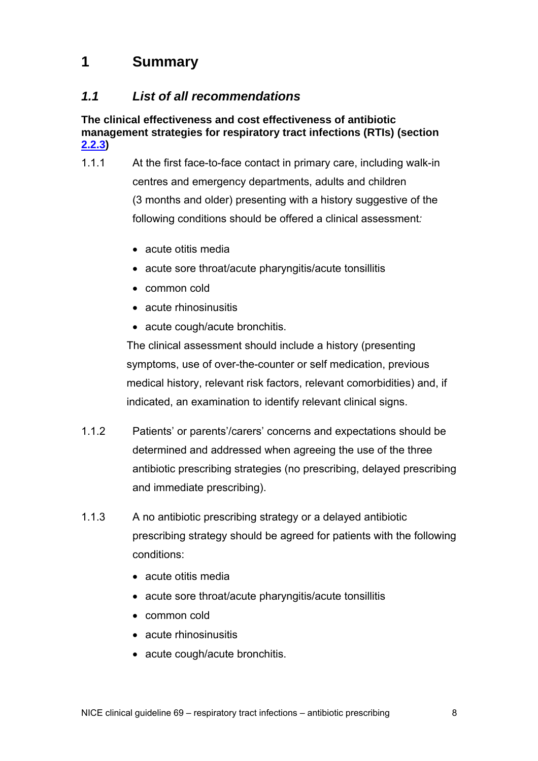# 1 Summary

## *1.1 List of all recommendations*

**The clinical effectiveness and cost effectiveness of antibiotic management strategies for respiratory tract infections (RTIs) (section 2.2.3)**

1.1.1 At the first face-to-face contact in primary care, including walk-in centres and emergency departments, adults and children (3 months and older) presenting with a history suggestive of the following conditions should be offered a clinical assessment:

- acute otitis media
- acute sore throat/acute pharyngitis/acute tonsillitis
- common cold
- acute rhinosinusitis
- acute cough/acute bronchitis.

The clinical assessment should include a history (presenting symptoms, use of over-the-counter or self medication, previous medical history, relevant risk factors, relevant comorbidities) and, if indicated, an examination to identify relevant clinical signs.

1.1.2 Patients' or parents'/carers' concerns and expectations should be determined and addressed when agreeing the use of the three antibiotic prescribing strategies (no prescribing, delayed prescribing and immediate prescribing).

1.1.3 A no antibiotic prescribing strategy or a delayed antibiotic prescribing strategy should be agreed for patients with the following conditions:

- acute otitis media
- acute sore throat/acute pharyngitis/acute tonsillitis
- common cold
- acute rhinosinusitis
- acute cough/acute bronchitis.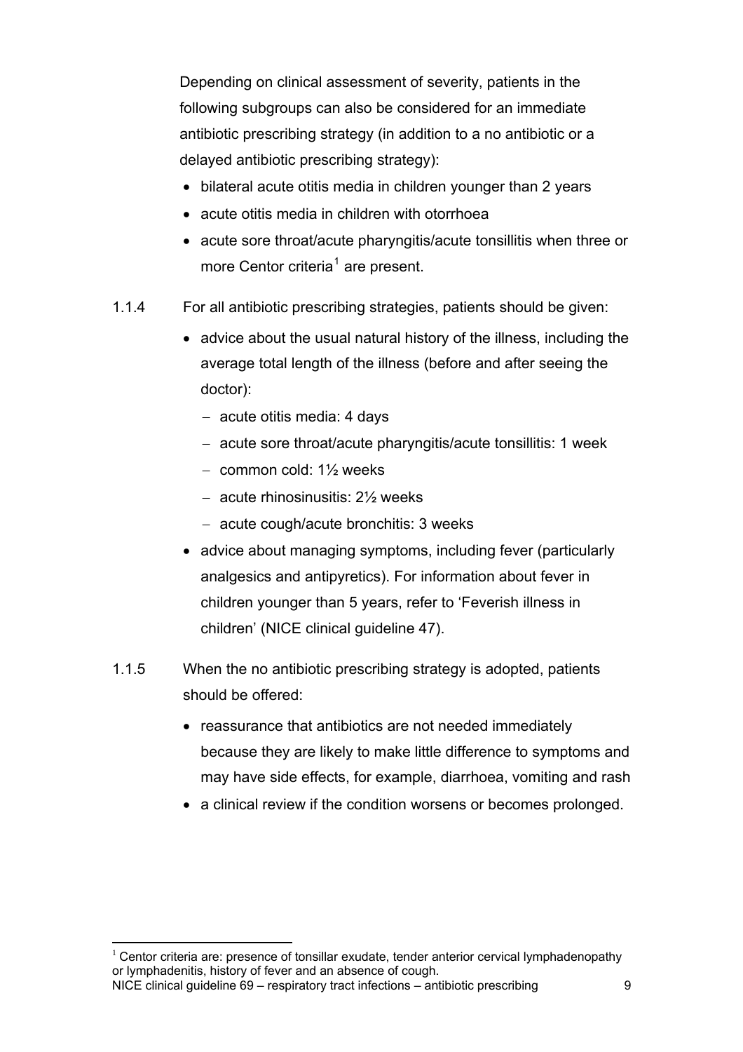Depending on clinical assessment of severity, patients in the following subgroups can also be considered for an immediate antibiotic prescribing strategy (in addition to a no antibiotic or a delayed antibiotic prescribing strategy):

- bilateral acute otitis media in children younger than 2 years
- acute otitis media in children with otorrhoea
- acute sore throat/acute pharyngitis/acute tonsillitis when three or more Centor criteria[1] are present.

1.1.4 For all antibiotic prescribing strategies, patients should be given:

- advice about the usual natural history of the illness, including the average total length of the illness (before and after seeing the doctor):
  - acute otitis media: 4 days
  - acute sore throat/acute pharyngitis/acute tonsillitis: 1 week
  - common cold: 1½ weeks
  - acute rhinosinusitis: 2½ weeks
  - acute cough/acute bronchitis: 3 weeks
- advice about managing symptoms, including fever (particularly analgesics and antipyretics). For information about fever in children younger than 5 years, refer to 'Feverish illness in children' (NICE clinical guideline 47).

1.1.5 When the no antibiotic prescribing strategy is adopted, patients should be offered:

- reassurance that antibiotics are not needed immediately because they are likely to make little difference to symptoms and may have side effects, for example, diarrhoea, vomiting and rash
- a clinical review if the condition worsens or becomes prolonged.

[1] Centor criteria are: presence of tonsillar exudate, tender anterior cervical lymphadenopathy or lymphadenitis, history of fever and an absence of cough.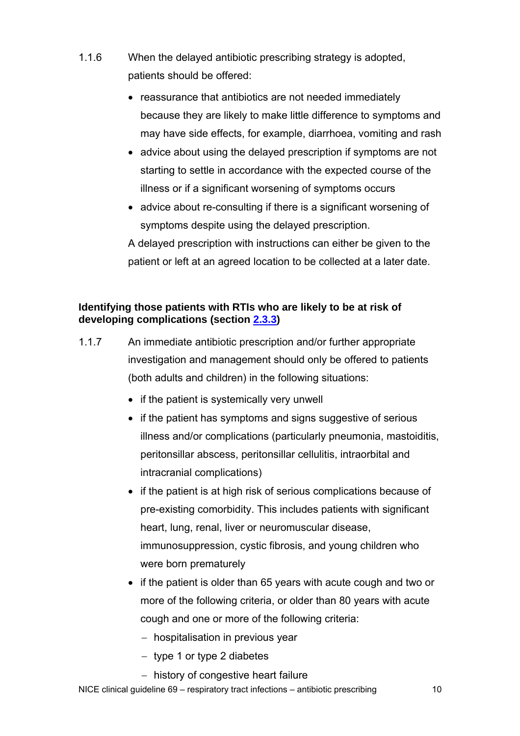1.1.6 When the delayed antibiotic prescribing strategy is adopted, patients should be offered:

- reassurance that antibiotics are not needed immediately because they are likely to make little difference to symptoms and may have side effects, for example, diarrhoea, vomiting and rash
- advice about using the delayed prescription if symptoms are not starting to settle in accordance with the expected course of the illness or if a significant worsening of symptoms occurs
- advice about re-consulting if there is a significant worsening of symptoms despite using the delayed prescription.

A delayed prescription with instructions can either be given to the patient or left at an agreed location to be collected at a later date.

**Identifying those patients with RTIs who are likely to be at risk of developing complications (section 2.3.3)**

1.1.7 An immediate antibiotic prescription and/or further appropriate investigation and management should only be offered to patients (both adults and children) in the following situations:

- if the patient is systemically very unwell
- if the patient has symptoms and signs suggestive of serious illness and/or complications (particularly pneumonia, mastoiditis, peritonsillar abscess, peritonsillar cellulitis, intraorbital and intracranial complications)
- if the patient is at high risk of serious complications because of pre-existing comorbidity. This includes patients with significant heart, lung, renal, liver or neuromuscular disease, immunosuppression, cystic fibrosis, and young children who were born prematurely
- if the patient is older than 65 years with acute cough and two or more of the following criteria, or older than 80 years with acute cough and one or more of the following criteria:
  - hospitalisation in previous year
  - type 1 or type 2 diabetes
  - history of congestive heart failure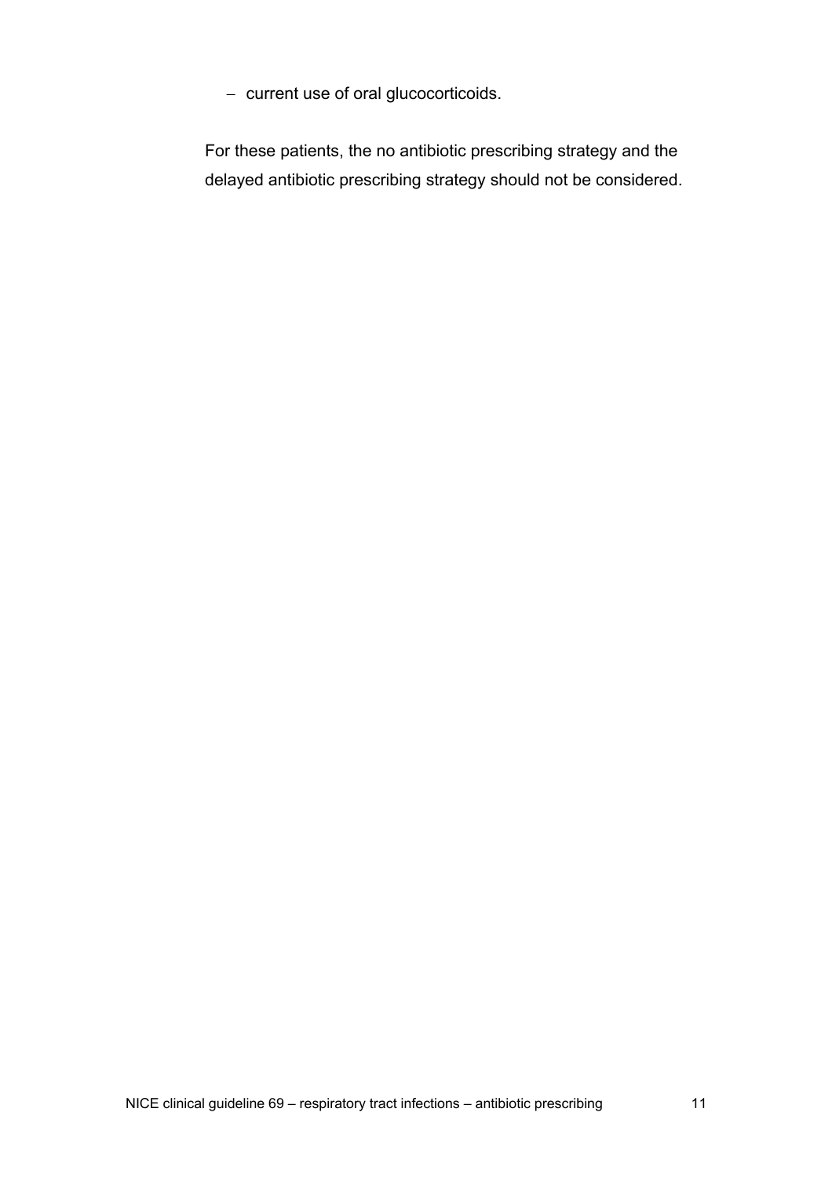- current use of oral glucocorticoids.

For these patients, the no antibiotic prescribing strategy and the delayed antibiotic prescribing strategy should not be considered.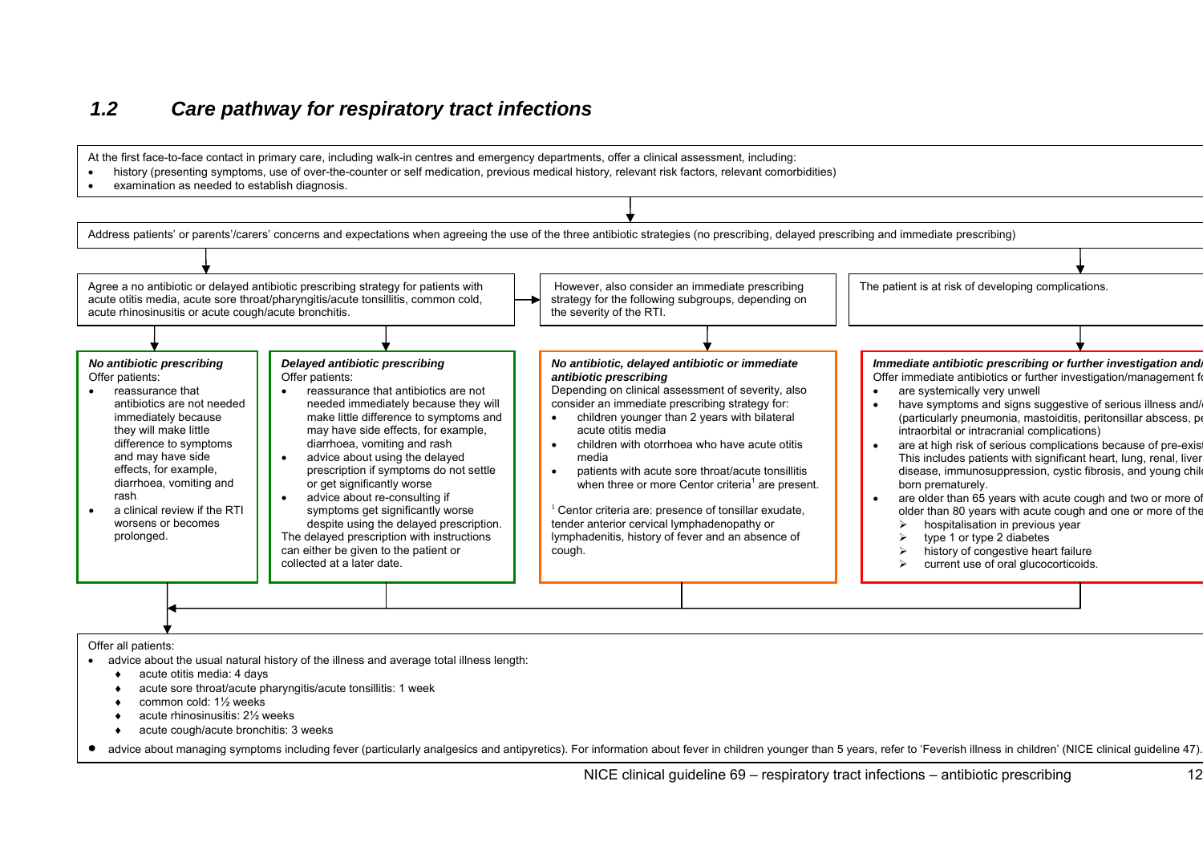## 1.2 Care pathway for respiratory tract infections

At the first face-to-face contact in primary care, including walk-in centres and emergency departments, offer a clinical assessment, including:

- history (presenting symptoms, use of over-the-counter or self medication, previous medical history, relevant risk factors, relevant comorbidities)
- examination as needed to establish diagnosis.

Address patients' or parents'/carers' concerns and expectations when agreeing the use of the three antibiotic strategies (no prescribing, delayed prescribing and immediate prescribing)

Agree a no antibiotic or delayed antibiotic prescribing strategy for patients with acute otitis media, acute sore throat/pharyngitis/acute tonsillitis, common cold, acute rhinosinusitis or acute cough/acute bronchitis.

However, also consider an immediate prescribing strategy for the following subgroups, depending on the severity of the RTI.

The patient is at risk of developing complications.

***No antibiotic prescribing***

Offer patients:

- reassurance that antibiotics are not needed immediately because they will make little difference to symptoms and may have side effects, for example, diarrhoea, vomiting and rash.
- a clinical review if the RTI worsens or becomes prolonged.

***Delayed antibiotic prescribing***

Offer patients:

- reassurance that antibiotics are not needed immediately because they will make little difference to symptoms and may have side effects, for example, diarrhoea, vomiting and rash.
- advice about using the delayed prescription if symptoms do not settle or get significantly worse
- advice about re-consulting if symptoms get significantly worse despite using the delayed prescription.

The delayed prescription with instructions can either be given to the patient or collected at a later date.

***No antibiotic, delayed antibiotic or immediate antibiotic prescribing***

Depending on clinical assessment of severity, also consider an immediate prescribing strategy for:

- children younger than 2 years with bilateral acute otitis media
- children with otorrhoea who have acute otitis media
- patients with acute sore throat/acute tonsillitis when three or more Centor criteria[1] are present.

[1] Centor criteria are: presence of tonsillar exudate, tender anterior cervical lymphadenopathy or lymphadenitis, history of fever and an absence of cough.

***Immediate antibiotic prescribing or further investigation and/***

Offer immediate antibiotics or further investigation/management f

- are systemically very unwell
- have symptoms and signs suggestive of serious illness and/ (particularly pneumonia, mastoiditis, peritonsillar abscess, pe intraorbital or intracranial complications)
- are at high risk of serious complications because of pre-exist This includes patients with significant heart, lung, renal, liver disease, immunosuppression, cystic fibrosis, and young chil born prematurely.
- are older than 65 years with acute cough and two or more of older than 80 years with acute cough and one or more of the
  - hospitalisation in previous year
  - type 1 or type 2 diabetes
  - history of congestive heart failure
  - current use of oral glucocorticoids.

Offer all patients:

- advice about the usual natural history of the illness and average total illness length:
  - acute otitis media: 4 days
  - acute sore throat/acute pharyngitis/acute tonsillitis: 1 week
  - common cold: 1½ weeks
  - acute rhinosinusitis: 2½ weeks
  - acute cough/acute bronchitis: 3 weeks
- advice about managing symptoms including fever (particularly analgesics and antipyretics). For information about fever in children younger than 5 years, refer to 'Feverish illness in children' (NICE clinical guideline 47).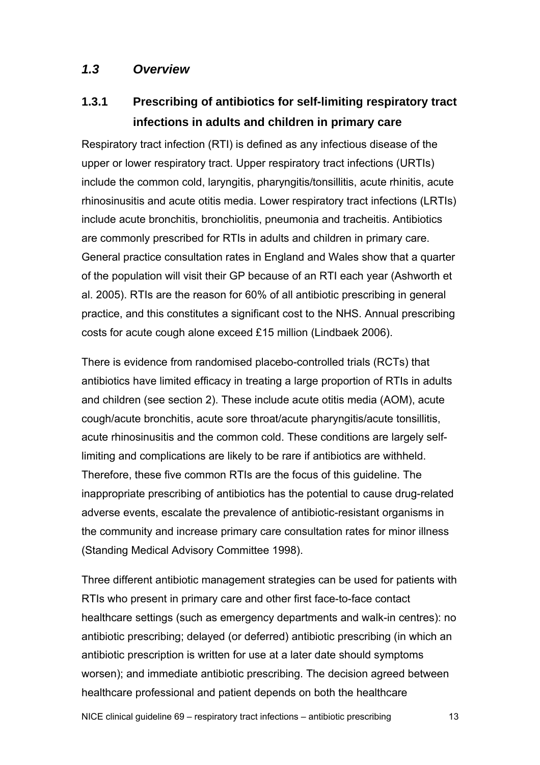## *1.3 Overview*

### 1.3.1 Prescribing of antibiotics for self-limiting respiratory tract infections in adults and children in primary care

Respiratory tract infection (RTI) is defined as any infectious disease of the upper or lower respiratory tract. Upper respiratory tract infections (URTIs) include the common cold, laryngitis, pharyngitis/tonsillitis, acute rhinitis, acute rhinosinusitis and acute otitis media. Lower respiratory tract infections (LRTIs) include acute bronchitis, bronchiolitis, pneumonia and tracheitis. Antibiotics are commonly prescribed for RTIs in adults and children in primary care. General practice consultation rates in England and Wales show that a quarter of the population will visit their GP because of an RTI each year (Ashworth et al. 2005). RTIs are the reason for 60% of all antibiotic prescribing in general practice, and this constitutes a significant cost to the NHS. Annual prescribing costs for acute cough alone exceed £15 million (Lindbaek 2006).

There is evidence from randomised placebo-controlled trials (RCTs) that antibiotics have limited efficacy in treating a large proportion of RTIs in adults and children (see section 2). These include acute otitis media (AOM), acute cough/acute bronchitis, acute sore throat/acute pharyngitis/acute tonsillitis, acute rhinosinusitis and the common cold. These conditions are largely self-limiting and complications are likely to be rare if antibiotics are withheld. Therefore, these five common RTIs are the focus of this guideline. The inappropriate prescribing of antibiotics has the potential to cause drug-related adverse events, escalate the prevalence of antibiotic-resistant organisms in the community and increase primary care consultation rates for minor illness (Standing Medical Advisory Committee 1998).

Three different antibiotic management strategies can be used for patients with RTIs who present in primary care and other first face-to-face contact healthcare settings (such as emergency departments and walk-in centres): no antibiotic prescribing; delayed (or deferred) antibiotic prescribing (in which an antibiotic prescription is written for use at a later date should symptoms worsen); and immediate antibiotic prescribing. The decision agreed between healthcare professional and patient depends on both the healthcare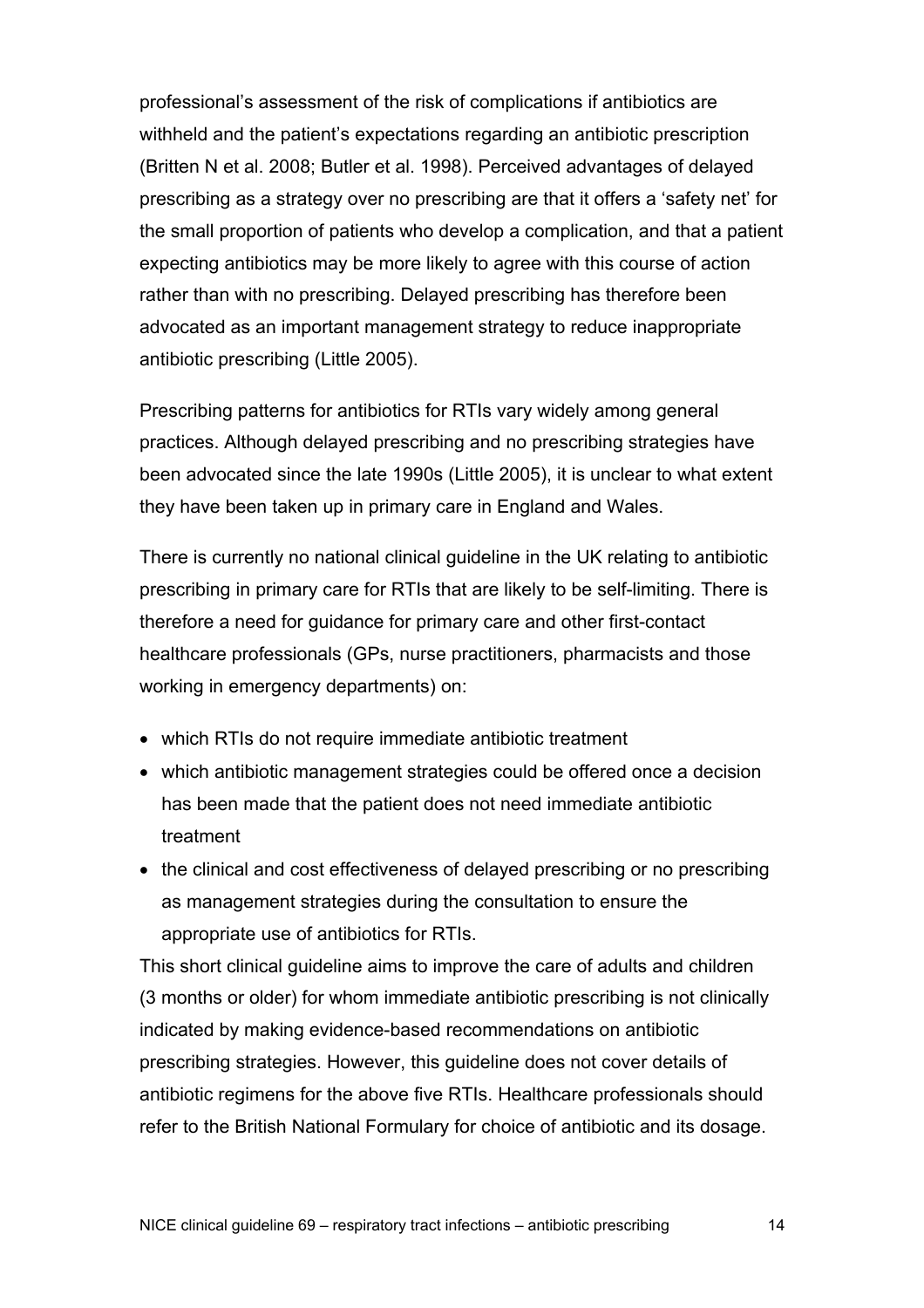professional's assessment of the risk of complications if antibiotics are withheld and the patient's expectations regarding an antibiotic prescription (Britten N et al. 2008; Butler et al. 1998). Perceived advantages of delayed prescribing as a strategy over no prescribing are that it offers a 'safety net' for the small proportion of patients who develop a complication, and that a patient expecting antibiotics may be more likely to agree with this course of action rather than with no prescribing. Delayed prescribing has therefore been advocated as an important management strategy to reduce inappropriate antibiotic prescribing (Little 2005).

Prescribing patterns for antibiotics for RTIs vary widely among general practices. Although delayed prescribing and no prescribing strategies have been advocated since the late 1990s (Little 2005), it is unclear to what extent they have been taken up in primary care in England and Wales.

There is currently no national clinical guideline in the UK relating to antibiotic prescribing in primary care for RTIs that are likely to be self-limiting. There is therefore a need for guidance for primary care and other first-contact healthcare professionals (GPs, nurse practitioners, pharmacists and those working in emergency departments) on:

- which RTIs do not require immediate antibiotic treatment
- which antibiotic management strategies could be offered once a decision has been made that the patient does not need immediate antibiotic treatment
- the clinical and cost effectiveness of delayed prescribing or no prescribing as management strategies during the consultation to ensure the appropriate use of antibiotics for RTIs.

This short clinical guideline aims to improve the care of adults and children (3 months or older) for whom immediate antibiotic prescribing is not clinically indicated by making evidence-based recommendations on antibiotic prescribing strategies. However, this guideline does not cover details of antibiotic regimens for the above five RTIs. Healthcare professionals should refer to the British National Formulary for choice of antibiotic and its dosage.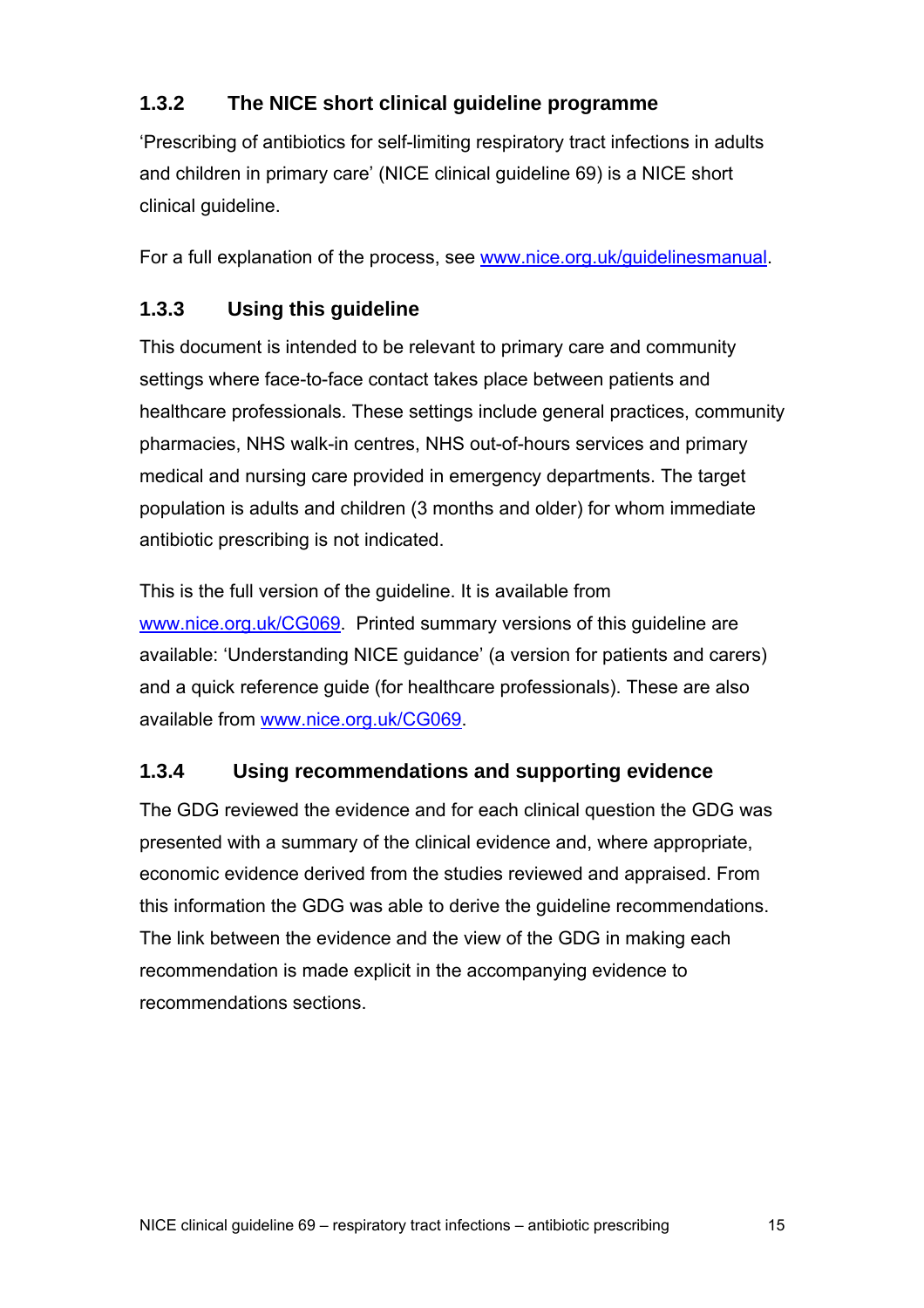### 1.3.2 The NICE short clinical guideline programme

'Prescribing of antibiotics for self-limiting respiratory tract infections in adults and children in primary care' (NICE clinical guideline 69) is a NICE short clinical guideline.

For a full explanation of the process, see www.nice.org.uk/guidelinesmanual.

### 1.3.3 Using this guideline

This document is intended to be relevant to primary care and community settings where face-to-face contact takes place between patients and healthcare professionals. These settings include general practices, community pharmacies, NHS walk-in centres, NHS out-of-hours services and primary medical and nursing care provided in emergency departments. The target population is adults and children (3 months and older) for whom immediate antibiotic prescribing is not indicated.

This is the full version of the guideline. It is available from www.nice.org.uk/CG069. Printed summary versions of this guideline are available: 'Understanding NICE guidance' (a version for patients and carers) and a quick reference guide (for healthcare professionals). These are also available from www.nice.org.uk/CG069.

### 1.3.4 Using recommendations and supporting evidence

The GDG reviewed the evidence and for each clinical question the GDG was presented with a summary of the clinical evidence and, where appropriate, economic evidence derived from the studies reviewed and appraised. From this information the GDG was able to derive the guideline recommendations. The link between the evidence and the view of the GDG in making each recommendation is made explicit in the accompanying evidence to recommendations sections.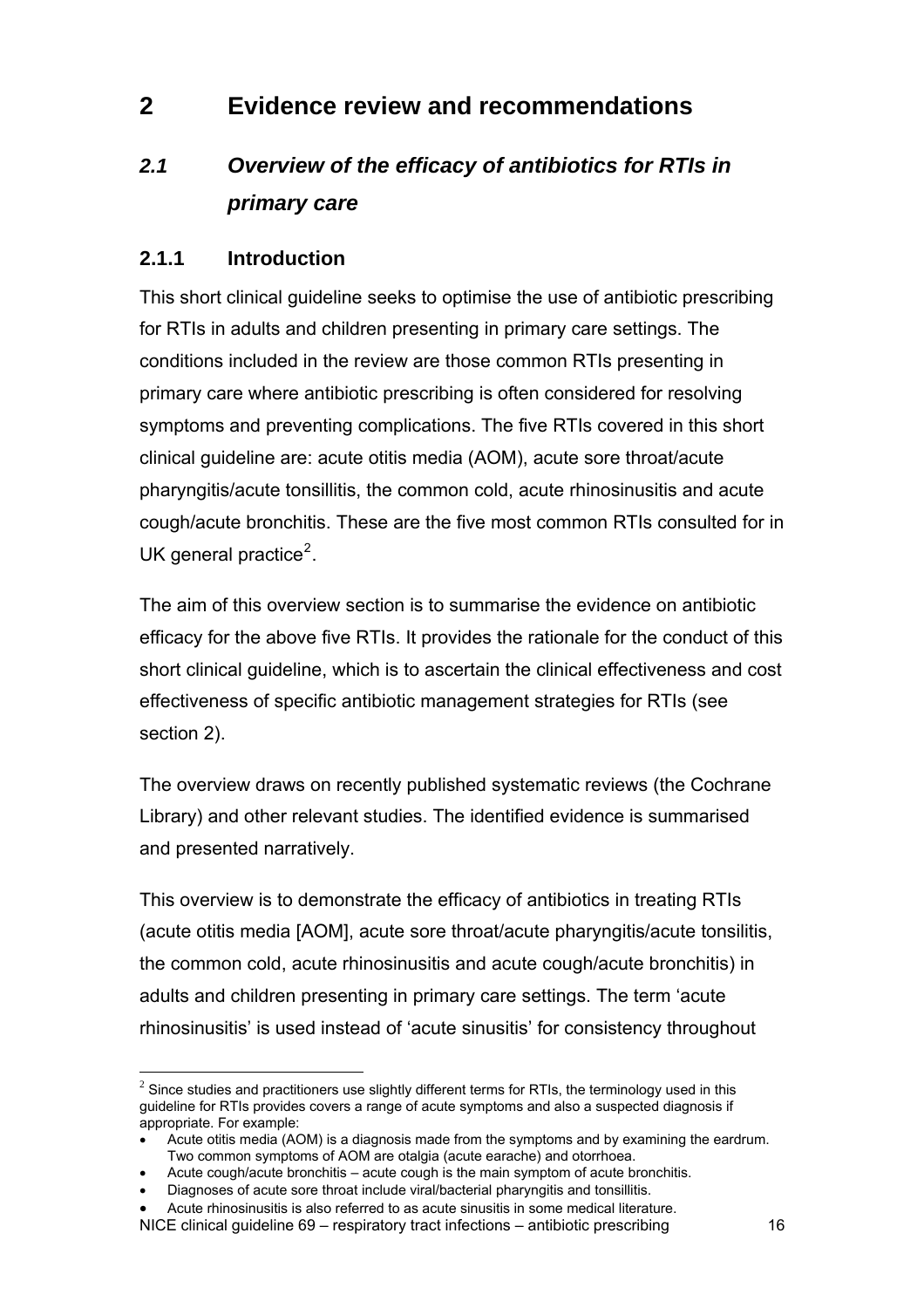# 2 Evidence review and recommendations

## *2.1 Overview of the efficacy of antibiotics for RTIs in primary care*

### 2.1.1 Introduction

This short clinical guideline seeks to optimise the use of antibiotic prescribing for RTIs in adults and children presenting in primary care settings. The conditions included in the review are those common RTIs presenting in primary care where antibiotic prescribing is often considered for resolving symptoms and preventing complications. The five RTIs covered in this short clinical guideline are: acute otitis media (AOM), acute sore throat/acute pharyngitis/acute tonsillitis, the common cold, acute rhinosinusitis and acute cough/acute bronchitis. These are the five most common RTIs consulted for in UK general practice[2].

The aim of this overview section is to summarise the evidence on antibiotic efficacy for the above five RTIs. It provides the rationale for the conduct of this short clinical guideline, which is to ascertain the clinical effectiveness and cost effectiveness of specific antibiotic management strategies for RTIs (see section 2).

The overview draws on recently published systematic reviews (the Cochrane Library) and other relevant studies. The identified evidence is summarised and presented narratively.

This overview is to demonstrate the efficacy of antibiotics in treating RTIs (acute otitis media [AOM], acute sore throat/acute pharyngitis/acute tonsilitis, the common cold, acute rhinosinusitis and acute cough/acute bronchitis) in adults and children presenting in primary care settings. The term 'acute rhinosinusitis' is used instead of 'acute sinusitis' for consistency throughout

---

[2] Since studies and practitioners use slightly different terms for RTIs, the terminology used in this guideline for RTIs provides covers a range of acute symptoms and also a suspected diagnosis if appropriate. For example:

- Acute otitis media (AOM) is a diagnosis made from the symptoms and by examining the eardrum. Two common symptoms of AOM are otalgia (acute earache) and otorrhoea.
- Acute cough/acute bronchitis – acute cough is the main symptom of acute bronchitis.
- Diagnoses of acute sore throat include viral/bacterial pharyngitis and tonsillitis.
- Acute rhinosinusitis is also referred to as acute sinusitis in some medical literature.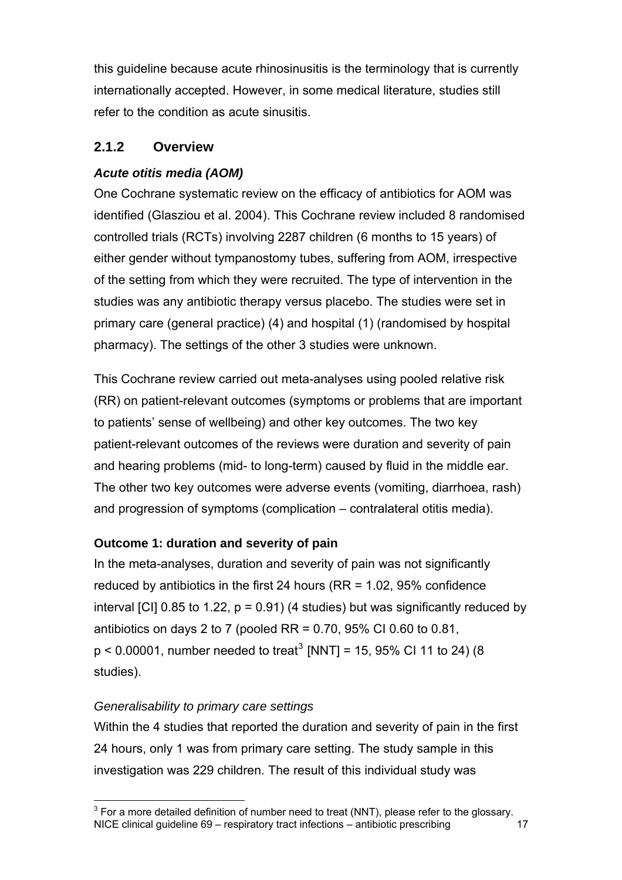this guideline because acute rhinosinusitis is the terminology that is currently internationally accepted. However, in some medical literature, studies still refer to the condition as acute sinusitis.

### 2.1.2 Overview

***Acute otitis media (AOM)***

One Cochrane systematic review on the efficacy of antibiotics for AOM was identified (Glasziou et al. 2004). This Cochrane review included 8 randomised controlled trials (RCTs) involving 2287 children (6 months to 15 years) of either gender without tympanostomy tubes, suffering from AOM, irrespective of the setting from which they were recruited. The type of intervention in the studies was any antibiotic therapy versus placebo. The studies were set in primary care (general practice) (4) and hospital (1) (randomised by hospital pharmacy). The settings of the other 3 studies were unknown.

This Cochrane review carried out meta-analyses using pooled relative risk (RR) on patient-relevant outcomes (symptoms or problems that are important to patients' sense of wellbeing) and other key outcomes. The two key patient-relevant outcomes of the reviews were duration and severity of pain and hearing problems (mid- to long-term) caused by fluid in the middle ear. The other two key outcomes were adverse events (vomiting, diarrhoea, rash) and progression of symptoms (complication – contralateral otitis media).

**Outcome 1: duration and severity of pain**

In the meta-analyses, duration and severity of pain was not significantly reduced by antibiotics in the first 24 hours (RR = 1.02, 95% confidence interval [CI] 0.85 to 1.22, $p = 0.91$) (4 studies) but was significantly reduced by antibiotics on days 2 to 7 (pooled RR = 0.70, 95% CI 0.60 to 0.81, $p < 0.00001$, number needed to treat[3] [NNT] = 15, 95% CI 11 to 24) (8 studies).

*Generalisability to primary care settings*

Within the 4 studies that reported the duration and severity of pain in the first 24 hours, only 1 was from primary care setting. The study sample in this investigation was 229 children. The result of this individual study was

[3] For a more detailed definition of number need to treat (NNT), please refer to the glossary.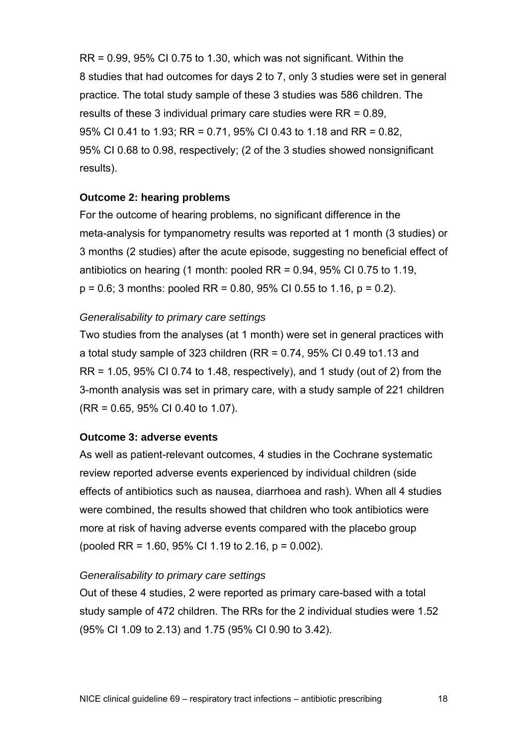RR = 0.99, 95% CI 0.75 to 1.30, which was not significant. Within the 8 studies that had outcomes for days 2 to 7, only 3 studies were set in general practice. The total study sample of these 3 studies was 586 children. The results of these 3 individual primary care studies were RR = 0.89, 95% CI 0.41 to 1.93; RR = 0.71, 95% CI 0.43 to 1.18 and RR = 0.82, 95% CI 0.68 to 0.98, respectively; (2 of the 3 studies showed nonsignificant results).

**Outcome 2: hearing problems**

For the outcome of hearing problems, no significant difference in the meta-analysis for tympanometry results was reported at 1 month (3 studies) or 3 months (2 studies) after the acute episode, suggesting no beneficial effect of antibiotics on hearing (1 month: pooled RR = 0.94, 95% CI 0.75 to 1.19, $p = 0.6$; 3 months: pooled RR = 0.80, 95% CI 0.55 to 1.16, $p = 0.2$).

*Generalisability to primary care settings*

Two studies from the analyses (at 1 month) were set in general practices with a total study sample of 323 children (RR = 0.74, 95% CI 0.49 to1.13 and RR = 1.05, 95% CI 0.74 to 1.48, respectively), and 1 study (out of 2) from the 3-month analysis was set in primary care, with a study sample of 221 children (RR = 0.65, 95% CI 0.40 to 1.07).

**Outcome 3: adverse events**

As well as patient-relevant outcomes, 4 studies in the Cochrane systematic review reported adverse events experienced by individual children (side effects of antibiotics such as nausea, diarrhoea and rash). When all 4 studies were combined, the results showed that children who took antibiotics were more at risk of having adverse events compared with the placebo group (pooled RR = 1.60, 95% CI 1.19 to 2.16, $p = 0.002$).

*Generalisability to primary care settings*

Out of these 4 studies, 2 were reported as primary care-based with a total study sample of 472 children. The RRs for the 2 individual studies were 1.52 (95% CI 1.09 to 2.13) and 1.75 (95% CI 0.90 to 3.42).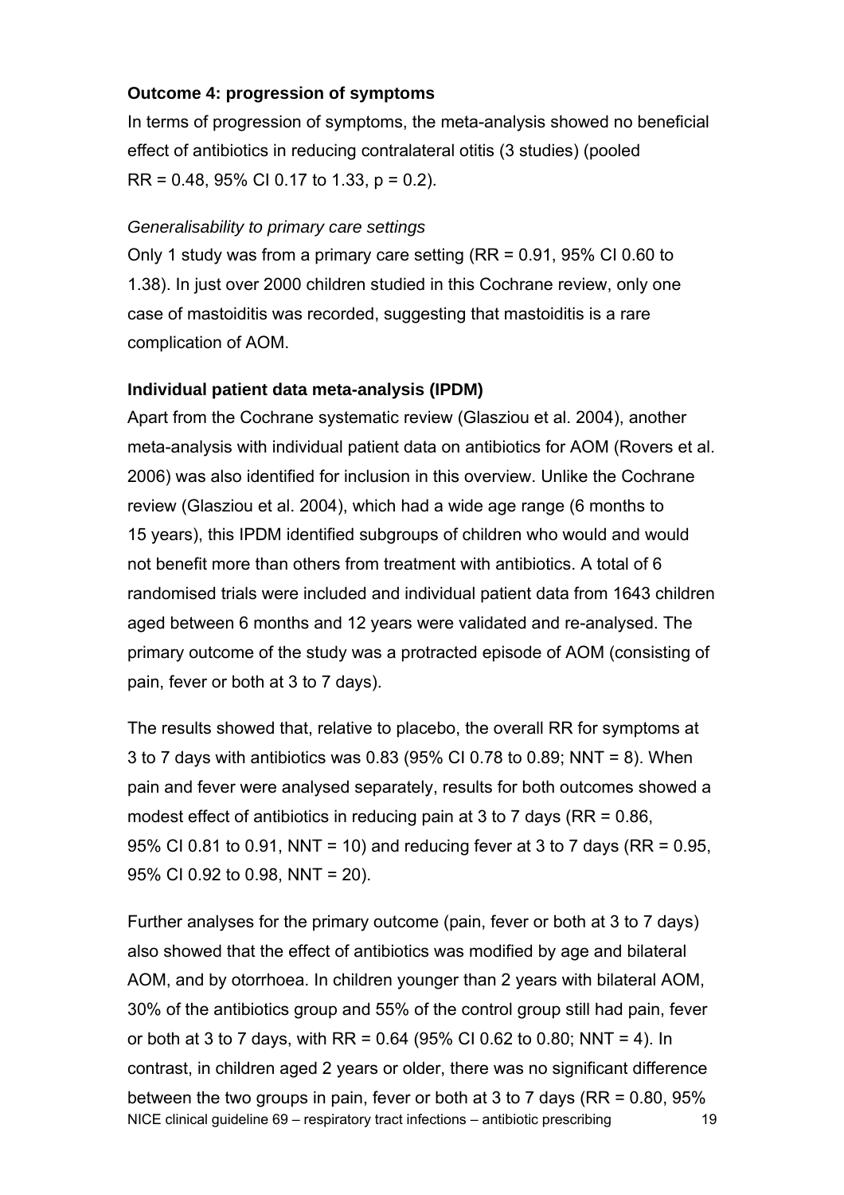**Outcome 4: progression of symptoms**

In terms of progression of symptoms, the meta-analysis showed no beneficial effect of antibiotics in reducing contralateral otitis (3 studies) (pooled RR = 0.48, 95% CI 0.17 to 1.33, p = 0.2).

*Generalisability to primary care settings*

Only 1 study was from a primary care setting (RR = 0.91, 95% CI 0.60 to 1.38). In just over 2000 children studied in this Cochrane review, only one case of mastoiditis was recorded, suggesting that mastoiditis is a rare complication of AOM.

**Individual patient data meta-analysis (IPDM)**

Apart from the Cochrane systematic review (Glasziou et al. 2004), another meta-analysis with individual patient data on antibiotics for AOM (Rovers et al. 2006) was also identified for inclusion in this overview. Unlike the Cochrane review (Glasziou et al. 2004), which had a wide age range (6 months to 15 years), this IPDM identified subgroups of children who would and would not benefit more than others from treatment with antibiotics. A total of 6 randomised trials were included and individual patient data from 1643 children aged between 6 months and 12 years were validated and re-analysed. The primary outcome of the study was a protracted episode of AOM (consisting of pain, fever or both at 3 to 7 days).

The results showed that, relative to placebo, the overall RR for symptoms at 3 to 7 days with antibiotics was 0.83 (95% CI 0.78 to 0.89; NNT = 8). When pain and fever were analysed separately, results for both outcomes showed a modest effect of antibiotics in reducing pain at 3 to 7 days (RR = 0.86, 95% CI 0.81 to 0.91, NNT = 10) and reducing fever at 3 to 7 days (RR = 0.95, 95% CI 0.92 to 0.98, NNT = 20).

Further analyses for the primary outcome (pain, fever or both at 3 to 7 days) also showed that the effect of antibiotics was modified by age and bilateral AOM, and by otorrhoea. In children younger than 2 years with bilateral AOM, 30% of the antibiotics group and 55% of the control group still had pain, fever or both at 3 to 7 days, with RR = 0.64 (95% CI 0.62 to 0.80; NNT = 4). In contrast, in children aged 2 years or older, there was no significant difference between the two groups in pain, fever or both at 3 to 7 days (RR = 0.80, 95%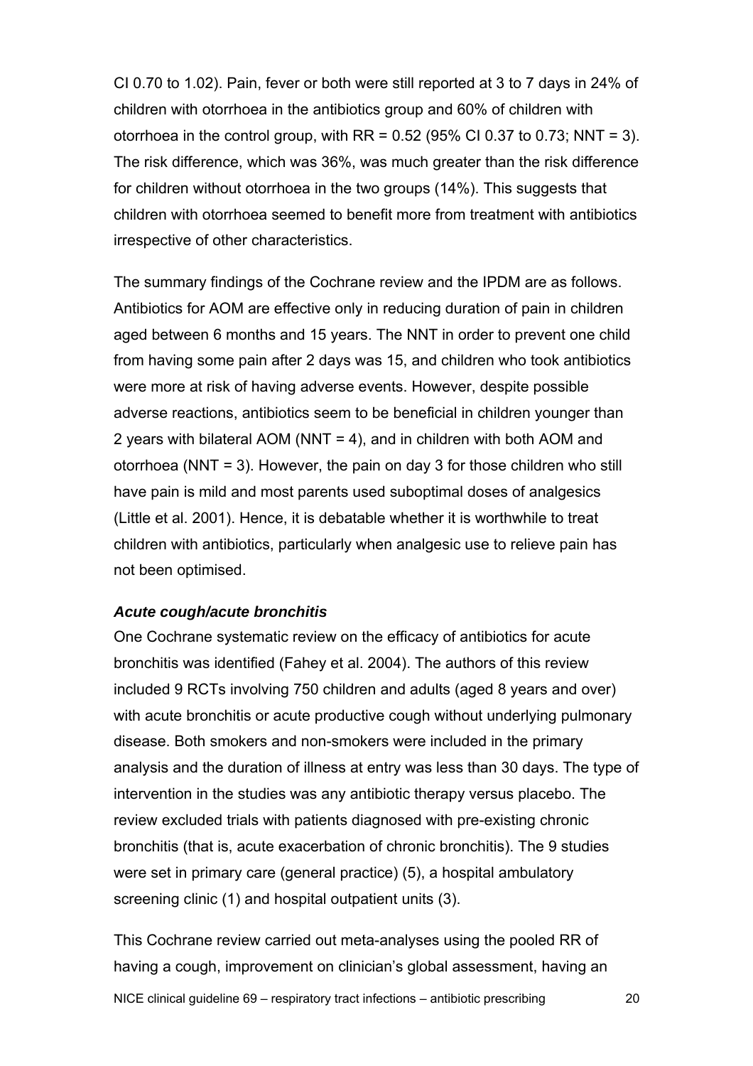CI 0.70 to 1.02). Pain, fever or both were still reported at 3 to 7 days in 24% of children with otorrhoea in the antibiotics group and 60% of children with otorrhoea in the control group, with RR = 0.52 (95% CI 0.37 to 0.73; NNT = 3). The risk difference, which was 36%, was much greater than the risk difference for children without otorrhoea in the two groups (14%). This suggests that children with otorrhoea seemed to benefit more from treatment with antibiotics irrespective of other characteristics.

The summary findings of the Cochrane review and the IPDM are as follows. Antibiotics for AOM are effective only in reducing duration of pain in children aged between 6 months and 15 years. The NNT in order to prevent one child from having some pain after 2 days was 15, and children who took antibiotics were more at risk of having adverse events. However, despite possible adverse reactions, antibiotics seem to be beneficial in children younger than 2 years with bilateral AOM (NNT = 4), and in children with both AOM and otorrhoea (NNT = 3). However, the pain on day 3 for those children who still have pain is mild and most parents used suboptimal doses of analgesics (Little et al. 2001). Hence, it is debatable whether it is worthwhile to treat children with antibiotics, particularly when analgesic use to relieve pain has not been optimised.

***Acute cough/acute bronchitis***

One Cochrane systematic review on the efficacy of antibiotics for acute bronchitis was identified (Fahey et al. 2004). The authors of this review included 9 RCTs involving 750 children and adults (aged 8 years and over) with acute bronchitis or acute productive cough without underlying pulmonary disease. Both smokers and non-smokers were included in the primary analysis and the duration of illness at entry was less than 30 days. The type of intervention in the studies was any antibiotic therapy versus placebo. The review excluded trials with patients diagnosed with pre-existing chronic bronchitis (that is, acute exacerbation of chronic bronchitis). The 9 studies were set in primary care (general practice) (5), a hospital ambulatory screening clinic (1) and hospital outpatient units (3).

This Cochrane review carried out meta-analyses using the pooled RR of having a cough, improvement on clinician's global assessment, having an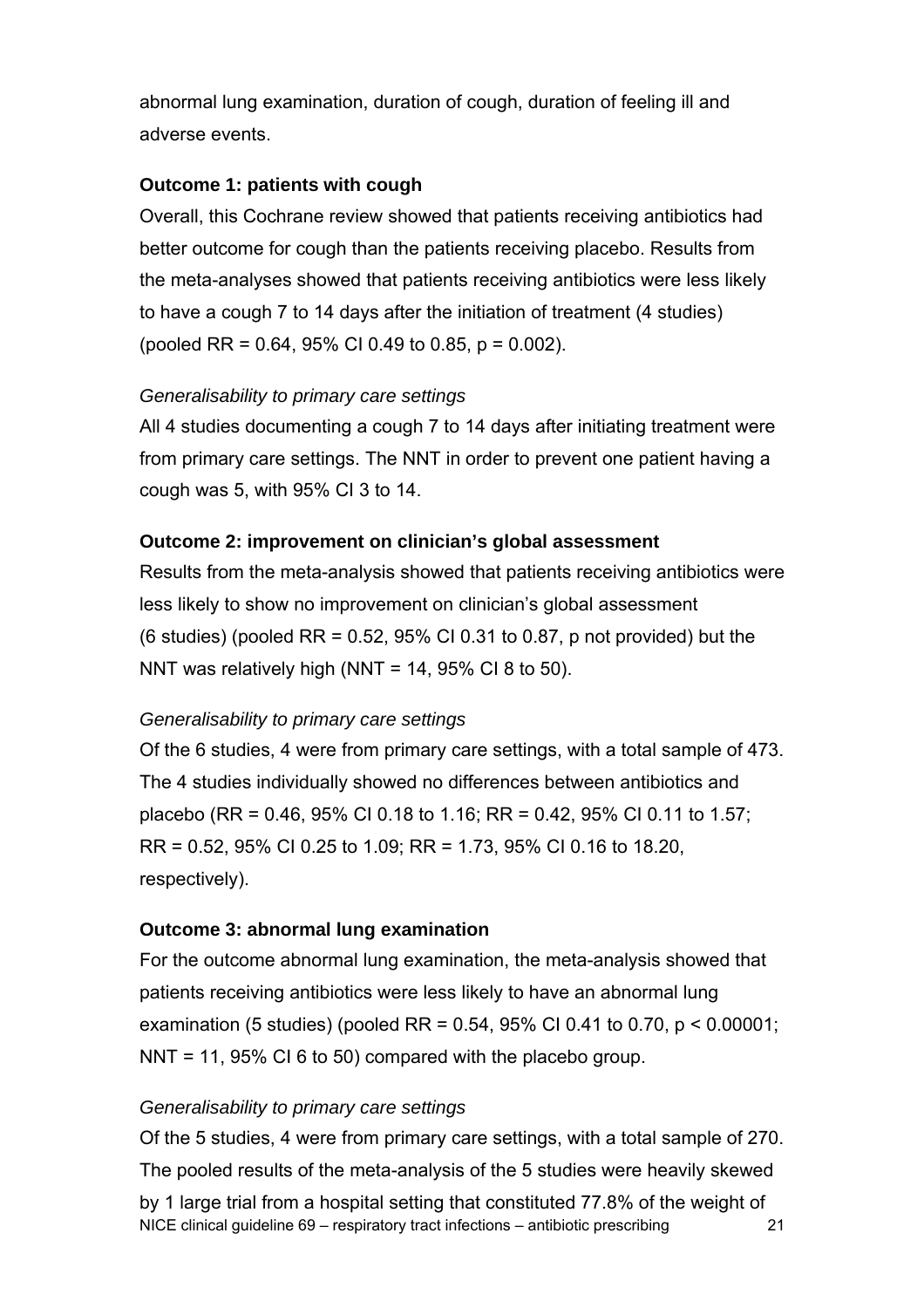abnormal lung examination, duration of cough, duration of feeling ill and adverse events.

**Outcome 1: patients with cough**

Overall, this Cochrane review showed that patients receiving antibiotics had better outcome for cough than the patients receiving placebo. Results from the meta-analyses showed that patients receiving antibiotics were less likely to have a cough 7 to 14 days after the initiation of treatment (4 studies) (pooled RR = 0.64, 95% CI 0.49 to 0.85, $p = 0.002$).

*Generalisability to primary care settings*

All 4 studies documenting a cough 7 to 14 days after initiating treatment were from primary care settings. The NNT in order to prevent one patient having a cough was 5, with 95% CI 3 to 14.

**Outcome 2: improvement on clinician's global assessment**

Results from the meta-analysis showed that patients receiving antibiotics were less likely to show no improvement on clinician's global assessment (6 studies) (pooled RR = 0.52, 95% CI 0.31 to 0.87, p not provided) but the NNT was relatively high (NNT = 14, 95% CI 8 to 50).

*Generalisability to primary care settings*

Of the 6 studies, 4 were from primary care settings, with a total sample of 473. The 4 studies individually showed no differences between antibiotics and placebo (RR = 0.46, 95% CI 0.18 to 1.16; RR = 0.42, 95% CI 0.11 to 1.57; RR = 0.52, 95% CI 0.25 to 1.09; RR = 1.73, 95% CI 0.16 to 18.20, respectively).

**Outcome 3: abnormal lung examination**

For the outcome abnormal lung examination, the meta-analysis showed that patients receiving antibiotics were less likely to have an abnormal lung examination (5 studies) (pooled RR = 0.54, 95% CI 0.41 to 0.70, $p < 0.00001$; NNT = 11, 95% CI 6 to 50) compared with the placebo group.

*Generalisability to primary care settings*

Of the 5 studies, 4 were from primary care settings, with a total sample of 270. The pooled results of the meta-analysis of the 5 studies were heavily skewed by 1 large trial from a hospital setting that constituted 77.8% of the weight of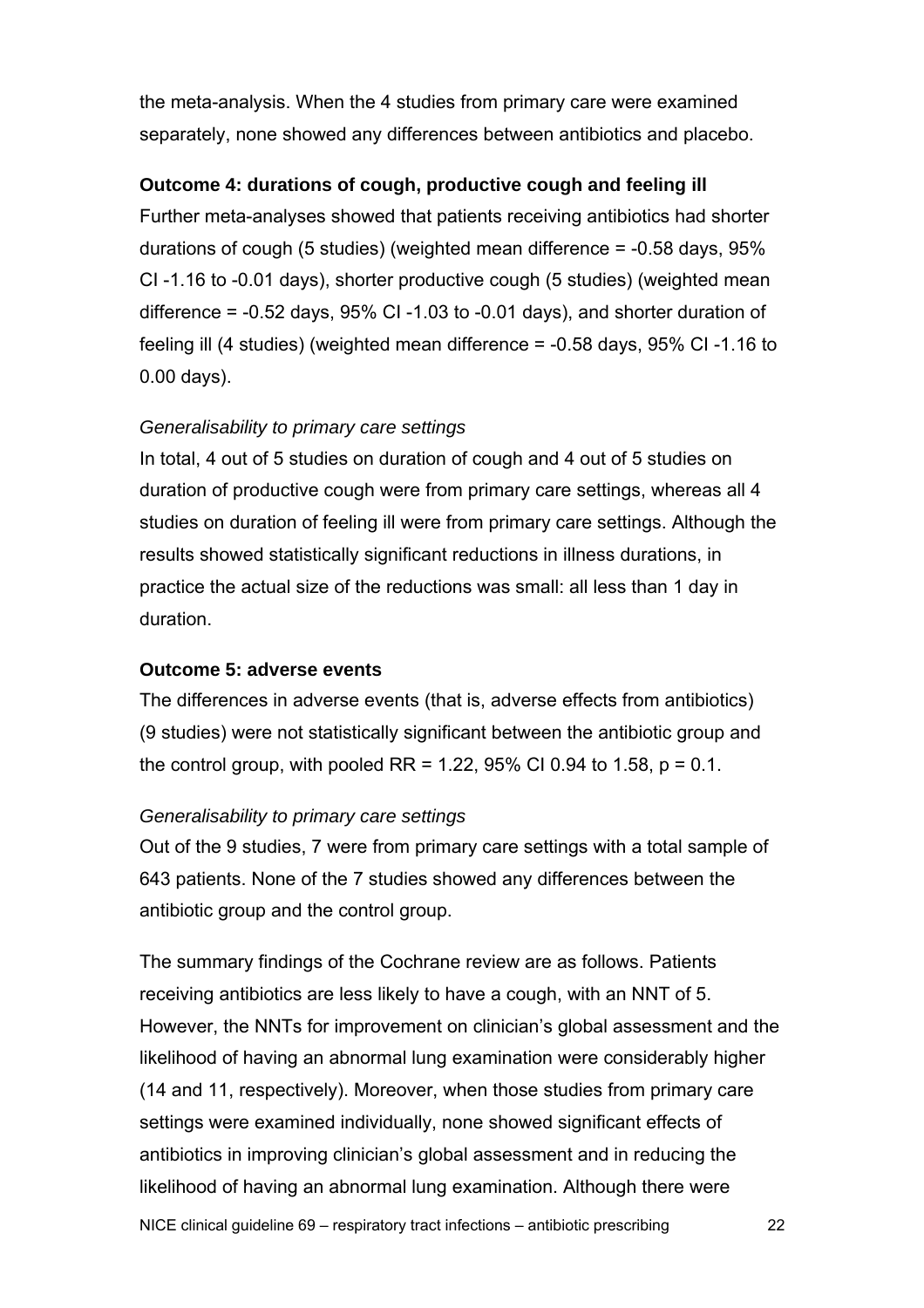the meta-analysis. When the 4 studies from primary care were examined separately, none showed any differences between antibiotics and placebo.

**Outcome 4: durations of cough, productive cough and feeling ill**

Further meta-analyses showed that patients receiving antibiotics had shorter durations of cough (5 studies) (weighted mean difference = -0.58 days, 95% CI -1.16 to -0.01 days), shorter productive cough (5 studies) (weighted mean difference = -0.52 days, 95% CI -1.03 to -0.01 days), and shorter duration of feeling ill (4 studies) (weighted mean difference = -0.58 days, 95% CI -1.16 to 0.00 days).

*Generalisability to primary care settings*

In total, 4 out of 5 studies on duration of cough and 4 out of 5 studies on duration of productive cough were from primary care settings, whereas all 4 studies on duration of feeling ill were from primary care settings. Although the results showed statistically significant reductions in illness durations, in practice the actual size of the reductions was small: all less than 1 day in duration.

**Outcome 5: adverse events**

The differences in adverse events (that is, adverse effects from antibiotics) (9 studies) were not statistically significant between the antibiotic group and the control group, with pooled RR = 1.22, 95% CI 0.94 to 1.58, p = 0.1.

*Generalisability to primary care settings*

Out of the 9 studies, 7 were from primary care settings with a total sample of 643 patients. None of the 7 studies showed any differences between the antibiotic group and the control group.

The summary findings of the Cochrane review are as follows. Patients receiving antibiotics are less likely to have a cough, with an NNT of 5. However, the NNTs for improvement on clinician's global assessment and the likelihood of having an abnormal lung examination were considerably higher (14 and 11, respectively). Moreover, when those studies from primary care settings were examined individually, none showed significant effects of antibiotics in improving clinician's global assessment and in reducing the likelihood of having an abnormal lung examination. Although there were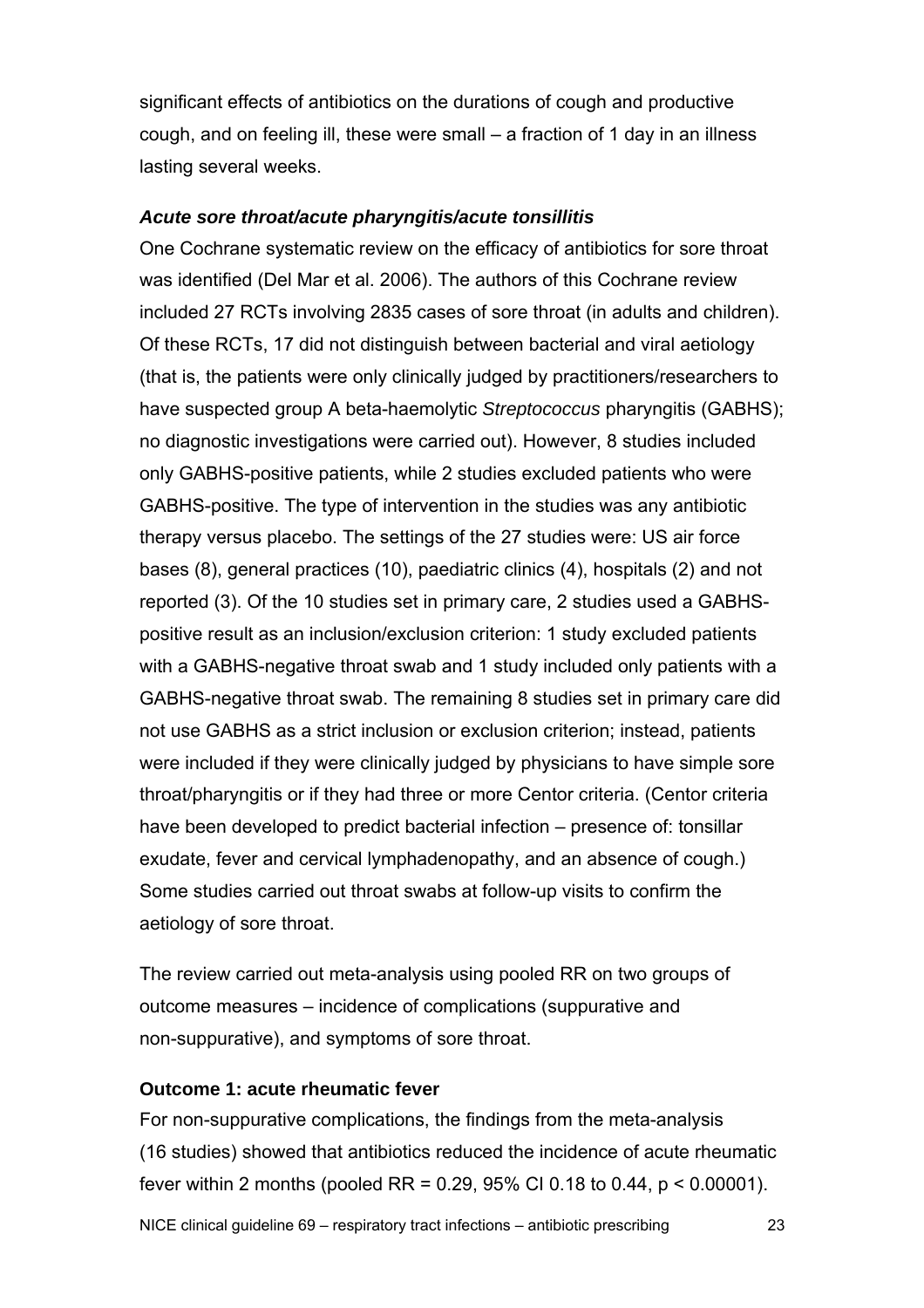significant effects of antibiotics on the durations of cough and productive cough, and on feeling ill, these were small – a fraction of 1 day in an illness lasting several weeks.

### *Acute sore throat/acute pharyngitis/acute tonsillitis*

One Cochrane systematic review on the efficacy of antibiotics for sore throat was identified (Del Mar et al. 2006). The authors of this Cochrane review included 27 RCTs involving 2835 cases of sore throat (in adults and children). Of these RCTs, 17 did not distinguish between bacterial and viral aetiology (that is, the patients were only clinically judged by practitioners/researchers to have suspected group A beta-haemolytic *Streptococcus* pharyngitis (GABHS); no diagnostic investigations were carried out). However, 8 studies included only GABHS-positive patients, while 2 studies excluded patients who were GABHS-positive. The type of intervention in the studies was any antibiotic therapy versus placebo. The settings of the 27 studies were: US air force bases (8), general practices (10), paediatric clinics (4), hospitals (2) and not reported (3). Of the 10 studies set in primary care, 2 studies used a GABHS-positive result as an inclusion/exclusion criterion: 1 study excluded patients with a GABHS-negative throat swab and 1 study included only patients with a GABHS-negative throat swab. The remaining 8 studies set in primary care did not use GABHS as a strict inclusion or exclusion criterion; instead, patients were included if they were clinically judged by physicians to have simple sore throat/pharyngitis or if they had three or more Centor criteria. (Centor criteria have been developed to predict bacterial infection – presence of: tonsillar exudate, fever and cervical lymphadenopathy, and an absence of cough.) Some studies carried out throat swabs at follow-up visits to confirm the aetiology of sore throat.

The review carried out meta-analysis using pooled RR on two groups of outcome measures – incidence of complications (suppurative and non-suppurative), and symptoms of sore throat.

**Outcome 1: acute rheumatic fever**

For non-suppurative complications, the findings from the meta-analysis (16 studies) showed that antibiotics reduced the incidence of acute rheumatic fever within 2 months (pooled RR = 0.29, 95% CI 0.18 to 0.44, $p < 0.00001$).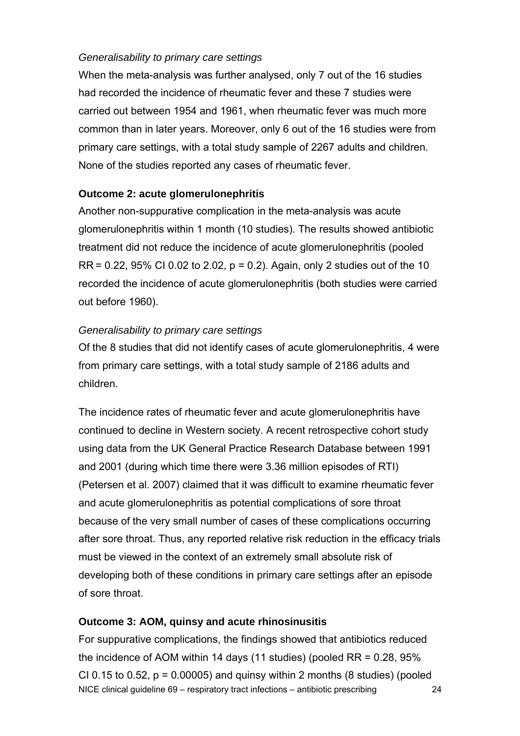*Generalisability to primary care settings*

When the meta-analysis was further analysed, only 7 out of the 16 studies had recorded the incidence of rheumatic fever and these 7 studies were carried out between 1954 and 1961, when rheumatic fever was much more common than in later years. Moreover, only 6 out of the 16 studies were from primary care settings, with a total study sample of 2267 adults and children. None of the studies reported any cases of rheumatic fever.

**Outcome 2: acute glomerulonephritis**

Another non-suppurative complication in the meta-analysis was acute glomerulonephritis within 1 month (10 studies). The results showed antibiotic treatment did not reduce the incidence of acute glomerulonephritis (pooled RR = 0.22, 95% CI 0.02 to 2.02, $p = 0.2$). Again, only 2 studies out of the 10 recorded the incidence of acute glomerulonephritis (both studies were carried out before 1960).

*Generalisability to primary care settings*

Of the 8 studies that did not identify cases of acute glomerulonephritis, 4 were from primary care settings, with a total study sample of 2186 adults and children.

The incidence rates of rheumatic fever and acute glomerulonephritis have continued to decline in Western society. A recent retrospective cohort study using data from the UK General Practice Research Database between 1991 and 2001 (during which time there were 3.36 million episodes of RTI) (Petersen et al. 2007) claimed that it was difficult to examine rheumatic fever and acute glomerulonephritis as potential complications of sore throat because of the very small number of cases of these complications occurring after sore throat. Thus, any reported relative risk reduction in the efficacy trials must be viewed in the context of an extremely small absolute risk of developing both of these conditions in primary care settings after an episode of sore throat.

**Outcome 3: AOM, quinsy and acute rhinosinusitis**

For suppurative complications, the findings showed that antibiotics reduced the incidence of AOM within 14 days (11 studies) (pooled RR = 0.28, 95% CI 0.15 to 0.52, $p = 0.00005$) and quinsy within 2 months (8 studies) (pooled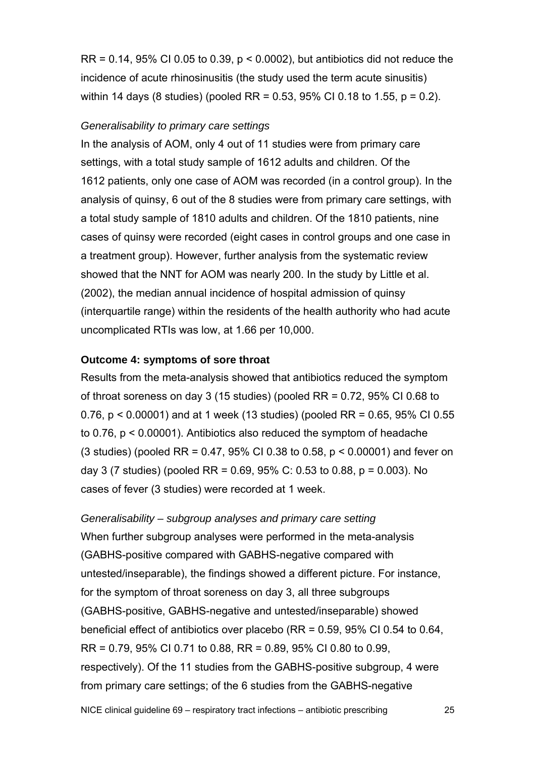RR = 0.14, 95% CI 0.05 to 0.39, $p < 0.0002$), but antibiotics did not reduce the incidence of acute rhinosinusitis (the study used the term acute sinusitis) within 14 days (8 studies) (pooled RR = 0.53, 95% CI 0.18 to 1.55, $p = 0.2$).

*Generalisability to primary care settings*

In the analysis of AOM, only 4 out of 11 studies were from primary care settings, with a total study sample of 1612 adults and children. Of the 1612 patients, only one case of AOM was recorded (in a control group). In the analysis of quinsy, 6 out of the 8 studies were from primary care settings, with a total study sample of 1810 adults and children. Of the 1810 patients, nine cases of quinsy were recorded (eight cases in control groups and one case in a treatment group). However, further analysis from the systematic review showed that the NNT for AOM was nearly 200. In the study by Little et al. (2002), the median annual incidence of hospital admission of quinsy (interquartile range) within the residents of the health authority who had acute uncomplicated RTIs was low, at 1.66 per 10,000.

**Outcome 4: symptoms of sore throat**

Results from the meta-analysis showed that antibiotics reduced the symptom of throat soreness on day 3 (15 studies) (pooled RR = 0.72, 95% CI 0.68 to 0.76, $p < 0.00001$) and at 1 week (13 studies) (pooled RR = 0.65, 95% CI 0.55 to 0.76, $p < 0.00001$). Antibiotics also reduced the symptom of headache (3 studies) (pooled RR = 0.47, 95% CI 0.38 to 0.58, $p < 0.00001$) and fever on day 3 (7 studies) (pooled RR = 0.69, 95% C: 0.53 to 0.88, $p = 0.003$). No cases of fever (3 studies) were recorded at 1 week.

*Generalisability – subgroup analyses and primary care setting*

When further subgroup analyses were performed in the meta-analysis (GABHS-positive compared with GABHS-negative compared with untested/inseparable), the findings showed a different picture. For instance, for the symptom of throat soreness on day 3, all three subgroups (GABHS-positive, GABHS-negative and untested/inseparable) showed beneficial effect of antibiotics over placebo (RR = 0.59, 95% CI 0.54 to 0.64, RR = 0.79, 95% CI 0.71 to 0.88, RR = 0.89, 95% CI 0.80 to 0.99, respectively). Of the 11 studies from the GABHS-positive subgroup, 4 were from primary care settings; of the 6 studies from the GABHS-negative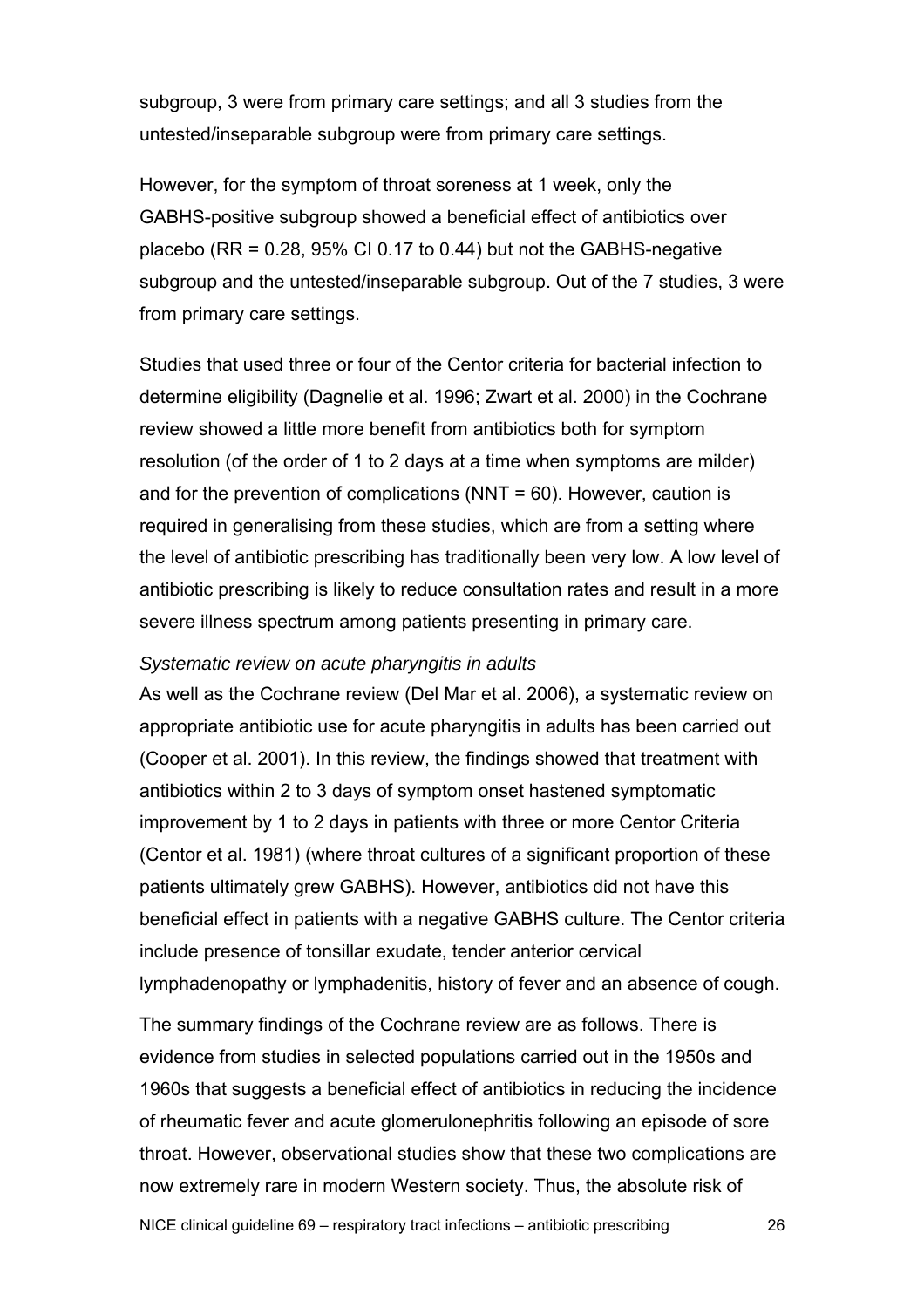subgroup, 3 were from primary care settings; and all 3 studies from the untested/inseparable subgroup were from primary care settings.

However, for the symptom of throat soreness at 1 week, only the GABHS-positive subgroup showed a beneficial effect of antibiotics over placebo (RR = 0.28, 95% CI 0.17 to 0.44) but not the GABHS-negative subgroup and the untested/inseparable subgroup. Out of the 7 studies, 3 were from primary care settings.

Studies that used three or four of the Centor criteria for bacterial infection to determine eligibility (Dagnelie et al. 1996; Zwart et al. 2000) in the Cochrane review showed a little more benefit from antibiotics both for symptom resolution (of the order of 1 to 2 days at a time when symptoms are milder) and for the prevention of complications (NNT = 60). However, caution is required in generalising from these studies, which are from a setting where the level of antibiotic prescribing has traditionally been very low. A low level of antibiotic prescribing is likely to reduce consultation rates and result in a more severe illness spectrum among patients presenting in primary care.

*Systematic review on acute pharyngitis in adults*

As well as the Cochrane review (Del Mar et al. 2006), a systematic review on appropriate antibiotic use for acute pharyngitis in adults has been carried out (Cooper et al. 2001). In this review, the findings showed that treatment with antibiotics within 2 to 3 days of symptom onset hastened symptomatic improvement by 1 to 2 days in patients with three or more Centor Criteria (Centor et al. 1981) (where throat cultures of a significant proportion of these patients ultimately grew GABHS). However, antibiotics did not have this beneficial effect in patients with a negative GABHS culture. The Centor criteria include presence of tonsillar exudate, tender anterior cervical lymphadenopathy or lymphadenitis, history of fever and an absence of cough.

The summary findings of the Cochrane review are as follows. There is evidence from studies in selected populations carried out in the 1950s and 1960s that suggests a beneficial effect of antibiotics in reducing the incidence of rheumatic fever and acute glomerulonephritis following an episode of sore throat. However, observational studies show that these two complications are now extremely rare in modern Western society. Thus, the absolute risk of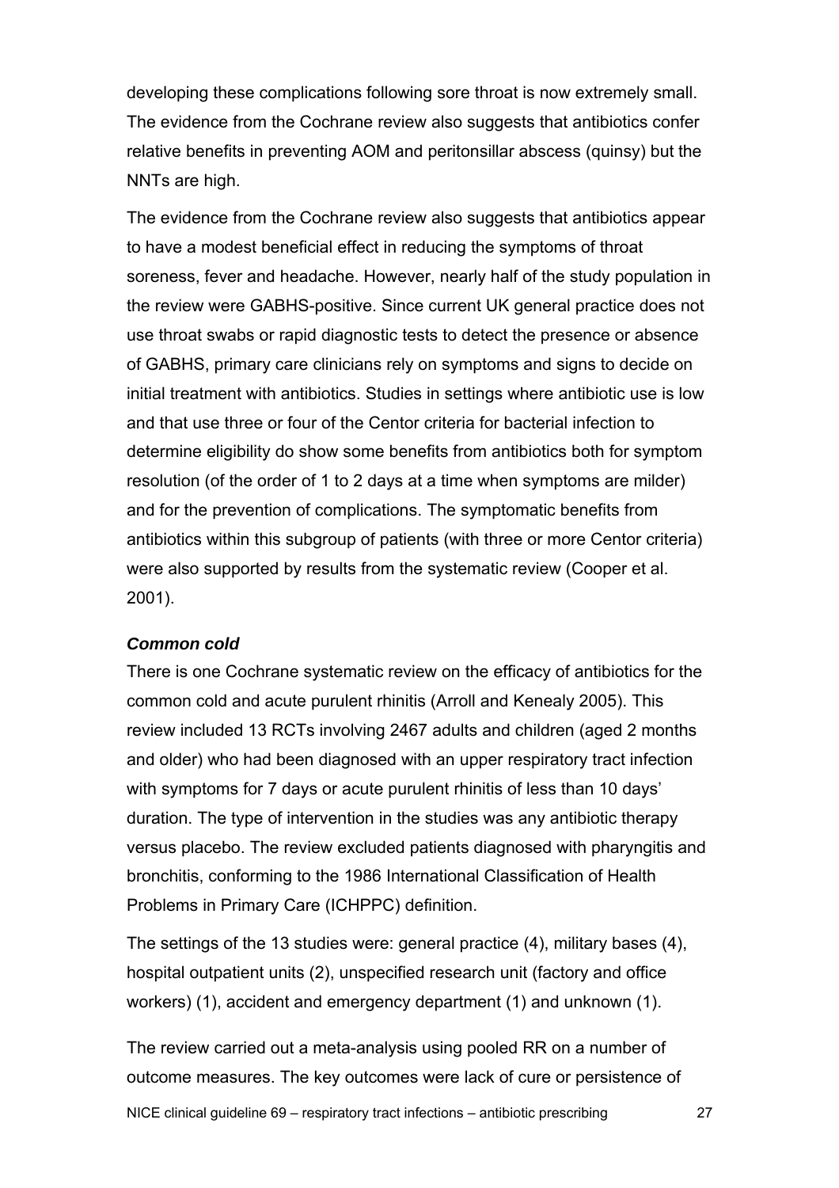developing these complications following sore throat is now extremely small. The evidence from the Cochrane review also suggests that antibiotics confer relative benefits in preventing AOM and peritonsillar abscess (quinsy) but the NNTs are high.

The evidence from the Cochrane review also suggests that antibiotics appear to have a modest beneficial effect in reducing the symptoms of throat soreness, fever and headache. However, nearly half of the study population in the review were GABHS-positive. Since current UK general practice does not use throat swabs or rapid diagnostic tests to detect the presence or absence of GABHS, primary care clinicians rely on symptoms and signs to decide on initial treatment with antibiotics. Studies in settings where antibiotic use is low and that use three or four of the Centor criteria for bacterial infection to determine eligibility do show some benefits from antibiotics both for symptom resolution (of the order of 1 to 2 days at a time when symptoms are milder) and for the prevention of complications. The symptomatic benefits from antibiotics within this subgroup of patients (with three or more Centor criteria) were also supported by results from the systematic review (Cooper et al. 2001).

***Common cold***

There is one Cochrane systematic review on the efficacy of antibiotics for the common cold and acute purulent rhinitis (Arroll and Kenealy 2005). This review included 13 RCTs involving 2467 adults and children (aged 2 months and older) who had been diagnosed with an upper respiratory tract infection with symptoms for 7 days or acute purulent rhinitis of less than 10 days' duration. The type of intervention in the studies was any antibiotic therapy versus placebo. The review excluded patients diagnosed with pharyngitis and bronchitis, conforming to the 1986 International Classification of Health Problems in Primary Care (ICHPPC) definition.

The settings of the 13 studies were: general practice (4), military bases (4), hospital outpatient units (2), unspecified research unit (factory and office workers) (1), accident and emergency department (1) and unknown (1).

The review carried out a meta-analysis using pooled RR on a number of outcome measures. The key outcomes were lack of cure or persistence of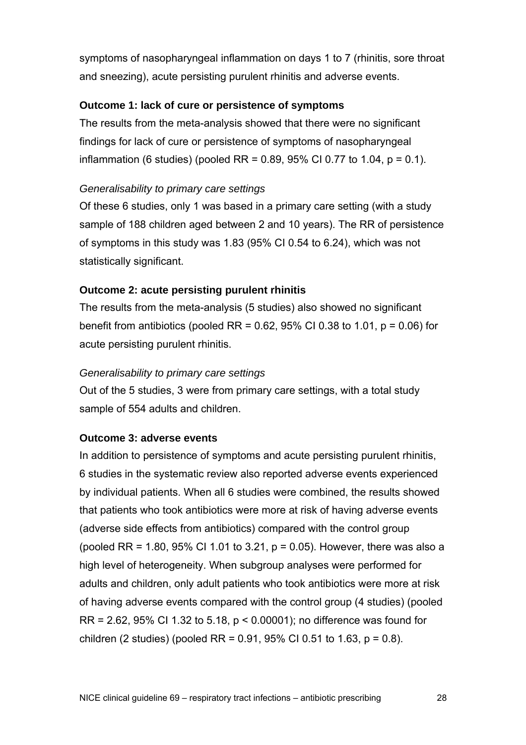symptoms of nasopharyngeal inflammation on days 1 to 7 (rhinitis, sore throat and sneezing), acute persisting purulent rhinitis and adverse events.

**Outcome 1: lack of cure or persistence of symptoms**

The results from the meta-analysis showed that there were no significant findings for lack of cure or persistence of symptoms of nasopharyngeal inflammation (6 studies) (pooled RR = 0.89, 95% CI 0.77 to 1.04, $p = 0.1$).

*Generalisability to primary care settings*

Of these 6 studies, only 1 was based in a primary care setting (with a study sample of 188 children aged between 2 and 10 years). The RR of persistence of symptoms in this study was 1.83 (95% CI 0.54 to 6.24), which was not statistically significant.

**Outcome 2: acute persisting purulent rhinitis**

The results from the meta-analysis (5 studies) also showed no significant benefit from antibiotics (pooled RR = 0.62, 95% CI 0.38 to 1.01, $p = 0.06$) for acute persisting purulent rhinitis.

*Generalisability to primary care settings*

Out of the 5 studies, 3 were from primary care settings, with a total study sample of 554 adults and children.

**Outcome 3: adverse events**

In addition to persistence of symptoms and acute persisting purulent rhinitis, 6 studies in the systematic review also reported adverse events experienced by individual patients. When all 6 studies were combined, the results showed that patients who took antibiotics were more at risk of having adverse events (adverse side effects from antibiotics) compared with the control group (pooled RR = 1.80, 95% CI 1.01 to 3.21, $p = 0.05$). However, there was also a high level of heterogeneity. When subgroup analyses were performed for adults and children, only adult patients who took antibiotics were more at risk of having adverse events compared with the control group (4 studies) (pooled RR = 2.62, 95% CI 1.32 to 5.18, $p < 0.00001$); no difference was found for children (2 studies) (pooled RR = 0.91, 95% CI 0.51 to 1.63, $p = 0.8$).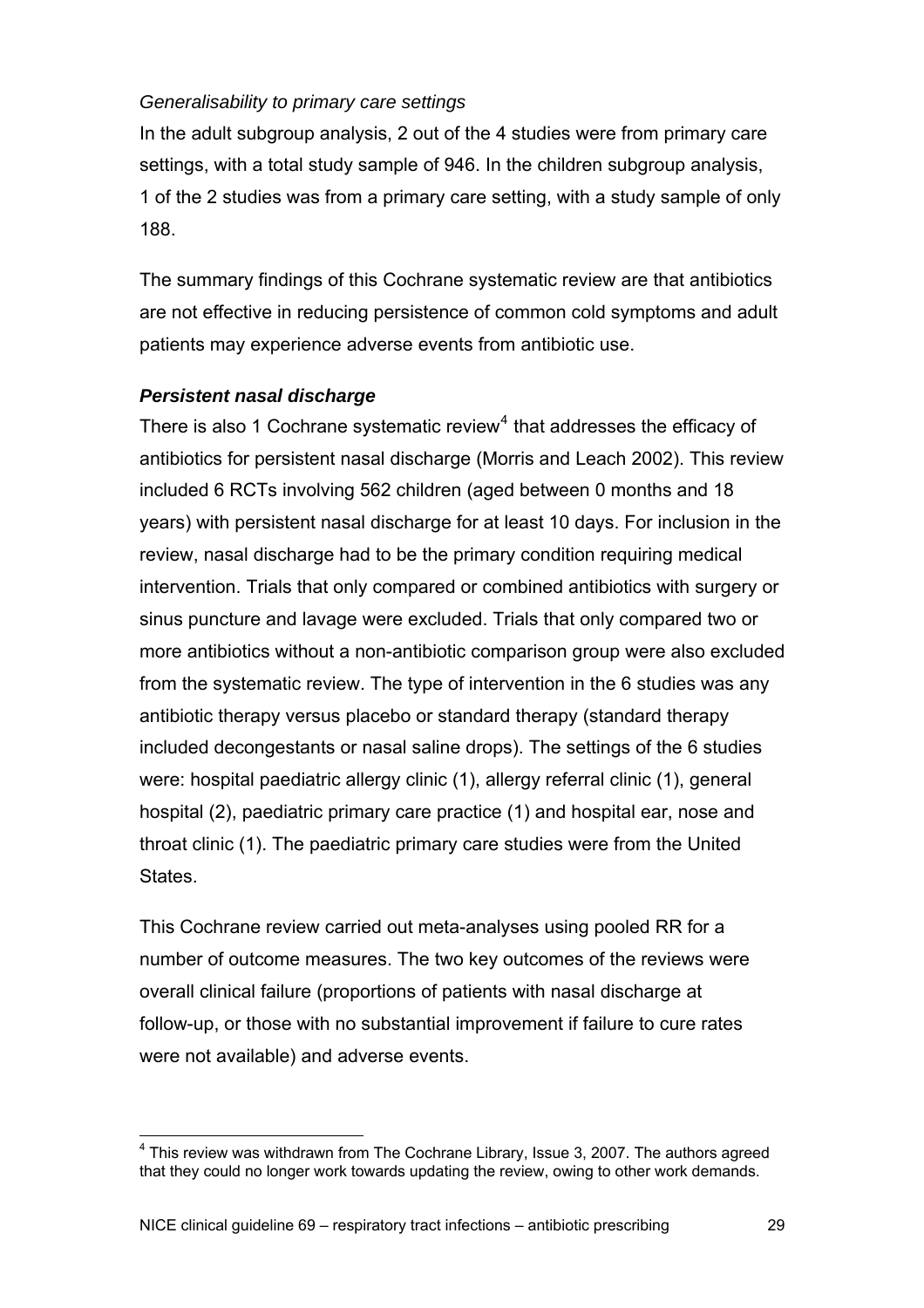*Generalisability to primary care settings*

In the adult subgroup analysis, 2 out of the 4 studies were from primary care settings, with a total study sample of 946. In the children subgroup analysis, 1 of the 2 studies was from a primary care setting, with a study sample of only 188.

The summary findings of this Cochrane systematic review are that antibiotics are not effective in reducing persistence of common cold symptoms and adult patients may experience adverse events from antibiotic use.

***Persistent nasal discharge***

There is also 1 Cochrane systematic review[4] that addresses the efficacy of antibiotics for persistent nasal discharge (Morris and Leach 2002). This review included 6 RCTs involving 562 children (aged between 0 months and 18 years) with persistent nasal discharge for at least 10 days. For inclusion in the review, nasal discharge had to be the primary condition requiring medical intervention. Trials that only compared or combined antibiotics with surgery or sinus puncture and lavage were excluded. Trials that only compared two or more antibiotics without a non-antibiotic comparison group were also excluded from the systematic review. The type of intervention in the 6 studies was any antibiotic therapy versus placebo or standard therapy (standard therapy included decongestants or nasal saline drops). The settings of the 6 studies were: hospital paediatric allergy clinic (1), allergy referral clinic (1), general hospital (2), paediatric primary care practice (1) and hospital ear, nose and throat clinic (1). The paediatric primary care studies were from the United States.

This Cochrane review carried out meta-analyses using pooled RR for a number of outcome measures. The two key outcomes of the reviews were overall clinical failure (proportions of patients with nasal discharge at follow-up, or those with no substantial improvement if failure to cure rates were not available) and adverse events.

[4] This review was withdrawn from The Cochrane Library, Issue 3, 2007. The authors agreed that they could no longer work towards updating the review, owing to other work demands.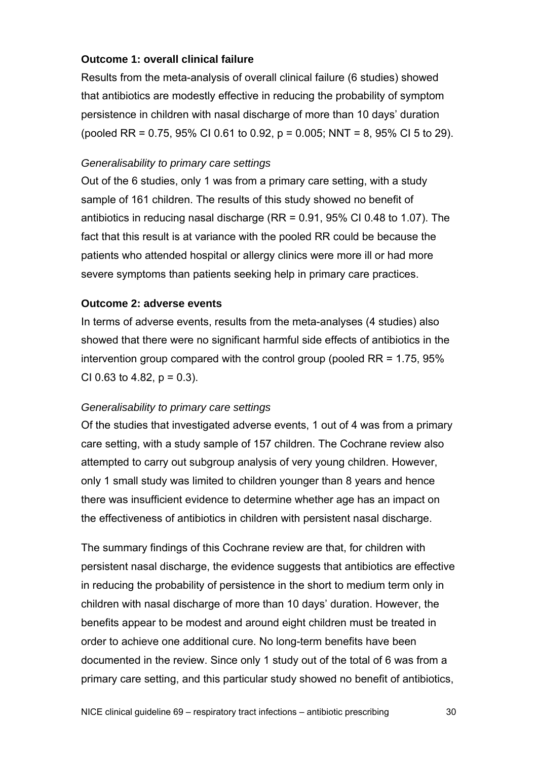**Outcome 1: overall clinical failure**

Results from the meta-analysis of overall clinical failure (6 studies) showed that antibiotics are modestly effective in reducing the probability of symptom persistence in children with nasal discharge of more than 10 days' duration (pooled RR = 0.75, 95% CI 0.61 to 0.92, $p = 0.005$; NNT = 8, 95% CI 5 to 29).

*Generalisability to primary care settings*

Out of the 6 studies, only 1 was from a primary care setting, with a study sample of 161 children. The results of this study showed no benefit of antibiotics in reducing nasal discharge (RR = 0.91, 95% CI 0.48 to 1.07). The fact that this result is at variance with the pooled RR could be because the patients who attended hospital or allergy clinics were more ill or had more severe symptoms than patients seeking help in primary care practices.

**Outcome 2: adverse events**

In terms of adverse events, results from the meta-analyses (4 studies) also showed that there were no significant harmful side effects of antibiotics in the intervention group compared with the control group (pooled RR = 1.75, 95% CI 0.63 to 4.82, $p = 0.3$).

*Generalisability to primary care settings*

Of the studies that investigated adverse events, 1 out of 4 was from a primary care setting, with a study sample of 157 children. The Cochrane review also attempted to carry out subgroup analysis of very young children. However, only 1 small study was limited to children younger than 8 years and hence there was insufficient evidence to determine whether age has an impact on the effectiveness of antibiotics in children with persistent nasal discharge.

The summary findings of this Cochrane review are that, for children with persistent nasal discharge, the evidence suggests that antibiotics are effective in reducing the probability of persistence in the short to medium term only in children with nasal discharge of more than 10 days' duration. However, the benefits appear to be modest and around eight children must be treated in order to achieve one additional cure. No long-term benefits have been documented in the review. Since only 1 study out of the total of 6 was from a primary care setting, and this particular study showed no benefit of antibiotics,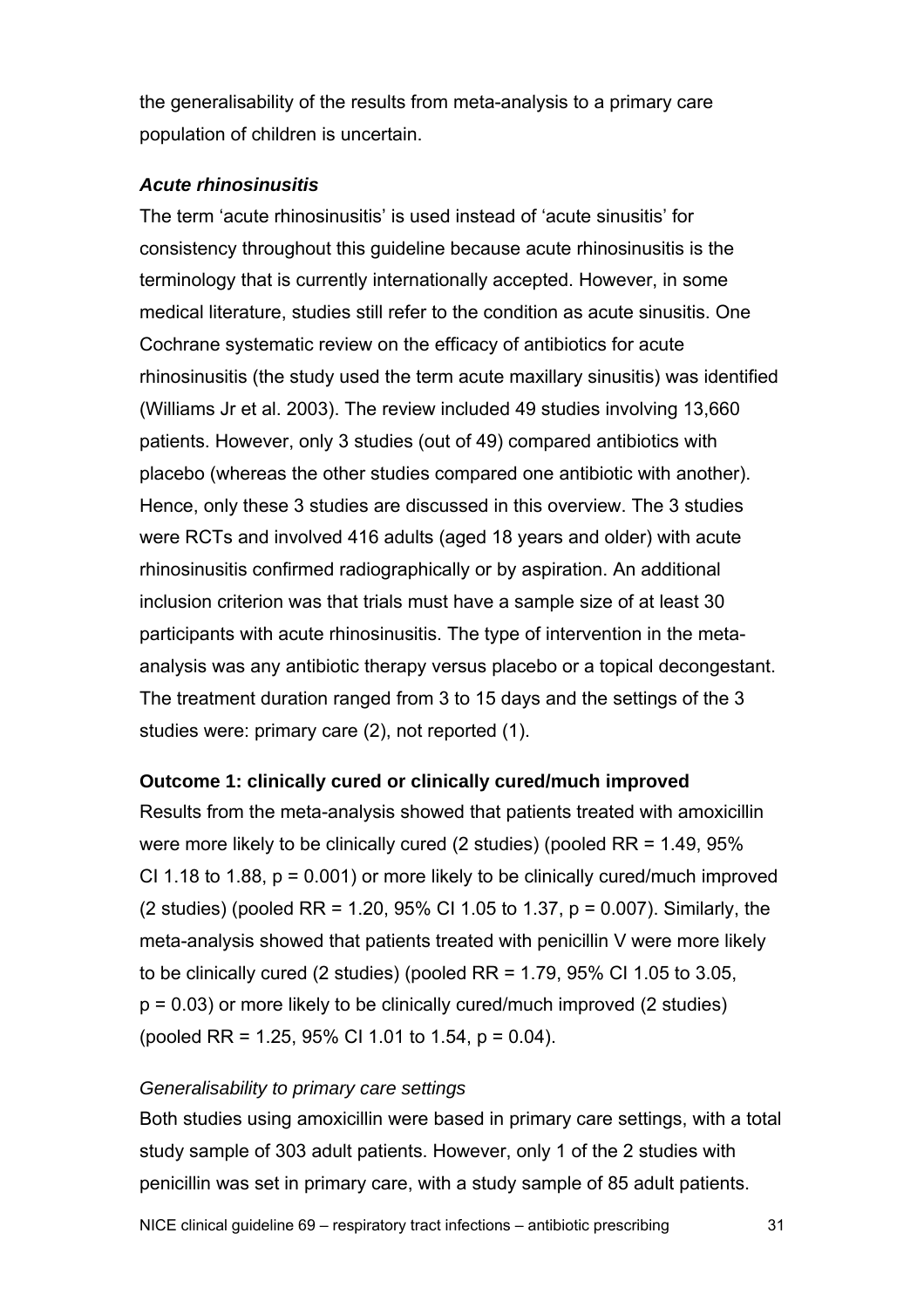the generalisability of the results from meta-analysis to a primary care population of children is uncertain.

***Acute rhinosinusitis***

The term ‘acute rhinosinusitis’ is used instead of ‘acute sinusitis’ for consistency throughout this guideline because acute rhinosinusitis is the terminology that is currently internationally accepted. However, in some medical literature, studies still refer to the condition as acute sinusitis. One Cochrane systematic review on the efficacy of antibiotics for acute rhinosinusitis (the study used the term acute maxillary sinusitis) was identified (Williams Jr et al. 2003). The review included 49 studies involving 13,660 patients. However, only 3 studies (out of 49) compared antibiotics with placebo (whereas the other studies compared one antibiotic with another). Hence, only these 3 studies are discussed in this overview. The 3 studies were RCTs and involved 416 adults (aged 18 years and older) with acute rhinosinusitis confirmed radiographically or by aspiration. An additional inclusion criterion was that trials must have a sample size of at least 30 participants with acute rhinosinusitis. The type of intervention in the meta-analysis was any antibiotic therapy versus placebo or a topical decongestant. The treatment duration ranged from 3 to 15 days and the settings of the 3 studies were: primary care (2), not reported (1).

**Outcome 1: clinically cured or clinically cured/much improved**

Results from the meta-analysis showed that patients treated with amoxicillin were more likely to be clinically cured (2 studies) (pooled RR = 1.49, 95% CI 1.18 to 1.88, $p = 0.001$) or more likely to be clinically cured/much improved (2 studies) (pooled RR = 1.20, 95% CI 1.05 to 1.37, $p = 0.007$). Similarly, the meta-analysis showed that patients treated with penicillin V were more likely to be clinically cured (2 studies) (pooled RR = 1.79, 95% CI 1.05 to 3.05, $p = 0.03$) or more likely to be clinically cured/much improved (2 studies) (pooled RR = 1.25, 95% CI 1.01 to 1.54, $p = 0.04$).

*Generalisability to primary care settings*

Both studies using amoxicillin were based in primary care settings, with a total study sample of 303 adult patients. However, only 1 of the 2 studies with penicillin was set in primary care, with a study sample of 85 adult patients.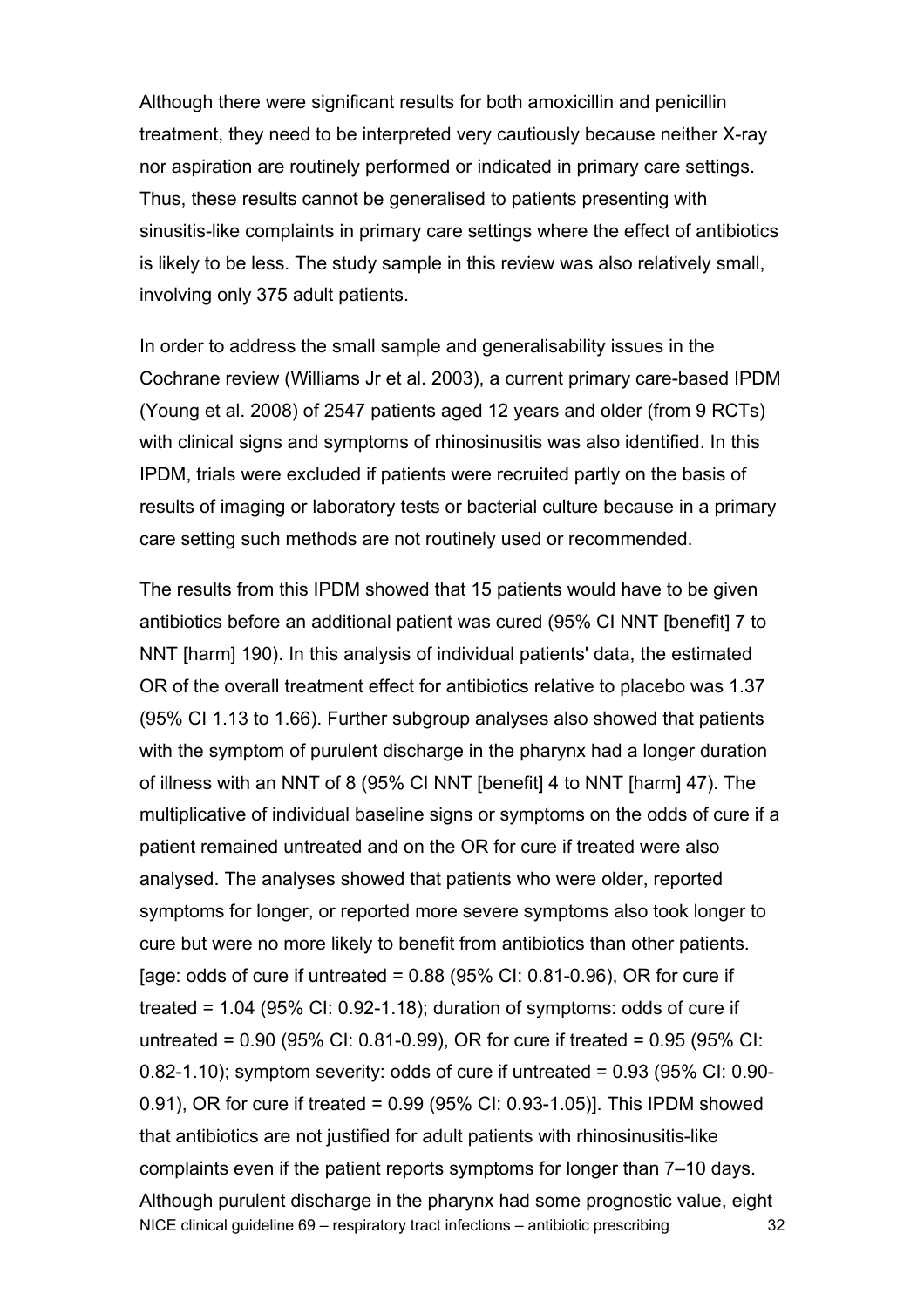Although there were significant results for both amoxicillin and penicillin treatment, they need to be interpreted very cautiously because neither X-ray nor aspiration are routinely performed or indicated in primary care settings. Thus, these results cannot be generalised to patients presenting with sinusitis-like complaints in primary care settings where the effect of antibiotics is likely to be less. The study sample in this review was also relatively small, involving only 375 adult patients.

In order to address the small sample and generalisability issues in the Cochrane review (Williams Jr et al. 2003), a current primary care-based IPDM (Young et al. 2008) of 2547 patients aged 12 years and older (from 9 RCTs) with clinical signs and symptoms of rhinosinusitis was also identified. In this IPDM, trials were excluded if patients were recruited partly on the basis of results of imaging or laboratory tests or bacterial culture because in a primary care setting such methods are not routinely used or recommended.

The results from this IPDM showed that 15 patients would have to be given antibiotics before an additional patient was cured (95% CI NNT [benefit] 7 to NNT [harm] 190). In this analysis of individual patients' data, the estimated OR of the overall treatment effect for antibiotics relative to placebo was 1.37 (95% CI 1.13 to 1.66). Further subgroup analyses also showed that patients with the symptom of purulent discharge in the pharynx had a longer duration of illness with an NNT of 8 (95% CI NNT [benefit] 4 to NNT [harm] 47). The multiplicative of individual baseline signs or symptoms on the odds of cure if a patient remained untreated and on the OR for cure if treated were also analysed. The analyses showed that patients who were older, reported symptoms for longer, or reported more severe symptoms also took longer to cure but were no more likely to benefit from antibiotics than other patients. [age: odds of cure if untreated = 0.88 (95% CI: 0.81-0.96), OR for cure if treated = 1.04 (95% CI: 0.92-1.18); duration of symptoms: odds of cure if untreated = 0.90 (95% CI: 0.81-0.99), OR for cure if treated = 0.95 (95% CI: 0.82-1.10); symptom severity: odds of cure if untreated = 0.93 (95% CI: 0.90-0.91), OR for cure if treated = 0.99 (95% CI: 0.93-1.05)]. This IPDM showed that antibiotics are not justified for adult patients with rhinosinusitis-like complaints even if the patient reports symptoms for longer than 7–10 days. Although purulent discharge in the pharynx had some prognostic value, eight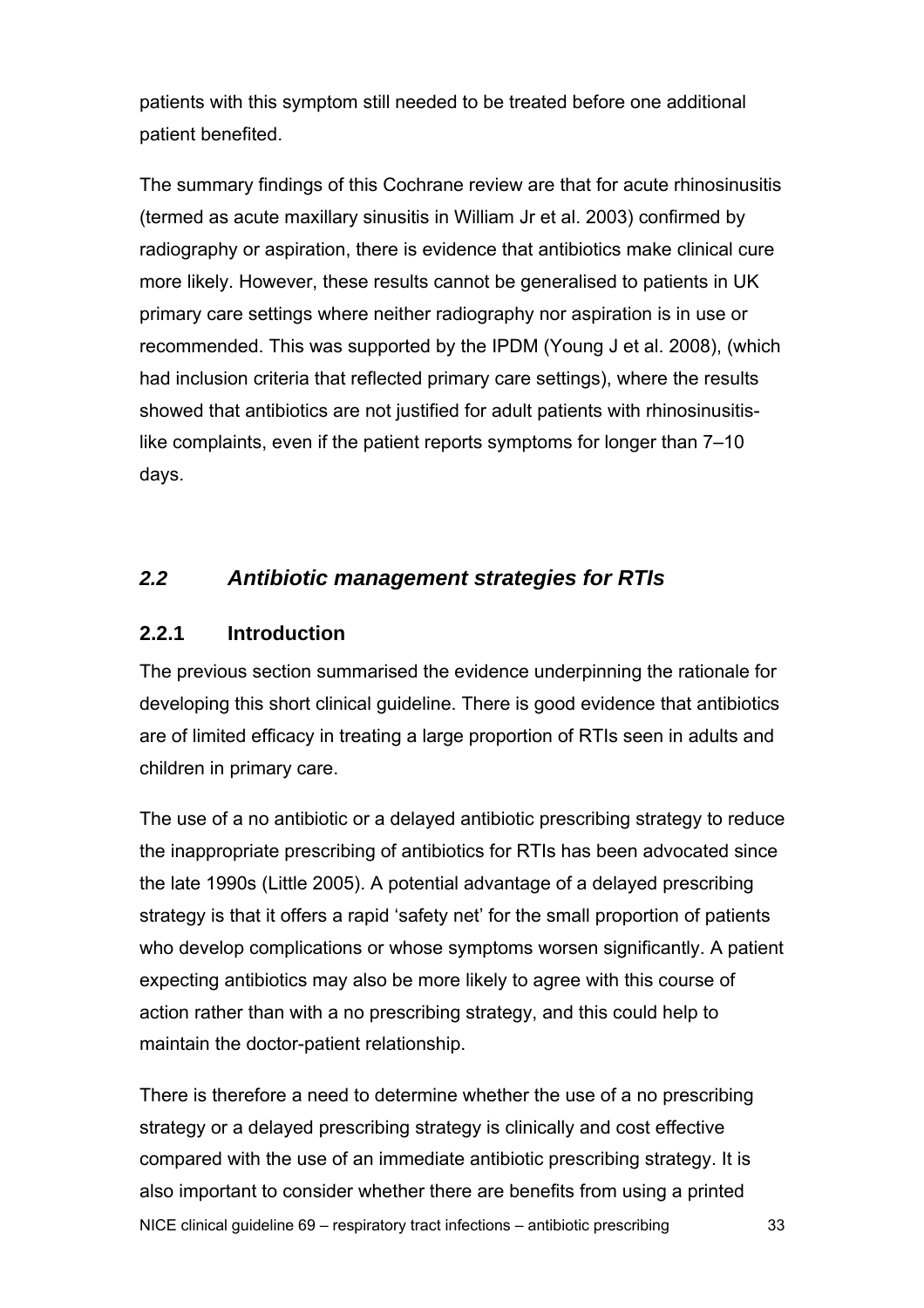patients with this symptom still needed to be treated before one additional patient benefited.

The summary findings of this Cochrane review are that for acute rhinosinusitis (termed as acute maxillary sinusitis in William Jr et al. 2003) confirmed by radiography or aspiration, there is evidence that antibiotics make clinical cure more likely. However, these results cannot be generalised to patients in UK primary care settings where neither radiography nor aspiration is in use or recommended. This was supported by the IPDM (Young J et al. 2008), (which had inclusion criteria that reflected primary care settings), where the results showed that antibiotics are not justified for adult patients with rhinosinusitis-like complaints, even if the patient reports symptoms for longer than 7–10 days.

## *2.2 Antibiotic management strategies for RTIs*

### 2.2.1 Introduction

The previous section summarised the evidence underpinning the rationale for developing this short clinical guideline. There is good evidence that antibiotics are of limited efficacy in treating a large proportion of RTIs seen in adults and children in primary care.

The use of a no antibiotic or a delayed antibiotic prescribing strategy to reduce the inappropriate prescribing of antibiotics for RTIs has been advocated since the late 1990s (Little 2005). A potential advantage of a delayed prescribing strategy is that it offers a rapid 'safety net' for the small proportion of patients who develop complications or whose symptoms worsen significantly. A patient expecting antibiotics may also be more likely to agree with this course of action rather than with a no prescribing strategy, and this could help to maintain the doctor-patient relationship.

There is therefore a need to determine whether the use of a no prescribing strategy or a delayed prescribing strategy is clinically and cost effective compared with the use of an immediate antibiotic prescribing strategy. It is also important to consider whether there are benefits from using a printed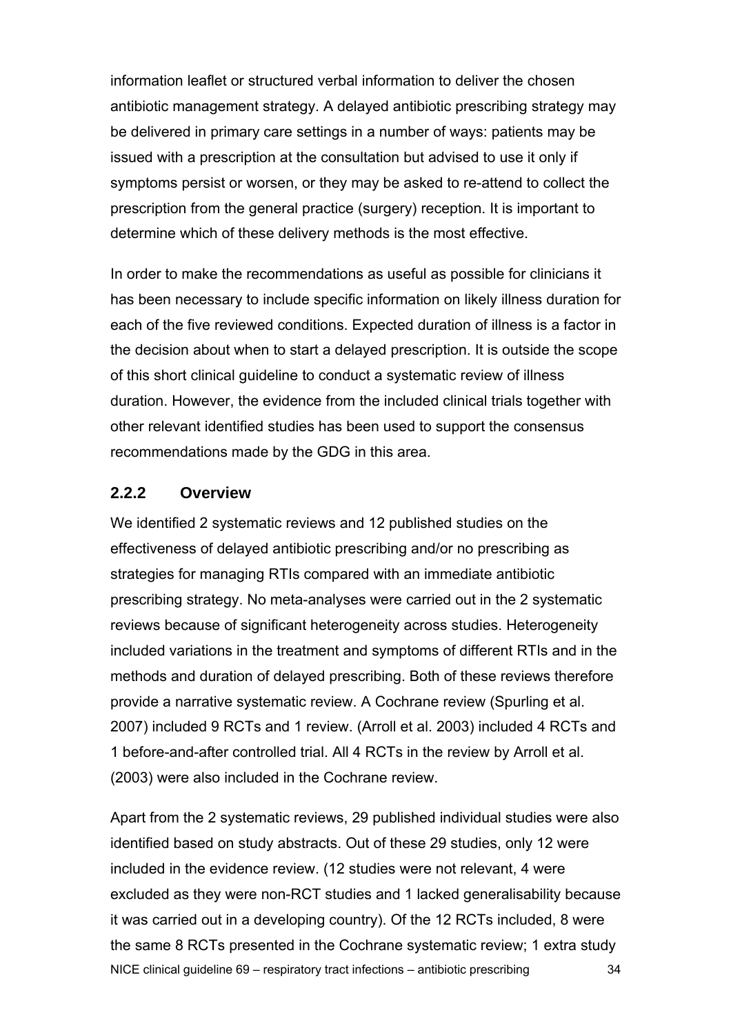information leaflet or structured verbal information to deliver the chosen antibiotic management strategy. A delayed antibiotic prescribing strategy may be delivered in primary care settings in a number of ways: patients may be issued with a prescription at the consultation but advised to use it only if symptoms persist or worsen, or they may be asked to re-attend to collect the prescription from the general practice (surgery) reception. It is important to determine which of these delivery methods is the most effective.

In order to make the recommendations as useful as possible for clinicians it has been necessary to include specific information on likely illness duration for each of the five reviewed conditions. Expected duration of illness is a factor in the decision about when to start a delayed prescription. It is outside the scope of this short clinical guideline to conduct a systematic review of illness duration. However, the evidence from the included clinical trials together with other relevant identified studies has been used to support the consensus recommendations made by the GDG in this area.

### 2.2.2 Overview

We identified 2 systematic reviews and 12 published studies on the effectiveness of delayed antibiotic prescribing and/or no prescribing as strategies for managing RTIs compared with an immediate antibiotic prescribing strategy. No meta-analyses were carried out in the 2 systematic reviews because of significant heterogeneity across studies. Heterogeneity included variations in the treatment and symptoms of different RTIs and in the methods and duration of delayed prescribing. Both of these reviews therefore provide a narrative systematic review. A Cochrane review (Spurling et al. 2007) included 9 RCTs and 1 review. (Arroll et al. 2003) included 4 RCTs and 1 before-and-after controlled trial. All 4 RCTs in the review by Arroll et al. (2003) were also included in the Cochrane review.

Apart from the 2 systematic reviews, 29 published individual studies were also identified based on study abstracts. Out of these 29 studies, only 12 were included in the evidence review. (12 studies were not relevant, 4 were excluded as they were non-RCT studies and 1 lacked generalisability because it was carried out in a developing country). Of the 12 RCTs included, 8 were the same 8 RCTs presented in the Cochrane systematic review; 1 extra study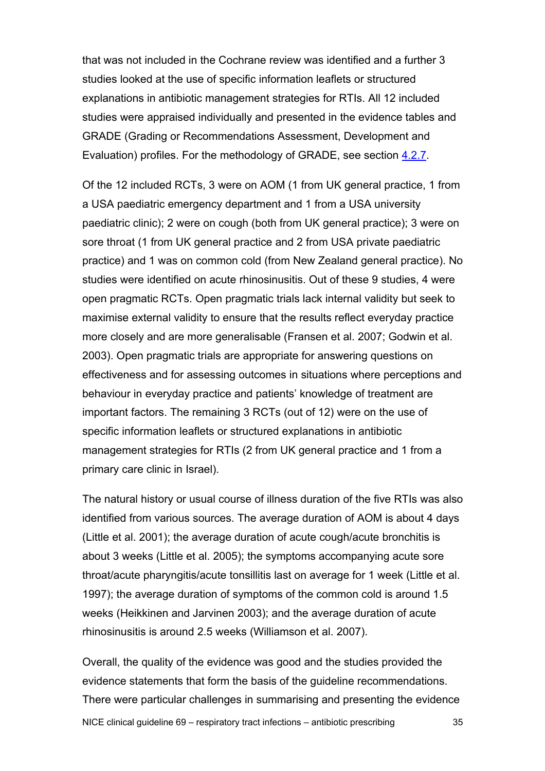that was not included in the Cochrane review was identified and a further 3 studies looked at the use of specific information leaflets or structured explanations in antibiotic management strategies for RTIs. All 12 included studies were appraised individually and presented in the evidence tables and GRADE (Grading or Recommendations Assessment, Development and Evaluation) profiles. For the methodology of GRADE, see section 4.2.7.

Of the 12 included RCTs, 3 were on AOM (1 from UK general practice, 1 from a USA paediatric emergency department and 1 from a USA university paediatric clinic); 2 were on cough (both from UK general practice); 3 were on sore throat (1 from UK general practice and 2 from USA private paediatric practice) and 1 was on common cold (from New Zealand general practice). No studies were identified on acute rhinosinusitis. Out of these 9 studies, 4 were open pragmatic RCTs. Open pragmatic trials lack internal validity but seek to maximise external validity to ensure that the results reflect everyday practice more closely and are more generalisable (Fransen et al. 2007; Godwin et al. 2003). Open pragmatic trials are appropriate for answering questions on effectiveness and for assessing outcomes in situations where perceptions and behaviour in everyday practice and patients' knowledge of treatment are important factors. The remaining 3 RCTs (out of 12) were on the use of specific information leaflets or structured explanations in antibiotic management strategies for RTIs (2 from UK general practice and 1 from a primary care clinic in Israel).

The natural history or usual course of illness duration of the five RTIs was also identified from various sources. The average duration of AOM is about 4 days (Little et al. 2001); the average duration of acute cough/acute bronchitis is about 3 weeks (Little et al. 2005); the symptoms accompanying acute sore throat/acute pharyngitis/acute tonsillitis last on average for 1 week (Little et al. 1997); the average duration of symptoms of the common cold is around 1.5 weeks (Heikkinen and Jarvinen 2003); and the average duration of acute rhinosinusitis is around 2.5 weeks (Williamson et al. 2007).

Overall, the quality of the evidence was good and the studies provided the evidence statements that form the basis of the guideline recommendations. There were particular challenges in summarising and presenting the evidence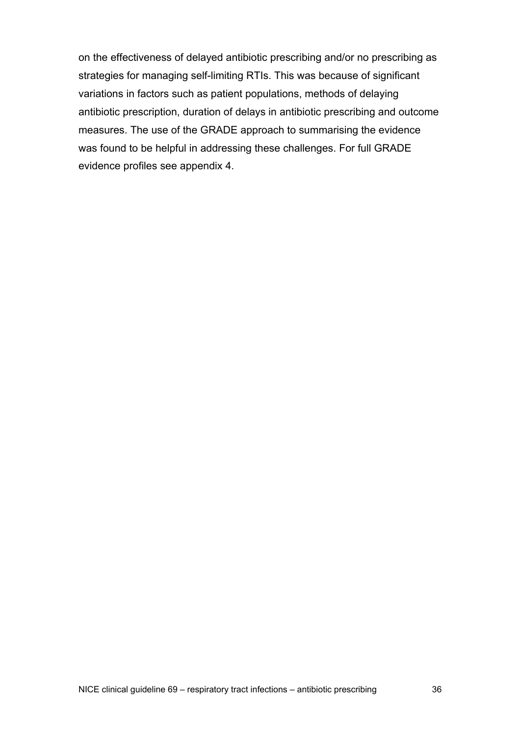on the effectiveness of delayed antibiotic prescribing and/or no prescribing as strategies for managing self-limiting RTIs. This was because of significant variations in factors such as patient populations, methods of delaying antibiotic prescription, duration of delays in antibiotic prescribing and outcome measures. The use of the GRADE approach to summarising the evidence was found to be helpful in addressing these challenges. For full GRADE evidence profiles see appendix 4.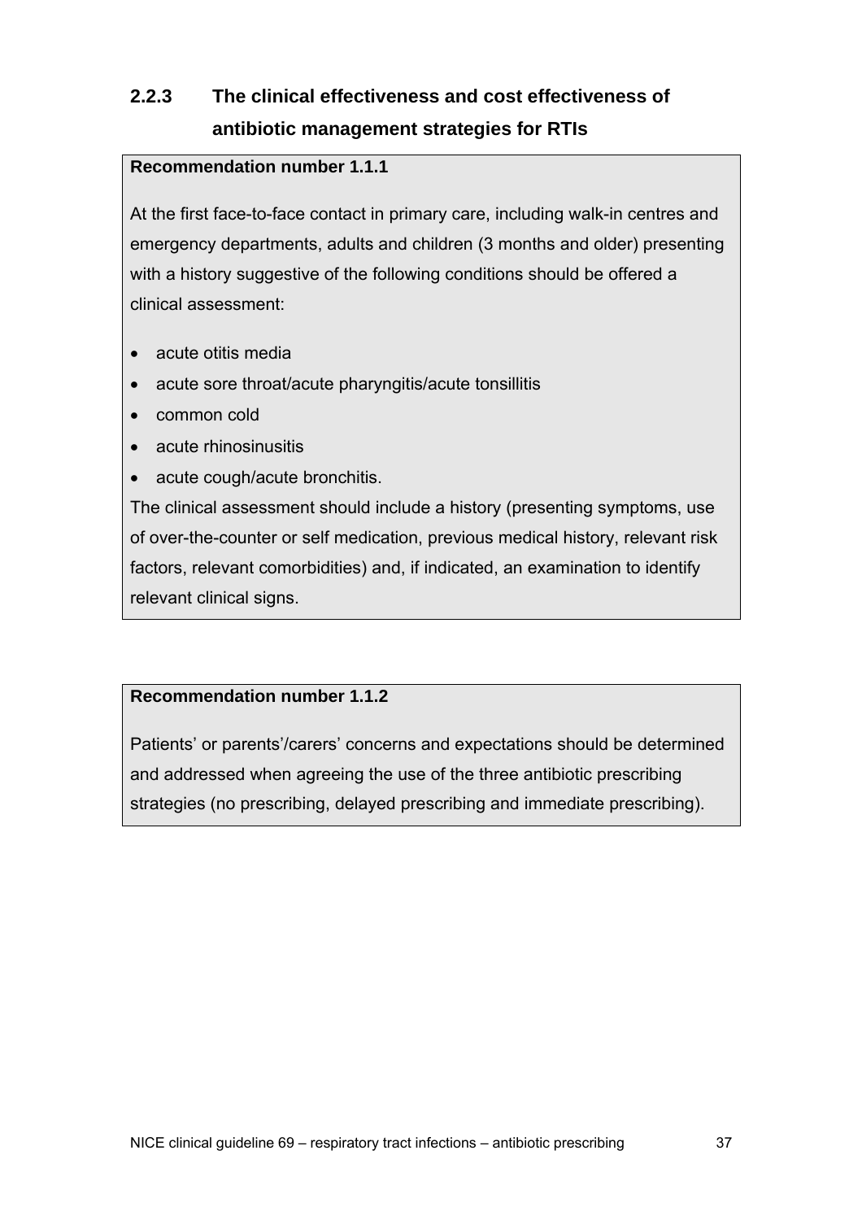### 2.2.3 The clinical effectiveness and cost effectiveness of antibiotic management strategies for RTIs

**Recommendation number 1.1.1**

At the first face-to-face contact in primary care, including walk-in centres and emergency departments, adults and children (3 months and older) presenting with a history suggestive of the following conditions should be offered a clinical assessment:

- acute otitis media
- acute sore throat/acute pharyngitis/acute tonsillitis
- common cold
- acute rhinosinusitis
- acute cough/acute bronchitis.

The clinical assessment should include a history (presenting symptoms, use of over-the-counter or self medication, previous medical history, relevant risk factors, relevant comorbidities) and, if indicated, an examination to identify relevant clinical signs.

**Recommendation number 1.1.2**

Patients' or parents'/carers' concerns and expectations should be determined and addressed when agreeing the use of the three antibiotic prescribing strategies (no prescribing, delayed prescribing and immediate prescribing).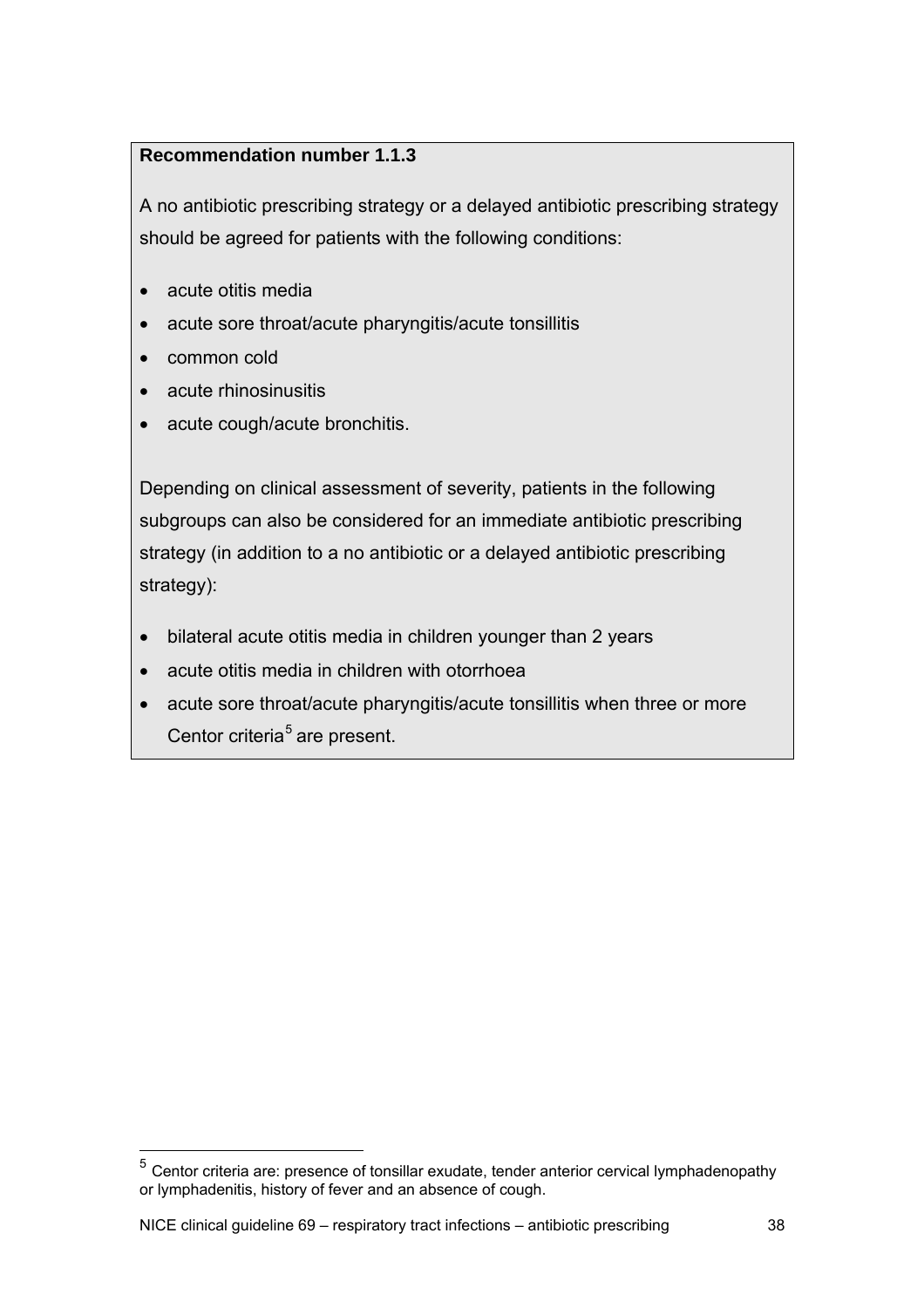**Recommendation number 1.1.3**

A no antibiotic prescribing strategy or a delayed antibiotic prescribing strategy should be agreed for patients with the following conditions:

- acute otitis media
- acute sore throat/acute pharyngitis/acute tonsillitis
- common cold
- acute rhinosinusitis
- acute cough/acute bronchitis.

Depending on clinical assessment of severity, patients in the following subgroups can also be considered for an immediate antibiotic prescribing strategy (in addition to a no antibiotic or a delayed antibiotic prescribing strategy):

- bilateral acute otitis media in children younger than 2 years
- acute otitis media in children with otorrhoea
- acute sore throat/acute pharyngitis/acute tonsillitis when three or more Centor criteria[5] are present.

[5] Centor criteria are: presence of tonsillar exudate, tender anterior cervical lymphadenopathy or lymphadenitis, history of fever and an absence of cough.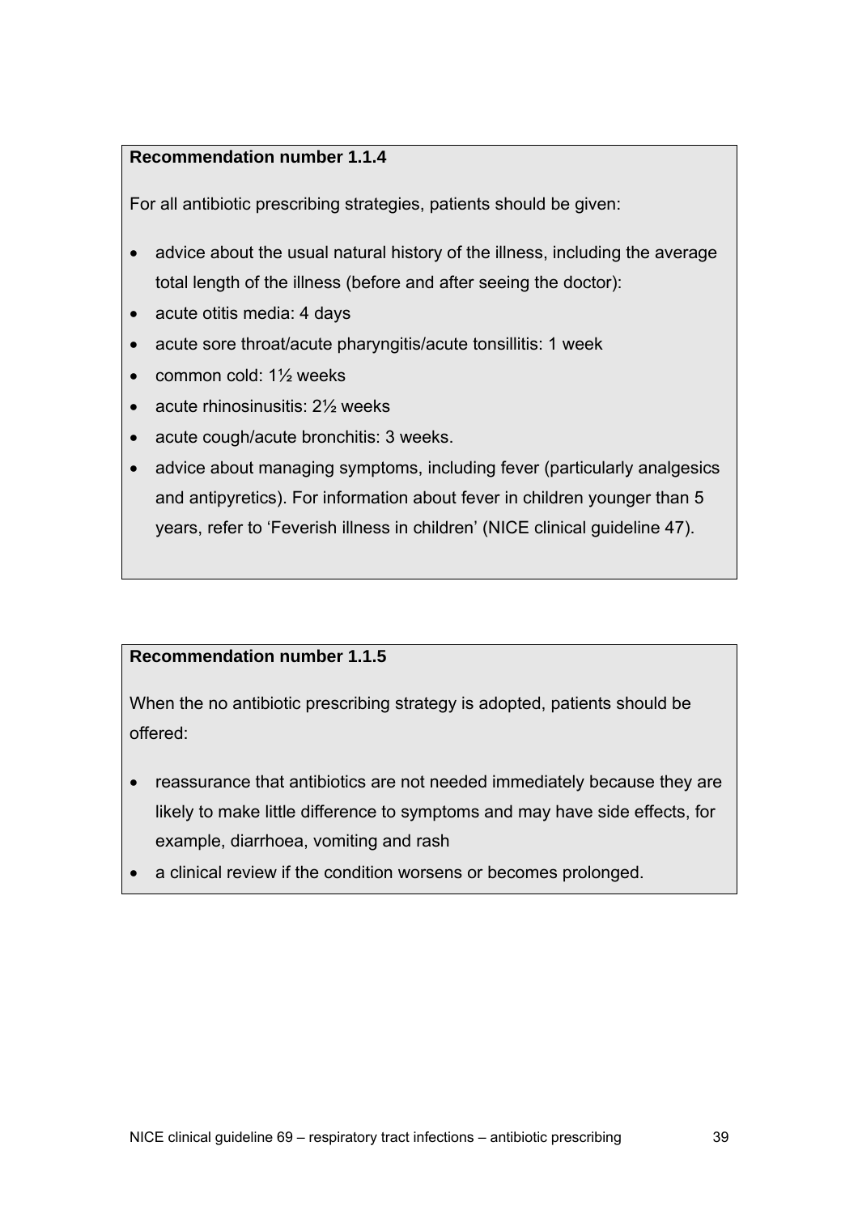**Recommendation number 1.1.4**

For all antibiotic prescribing strategies, patients should be given:

- advice about the usual natural history of the illness, including the average total length of the illness (before and after seeing the doctor):
- acute otitis media: 4 days
- acute sore throat/acute pharyngitis/acute tonsillitis: 1 week
- common cold: 1½ weeks
- acute rhinosinusitis: 2½ weeks
- acute cough/acute bronchitis: 3 weeks.
- advice about managing symptoms, including fever (particularly analgesics and antipyretics). For information about fever in children younger than 5 years, refer to 'Feverish illness in children' (NICE clinical guideline 47).

**Recommendation number 1.1.5**

When the no antibiotic prescribing strategy is adopted, patients should be offered:

- reassurance that antibiotics are not needed immediately because they are likely to make little difference to symptoms and may have side effects, for example, diarrhoea, vomiting and rash
- a clinical review if the condition worsens or becomes prolonged.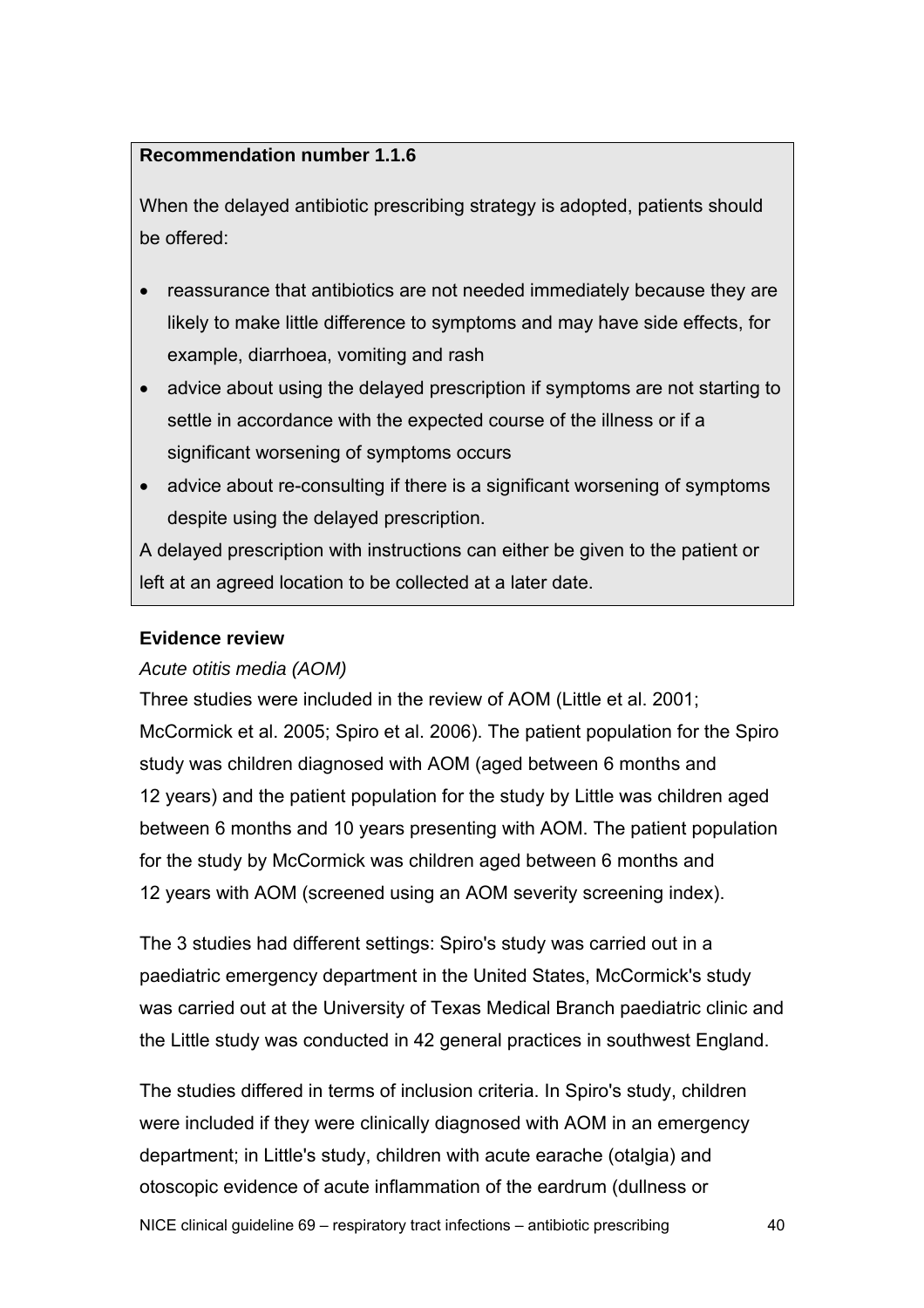**Recommendation number 1.1.6**

When the delayed antibiotic prescribing strategy is adopted, patients should be offered:

- reassurance that antibiotics are not needed immediately because they are likely to make little difference to symptoms and may have side effects, for example, diarrhoea, vomiting and rash
- advice about using the delayed prescription if symptoms are not starting to settle in accordance with the expected course of the illness or if a significant worsening of symptoms occurs
- advice about re-consulting if there is a significant worsening of symptoms despite using the delayed prescription.

A delayed prescription with instructions can either be given to the patient or left at an agreed location to be collected at a later date.

**Evidence review**

*Acute otitis media (AOM)*

Three studies were included in the review of AOM (Little et al. 2001; McCormick et al. 2005; Spiro et al. 2006). The patient population for the Spiro study was children diagnosed with AOM (aged between 6 months and 12 years) and the patient population for the study by Little was children aged between 6 months and 10 years presenting with AOM. The patient population for the study by McCormick was children aged between 6 months and 12 years with AOM (screened using an AOM severity screening index).

The 3 studies had different settings: Spiro's study was carried out in a paediatric emergency department in the United States, McCormick's study was carried out at the University of Texas Medical Branch paediatric clinic and the Little study was conducted in 42 general practices in southwest England.

The studies differed in terms of inclusion criteria. In Spiro's study, children were included if they were clinically diagnosed with AOM in an emergency department; in Little's study, children with acute earache (otalgia) and otoscopic evidence of acute inflammation of the eardrum (dullness or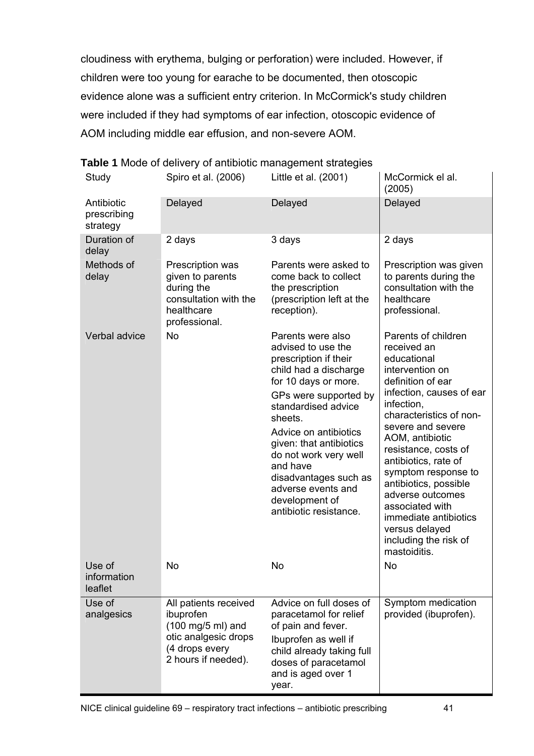cloudiness with erythema, bulging or perforation) were included. However, if children were too young for earache to be documented, then otoscopic evidence alone was a sufficient entry criterion. In McCormick's study children were included if they had symptoms of ear infection, otoscopic evidence of AOM including middle ear effusion, and non-severe AOM.

**Table 1** Mode of delivery of antibiotic management strategies

| Study | Spiro et al. (2006) | Little et al. (2001) | McCormick el al. (2005) |
|---|---|---|---|
| Antibiotic prescribing strategy | Delayed | Delayed | Delayed |
| Duration of delay | 2 days | 3 days | 2 days |
| Methods of delay | Prescription was given to parents during the consultation with the healthcare professional. | Parents were asked to come back to collect the prescription (prescription left at the reception). | Prescription was given to parents during the consultation with the healthcare professional. |
| Verbal advice | No | Parents were also advised to use the prescription if their child had a discharge for 10 days or more. GPs were supported by standardised advice sheets. Advice on antibiotics given: that antibiotics do not work very well and have disadvantages such as adverse events and development of antibiotic resistance. | Parents of children received an educational intervention on definition of ear infection, causes of ear infection, characteristics of non-severe and severe AOM, antibiotic resistance, costs of antibiotics, rate of symptom response to antibiotics, possible adverse outcomes associated with immediate antibiotics versus delayed including the risk of mastoiditis. |
| Use of information leaflet | No | No | No |
| Use of analgesics | All patients received ibuprofen (100 mg/5 ml) and otic analgesic drops (4 drops every 2 hours if needed). | Advice on full doses of paracetamol for relief of pain and fever. Ibuprofen as well if child already taking full doses of paracetamol and is aged over 1 year. | Symptom medication provided (ibuprofen). |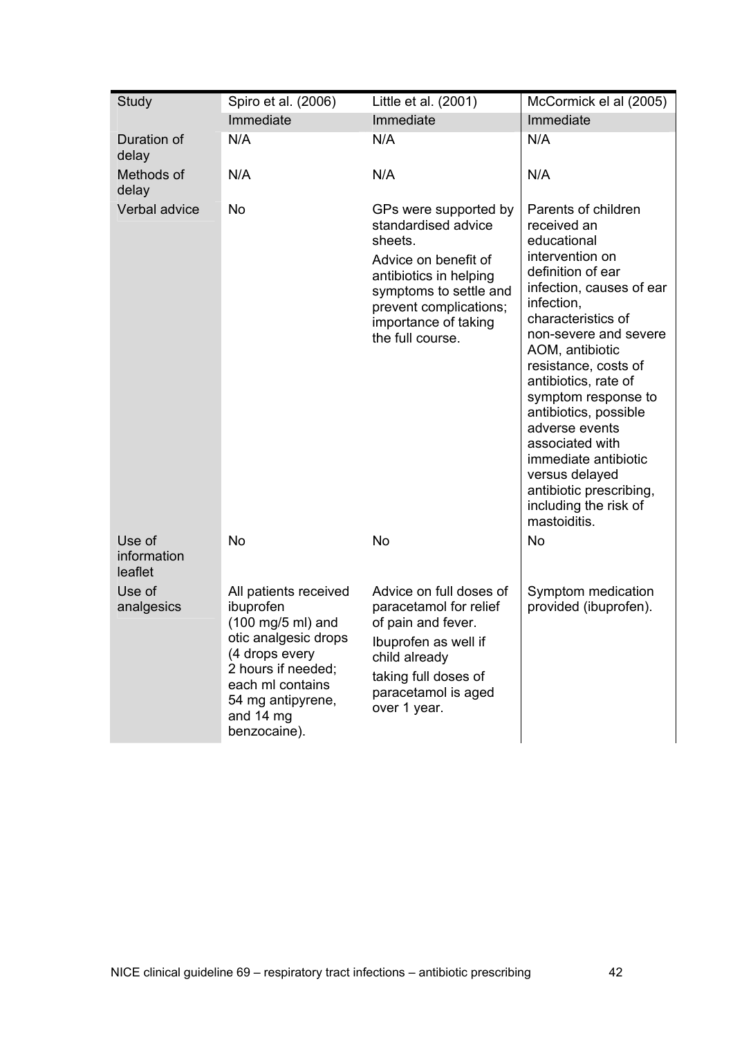| Study | Spiro et al. (2006) | Little et al. (2001) | McCormick el al (2005) |
|---|---|---|---|
| | Immediate | Immediate | Immediate |
| Duration of delay | N/A | N/A | N/A |
| Methods of delay | N/A | N/A | N/A |
| Verbal advice | No | GPs were supported by standardised advice sheets.<br>Advice on benefit of antibiotics in helping symptoms to settle and prevent complications; importance of taking the full course. | Parents of children received an educational intervention on definition of ear infection, causes of ear infection, characteristics of non-severe and severe AOM, antibiotic resistance, costs of antibiotics, rate of symptom response to antibiotics, possible adverse events associated with immediate antibiotic versus delayed antibiotic prescribing, including the risk of mastoiditis. |
| Use of information leaflet | No | No | No |
| Use of analgesics | All patients received ibuprofen (100 mg/5 ml) and otic analgesic drops (4 drops every 2 hours if needed; each ml contains 54 mg antipyrene, and 14 mg benzocaine). | Advice on full doses of paracetamol for relief of pain and fever.<br>Ibuprofen as well if child already<br>taking full doses of paracetamol is aged over 1 year. | Symptom medication provided (ibuprofen). |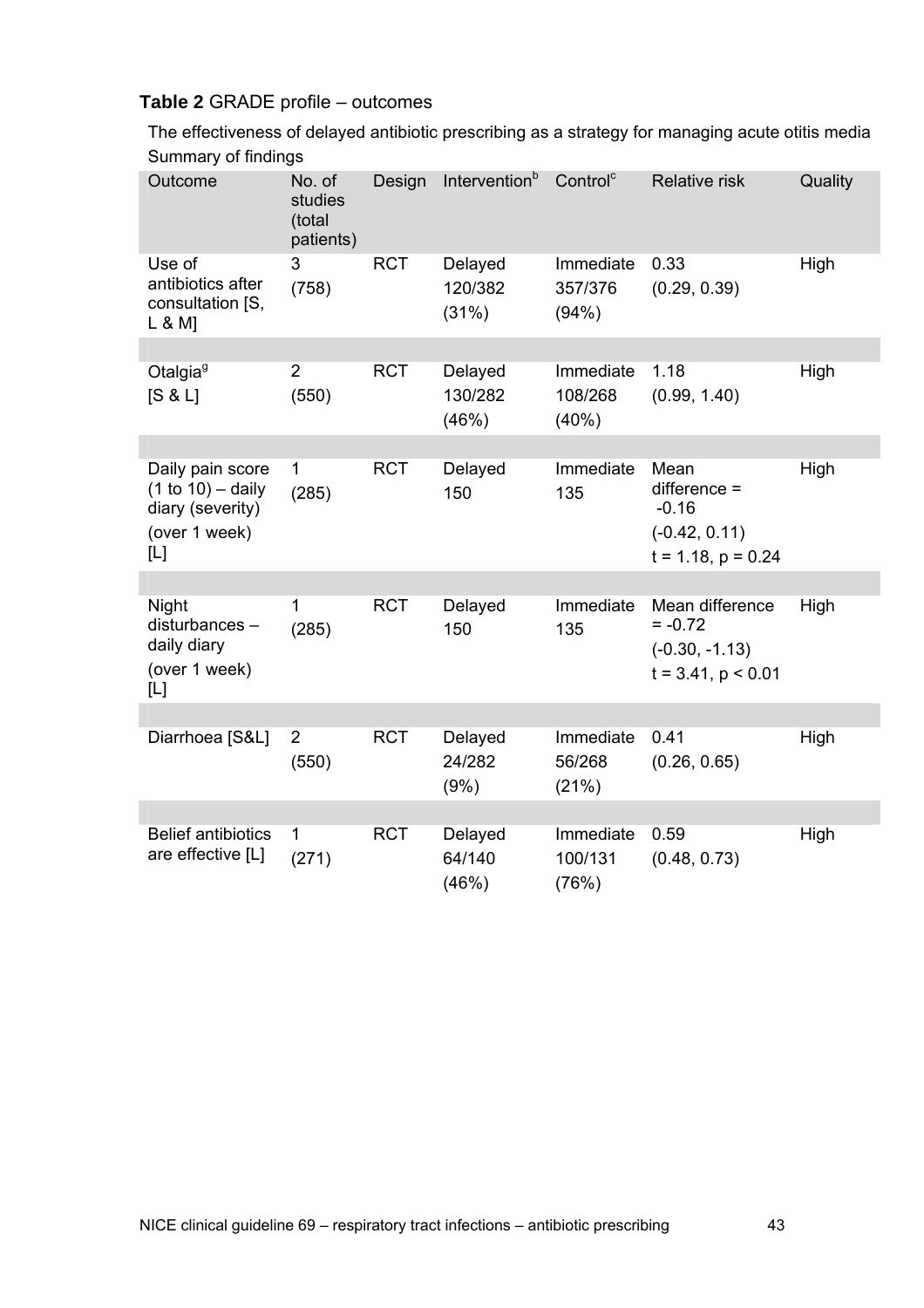**Table 2** GRADE profile – outcomes

The effectiveness of delayed antibiotic prescribing as a strategy for managing acute otitis media

Summary of findings

| Outcome | No. of studies (total patients) | Design | Intervention[b] | Control[c] | Relative risk | Quality |
|---|---|---|---|---|---|---|
| Use of antibiotics after consultation [S, L & M] | 3 (758) | RCT | Delayed 120/382 (31%) | Immediate 357/376 (94%) | 0.33 (0.29, 0.39) | High |
| Otalgia[g] [S & L] | 2 (550) | RCT | Delayed 130/282 (46%) | Immediate 108/268 (40%) | 1.18 (0.99, 1.40) | High |
| Daily pain score (1 to 10) – daily diary (severity) (over 1 week) [L] | 1 (285) | RCT | Delayed 150 | Immediate 135 | Mean difference = -0.16 (-0.42, 0.11) $t = 1.18$, $p = 0.24$ | High |
| Night disturbances – daily diary (over 1 week) [L] | 1 (285) | RCT | Delayed 150 | Immediate 135 | Mean difference = -0.72 (-0.30, -1.13) $t = 3.41$, $p < 0.01$ | High |
| Diarrhoea [S&L] | 2 (550) | RCT | Delayed 24/282 (9%) | Immediate 56/268 (21%) | 0.41 (0.26, 0.65) | High |
| Belief antibiotics are effective [L] | 1 (271) | RCT | Delayed 64/140 (46%) | Immediate 100/131 (76%) | 0.59 (0.48, 0.73) | High |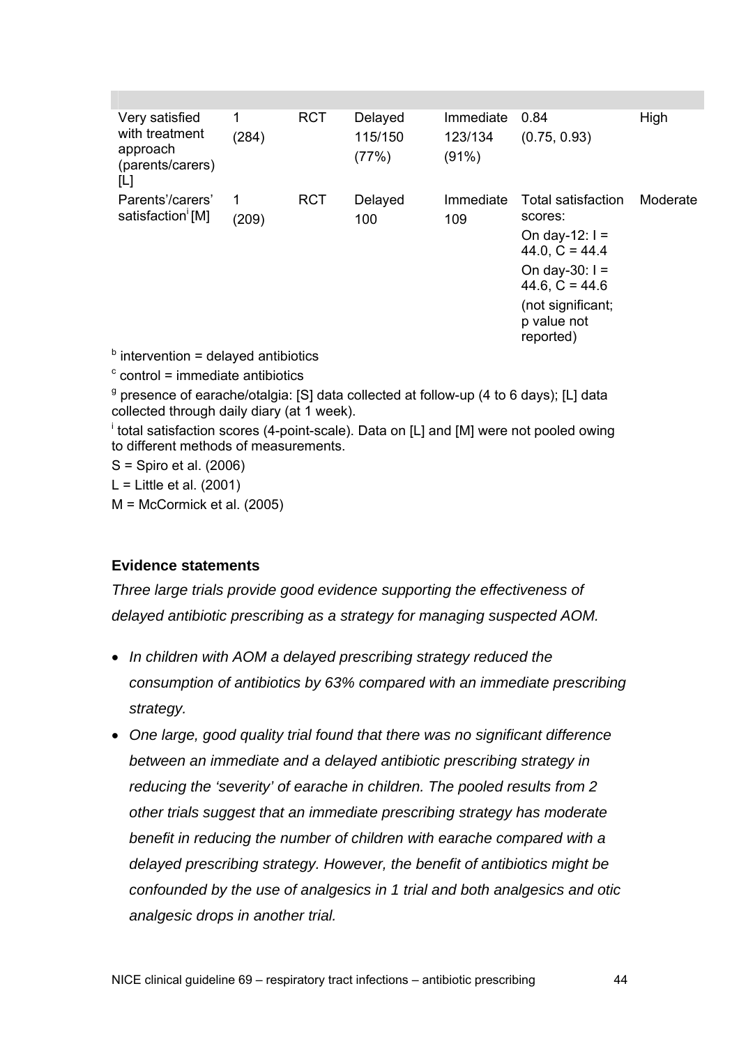| | | | | | | |
|---|---|---|---|---|---|---|
| Very satisfied with treatment approach (parents/carers) [L] | 1 (284) | RCT | Delayed 115/150 (77%) | Immediate 123/134 (91%) | 0.84 (0.75, 0.93) | High |
| Parents'/carers' satisfaction[i] [M] | 1 (209) | RCT | Delayed 100 | Immediate 109 | Total satisfaction scores: On day-12: I = 44.0, C = 44.4 On day-30: I = 44.6, C = 44.6 (not significant; p value not reported) | Moderate |

[b] intervention = delayed antibiotics

[c] control = immediate antibiotics

[g] presence of earache/otalgia: [S] data collected at follow-up (4 to 6 days); [L] data collected through daily diary (at 1 week).

[i] total satisfaction scores (4-point-scale). Data on [L] and [M] were not pooled owing to different methods of measurements.

S = Spiro et al. (2006)

L = Little et al. (2001)

M = McCormick et al. (2005)

### Evidence statements

*Three large trials provide good evidence supporting the effectiveness of delayed antibiotic prescribing as a strategy for managing suspected AOM.*

- *In children with AOM a delayed prescribing strategy reduced the consumption of antibiotics by 63% compared with an immediate prescribing strategy.*
- *One large, good quality trial found that there was no significant difference between an immediate and a delayed antibiotic prescribing strategy in reducing the 'severity' of earache in children. The pooled results from 2 other trials suggest that an immediate prescribing strategy has moderate benefit in reducing the number of children with earache compared with a delayed prescribing strategy. However, the benefit of antibiotics might be confounded by the use of analgesics in 1 trial and both analgesics and otic analgesic drops in another trial.*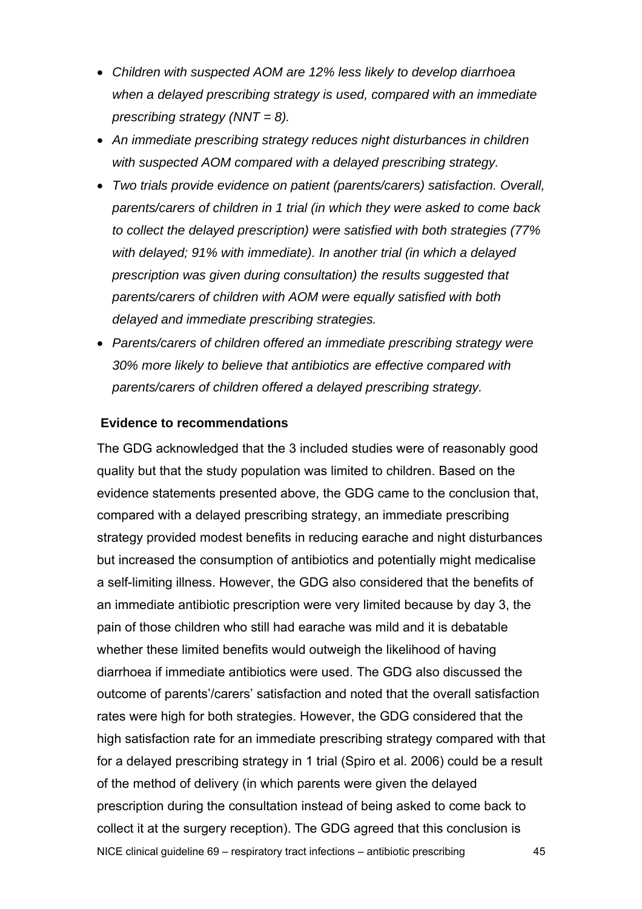- *Children with suspected AOM are 12% less likely to develop diarrhoea when a delayed prescribing strategy is used, compared with an immediate prescribing strategy (NNT = 8).*
- *An immediate prescribing strategy reduces night disturbances in children with suspected AOM compared with a delayed prescribing strategy.*
- *Two trials provide evidence on patient (parents/carers) satisfaction. Overall, parents/carers of children in 1 trial (in which they were asked to come back to collect the delayed prescription) were satisfied with both strategies (77% with delayed; 91% with immediate). In another trial (in which a delayed prescription was given during consultation) the results suggested that parents/carers of children with AOM were equally satisfied with both delayed and immediate prescribing strategies.*
- *Parents/carers of children offered an immediate prescribing strategy were 30% more likely to believe that antibiotics are effective compared with parents/carers of children offered a delayed prescribing strategy.*

**Evidence to recommendations**

The GDG acknowledged that the 3 included studies were of reasonably good quality but that the study population was limited to children. Based on the evidence statements presented above, the GDG came to the conclusion that, compared with a delayed prescribing strategy, an immediate prescribing strategy provided modest benefits in reducing earache and night disturbances but increased the consumption of antibiotics and potentially might medicalise a self-limiting illness. However, the GDG also considered that the benefits of an immediate antibiotic prescription were very limited because by day 3, the pain of those children who still had earache was mild and it is debatable whether these limited benefits would outweigh the likelihood of having diarrhoea if immediate antibiotics were used. The GDG also discussed the outcome of parents'/carers' satisfaction and noted that the overall satisfaction rates were high for both strategies. However, the GDG considered that the high satisfaction rate for an immediate prescribing strategy compared with that for a delayed prescribing strategy in 1 trial (Spiro et al. 2006) could be a result of the method of delivery (in which parents were given the delayed prescription during the consultation instead of being asked to come back to collect it at the surgery reception). The GDG agreed that this conclusion is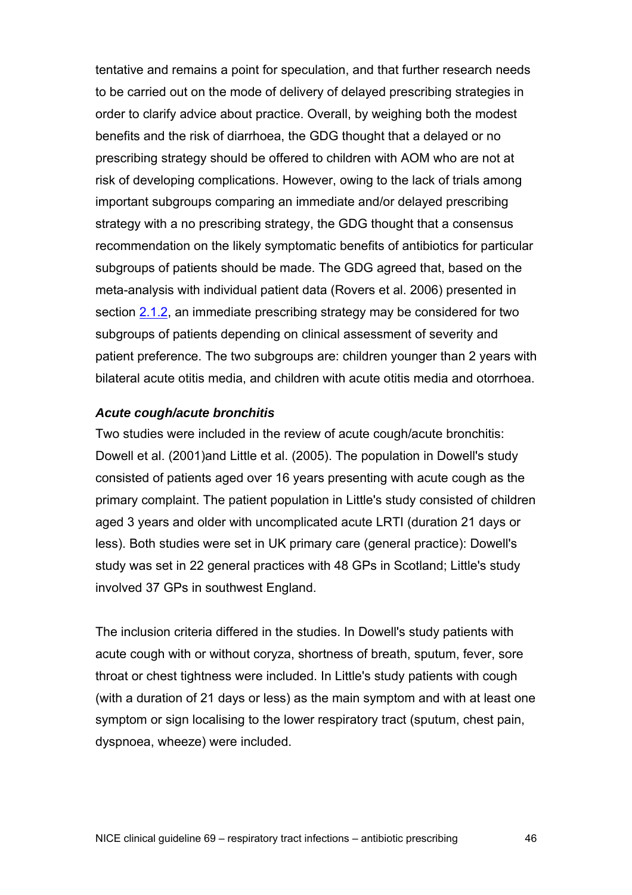tentative and remains a point for speculation, and that further research needs to be carried out on the mode of delivery of delayed prescribing strategies in order to clarify advice about practice. Overall, by weighing both the modest benefits and the risk of diarrhoea, the GDG thought that a delayed or no prescribing strategy should be offered to children with AOM who are not at risk of developing complications. However, owing to the lack of trials among important subgroups comparing an immediate and/or delayed prescribing strategy with a no prescribing strategy, the GDG thought that a consensus recommendation on the likely symptomatic benefits of antibiotics for particular subgroups of patients should be made. The GDG agreed that, based on the meta-analysis with individual patient data (Rovers et al. 2006) presented in section 2.1.2, an immediate prescribing strategy may be considered for two subgroups of patients depending on clinical assessment of severity and patient preference. The two subgroups are: children younger than 2 years with bilateral acute otitis media, and children with acute otitis media and otorrhoea.

***Acute cough/acute bronchitis***

Two studies were included in the review of acute cough/acute bronchitis: Dowell et al. (2001)and Little et al. (2005). The population in Dowell's study consisted of patients aged over 16 years presenting with acute cough as the primary complaint. The patient population in Little's study consisted of children aged 3 years and older with uncomplicated acute LRTI (duration 21 days or less). Both studies were set in UK primary care (general practice): Dowell's study was set in 22 general practices with 48 GPs in Scotland; Little's study involved 37 GPs in southwest England.

The inclusion criteria differed in the studies. In Dowell's study patients with acute cough with or without coryza, shortness of breath, sputum, fever, sore throat or chest tightness were included. In Little's study patients with cough (with a duration of 21 days or less) as the main symptom and with at least one symptom or sign localising to the lower respiratory tract (sputum, chest pain, dyspnoea, wheeze) were included.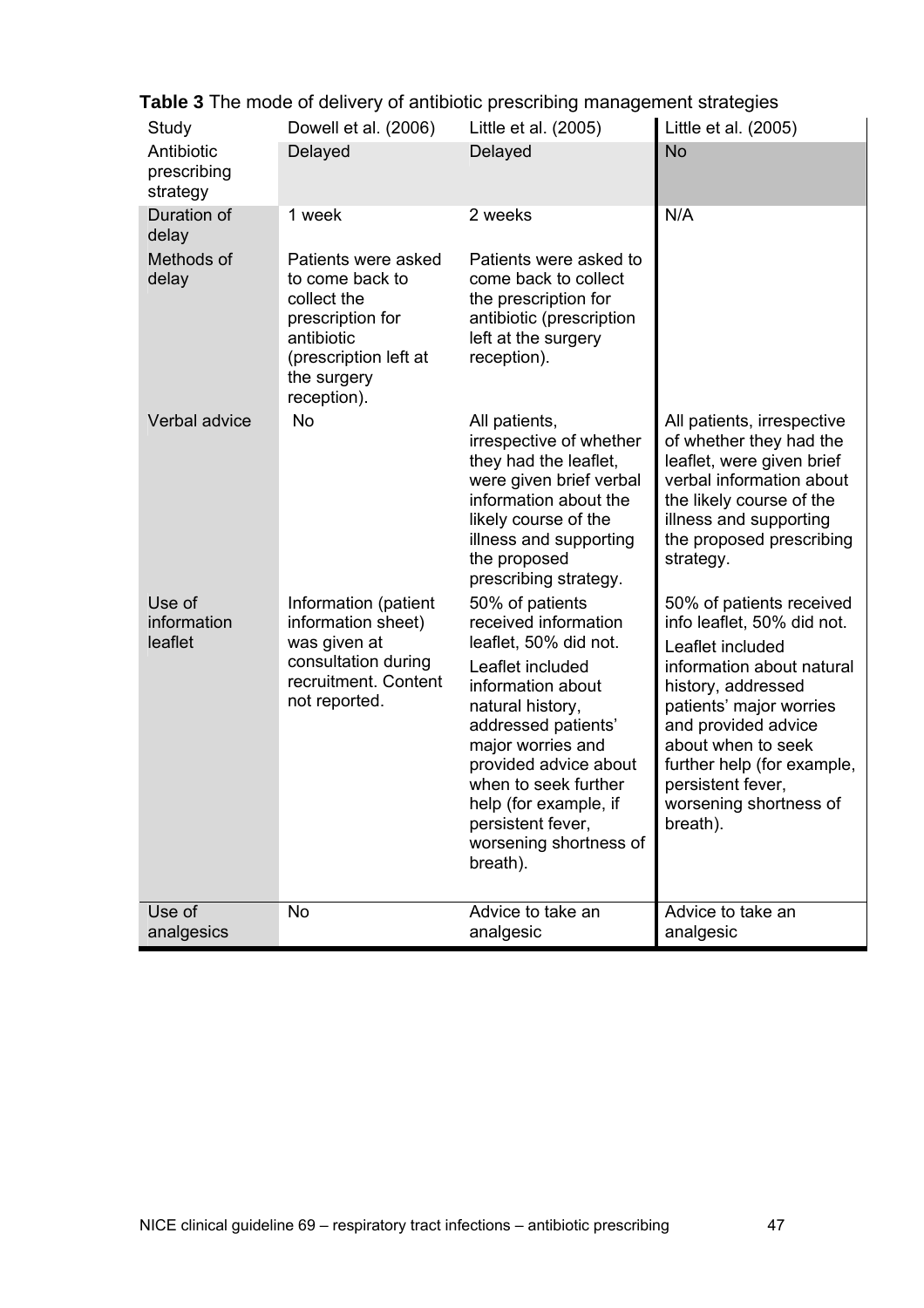**Table 3** The mode of delivery of antibiotic prescribing management strategies

| Study | Dowell et al. (2006) | Little et al. (2005) | Little et al. (2005) |
|---|---|---|---|
| Antibiotic prescribing strategy | Delayed | Delayed | No |
| Duration of delay | 1 week | 2 weeks | N/A |
| Methods of delay | Patients were asked to come back to collect the prescription for antibiotic (prescription left at the surgery reception). | Patients were asked to come back to collect the prescription for antibiotic (prescription left at the surgery reception). | |
| Verbal advice | No | All patients, irrespective of whether they had the leaflet, were given brief verbal information about the likely course of the illness and supporting the proposed prescribing strategy. | All patients, irrespective of whether they had the leaflet, were given brief verbal information about the likely course of the illness and supporting the proposed prescribing strategy. |
| Use of information leaflet | Information (patient information sheet) was given at consultation during recruitment. Content not reported. | 50% of patients received information leaflet, 50% did not. Leaflet included information about natural history, addressed patients' major worries and provided advice about when to seek further help (for example, if persistent fever, worsening shortness of breath). | 50% of patients received info leaflet, 50% did not. Leaflet included information about natural history, addressed patients' major worries and provided advice about when to seek further help (for example, persistent fever, worsening shortness of breath). |
| Use of analgesics | No | Advice to take an analgesic | Advice to take an analgesic |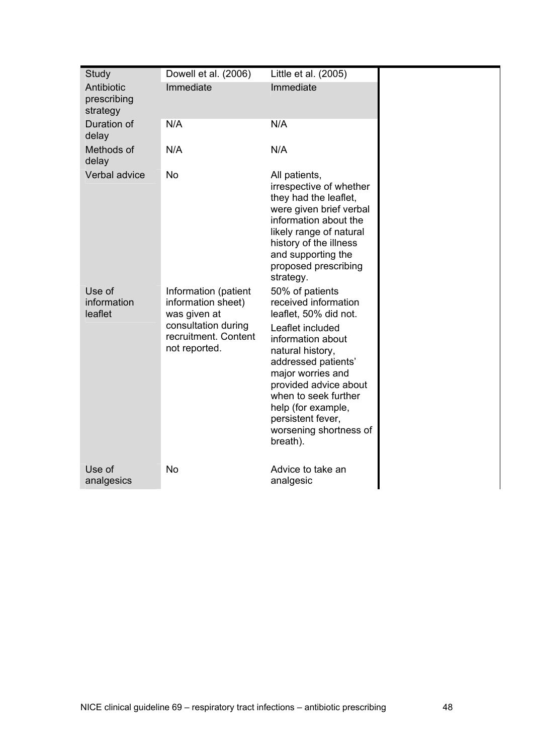| Study | Dowell et al. (2006) | Little et al. (2005) | |
|---|---|---|---|
| Antibiotic prescribing strategy | Immediate | Immediate | |
| Duration of delay | N/A | N/A | |
| Methods of delay | N/A | N/A | |
| Verbal advice | No | All patients, irrespective of whether they had the leaflet, were given brief verbal information about the likely range of natural history of the illness and supporting the proposed prescribing strategy. | |
| Use of information leaflet | Information (patient information sheet) was given at consultation during recruitment. Content not reported. | 50% of patients received information leaflet, 50% did not. Leaflet included information about natural history, addressed patients' major worries and provided advice about when to seek further help (for example, persistent fever, worsening shortness of breath). | |
| Use of analgesics | No | Advice to take an analgesic | |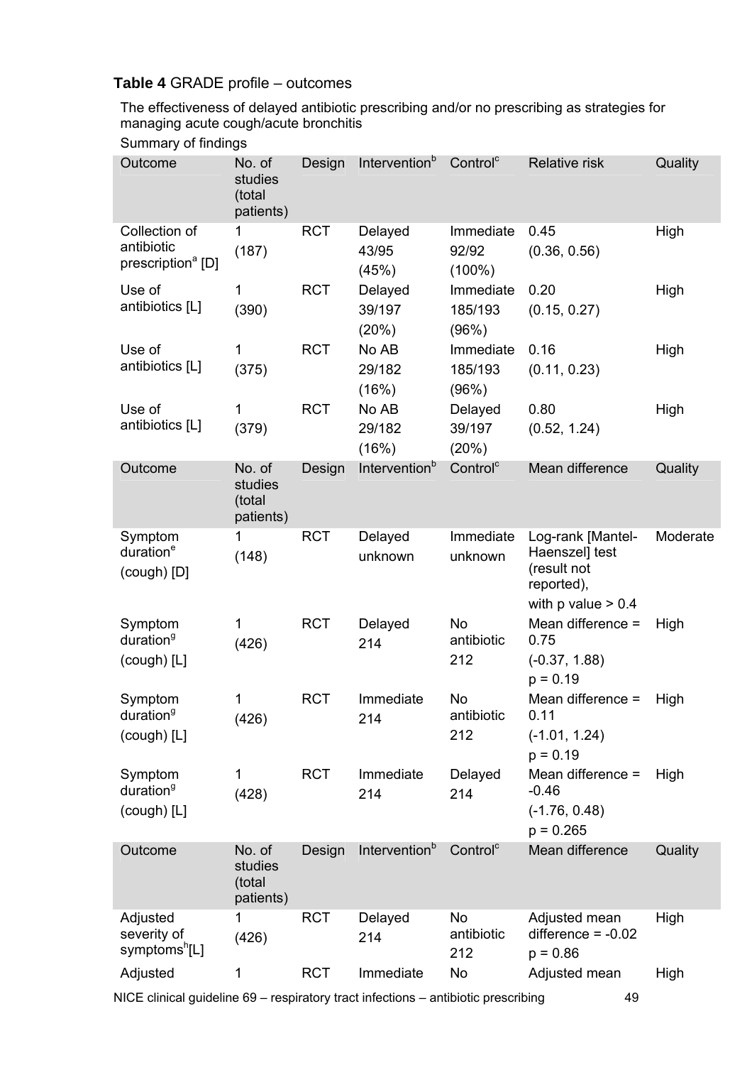**Table 4** GRADE profile – outcomes

The effectiveness of delayed antibiotic prescribing and/or no prescribing as strategies for managing acute cough/acute bronchitis

Summary of findings

| Outcome | No. of studies (total patients) | Design | Intervention[b] | Control[c] | Relative risk | Quality |
|---|---|---|---|---|---|---|
| Collection of antibiotic prescription[a] [D] | 1 (187) | RCT | Delayed 43/95 (45%) | Immediate 92/92 (100%) | 0.45 (0.36, 0.56) | High |
| Use of antibiotics [L] | 1 (390) | RCT | Delayed 39/197 (20%) | Immediate 185/193 (96%) | 0.20 (0.15, 0.27) | High |
| Use of antibiotics [L] | 1 (375) | RCT | No AB 29/182 (16%) | Immediate 185/193 (96%) | 0.16 (0.11, 0.23) | High |
| Use of antibiotics [L] | 1 (379) | RCT | No AB 29/182 (16%) | Delayed 39/197 (20%) | 0.80 (0.52, 1.24) | High |
| **Outcome** | **No. of studies (total patients)** | **Design** | **Intervention[b]** | **Control[c]** | **Mean difference** | **Quality** |
| Symptom duration[e] (cough) [D] | 1 (148) | RCT | Delayed unknown | Immediate unknown | Log-rank [Mantel-Haenszel] test (result not reported), with p value > 0.4 | Moderate |
| Symptom duration[g] (cough) [L] | 1 (426) | RCT | Delayed 214 | No antibiotic 212 | Mean difference = 0.75 (-0.37, 1.88) p = 0.19 | High |
| Symptom duration[g] (cough) [L] | 1 (426) | RCT | Immediate 214 | No antibiotic 212 | Mean difference = 0.11 (-1.01, 1.24) p = 0.19 | High |
| Symptom duration[g] (cough) [L] | 1 (428) | RCT | Immediate 214 | Delayed 214 | Mean difference = -0.46 (-1.76, 0.48) p = 0.265 | High |
| **Outcome** | **No. of studies (total patients)** | **Design** | **Intervention[b]** | **Control[c]** | **Mean difference** | **Quality** |
| Adjusted severity of symptoms[h] [L] | 1 (426) | RCT | Delayed 214 | No antibiotic 212 | Adjusted mean difference = -0.02 p = 0.86 | High |
| Adjusted | 1 | RCT | Immediate | No | Adjusted mean | High |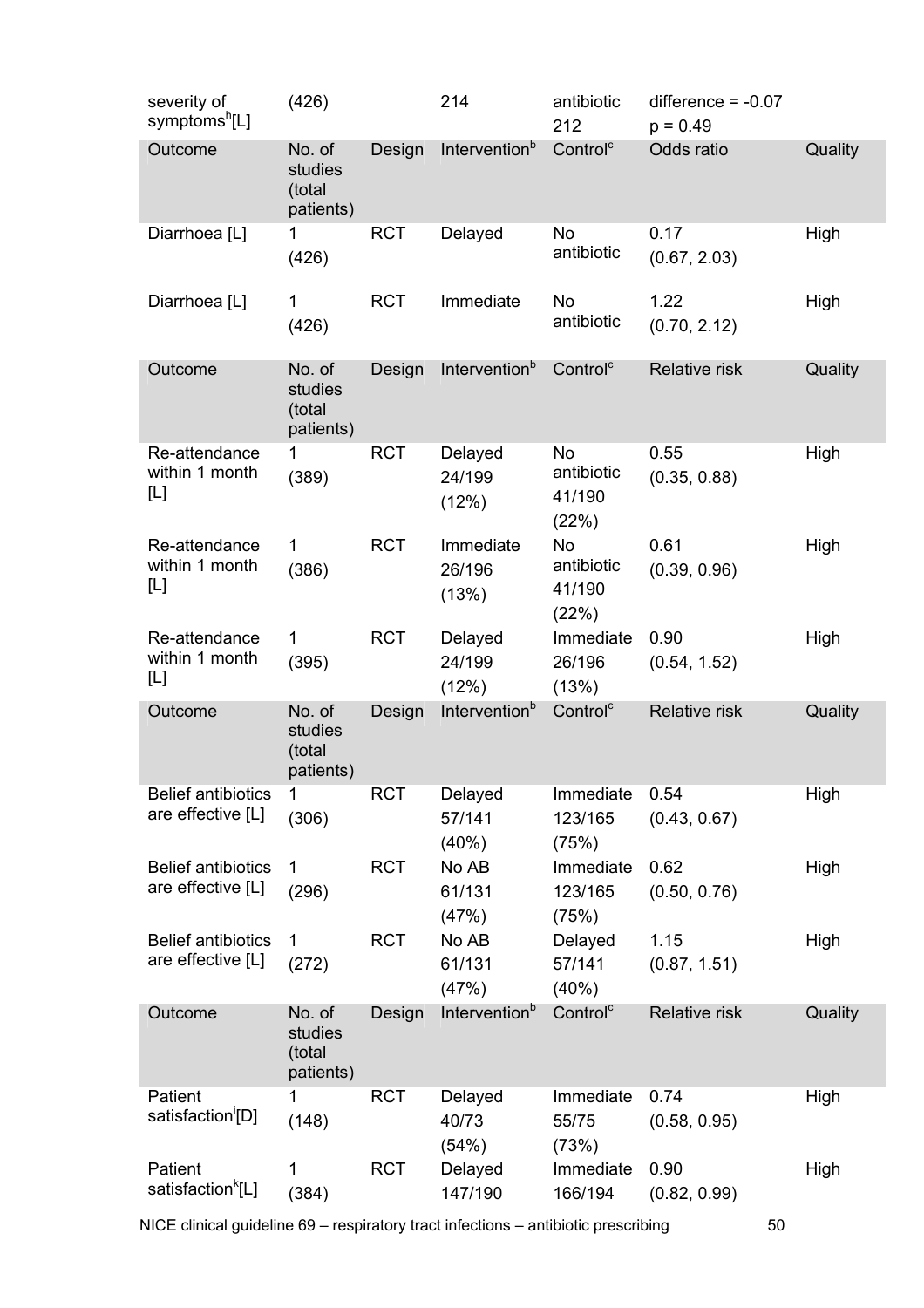| | | | | | | |
|---|---|---|---|---|---|---|
| severity of symptoms[h][L] | (426) | | 214 | antibiotic 212 | difference = -0.07 p = 0.49 | |
| **Outcome** | **No. of studies (total patients)** | **Design** | **Intervention[b]** | **Control[c]** | **Odds ratio** | **Quality** |
| Diarrhoea [L] | 1 (426) | RCT | Delayed | No antibiotic | 0.17 (0.67, 2.03) | High |
| Diarrhoea [L] | 1 (426) | RCT | Immediate | No antibiotic | 1.22 (0.70, 2.12) | High |
| **Outcome** | **No. of studies (total patients)** | **Design** | **Intervention[b]** | **Control[c]** | **Relative risk** | **Quality** |
| Re-attendance within 1 month [L] | 1 (389) | RCT | Delayed 24/199 (12%) | No antibiotic 41/190 (22%) | 0.55 (0.35, 0.88) | High |
| Re-attendance within 1 month [L] | 1 (386) | RCT | Immediate 26/196 (13%) | No antibiotic 41/190 (22%) | 0.61 (0.39, 0.96) | High |
| Re-attendance within 1 month [L] | 1 (395) | RCT | Delayed 24/199 (12%) | Immediate 26/196 (13%) | 0.90 (0.54, 1.52) | High |
| **Outcome** | **No. of studies (total patients)** | **Design** | **Intervention[b]** | **Control[c]** | **Relative risk** | **Quality** |
| Belief antibiotics are effective [L] | 1 (306) | RCT | Delayed 57/141 (40%) | Immediate 123/165 (75%) | 0.54 (0.43, 0.67) | High |
| Belief antibiotics are effective [L] | 1 (296) | RCT | No AB 61/131 (47%) | Immediate 123/165 (75%) | 0.62 (0.50, 0.76) | High |
| Belief antibiotics are effective [L] | 1 (272) | RCT | No AB 61/131 (47%) | Delayed 57/141 (40%) | 1.15 (0.87, 1.51) | High |
| **Outcome** | **No. of studies (total patients)** | **Design** | **Intervention[b]** | **Control[c]** | **Relative risk** | **Quality** |
| Patient satisfaction[i][D] | 1 (148) | RCT | Delayed 40/73 (54%) | Immediate 55/75 (73%) | 0.74 (0.58, 0.95) | High |
| Patient satisfaction[k][L] | 1 (384) | RCT | Delayed 147/190 | Immediate 166/194 | 0.90 (0.82, 0.99) | High |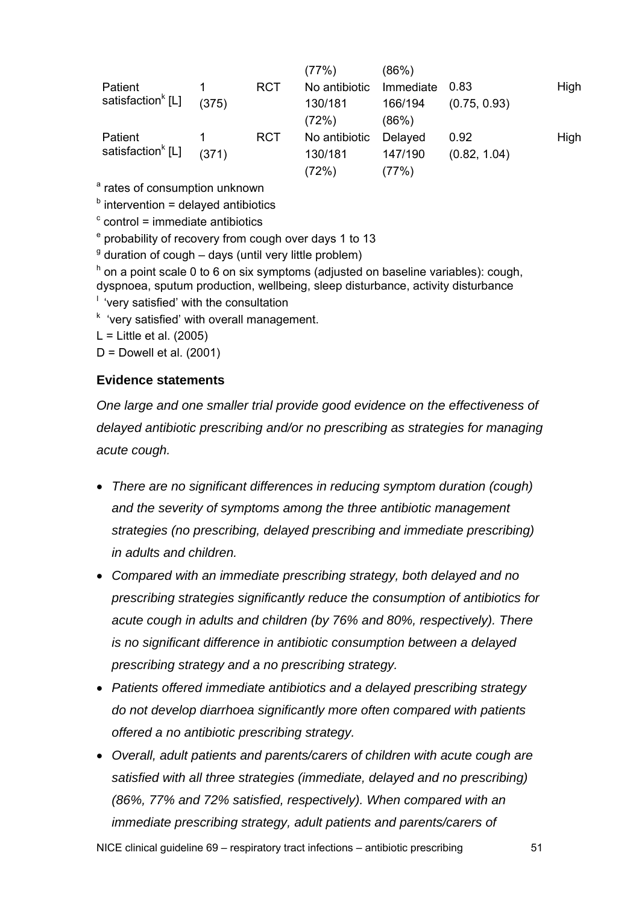| | | | (77%) | (86%) | | |
|---|---|---|---|---|---|---|
| Patient satisfaction[k] [L] | 1 (375) | RCT | No antibiotic 130/181 (72%) | Immediate 166/194 (86%) | 0.83 (0.75, 0.93) | High |
| Patient satisfaction[k] [L] | 1 (371) | RCT | No antibiotic 130/181 (72%) | Delayed 147/190 (77%) | 0.92 (0.82, 1.04) | High |

[a] rates of consumption unknown

[b] intervention = delayed antibiotics

[c] control = immediate antibiotics

[e] probability of recovery from cough over days 1 to 13

[g] duration of cough – days (until very little problem)

[h] on a point scale 0 to 6 on six symptoms (adjusted on baseline variables): cough, dyspnoea, sputum production, wellbeing, sleep disturbance, activity disturbance

[I] 'very satisfied' with the consultation

[k] 'very satisfied' with overall management.

L = Little et al. (2005)

D = Dowell et al. (2001)

**Evidence statements**

*One large and one smaller trial provide good evidence on the effectiveness of delayed antibiotic prescribing and/or no prescribing as strategies for managing acute cough.*

- *There are no significant differences in reducing symptom duration (cough) and the severity of symptoms among the three antibiotic management strategies (no prescribing, delayed prescribing and immediate prescribing) in adults and children.*
- *Compared with an immediate prescribing strategy, both delayed and no prescribing strategies significantly reduce the consumption of antibiotics for acute cough in adults and children (by 76% and 80%, respectively). There is no significant difference in antibiotic consumption between a delayed prescribing strategy and a no prescribing strategy.*
- *Patients offered immediate antibiotics and a delayed prescribing strategy do not develop diarrhoea significantly more often compared with patients offered a no antibiotic prescribing strategy.*
- *Overall, adult patients and parents/carers of children with acute cough are satisfied with all three strategies (immediate, delayed and no prescribing) (86%, 77% and 72% satisfied, respectively). When compared with an immediate prescribing strategy, adult patients and parents/carers of*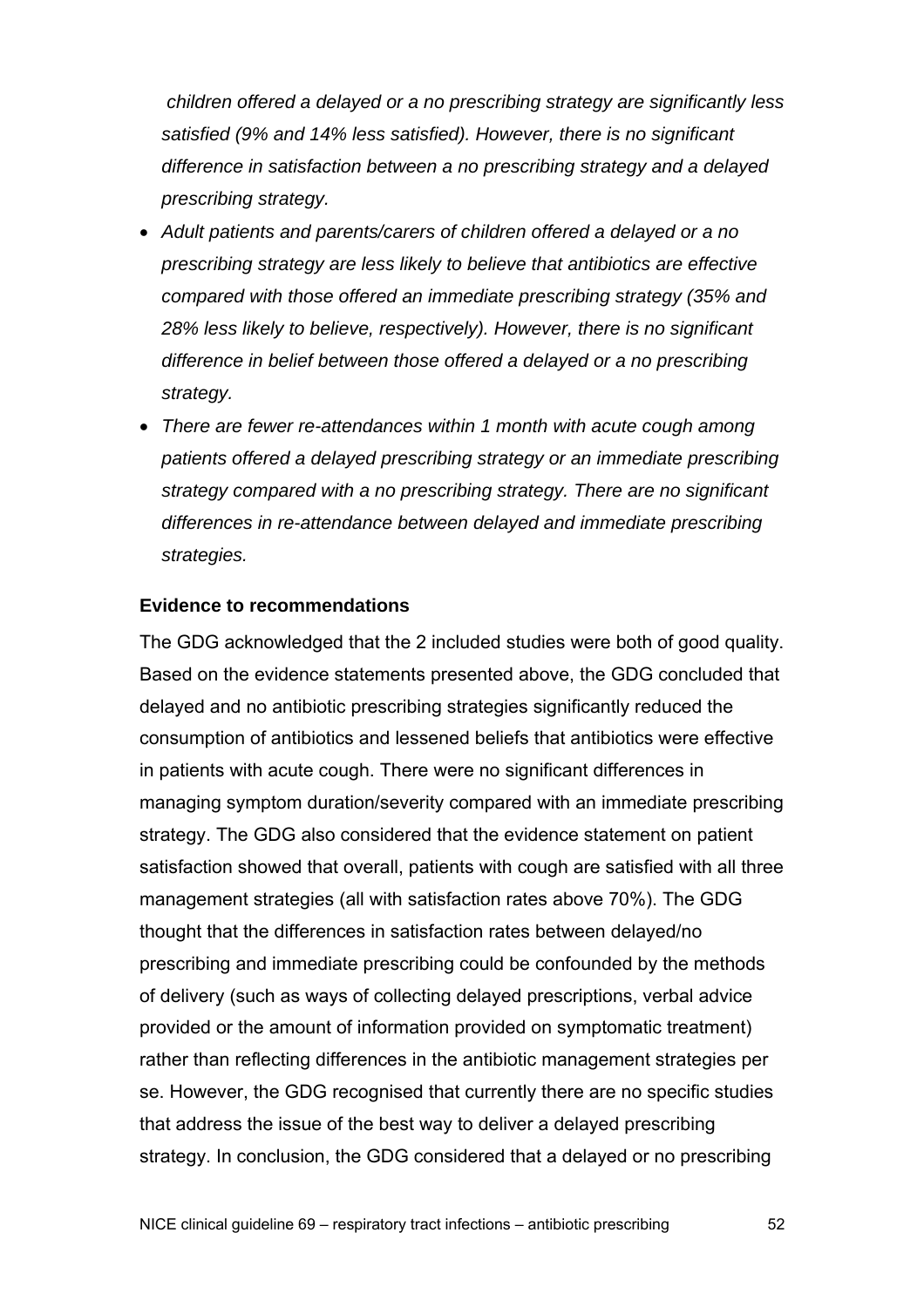*children offered a delayed or a no prescribing strategy are significantly less satisfied (9% and 14% less satisfied). However, there is no significant difference in satisfaction between a no prescribing strategy and a delayed prescribing strategy.*

- *Adult patients and parents/carers of children offered a delayed or a no prescribing strategy are less likely to believe that antibiotics are effective compared with those offered an immediate prescribing strategy (35% and 28% less likely to believe, respectively). However, there is no significant difference in belief between those offered a delayed or a no prescribing strategy.*
- *There are fewer re-attendances within 1 month with acute cough among patients offered a delayed prescribing strategy or an immediate prescribing strategy compared with a no prescribing strategy. There are no significant differences in re-attendance between delayed and immediate prescribing strategies.*

**Evidence to recommendations**

The GDG acknowledged that the 2 included studies were both of good quality. Based on the evidence statements presented above, the GDG concluded that delayed and no antibiotic prescribing strategies significantly reduced the consumption of antibiotics and lessened beliefs that antibiotics were effective in patients with acute cough. There were no significant differences in managing symptom duration/severity compared with an immediate prescribing strategy. The GDG also considered that the evidence statement on patient satisfaction showed that overall, patients with cough are satisfied with all three management strategies (all with satisfaction rates above 70%). The GDG thought that the differences in satisfaction rates between delayed/no prescribing and immediate prescribing could be confounded by the methods of delivery (such as ways of collecting delayed prescriptions, verbal advice provided or the amount of information provided on symptomatic treatment) rather than reflecting differences in the antibiotic management strategies per se. However, the GDG recognised that currently there are no specific studies that address the issue of the best way to deliver a delayed prescribing strategy. In conclusion, the GDG considered that a delayed or no prescribing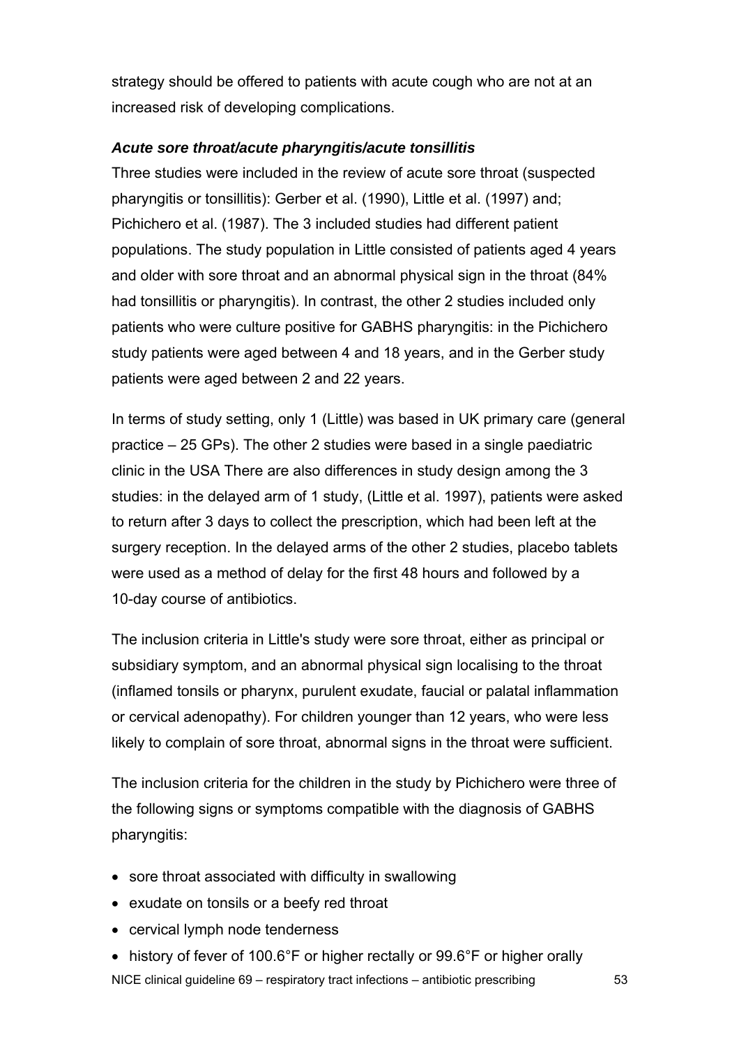strategy should be offered to patients with acute cough who are not at an increased risk of developing complications.

***Acute sore throat/acute pharyngitis/acute tonsillitis***

Three studies were included in the review of acute sore throat (suspected pharyngitis or tonsillitis): Gerber et al. (1990), Little et al. (1997) and; Pichichero et al. (1987). The 3 included studies had different patient populations. The study population in Little consisted of patients aged 4 years and older with sore throat and an abnormal physical sign in the throat (84% had tonsillitis or pharyngitis). In contrast, the other 2 studies included only patients who were culture positive for GABHS pharyngitis: in the Pichichero study patients were aged between 4 and 18 years, and in the Gerber study patients were aged between 2 and 22 years.

In terms of study setting, only 1 (Little) was based in UK primary care (general practice – 25 GPs). The other 2 studies were based in a single paediatric clinic in the USA There are also differences in study design among the 3 studies: in the delayed arm of 1 study, (Little et al. 1997), patients were asked to return after 3 days to collect the prescription, which had been left at the surgery reception. In the delayed arms of the other 2 studies, placebo tablets were used as a method of delay for the first 48 hours and followed by a 10-day course of antibiotics.

The inclusion criteria in Little's study were sore throat, either as principal or subsidiary symptom, and an abnormal physical sign localising to the throat (inflamed tonsils or pharynx, purulent exudate, faucial or palatal inflammation or cervical adenopathy). For children younger than 12 years, who were less likely to complain of sore throat, abnormal signs in the throat were sufficient.

The inclusion criteria for the children in the study by Pichichero were three of the following signs or symptoms compatible with the diagnosis of GABHS pharyngitis:

- sore throat associated with difficulty in swallowing
- exudate on tonsils or a beefy red throat
- cervical lymph node tenderness
- history of fever of 100.6°F or higher rectally or 99.6°F or higher orally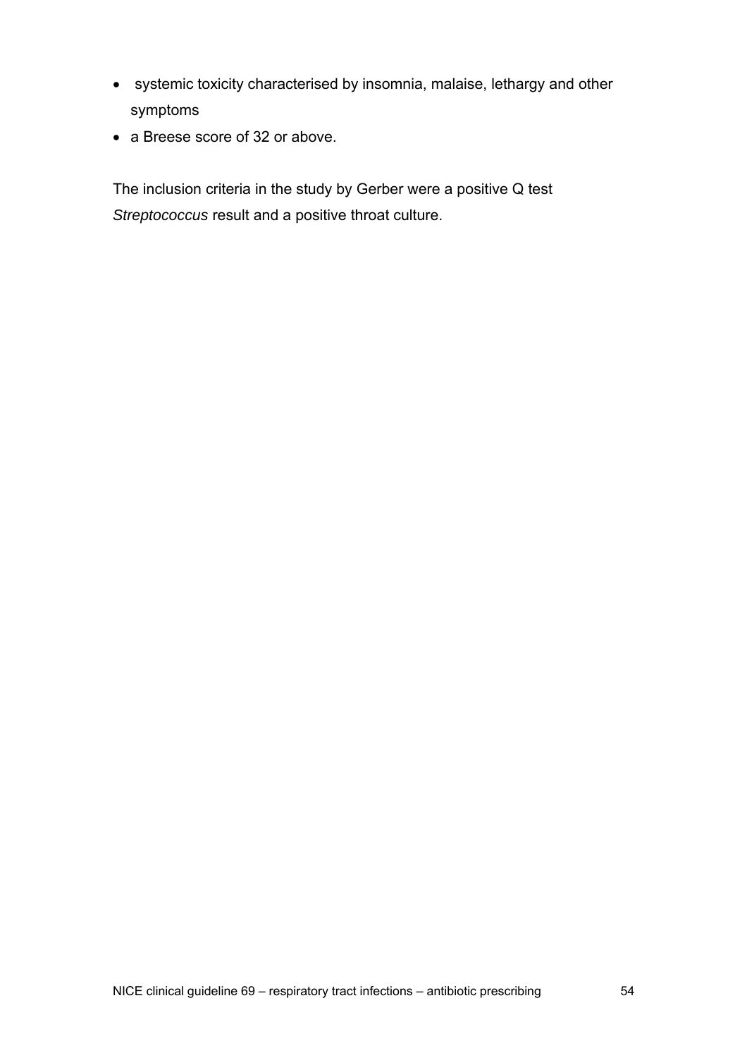- systemic toxicity characterised by insomnia, malaise, lethargy and other symptoms
- a Breese score of 32 or above.

The inclusion criteria in the study by Gerber were a positive Q test *Streptococcus* result and a positive throat culture.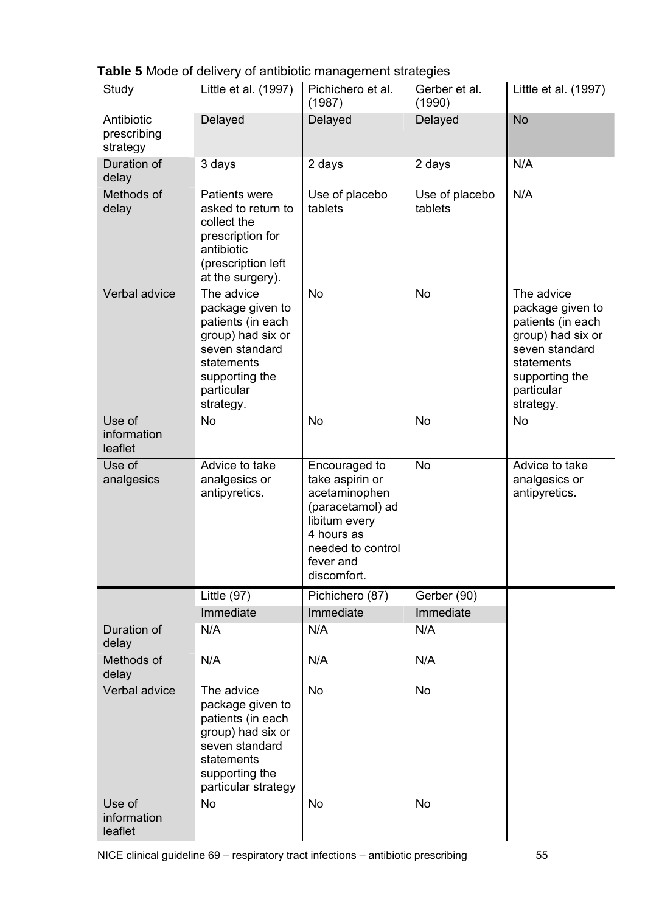**Table 5** Mode of delivery of antibiotic management strategies

| Study | Little et al. (1997) | Pichichero et al. (1987) | Gerber et al. (1990) | Little et al. (1997) |
|---|---|---|---|---|
| Antibiotic prescribing strategy | Delayed | Delayed | Delayed | No |
| Duration of delay | 3 days | 2 days | 2 days | N/A |
| Methods of delay | Patients were asked to return to collect the prescription for antibiotic (prescription left at the surgery). | Use of placebo tablets | Use of placebo tablets | N/A |
| Verbal advice | The advice package given to patients (in each group) had six or seven standard statements supporting the particular strategy. | No | No | The advice package given to patients (in each group) had six or seven standard statements supporting the particular strategy. |
| Use of information leaflet | No | No | No | No |
| Use of analgesics | Advice to take analgesics or antipyretics. | Encouraged to take aspirin or acetaminophen (paracetamol) ad libitum every 4 hours as needed to control fever and discomfort. | No | Advice to take analgesics or antipyretics. |
| | Little (97) | Pichichero (87) | Gerber (90) | |
| | Immediate | Immediate | Immediate | |
| Duration of delay | N/A | N/A | N/A | |
| Methods of delay | N/A | N/A | N/A | |
| Verbal advice | The advice package given to patients (in each group) had six or seven standard statements supporting the particular strategy | No | No | |
| Use of information leaflet | No | No | No | |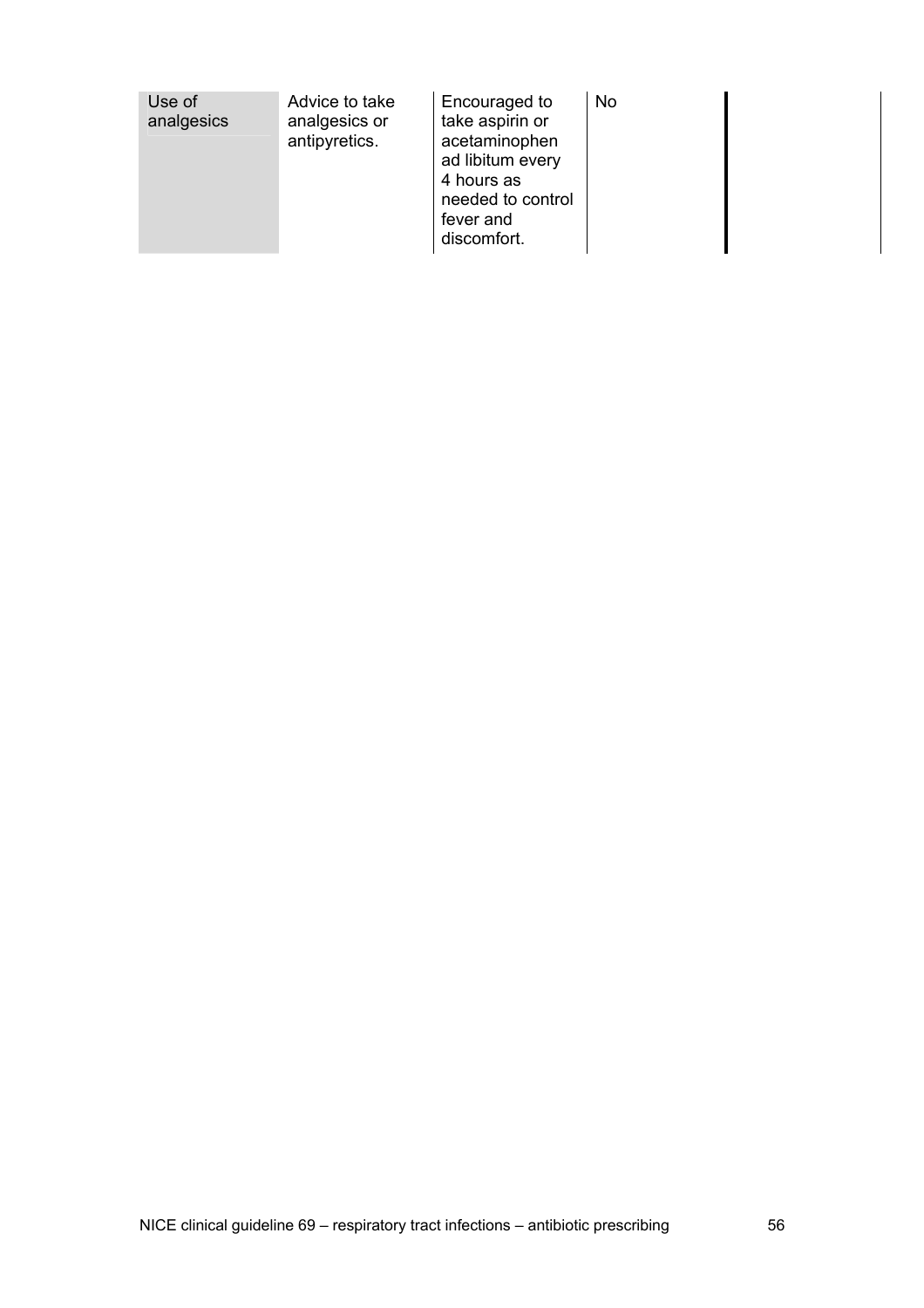| | | | | | |
|---|---|---|---|---|---|
| Use of analgesics | Advice to take analgesics or antipyretics. | Encouraged to take aspirin or acetaminophen ad libitum every 4 hours as needed to control fever and discomfort. | No | | |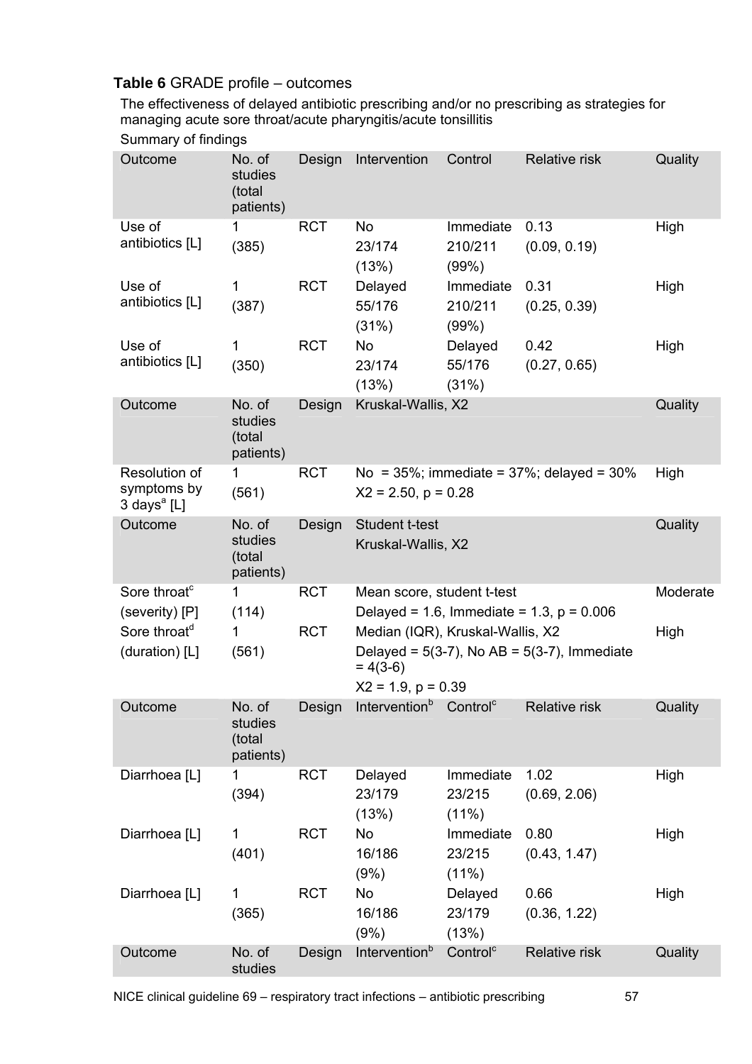**Table 6** GRADE profile – outcomes

The effectiveness of delayed antibiotic prescribing and/or no prescribing as strategies for managing acute sore throat/acute pharyngitis/acute tonsillitis

Summary of findings

| Outcome | No. of studies (total patients) | Design | Intervention | Control | Relative risk | Quality |
|---|---|---|---|---|---|---|
| Use of antibiotics [L] | 1 (385) | RCT | No 23/174 (13%) | Immediate 210/211 (99%) | 0.13 (0.09, 0.19) | High |
| Use of antibiotics [L] | 1 (387) | RCT | Delayed 55/176 (31%) | Immediate 210/211 (99%) | 0.31 (0.25, 0.39) | High |
| Use of antibiotics [L] | 1 (350) | RCT | No 23/174 (13%) | Delayed 55/176 (31%) | 0.42 (0.27, 0.65) | High |
| **Outcome** | **No. of studies (total patients)** | **Design** | **Kruskal-Wallis, X2** | | | **Quality** |
| Resolution of symptoms by 3 days[a] [L] | 1 (561) | RCT | No = 35%; immediate = 37%; delayed = 30% X2 = 2.50, p = 0.28 | | | High |
| **Outcome** | **No. of studies (total patients)** | **Design** | **Student t-test Kruskal-Wallis, X2** | | | **Quality** |
| Sore throat[c] (severity) [P] | 1 (114) | RCT | Mean score, student t-test Delayed = 1.6, Immediate = 1.3, p = 0.006 | | | Moderate |
| Sore throat[d] (duration) [L] | 1 (561) | RCT | Median (IQR), Kruskal-Wallis, X2 Delayed = 5(3-7), No AB = 5(3-7), Immediate = 4(3-6) X2 = 1.9, p = 0.39 | | | High |
| **Outcome** | **No. of studies (total patients)** | **Design** | **Intervention[b]** | **Control[c]** | **Relative risk** | **Quality** |
| Diarrhoea [L] | 1 (394) | RCT | Delayed 23/179 (13%) | Immediate 23/215 (11%) | 1.02 (0.69, 2.06) | High |
| Diarrhoea [L] | 1 (401) | RCT | No 16/186 (9%) | Immediate 23/215 (11%) | 0.80 (0.43, 1.47) | High |
| Diarrhoea [L] | 1 (365) | RCT | No 16/186 (9%) | Delayed 23/179 (13%) | 0.66 (0.36, 1.22) | High |
| **Outcome** | **No. of studies** | **Design** | **Intervention[b]** | **Control[c]** | **Relative risk** | **Quality** |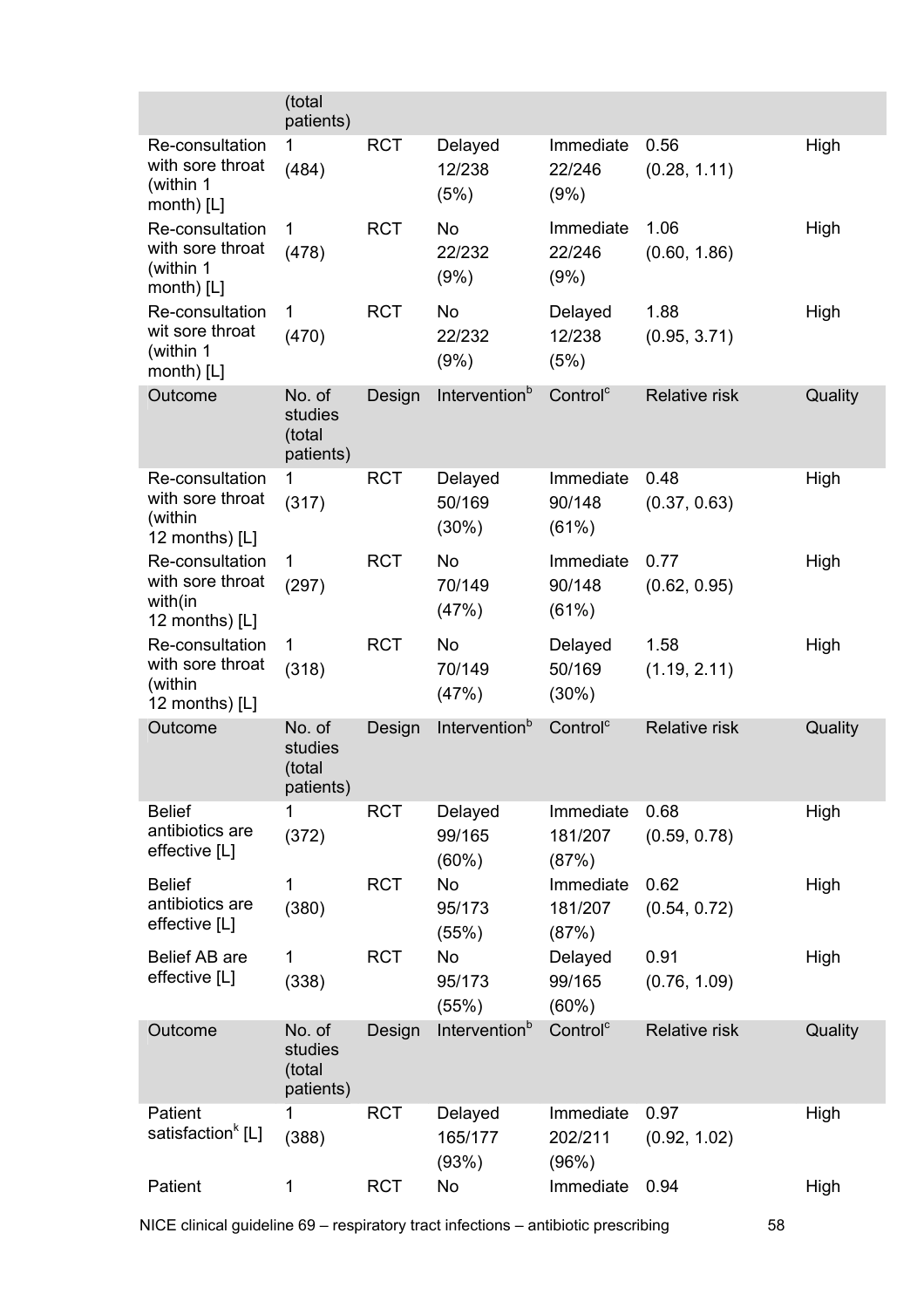| Outcome | No. of studies (total patients) | Design | Intervention[b] | Control[c] | Relative risk | Quality |
|---|---|---|---|---|---|---|
| Re-consultation with sore throat (within 1 month) [L] | 1 (484) | RCT | Delayed 12/238 (5%) | Immediate 22/246 (9%) | 0.56 (0.28, 1.11) | High |
| Re-consultation with sore throat (within 1 month) [L] | 1 (478) | RCT | No 22/232 (9%) | Immediate 22/246 (9%) | 1.06 (0.60, 1.86) | High |
| Re-consultation wit sore throat (within 1 month) [L] | 1 (470) | RCT | No 22/232 (9%) | Delayed 12/238 (5%) | 1.88 (0.95, 3.71) | High |
| Outcome | No. of studies (total patients) | Design | Intervention[b] | Control[c] | Relative risk | Quality |
| Re-consultation with sore throat (within 12 months) [L] | 1 (317) | RCT | Delayed 50/169 (30%) | Immediate 90/148 (61%) | 0.48 (0.37, 0.63) | High |
| Re-consultation with sore throat with(in 12 months) [L] | 1 (297) | RCT | No 70/149 (47%) | Immediate 90/148 (61%) | 0.77 (0.62, 0.95) | High |
| Re-consultation with sore throat (within 12 months) [L] | 1 (318) | RCT | No 70/149 (47%) | Delayed 50/169 (30%) | 1.58 (1.19, 2.11) | High |
| Outcome | No. of studies (total patients) | Design | Intervention[b] | Control[c] | Relative risk | Quality |
| Belief antibiotics are effective [L] | 1 (372) | RCT | Delayed 99/165 (60%) | Immediate 181/207 (87%) | 0.68 (0.59, 0.78) | High |
| Belief antibiotics are effective [L] | 1 (380) | RCT | No 95/173 (55%) | Immediate 181/207 (87%) | 0.62 (0.54, 0.72) | High |
| Belief AB are effective [L] | 1 (338) | RCT | No 95/173 (55%) | Delayed 99/165 (60%) | 0.91 (0.76, 1.09) | High |
| Outcome | No. of studies (total patients) | Design | Intervention[b] | Control[c] | Relative risk | Quality |
| Patient satisfaction[k] [L] | 1 (388) | RCT | Delayed 165/177 (93%) | Immediate 202/211 (96%) | 0.97 (0.92, 1.02) | High |
| Patient | 1 | RCT | No | Immediate | 0.94 | High |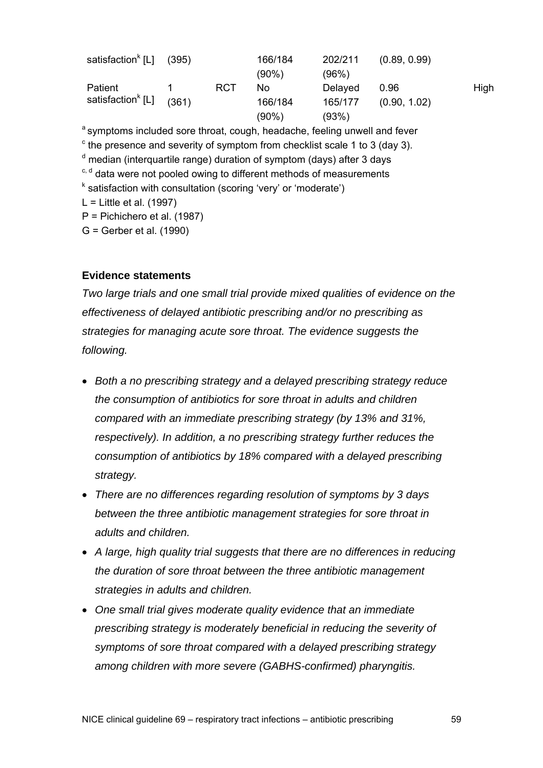| | | | | | | |
|---|---|---|---|---|---|---|
| satisfaction[k] [L] | (395) | | 166/184 (90%) | 202/211 (96%) | (0.89, 0.99) | |
| Patient satisfaction[k] [L] | 1 (361) | RCT | No 166/184 (90%) | Delayed 165/177 (93%) | 0.96 (0.90, 1.02) | High |

[a] symptoms included sore throat, cough, headache, feeling unwell and fever
[c] the presence and severity of symptom from checklist scale 1 to 3 (day 3).
[d] median (interquartile range) duration of symptom (days) after 3 days
[c, d] data were not pooled owing to different methods of measurements
[k] satisfaction with consultation (scoring 'very' or 'moderate')
L = Little et al. (1997)
P = Pichichero et al. (1987)
G = Gerber et al. (1990)

**Evidence statements**

*Two large trials and one small trial provide mixed qualities of evidence on the effectiveness of delayed antibiotic prescribing and/or no prescribing as strategies for managing acute sore throat. The evidence suggests the following.*

- *Both a no prescribing strategy and a delayed prescribing strategy reduce the consumption of antibiotics for sore throat in adults and children compared with an immediate prescribing strategy (by 13% and 31%, respectively). In addition, a no prescribing strategy further reduces the consumption of antibiotics by 18% compared with a delayed prescribing strategy.*
- *There are no differences regarding resolution of symptoms by 3 days between the three antibiotic management strategies for sore throat in adults and children.*
- *A large, high quality trial suggests that there are no differences in reducing the duration of sore throat between the three antibiotic management strategies in adults and children.*
- *One small trial gives moderate quality evidence that an immediate prescribing strategy is moderately beneficial in reducing the severity of symptoms of sore throat compared with a delayed prescribing strategy among children with more severe (GABHS-confirmed) pharyngitis.*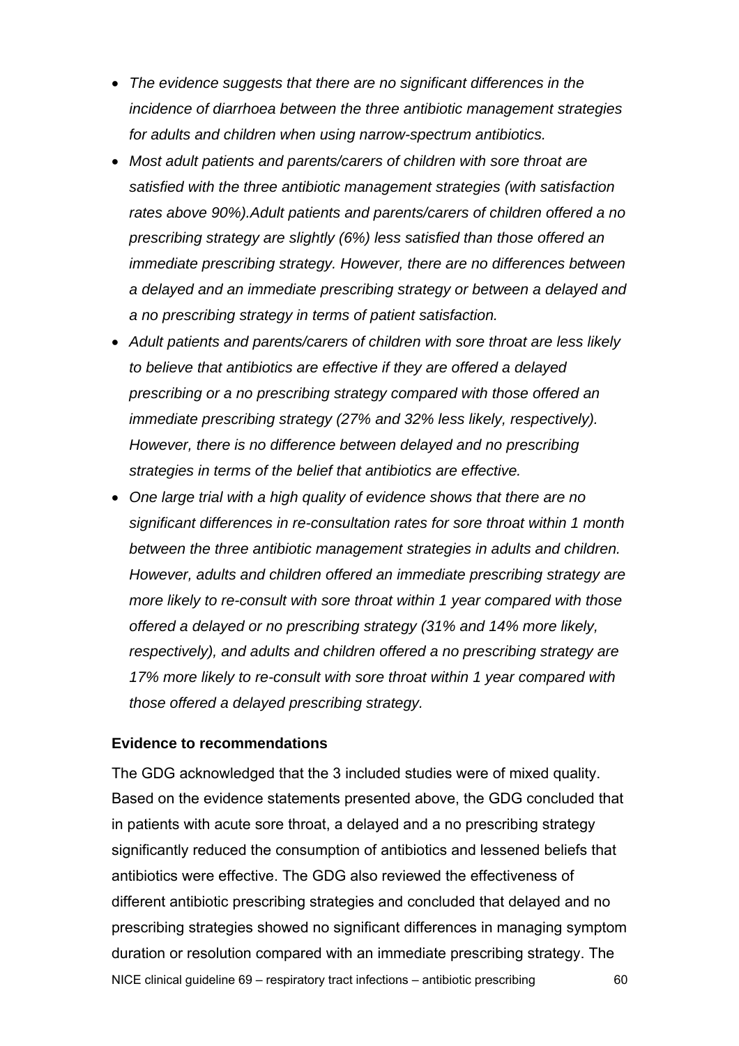- *The evidence suggests that there are no significant differences in the incidence of diarrhoea between the three antibiotic management strategies for adults and children when using narrow-spectrum antibiotics.*
- *Most adult patients and parents/carers of children with sore throat are satisfied with the three antibiotic management strategies (with satisfaction rates above 90%).Adult patients and parents/carers of children offered a no prescribing strategy are slightly (6%) less satisfied than those offered an immediate prescribing strategy. However, there are no differences between a delayed and an immediate prescribing strategy or between a delayed and a no prescribing strategy in terms of patient satisfaction.*
- *Adult patients and parents/carers of children with sore throat are less likely to believe that antibiotics are effective if they are offered a delayed prescribing or a no prescribing strategy compared with those offered an immediate prescribing strategy (27% and 32% less likely, respectively). However, there is no difference between delayed and no prescribing strategies in terms of the belief that antibiotics are effective.*
- *One large trial with a high quality of evidence shows that there are no significant differences in re-consultation rates for sore throat within 1 month between the three antibiotic management strategies in adults and children. However, adults and children offered an immediate prescribing strategy are more likely to re-consult with sore throat within 1 year compared with those offered a delayed or no prescribing strategy (31% and 14% more likely, respectively), and adults and children offered a no prescribing strategy are 17% more likely to re-consult with sore throat within 1 year compared with those offered a delayed prescribing strategy.*

**Evidence to recommendations**

The GDG acknowledged that the 3 included studies were of mixed quality. Based on the evidence statements presented above, the GDG concluded that in patients with acute sore throat, a delayed and a no prescribing strategy significantly reduced the consumption of antibiotics and lessened beliefs that antibiotics were effective. The GDG also reviewed the effectiveness of different antibiotic prescribing strategies and concluded that delayed and no prescribing strategies showed no significant differences in managing symptom duration or resolution compared with an immediate prescribing strategy. The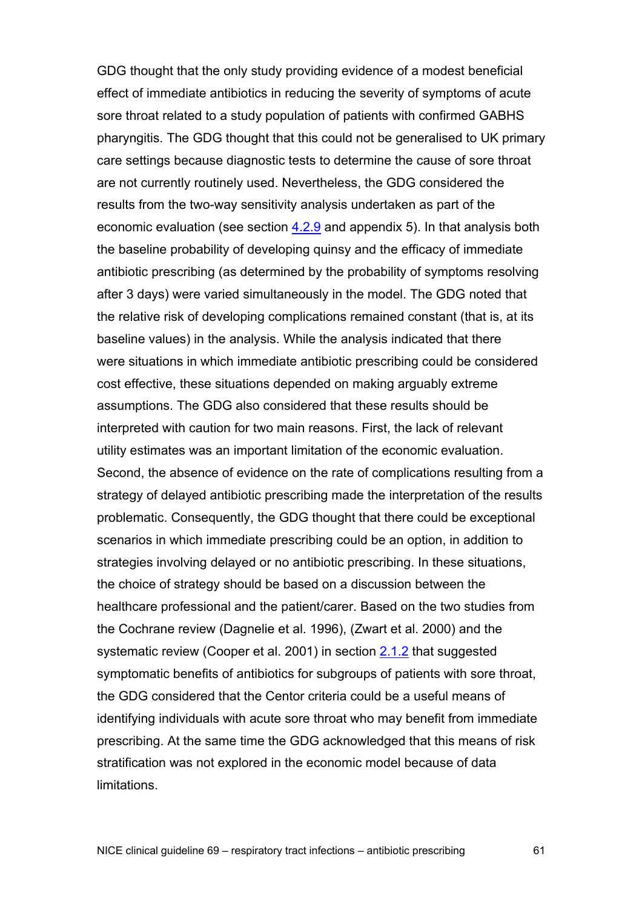GDG thought that the only study providing evidence of a modest beneficial effect of immediate antibiotics in reducing the severity of symptoms of acute sore throat related to a study population of patients with confirmed GABHS pharyngitis. The GDG thought that this could not be generalised to UK primary care settings because diagnostic tests to determine the cause of sore throat are not currently routinely used. Nevertheless, the GDG considered the results from the two-way sensitivity analysis undertaken as part of the economic evaluation (see section 4.2.9 and appendix 5). In that analysis both the baseline probability of developing quinsy and the efficacy of immediate antibiotic prescribing (as determined by the probability of symptoms resolving after 3 days) were varied simultaneously in the model. The GDG noted that the relative risk of developing complications remained constant (that is, at its baseline values) in the analysis. While the analysis indicated that there were situations in which immediate antibiotic prescribing could be considered cost effective, these situations depended on making arguably extreme assumptions. The GDG also considered that these results should be interpreted with caution for two main reasons. First, the lack of relevant utility estimates was an important limitation of the economic evaluation. Second, the absence of evidence on the rate of complications resulting from a strategy of delayed antibiotic prescribing made the interpretation of the results problematic. Consequently, the GDG thought that there could be exceptional scenarios in which immediate prescribing could be an option, in addition to strategies involving delayed or no antibiotic prescribing. In these situations, the choice of strategy should be based on a discussion between the healthcare professional and the patient/carer. Based on the two studies from the Cochrane review (Dagnelie et al. 1996), (Zwart et al. 2000) and the systematic review (Cooper et al. 2001) in section 2.1.2 that suggested symptomatic benefits of antibiotics for subgroups of patients with sore throat, the GDG considered that the Centor criteria could be a useful means of identifying individuals with acute sore throat who may benefit from immediate prescribing. At the same time the GDG acknowledged that this means of risk stratification was not explored in the economic model because of data limitations.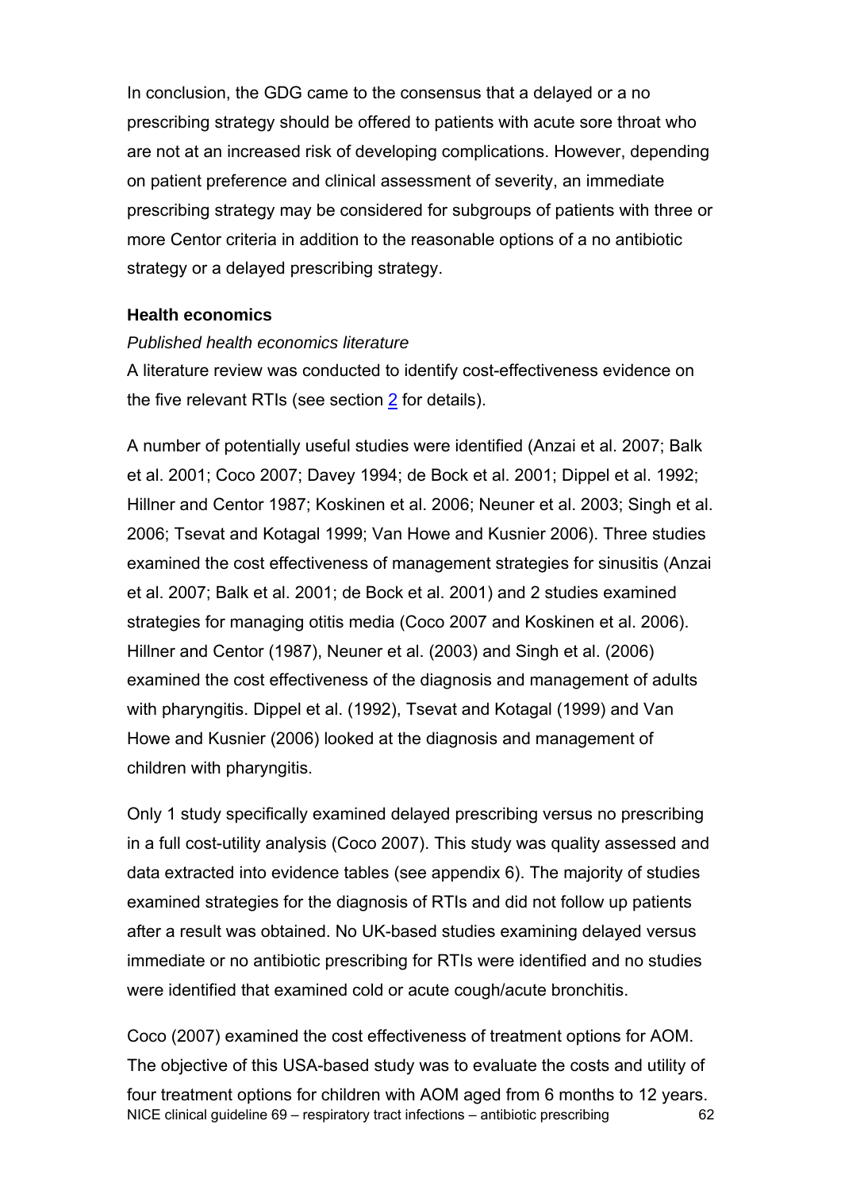In conclusion, the GDG came to the consensus that a delayed or a no prescribing strategy should be offered to patients with acute sore throat who are not at an increased risk of developing complications. However, depending on patient preference and clinical assessment of severity, an immediate prescribing strategy may be considered for subgroups of patients with three or more Centor criteria in addition to the reasonable options of a no antibiotic strategy or a delayed prescribing strategy.

**Health economics**

*Published health economics literature*

A literature review was conducted to identify cost-effectiveness evidence on the five relevant RTIs (see section 2 for details).

A number of potentially useful studies were identified (Anzai et al. 2007; Balk et al. 2001; Coco 2007; Davey 1994; de Bock et al. 2001; Dippel et al. 1992; Hillner and Centor 1987; Koskinen et al. 2006; Neuner et al. 2003; Singh et al. 2006; Tsevat and Kotagal 1999; Van Howe and Kusnier 2006). Three studies examined the cost effectiveness of management strategies for sinusitis (Anzai et al. 2007; Balk et al. 2001; de Bock et al. 2001) and 2 studies examined strategies for managing otitis media (Coco 2007 and Koskinen et al. 2006). Hillner and Centor (1987), Neuner et al. (2003) and Singh et al. (2006) examined the cost effectiveness of the diagnosis and management of adults with pharyngitis. Dippel et al. (1992), Tsevat and Kotagal (1999) and Van Howe and Kusnier (2006) looked at the diagnosis and management of children with pharyngitis.

Only 1 study specifically examined delayed prescribing versus no prescribing in a full cost-utility analysis (Coco 2007). This study was quality assessed and data extracted into evidence tables (see appendix 6). The majority of studies examined strategies for the diagnosis of RTIs and did not follow up patients after a result was obtained. No UK-based studies examining delayed versus immediate or no antibiotic prescribing for RTIs were identified and no studies were identified that examined cold or acute cough/acute bronchitis.

Coco (2007) examined the cost effectiveness of treatment options for AOM. The objective of this USA-based study was to evaluate the costs and utility of four treatment options for children with AOM aged from 6 months to 12 years.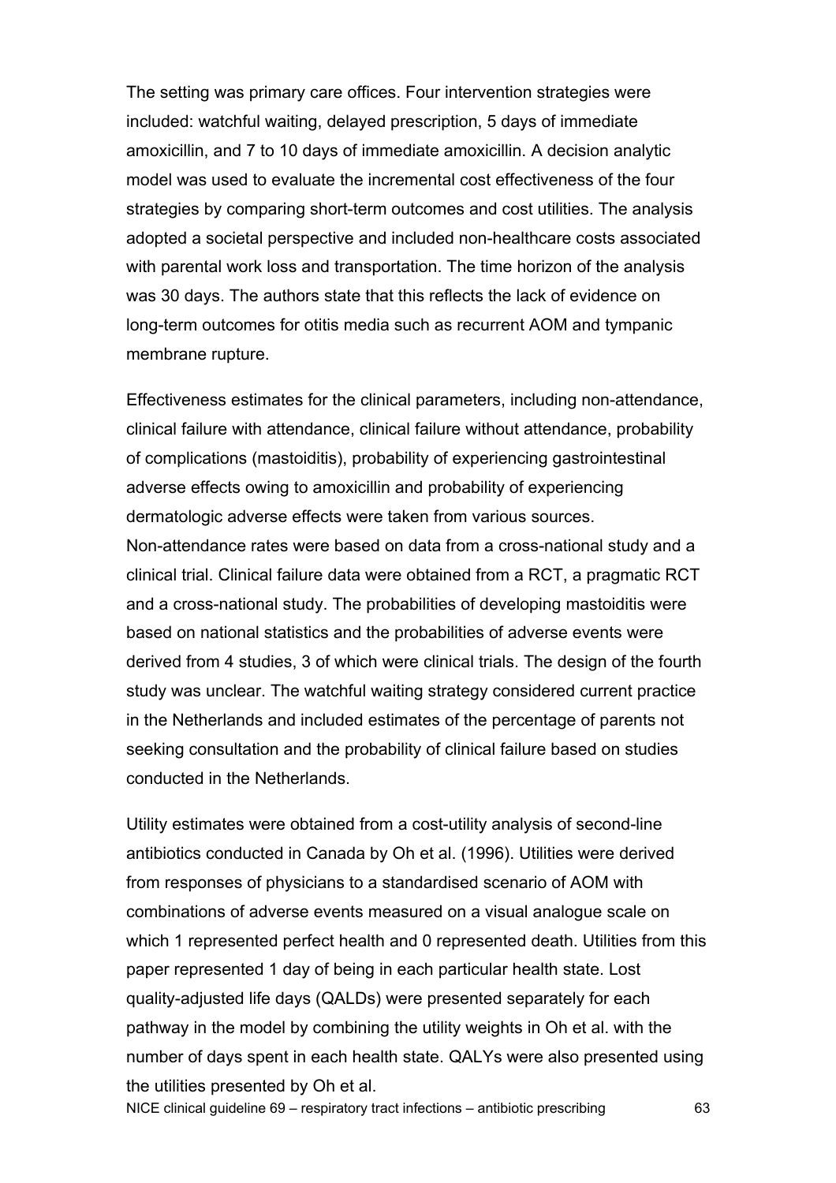The setting was primary care offices. Four intervention strategies were included: watchful waiting, delayed prescription, 5 days of immediate amoxicillin, and 7 to 10 days of immediate amoxicillin. A decision analytic model was used to evaluate the incremental cost effectiveness of the four strategies by comparing short-term outcomes and cost utilities. The analysis adopted a societal perspective and included non-healthcare costs associated with parental work loss and transportation. The time horizon of the analysis was 30 days. The authors state that this reflects the lack of evidence on long-term outcomes for otitis media such as recurrent AOM and tympanic membrane rupture.

Effectiveness estimates for the clinical parameters, including non-attendance, clinical failure with attendance, clinical failure without attendance, probability of complications (mastoiditis), probability of experiencing gastrointestinal adverse effects owing to amoxicillin and probability of experiencing dermatologic adverse effects were taken from various sources. Non-attendance rates were based on data from a cross-national study and a clinical trial. Clinical failure data were obtained from a RCT, a pragmatic RCT and a cross-national study. The probabilities of developing mastoiditis were based on national statistics and the probabilities of adverse events were derived from 4 studies, 3 of which were clinical trials. The design of the fourth study was unclear. The watchful waiting strategy considered current practice in the Netherlands and included estimates of the percentage of parents not seeking consultation and the probability of clinical failure based on studies conducted in the Netherlands.

Utility estimates were obtained from a cost-utility analysis of second-line antibiotics conducted in Canada by Oh et al. (1996). Utilities were derived from responses of physicians to a standardised scenario of AOM with combinations of adverse events measured on a visual analogue scale on which 1 represented perfect health and 0 represented death. Utilities from this paper represented 1 day of being in each particular health state. Lost quality-adjusted life days (QALDs) were presented separately for each pathway in the model by combining the utility weights in Oh et al. with the number of days spent in each health state. QALYs were also presented using the utilities presented by Oh et al.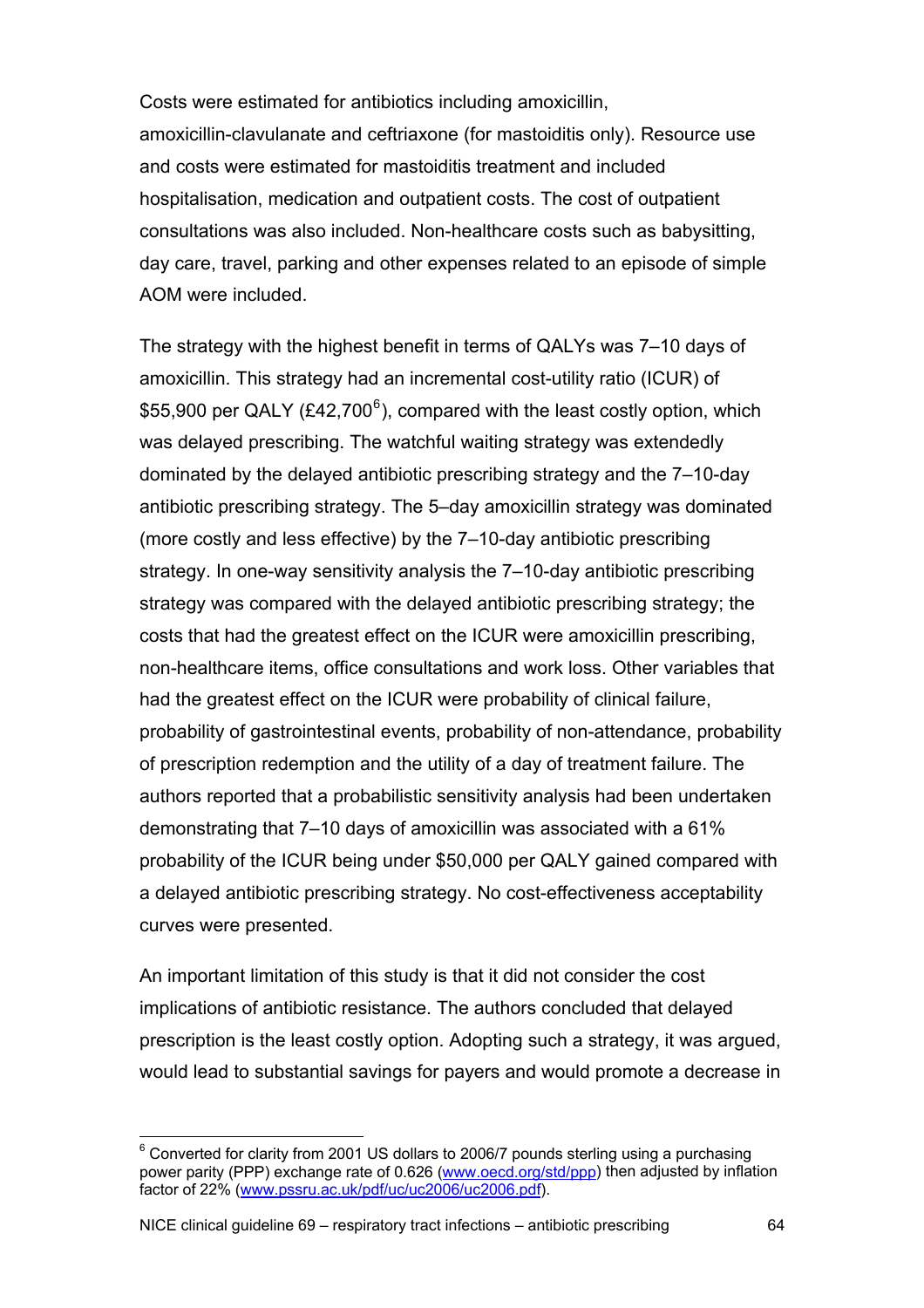Costs were estimated for antibiotics including amoxicillin, amoxicillin-clavulanate and ceftriaxone (for mastoiditis only). Resource use and costs were estimated for mastoiditis treatment and included hospitalisation, medication and outpatient costs. The cost of outpatient consultations was also included. Non-healthcare costs such as babysitting, day care, travel, parking and other expenses related to an episode of simple AOM were included.

The strategy with the highest benefit in terms of QALYs was 7–10 days of amoxicillin. This strategy had an incremental cost-utility ratio (ICUR) of $55,900 per QALY (£42,700[6]), compared with the least costly option, which was delayed prescribing. The watchful waiting strategy was extendedly dominated by the delayed antibiotic prescribing strategy and the 7–10-day antibiotic prescribing strategy. The 5–day amoxicillin strategy was dominated (more costly and less effective) by the 7–10-day antibiotic prescribing strategy. In one-way sensitivity analysis the 7–10-day antibiotic prescribing strategy was compared with the delayed antibiotic prescribing strategy; the costs that had the greatest effect on the ICUR were amoxicillin prescribing, non-healthcare items, office consultations and work loss. Other variables that had the greatest effect on the ICUR were probability of clinical failure, probability of gastrointestinal events, probability of non-attendance, probability of prescription redemption and the utility of a day of treatment failure. The authors reported that a probabilistic sensitivity analysis had been undertaken demonstrating that 7–10 days of amoxicillin was associated with a 61% probability of the ICUR being under $50,000 per QALY gained compared with a delayed antibiotic prescribing strategy. No cost-effectiveness acceptability curves were presented.

An important limitation of this study is that it did not consider the cost implications of antibiotic resistance. The authors concluded that delayed prescription is the least costly option. Adopting such a strategy, it was argued, would lead to substantial savings for payers and would promote a decrease in

---

[6] Converted for clarity from 2001 US dollars to 2006/7 pounds sterling using a purchasing power parity (PPP) exchange rate of 0.626 (www.oecd.org/std/ppp) then adjusted by inflation factor of 22% (www.pssru.ac.uk/pdf/uc/uc2006/uc2006.pdf).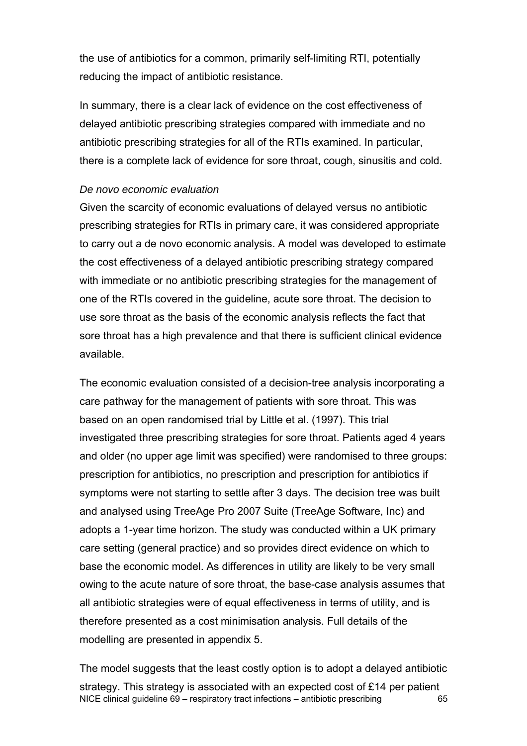the use of antibiotics for a common, primarily self-limiting RTI, potentially reducing the impact of antibiotic resistance.

In summary, there is a clear lack of evidence on the cost effectiveness of delayed antibiotic prescribing strategies compared with immediate and no antibiotic prescribing strategies for all of the RTIs examined. In particular, there is a complete lack of evidence for sore throat, cough, sinusitis and cold.

*De novo economic evaluation*

Given the scarcity of economic evaluations of delayed versus no antibiotic prescribing strategies for RTIs in primary care, it was considered appropriate to carry out a de novo economic analysis. A model was developed to estimate the cost effectiveness of a delayed antibiotic prescribing strategy compared with immediate or no antibiotic prescribing strategies for the management of one of the RTIs covered in the guideline, acute sore throat. The decision to use sore throat as the basis of the economic analysis reflects the fact that sore throat has a high prevalence and that there is sufficient clinical evidence available.

The economic evaluation consisted of a decision-tree analysis incorporating a care pathway for the management of patients with sore throat. This was based on an open randomised trial by Little et al. (1997). This trial investigated three prescribing strategies for sore throat. Patients aged 4 years and older (no upper age limit was specified) were randomised to three groups: prescription for antibiotics, no prescription and prescription for antibiotics if symptoms were not starting to settle after 3 days. The decision tree was built and analysed using TreeAge Pro 2007 Suite (TreeAge Software, Inc) and adopts a 1-year time horizon. The study was conducted within a UK primary care setting (general practice) and so provides direct evidence on which to base the economic model. As differences in utility are likely to be very small owing to the acute nature of sore throat, the base-case analysis assumes that all antibiotic strategies were of equal effectiveness in terms of utility, and is therefore presented as a cost minimisation analysis. Full details of the modelling are presented in appendix 5.

The model suggests that the least costly option is to adopt a delayed antibiotic strategy. This strategy is associated with an expected cost of £14 per patient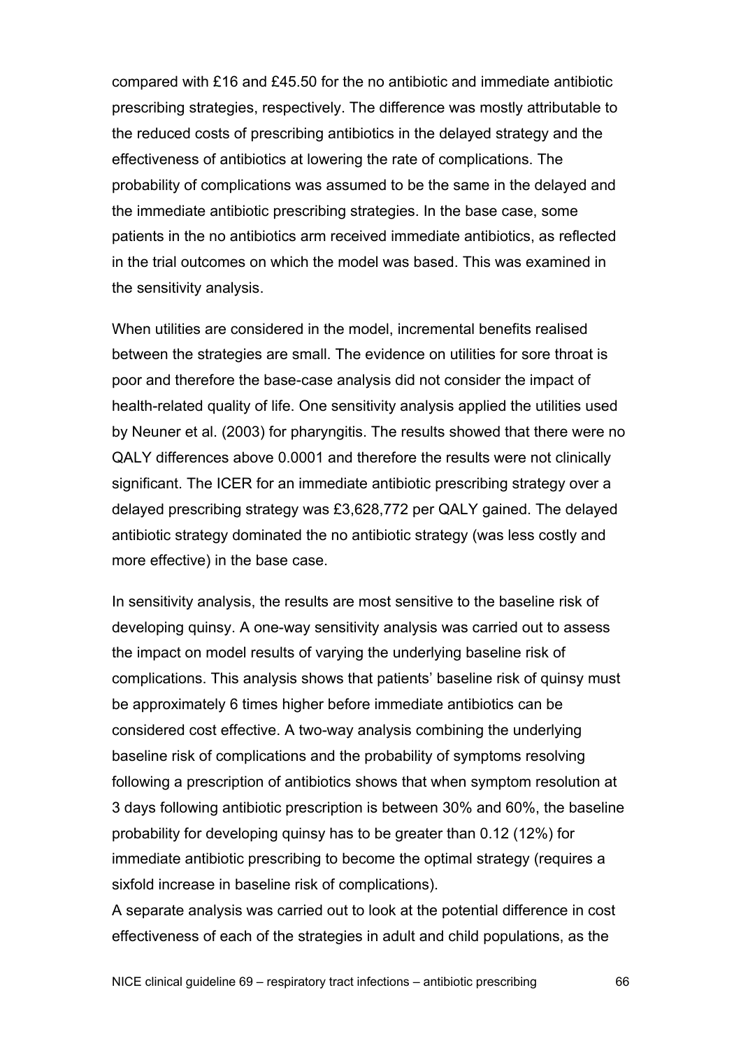compared with £16 and £45.50 for the no antibiotic and immediate antibiotic prescribing strategies, respectively. The difference was mostly attributable to the reduced costs of prescribing antibiotics in the delayed strategy and the effectiveness of antibiotics at lowering the rate of complications. The probability of complications was assumed to be the same in the delayed and the immediate antibiotic prescribing strategies. In the base case, some patients in the no antibiotics arm received immediate antibiotics, as reflected in the trial outcomes on which the model was based. This was examined in the sensitivity analysis.

When utilities are considered in the model, incremental benefits realised between the strategies are small. The evidence on utilities for sore throat is poor and therefore the base-case analysis did not consider the impact of health-related quality of life. One sensitivity analysis applied the utilities used by Neuner et al. (2003) for pharyngitis. The results showed that there were no QALY differences above 0.0001 and therefore the results were not clinically significant. The ICER for an immediate antibiotic prescribing strategy over a delayed prescribing strategy was £3,628,772 per QALY gained. The delayed antibiotic strategy dominated the no antibiotic strategy (was less costly and more effective) in the base case.

In sensitivity analysis, the results are most sensitive to the baseline risk of developing quinsy. A one-way sensitivity analysis was carried out to assess the impact on model results of varying the underlying baseline risk of complications. This analysis shows that patients' baseline risk of quinsy must be approximately 6 times higher before immediate antibiotics can be considered cost effective. A two-way analysis combining the underlying baseline risk of complications and the probability of symptoms resolving following a prescription of antibiotics shows that when symptom resolution at 3 days following antibiotic prescription is between 30% and 60%, the baseline probability for developing quinsy has to be greater than 0.12 (12%) for immediate antibiotic prescribing to become the optimal strategy (requires a sixfold increase in baseline risk of complications).

A separate analysis was carried out to look at the potential difference in cost effectiveness of each of the strategies in adult and child populations, as the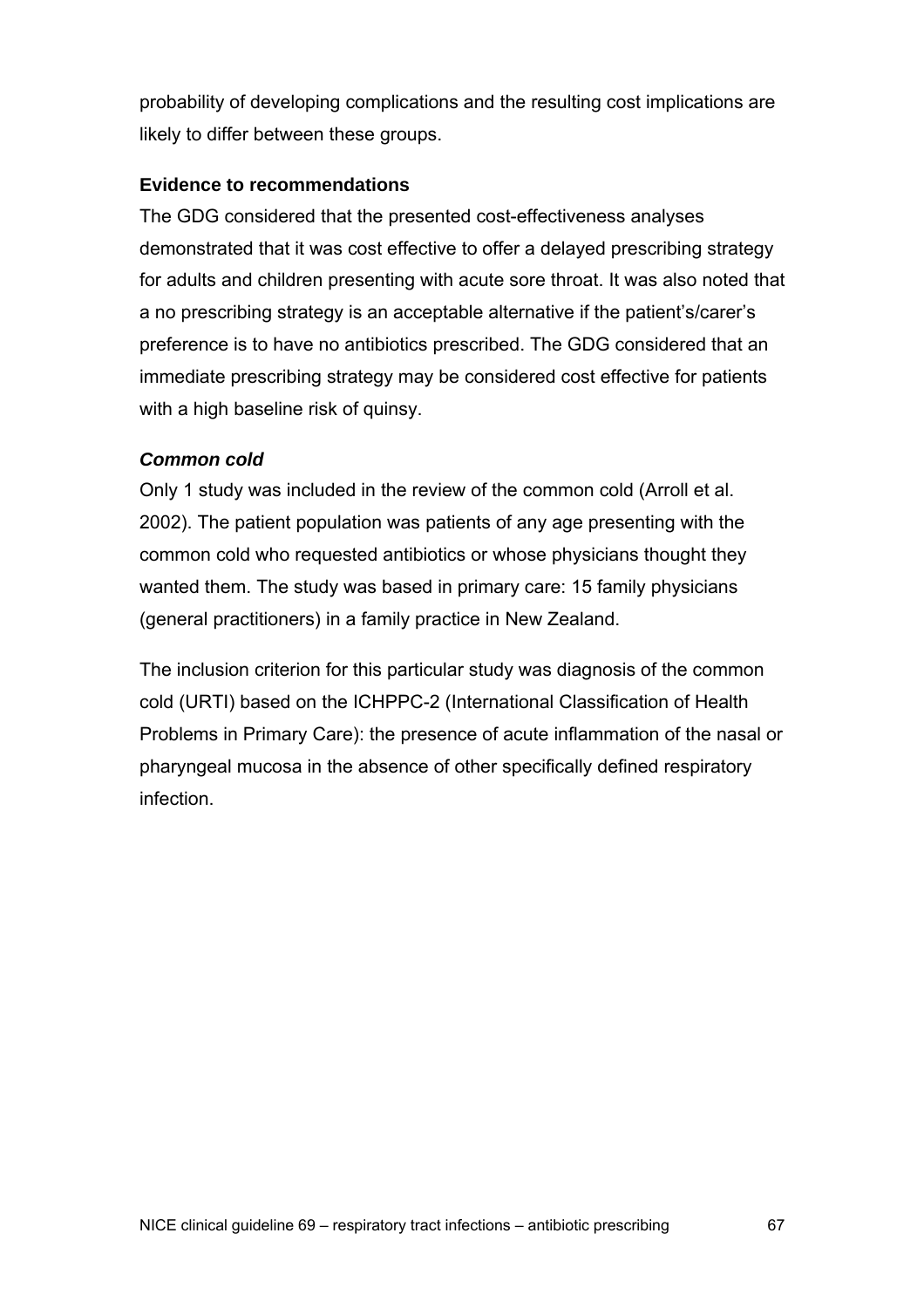probability of developing complications and the resulting cost implications are likely to differ between these groups.

**Evidence to recommendations**

The GDG considered that the presented cost-effectiveness analyses demonstrated that it was cost effective to offer a delayed prescribing strategy for adults and children presenting with acute sore throat. It was also noted that a no prescribing strategy is an acceptable alternative if the patient's/carer's preference is to have no antibiotics prescribed. The GDG considered that an immediate prescribing strategy may be considered cost effective for patients with a high baseline risk of quinsy.

***Common cold***

Only 1 study was included in the review of the common cold (Arroll et al. 2002). The patient population was patients of any age presenting with the common cold who requested antibiotics or whose physicians thought they wanted them. The study was based in primary care: 15 family physicians (general practitioners) in a family practice in New Zealand.

The inclusion criterion for this particular study was diagnosis of the common cold (URTI) based on the ICHPPC-2 (International Classification of Health Problems in Primary Care): the presence of acute inflammation of the nasal or pharyngeal mucosa in the absence of other specifically defined respiratory infection.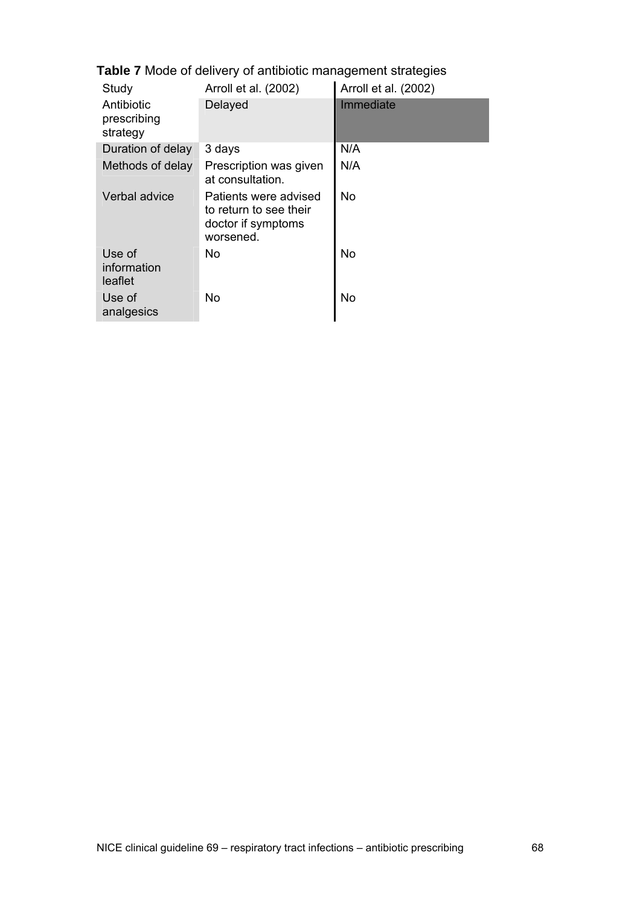**Table 7** Mode of delivery of antibiotic management strategies

| Study | Arroll et al. (2002) | Arroll et al. (2002) |
|---|---|---|
| Antibiotic prescribing strategy | Delayed | Immediate |
| Duration of delay | 3 days | N/A |
| Methods of delay | Prescription was given at consultation. | N/A |
| Verbal advice | Patients were advised to return to see their doctor if symptoms worsened. | No |
| Use of information leaflet | No | No |
| Use of analgesics | No | No |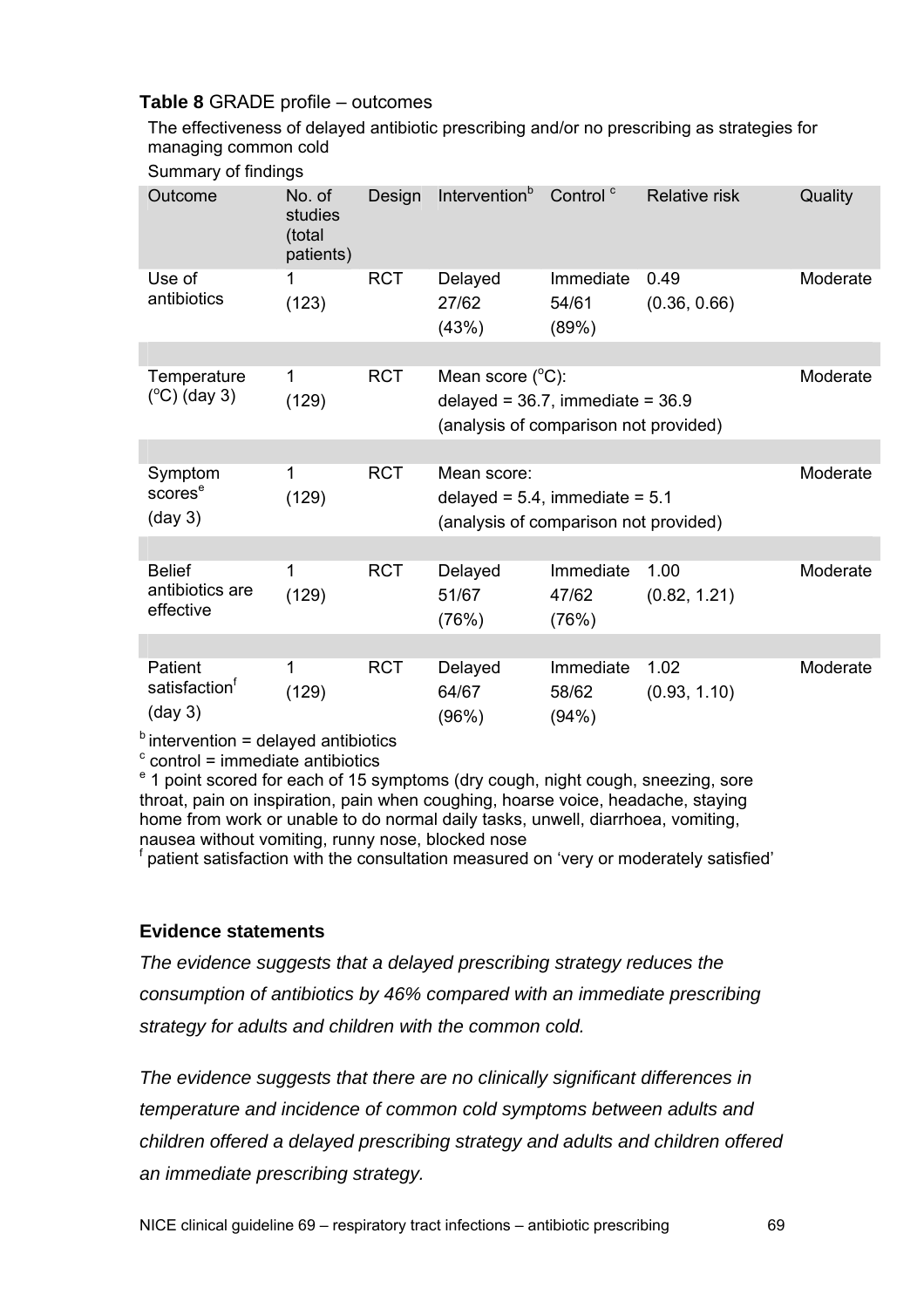**Table 8** GRADE profile – outcomes

The effectiveness of delayed antibiotic prescribing and/or no prescribing as strategies for managing common cold

Summary of findings

| Outcome | No. of studies (total patients) | Design | Intervention[b] | Control [c] | Relative risk | Quality |
|---|---|---|---|---|---|---|
| Use of antibiotics | 1 (123) | RCT | Delayed 27/62 (43%) | Immediate 54/61 (89%) | 0.49 (0.36, 0.66) | Moderate |
| Temperature (°C) (day 3) | 1 (129) | RCT | Mean score (°C): delayed = 36.7, immediate = 36.9 (analysis of comparison not provided) | | | Moderate |
| Symptom scores[e] (day 3) | 1 (129) | RCT | Mean score: delayed = 5.4, immediate = 5.1 (analysis of comparison not provided) | | | Moderate |
| Belief antibiotics are effective | 1 (129) | RCT | Delayed 51/67 (76%) | Immediate 47/62 (76%) | 1.00 (0.82, 1.21) | Moderate |
| Patient satisfaction[f] (day 3) | 1 (129) | RCT | Delayed 64/67 (96%) | Immediate 58/62 (94%) | 1.02 (0.93, 1.10) | Moderate |

[b] intervention = delayed antibiotics
[c] control = immediate antibiotics
[e] 1 point scored for each of 15 symptoms (dry cough, night cough, sneezing, sore throat, pain on inspiration, pain when coughing, hoarse voice, headache, staying home from work or unable to do normal daily tasks, unwell, diarrhoea, vomiting, nausea without vomiting, runny nose, blocked nose
[f] patient satisfaction with the consultation measured on 'very or moderately satisfied'

### Evidence statements

*The evidence suggests that a delayed prescribing strategy reduces the consumption of antibiotics by 46% compared with an immediate prescribing strategy for adults and children with the common cold.*

*The evidence suggests that there are no clinically significant differences in temperature and incidence of common cold symptoms between adults and children offered a delayed prescribing strategy and adults and children offered an immediate prescribing strategy.*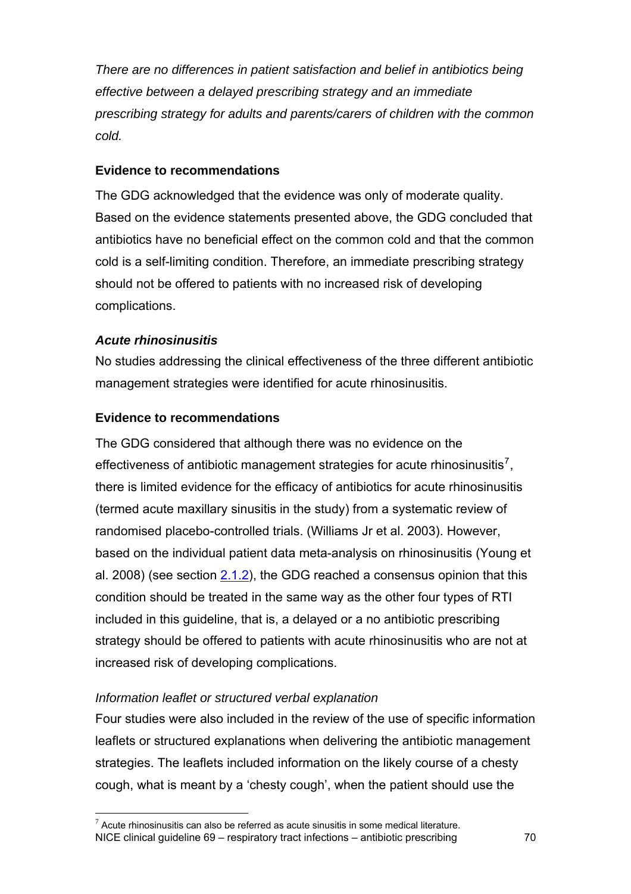*There are no differences in patient satisfaction and belief in antibiotics being effective between a delayed prescribing strategy and an immediate prescribing strategy for adults and parents/carers of children with the common cold.*

**Evidence to recommendations**

The GDG acknowledged that the evidence was only of moderate quality. Based on the evidence statements presented above, the GDG concluded that antibiotics have no beneficial effect on the common cold and that the common cold is a self-limiting condition. Therefore, an immediate prescribing strategy should not be offered to patients with no increased risk of developing complications.

***Acute rhinosinusitis***

No studies addressing the clinical effectiveness of the three different antibiotic management strategies were identified for acute rhinosinusitis.

**Evidence to recommendations**

The GDG considered that although there was no evidence on the effectiveness of antibiotic management strategies for acute rhinosinusitis[7], there is limited evidence for the efficacy of antibiotics for acute rhinosinusitis (termed acute maxillary sinusitis in the study) from a systematic review of randomised placebo-controlled trials. (Williams Jr et al. 2003). However, based on the individual patient data meta-analysis on rhinosinusitis (Young et al. 2008) (see section 2.1.2), the GDG reached a consensus opinion that this condition should be treated in the same way as the other four types of RTI included in this guideline, that is, a delayed or a no antibiotic prescribing strategy should be offered to patients with acute rhinosinusitis who are not at increased risk of developing complications.

*Information leaflet or structured verbal explanation*

Four studies were also included in the review of the use of specific information leaflets or structured explanations when delivering the antibiotic management strategies. The leaflets included information on the likely course of a chesty cough, what is meant by a 'chesty cough', when the patient should use the

[7] Acute rhinosinusitis can also be referred as acute sinusitis in some medical literature.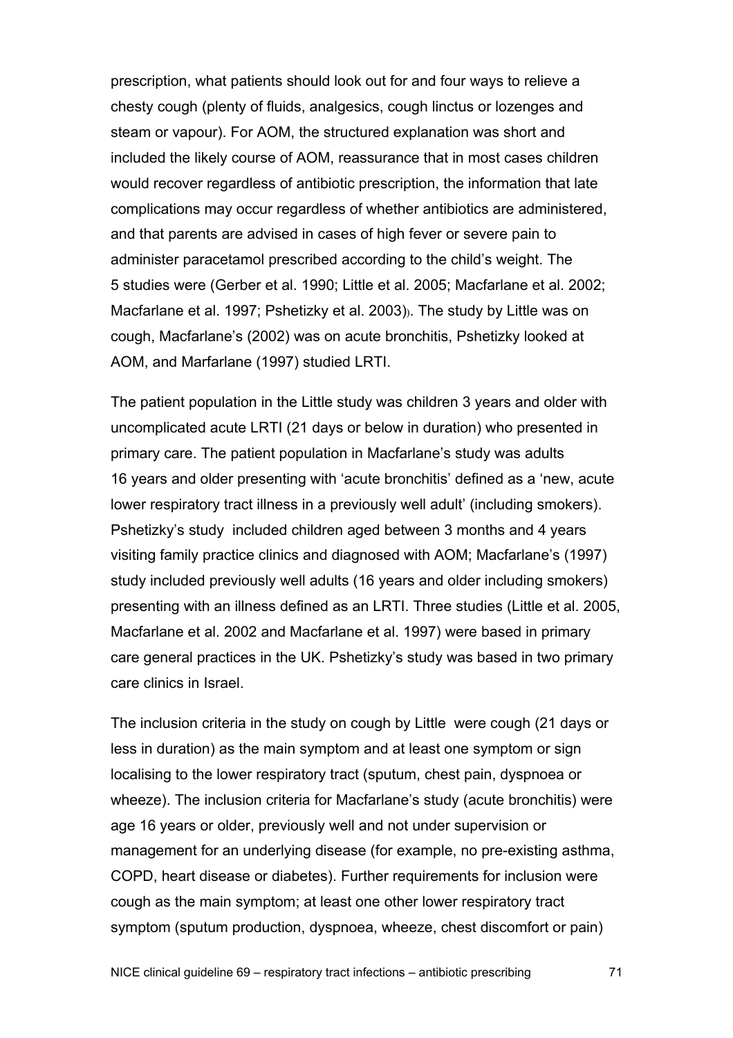prescription, what patients should look out for and four ways to relieve a chesty cough (plenty of fluids, analgesics, cough linctus or lozenges and steam or vapour). For AOM, the structured explanation was short and included the likely course of AOM, reassurance that in most cases children would recover regardless of antibiotic prescription, the information that late complications may occur regardless of whether antibiotics are administered, and that parents are advised in cases of high fever or severe pain to administer paracetamol prescribed according to the child's weight. The 5 studies were (Gerber et al. 1990; Little et al. 2005; Macfarlane et al. 2002; Macfarlane et al. 1997; Pshetizky et al. 2003)). The study by Little was on cough, Macfarlane's (2002) was on acute bronchitis, Pshetizky looked at AOM, and Marfarlane (1997) studied LRTI.

The patient population in the Little study was children 3 years and older with uncomplicated acute LRTI (21 days or below in duration) who presented in primary care. The patient population in Macfarlane's study was adults 16 years and older presenting with 'acute bronchitis' defined as a 'new, acute lower respiratory tract illness in a previously well adult' (including smokers). Pshetizky's study included children aged between 3 months and 4 years visiting family practice clinics and diagnosed with AOM; Macfarlane's (1997) study included previously well adults (16 years and older including smokers) presenting with an illness defined as an LRTI. Three studies (Little et al. 2005, Macfarlane et al. 2002 and Macfarlane et al. 1997) were based in primary care general practices in the UK. Pshetizky's study was based in two primary care clinics in Israel.

The inclusion criteria in the study on cough by Little were cough (21 days or less in duration) as the main symptom and at least one symptom or sign localising to the lower respiratory tract (sputum, chest pain, dyspnoea or wheeze). The inclusion criteria for Macfarlane's study (acute bronchitis) were age 16 years or older, previously well and not under supervision or management for an underlying disease (for example, no pre-existing asthma, COPD, heart disease or diabetes). Further requirements for inclusion were cough as the main symptom; at least one other lower respiratory tract symptom (sputum production, dyspnoea, wheeze, chest discomfort or pain)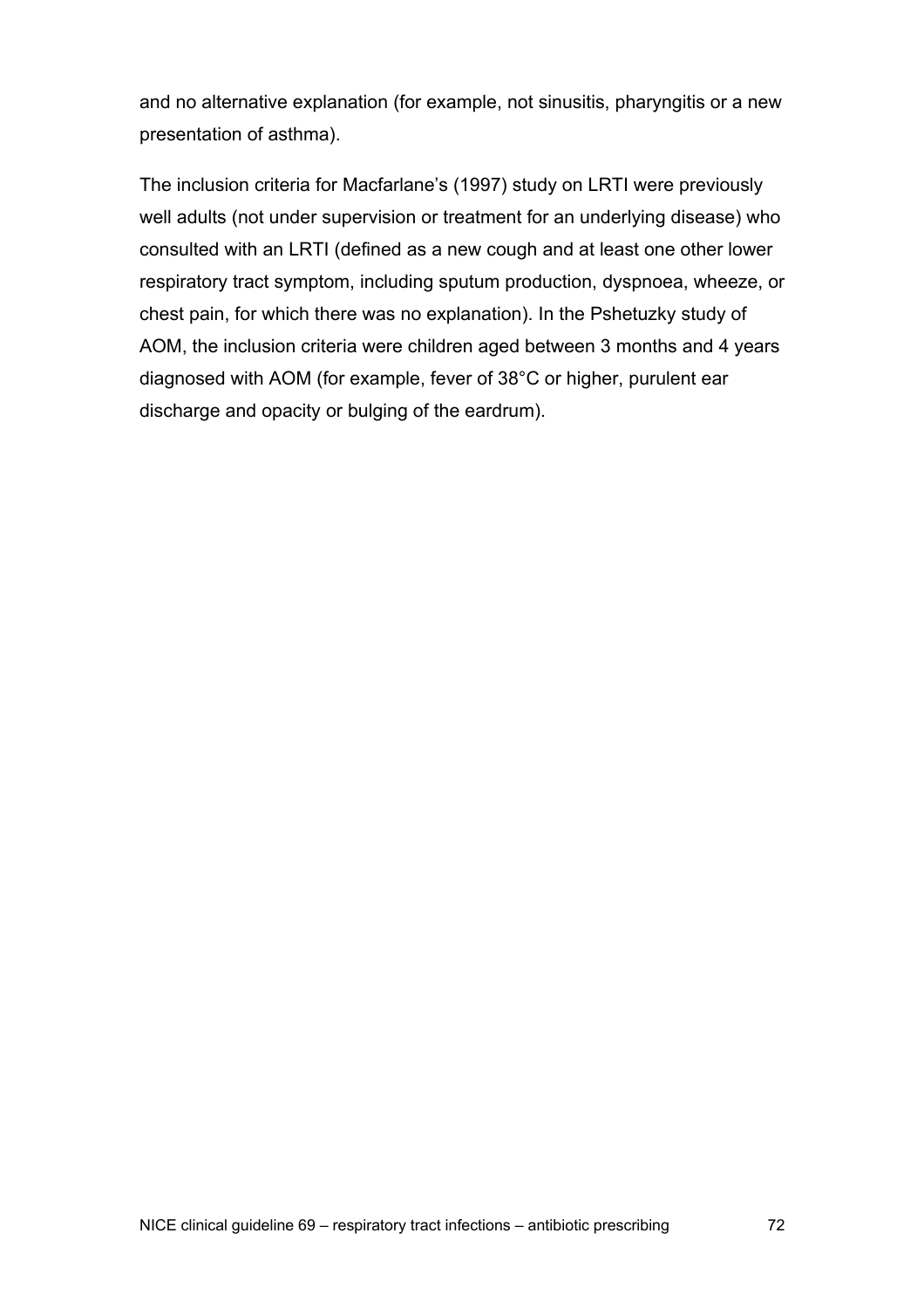and no alternative explanation (for example, not sinusitis, pharyngitis or a new presentation of asthma).

The inclusion criteria for Macfarlane's (1997) study on LRTI were previously well adults (not under supervision or treatment for an underlying disease) who consulted with an LRTI (defined as a new cough and at least one other lower respiratory tract symptom, including sputum production, dyspnoea, wheeze, or chest pain, for which there was no explanation). In the Pshetuzky study of AOM, the inclusion criteria were children aged between 3 months and 4 years diagnosed with AOM (for example, fever of 38°C or higher, purulent ear discharge and opacity or bulging of the eardrum).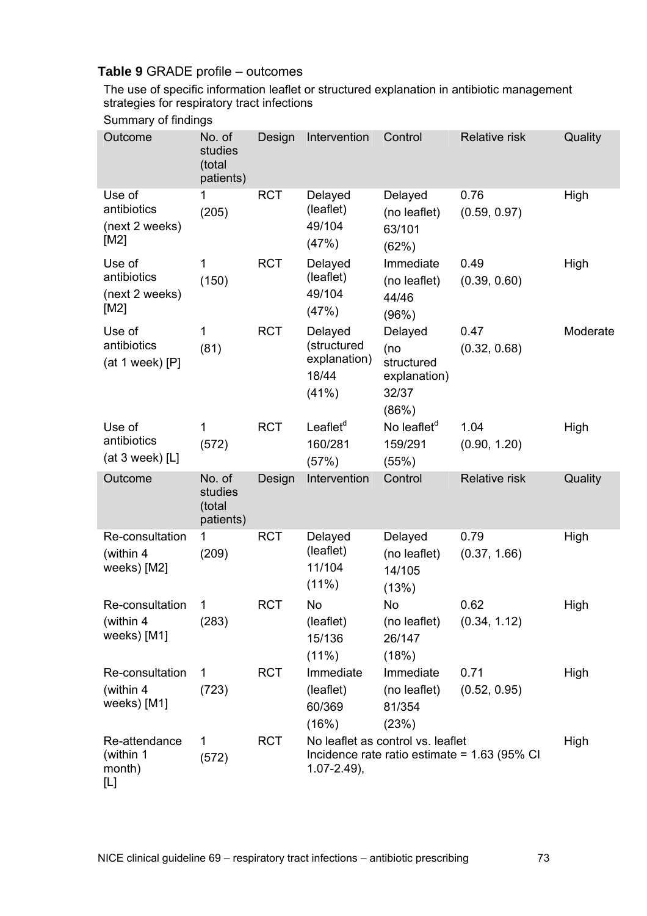**Table 9** GRADE profile – outcomes

The use of specific information leaflet or structured explanation in antibiotic management strategies for respiratory tract infections

Summary of findings

| Outcome | No. of studies (total patients) | Design | Intervention | Control | Relative risk | Quality |
|---|---|---|---|---|---|---|
| Use of antibiotics (next 2 weeks) [M2] | 1 (205) | RCT | Delayed (leaflet) 49/104 (47%) | Delayed (no leaflet) 63/101 (62%) | 0.76 (0.59, 0.97) | High |
| Use of antibiotics (next 2 weeks) [M2] | 1 (150) | RCT | Delayed (leaflet) 49/104 (47%) | Immediate (no leaflet) 44/46 (96%) | 0.49 (0.39, 0.60) | High |
| Use of antibiotics (at 1 week) [P] | 1 (81) | RCT | Delayed (structured explanation) 18/44 (41%) | Delayed (no structured explanation) 32/37 (86%) | 0.47 (0.32, 0.68) | Moderate |
| Use of antibiotics (at 3 week) [L] | 1 (572) | RCT | Leaflet[d] 160/281 (57%) | No leaflet[d] 159/291 (55%) | 1.04 (0.90, 1.20) | High |
| **Outcome** | **No. of studies (total patients)** | **Design** | **Intervention** | **Control** | **Relative risk** | **Quality** |
| Re-consultation (within 4 weeks) [M2] | 1 (209) | RCT | Delayed (leaflet) 11/104 (11%) | Delayed (no leaflet) 14/105 (13%) | 0.79 (0.37, 1.66) | High |
| Re-consultation (within 4 weeks) [M1] | 1 (283) | RCT | No (leaflet) 15/136 (11%) | No (no leaflet) 26/147 (18%) | 0.62 (0.34, 1.12) | High |
| Re-consultation (within 4 weeks) [M1] | 1 (723) | RCT | Immediate (leaflet) 60/369 (16%) | Immediate (no leaflet) 81/354 (23%) | 0.71 (0.52, 0.95) | High |
| Re-attendance (within 1 month) [L] | 1 (572) | RCT | No leaflet as control vs. leaflet Incidence rate ratio estimate = 1.63 (95% CI 1.07-2.49), | | | High |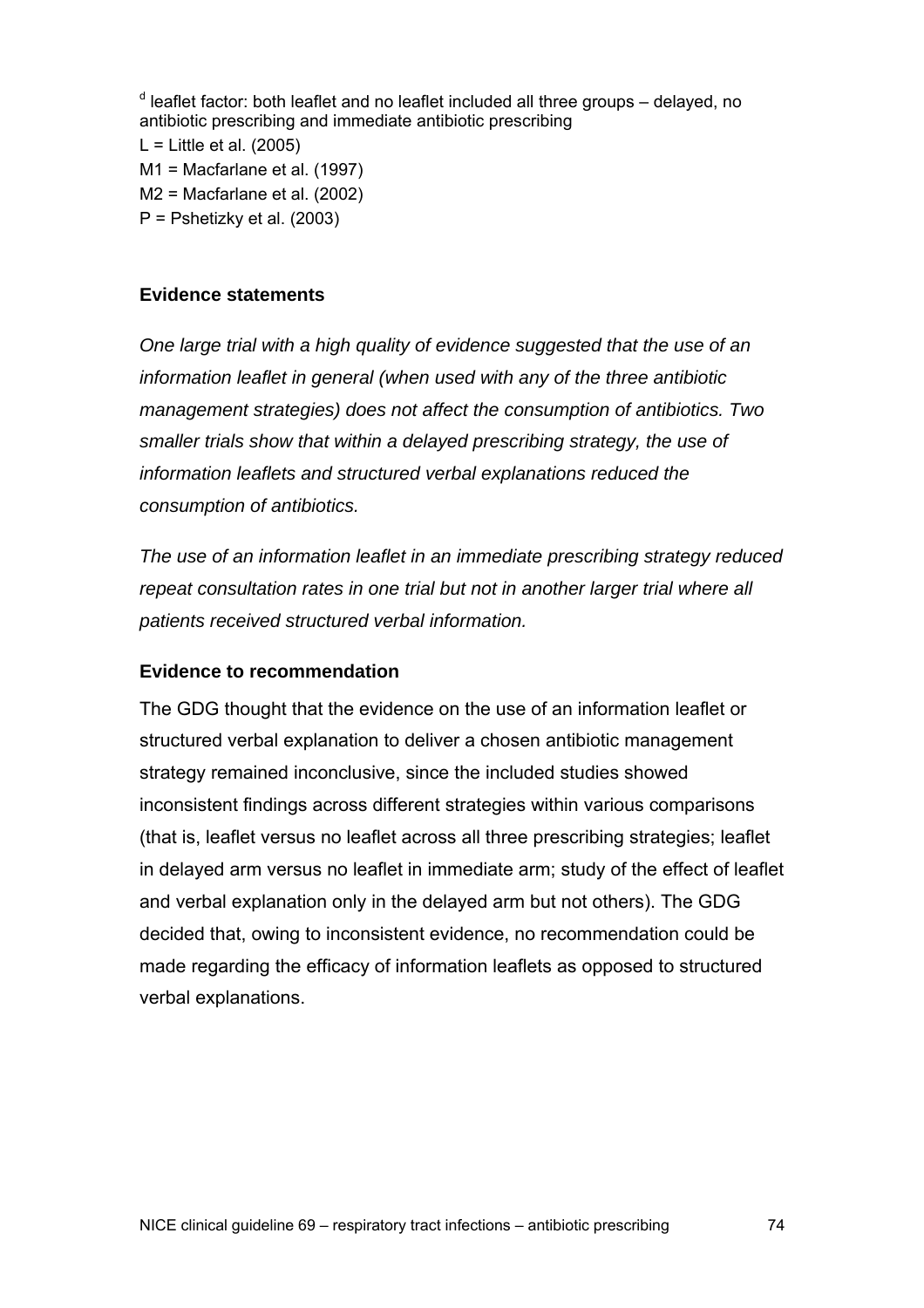[d] leaflet factor: both leaflet and no leaflet included all three groups – delayed, no antibiotic prescribing and immediate antibiotic prescribing

L = Little et al. (2005)

M1 = Macfarlane et al. (1997)

M2 = Macfarlane et al. (2002)

P = Pshetizky et al. (2003)

### Evidence statements

*One large trial with a high quality of evidence suggested that the use of an information leaflet in general (when used with any of the three antibiotic management strategies) does not affect the consumption of antibiotics. Two smaller trials show that within a delayed prescribing strategy, the use of information leaflets and structured verbal explanations reduced the consumption of antibiotics.*

*The use of an information leaflet in an immediate prescribing strategy reduced repeat consultation rates in one trial but not in another larger trial where all patients received structured verbal information.*

### Evidence to recommendation

The GDG thought that the evidence on the use of an information leaflet or structured verbal explanation to deliver a chosen antibiotic management strategy remained inconclusive, since the included studies showed inconsistent findings across different strategies within various comparisons (that is, leaflet versus no leaflet across all three prescribing strategies; leaflet in delayed arm versus no leaflet in immediate arm; study of the effect of leaflet and verbal explanation only in the delayed arm but not others). The GDG decided that, owing to inconsistent evidence, no recommendation could be made regarding the efficacy of information leaflets as opposed to structured verbal explanations.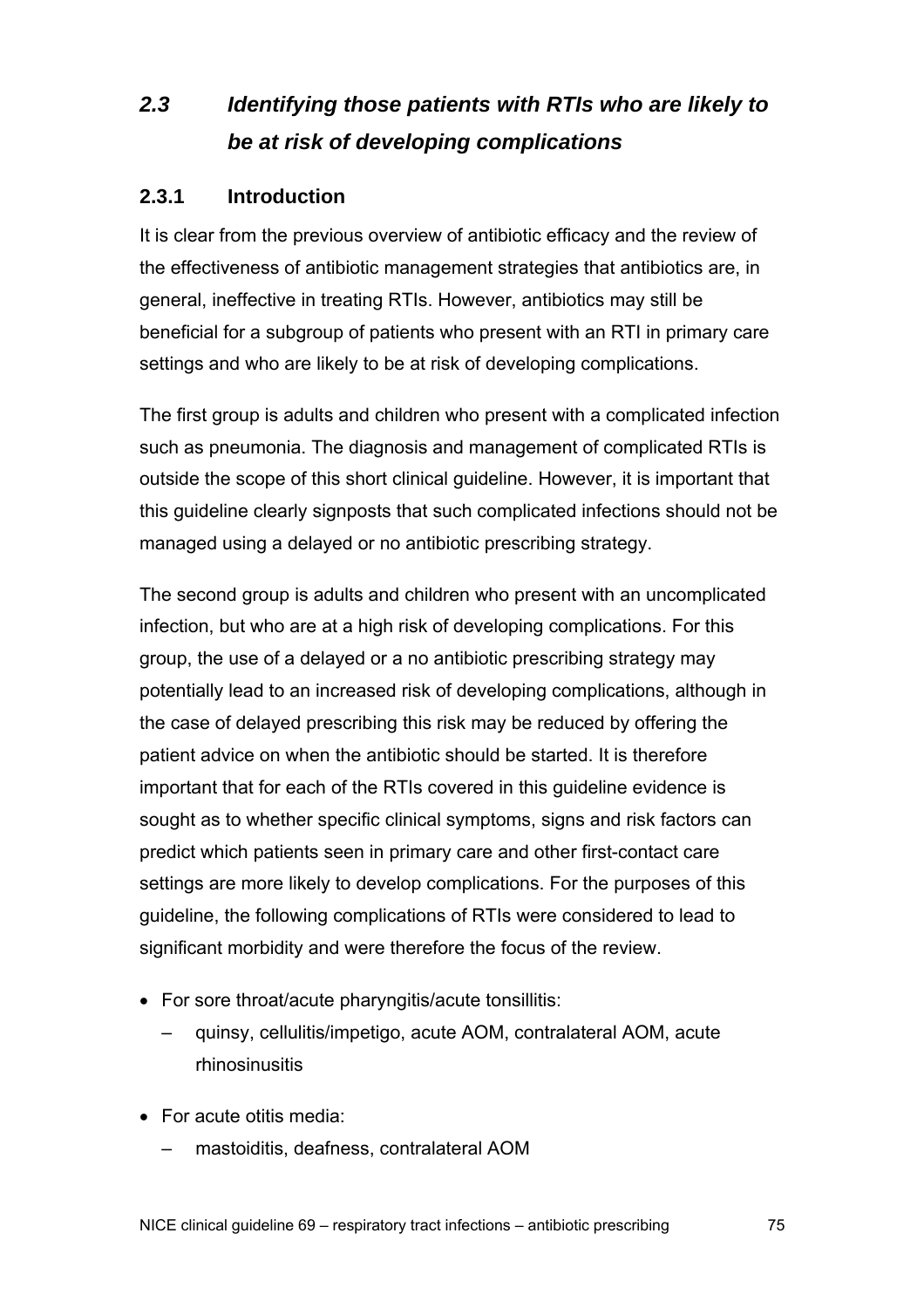## *2.3 Identifying those patients with RTIs who are likely to be at risk of developing complications*

### 2.3.1 Introduction

It is clear from the previous overview of antibiotic efficacy and the review of the effectiveness of antibiotic management strategies that antibiotics are, in general, ineffective in treating RTIs. However, antibiotics may still be beneficial for a subgroup of patients who present with an RTI in primary care settings and who are likely to be at risk of developing complications.

The first group is adults and children who present with a complicated infection such as pneumonia. The diagnosis and management of complicated RTIs is outside the scope of this short clinical guideline. However, it is important that this guideline clearly signposts that such complicated infections should not be managed using a delayed or no antibiotic prescribing strategy.

The second group is adults and children who present with an uncomplicated infection, but who are at a high risk of developing complications. For this group, the use of a delayed or a no antibiotic prescribing strategy may potentially lead to an increased risk of developing complications, although in the case of delayed prescribing this risk may be reduced by offering the patient advice on when the antibiotic should be started. It is therefore important that for each of the RTIs covered in this guideline evidence is sought as to whether specific clinical symptoms, signs and risk factors can predict which patients seen in primary care and other first-contact care settings are more likely to develop complications. For the purposes of this guideline, the following complications of RTIs were considered to lead to significant morbidity and were therefore the focus of the review.

- For sore throat/acute pharyngitis/acute tonsillitis:
  - quinsy, cellulitis/impetigo, acute AOM, contralateral AOM, acute rhinosinusitis
- For acute otitis media:
  - mastoiditis, deafness, contralateral AOM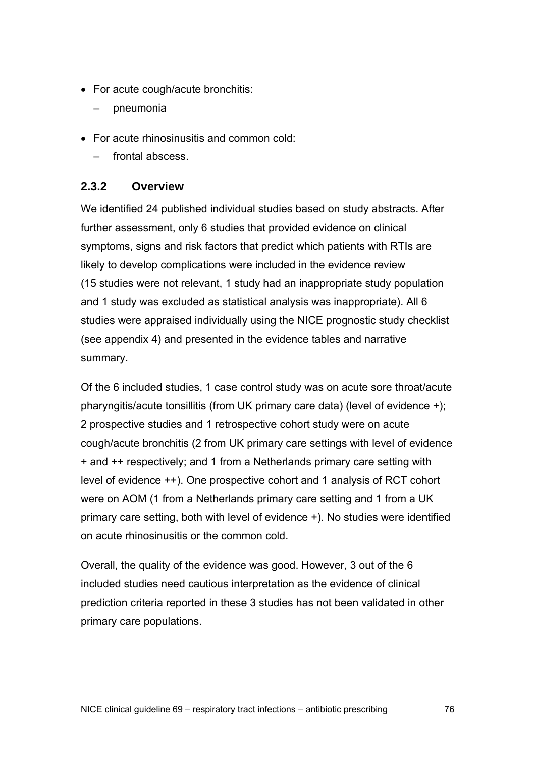- For acute cough/acute bronchitis:
  - pneumonia
- For acute rhinosinusitis and common cold:
  - frontal abscess.

### 2.3.2 Overview

We identified 24 published individual studies based on study abstracts. After further assessment, only 6 studies that provided evidence on clinical symptoms, signs and risk factors that predict which patients with RTIs are likely to develop complications were included in the evidence review (15 studies were not relevant, 1 study had an inappropriate study population and 1 study was excluded as statistical analysis was inappropriate). All 6 studies were appraised individually using the NICE prognostic study checklist (see appendix 4) and presented in the evidence tables and narrative summary.

Of the 6 included studies, 1 case control study was on acute sore throat/acute pharyngitis/acute tonsillitis (from UK primary care data) (level of evidence +); 2 prospective studies and 1 retrospective cohort study were on acute cough/acute bronchitis (2 from UK primary care settings with level of evidence + and ++ respectively; and 1 from a Netherlands primary care setting with level of evidence ++). One prospective cohort and 1 analysis of RCT cohort were on AOM (1 from a Netherlands primary care setting and 1 from a UK primary care setting, both with level of evidence +). No studies were identified on acute rhinosinusitis or the common cold.

Overall, the quality of the evidence was good. However, 3 out of the 6 included studies need cautious interpretation as the evidence of clinical prediction criteria reported in these 3 studies has not been validated in other primary care populations.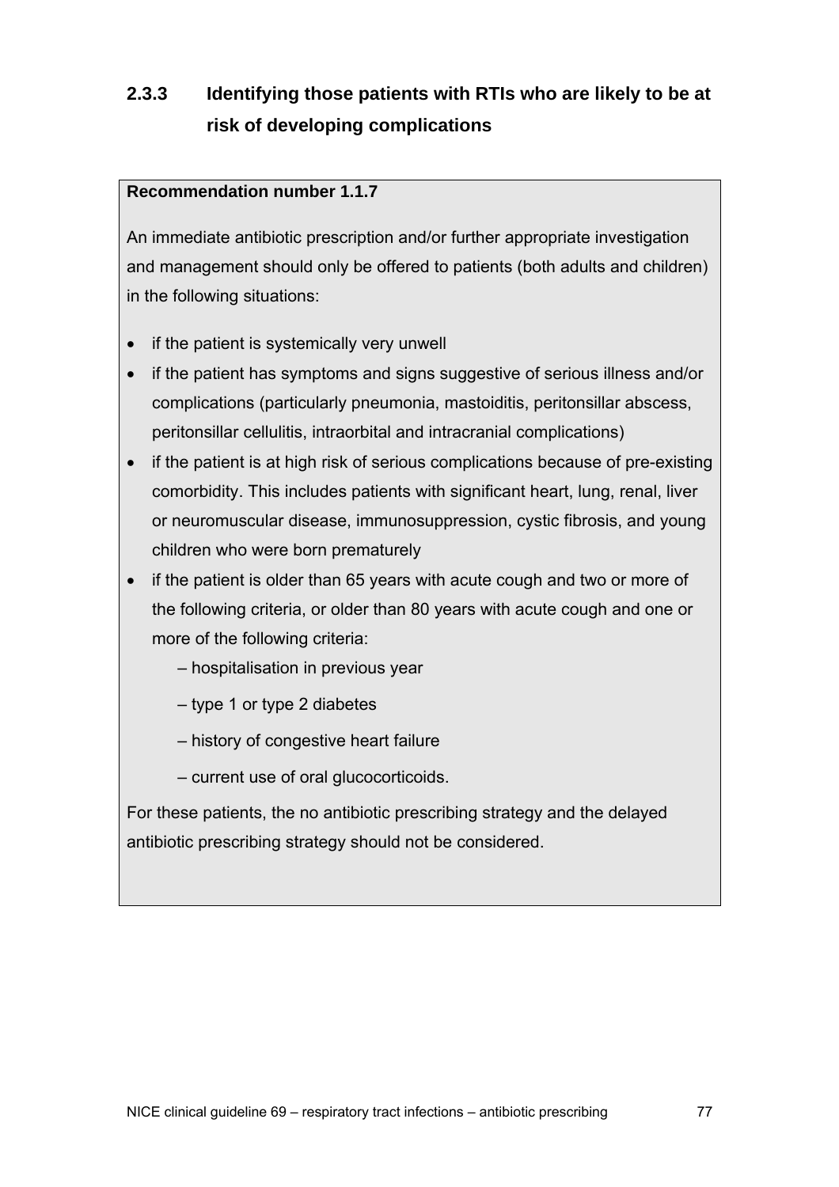### 2.3.3 Identifying those patients with RTIs who are likely to be at risk of developing complications

**Recommendation number 1.1.7**

An immediate antibiotic prescription and/or further appropriate investigation and management should only be offered to patients (both adults and children) in the following situations:

- if the patient is systemically very unwell
- if the patient has symptoms and signs suggestive of serious illness and/or complications (particularly pneumonia, mastoiditis, peritonsillar abscess, peritonsillar cellulitis, intraorbital and intracranial complications)
- if the patient is at high risk of serious complications because of pre-existing comorbidity. This includes patients with significant heart, lung, renal, liver or neuromuscular disease, immunosuppression, cystic fibrosis, and young children who were born prematurely
- if the patient is older than 65 years with acute cough and two or more of the following criteria, or older than 80 years with acute cough and one or more of the following criteria:
  - hospitalisation in previous year
  - type 1 or type 2 diabetes
  - history of congestive heart failure
  - current use of oral glucocorticoids.

For these patients, the no antibiotic prescribing strategy and the delayed antibiotic prescribing strategy should not be considered.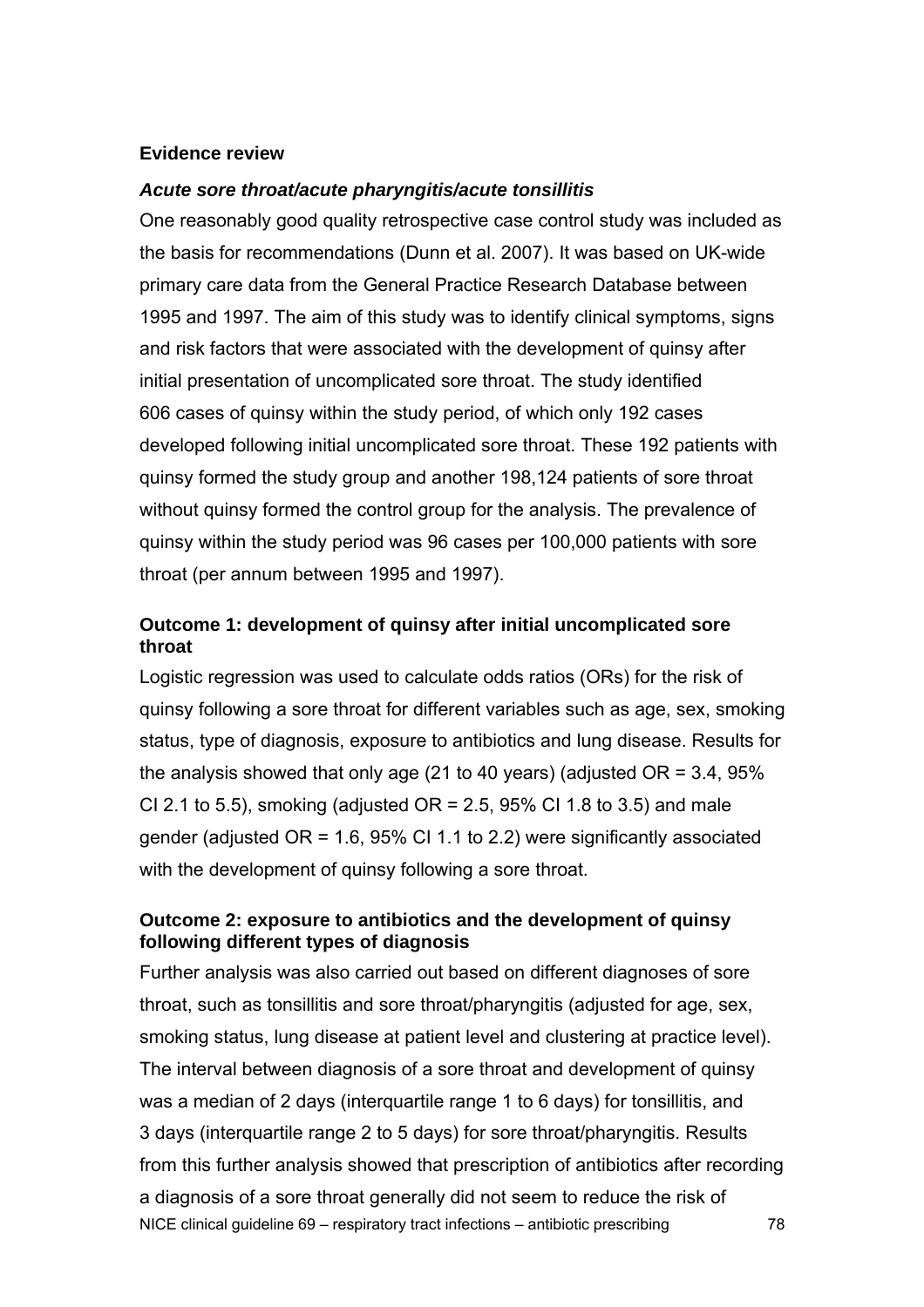**Evidence review**

***Acute sore throat/acute pharyngitis/acute tonsillitis***

One reasonably good quality retrospective case control study was included as the basis for recommendations (Dunn et al. 2007). It was based on UK-wide primary care data from the General Practice Research Database between 1995 and 1997. The aim of this study was to identify clinical symptoms, signs and risk factors that were associated with the development of quinsy after initial presentation of uncomplicated sore throat. The study identified 606 cases of quinsy within the study period, of which only 192 cases developed following initial uncomplicated sore throat. These 192 patients with quinsy formed the study group and another 198,124 patients of sore throat without quinsy formed the control group for the analysis. The prevalence of quinsy within the study period was 96 cases per 100,000 patients with sore throat (per annum between 1995 and 1997).

**Outcome 1: development of quinsy after initial uncomplicated sore throat**

Logistic regression was used to calculate odds ratios (ORs) for the risk of quinsy following a sore throat for different variables such as age, sex, smoking status, type of diagnosis, exposure to antibiotics and lung disease. Results for the analysis showed that only age (21 to 40 years) (adjusted OR = 3.4, 95% CI 2.1 to 5.5), smoking (adjusted OR = 2.5, 95% CI 1.8 to 3.5) and male gender (adjusted OR = 1.6, 95% CI 1.1 to 2.2) were significantly associated with the development of quinsy following a sore throat.

**Outcome 2: exposure to antibiotics and the development of quinsy following different types of diagnosis**

Further analysis was also carried out based on different diagnoses of sore throat, such as tonsillitis and sore throat/pharyngitis (adjusted for age, sex, smoking status, lung disease at patient level and clustering at practice level). The interval between diagnosis of a sore throat and development of quinsy was a median of 2 days (interquartile range 1 to 6 days) for tonsillitis, and 3 days (interquartile range 2 to 5 days) for sore throat/pharyngitis. Results from this further analysis showed that prescription of antibiotics after recording a diagnosis of a sore throat generally did not seem to reduce the risk of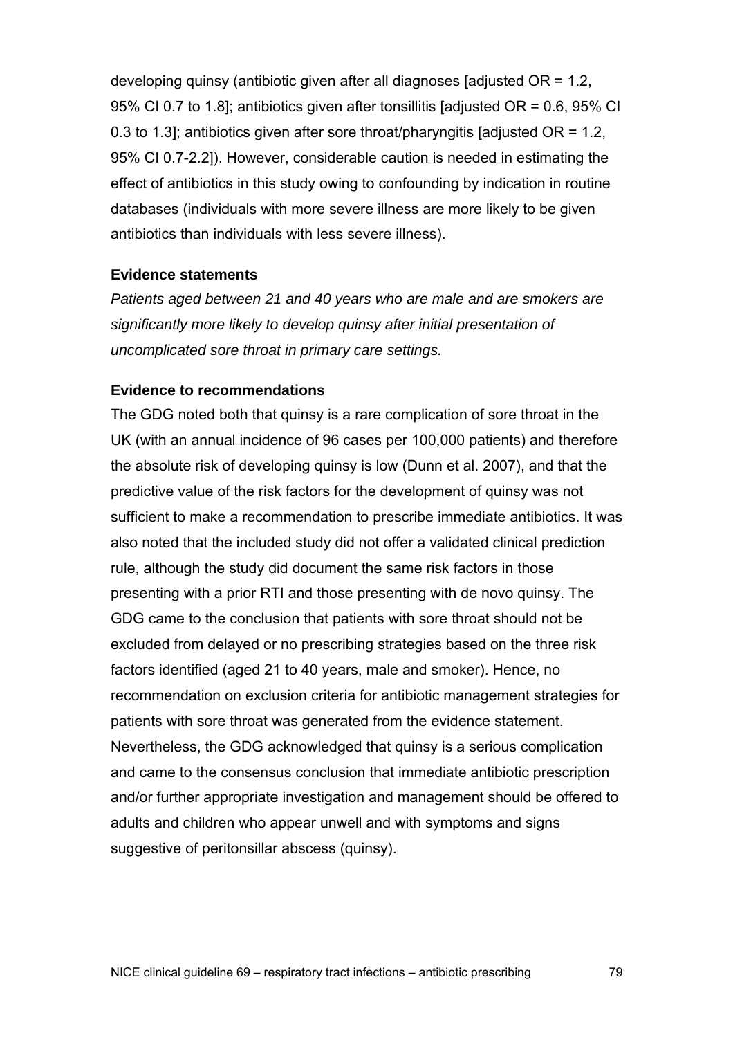developing quinsy (antibiotic given after all diagnoses [adjusted OR = 1.2, 95% CI 0.7 to 1.8]; antibiotics given after tonsillitis [adjusted OR = 0.6, 95% CI 0.3 to 1.3]; antibiotics given after sore throat/pharyngitis [adjusted OR = 1.2, 95% CI 0.7-2.2]). However, considerable caution is needed in estimating the effect of antibiotics in this study owing to confounding by indication in routine databases (individuals with more severe illness are more likely to be given antibiotics than individuals with less severe illness).

**Evidence statements**

*Patients aged between 21 and 40 years who are male and are smokers are significantly more likely to develop quinsy after initial presentation of uncomplicated sore throat in primary care settings.*

**Evidence to recommendations**

The GDG noted both that quinsy is a rare complication of sore throat in the UK (with an annual incidence of 96 cases per 100,000 patients) and therefore the absolute risk of developing quinsy is low (Dunn et al. 2007), and that the predictive value of the risk factors for the development of quinsy was not sufficient to make a recommendation to prescribe immediate antibiotics. It was also noted that the included study did not offer a validated clinical prediction rule, although the study did document the same risk factors in those presenting with a prior RTI and those presenting with de novo quinsy. The GDG came to the conclusion that patients with sore throat should not be excluded from delayed or no prescribing strategies based on the three risk factors identified (aged 21 to 40 years, male and smoker). Hence, no recommendation on exclusion criteria for antibiotic management strategies for patients with sore throat was generated from the evidence statement. Nevertheless, the GDG acknowledged that quinsy is a serious complication and came to the consensus conclusion that immediate antibiotic prescription and/or further appropriate investigation and management should be offered to adults and children who appear unwell and with symptoms and signs suggestive of peritonsillar abscess (quinsy).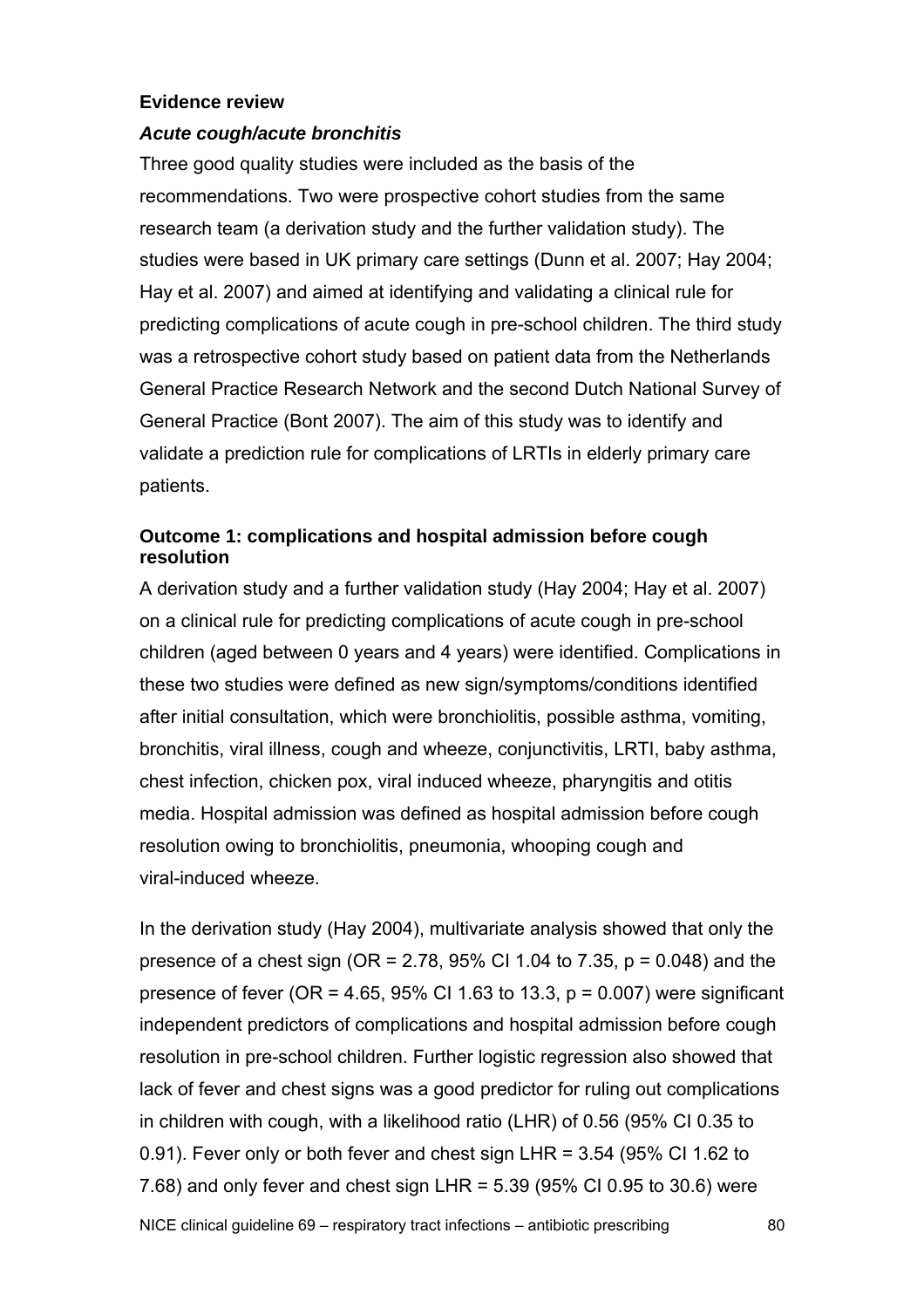**Evidence review**

***Acute cough/acute bronchitis***

Three good quality studies were included as the basis of the recommendations. Two were prospective cohort studies from the same research team (a derivation study and the further validation study). The studies were based in UK primary care settings (Dunn et al. 2007; Hay 2004; Hay et al. 2007) and aimed at identifying and validating a clinical rule for predicting complications of acute cough in pre-school children. The third study was a retrospective cohort study based on patient data from the Netherlands General Practice Research Network and the second Dutch National Survey of General Practice (Bont 2007). The aim of this study was to identify and validate a prediction rule for complications of LRTIs in elderly primary care patients.

**Outcome 1: complications and hospital admission before cough resolution**

A derivation study and a further validation study (Hay 2004; Hay et al. 2007) on a clinical rule for predicting complications of acute cough in pre-school children (aged between 0 years and 4 years) were identified. Complications in these two studies were defined as new sign/symptoms/conditions identified after initial consultation, which were bronchiolitis, possible asthma, vomiting, bronchitis, viral illness, cough and wheeze, conjunctivitis, LRTI, baby asthma, chest infection, chicken pox, viral induced wheeze, pharyngitis and otitis media. Hospital admission was defined as hospital admission before cough resolution owing to bronchiolitis, pneumonia, whooping cough and viral-induced wheeze.

In the derivation study (Hay 2004), multivariate analysis showed that only the presence of a chest sign (OR = 2.78, 95% CI 1.04 to 7.35, $p = 0.048$) and the presence of fever (OR = 4.65, 95% CI 1.63 to 13.3, $p = 0.007$) were significant independent predictors of complications and hospital admission before cough resolution in pre-school children. Further logistic regression also showed that lack of fever and chest signs was a good predictor for ruling out complications in children with cough, with a likelihood ratio (LHR) of 0.56 (95% CI 0.35 to 0.91). Fever only or both fever and chest sign LHR = 3.54 (95% CI 1.62 to 7.68) and only fever and chest sign LHR = 5.39 (95% CI 0.95 to 30.6) were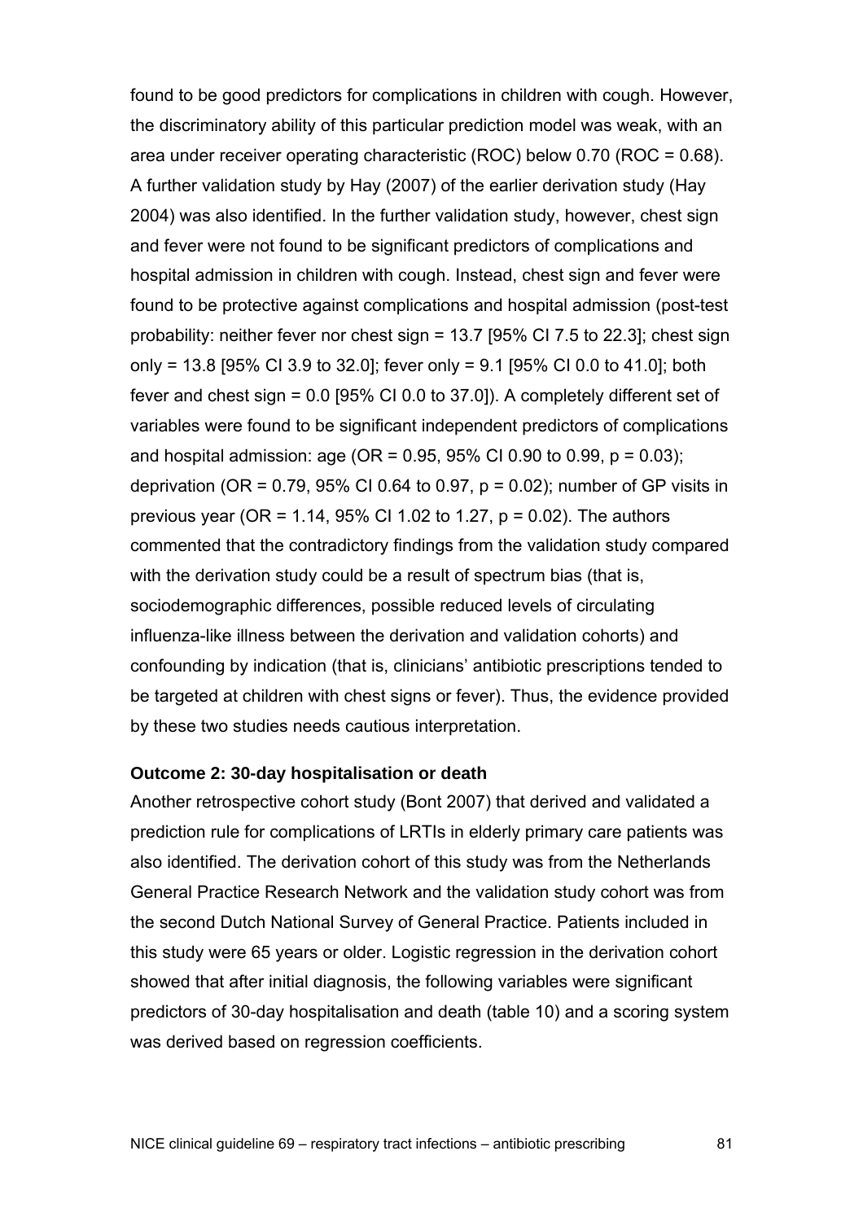found to be good predictors for complications in children with cough. However, the discriminatory ability of this particular prediction model was weak, with an area under receiver operating characteristic (ROC) below 0.70 (ROC = 0.68). A further validation study by Hay (2007) of the earlier derivation study (Hay 2004) was also identified. In the further validation study, however, chest sign and fever were not found to be significant predictors of complications and hospital admission in children with cough. Instead, chest sign and fever were found to be protective against complications and hospital admission (post-test probability: neither fever nor chest sign = 13.7 [95% CI 7.5 to 22.3]; chest sign only = 13.8 [95% CI 3.9 to 32.0]; fever only = 9.1 [95% CI 0.0 to 41.0]; both fever and chest sign = 0.0 [95% CI 0.0 to 37.0]). A completely different set of variables were found to be significant independent predictors of complications and hospital admission: age (OR = 0.95, 95% CI 0.90 to 0.99, $p = 0.03$); deprivation (OR = 0.79, 95% CI 0.64 to 0.97, $p = 0.02$); number of GP visits in previous year (OR = 1.14, 95% CI 1.02 to 1.27, $p = 0.02$). The authors commented that the contradictory findings from the validation study compared with the derivation study could be a result of spectrum bias (that is, sociodemographic differences, possible reduced levels of circulating influenza-like illness between the derivation and validation cohorts) and confounding by indication (that is, clinicians' antibiotic prescriptions tended to be targeted at children with chest signs or fever). Thus, the evidence provided by these two studies needs cautious interpretation.

**Outcome 2: 30-day hospitalisation or death**

Another retrospective cohort study (Bont 2007) that derived and validated a prediction rule for complications of LRTIs in elderly primary care patients was also identified. The derivation cohort of this study was from the Netherlands General Practice Research Network and the validation study cohort was from the second Dutch National Survey of General Practice. Patients included in this study were 65 years or older. Logistic regression in the derivation cohort showed that after initial diagnosis, the following variables were significant predictors of 30-day hospitalisation and death (table 10) and a scoring system was derived based on regression coefficients.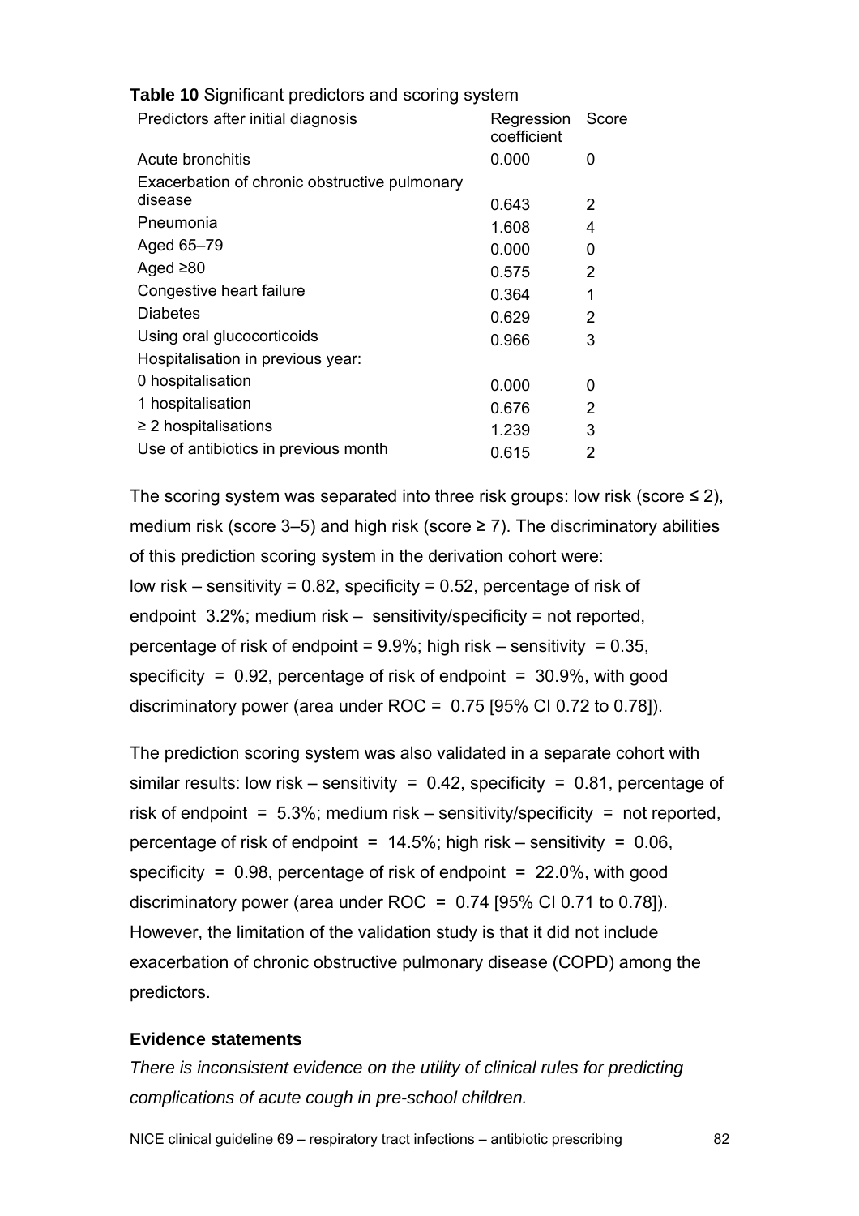**Table 10** Significant predictors and scoring system

| Predictors after initial diagnosis | Regression coefficient | Score |
|---|---|---|
| Acute bronchitis | 0.000 | 0 |
| Exacerbation of chronic obstructive pulmonary disease | 0.643 | 2 |
| Pneumonia | 1.608 | 4 |
| Aged 65–79 | 0.000 | 0 |
| Aged ≥80 | 0.575 | 2 |
| Congestive heart failure | 0.364 | 1 |
| Diabetes | 0.629 | 2 |
| Using oral glucocorticoids | 0.966 | 3 |
| Hospitalisation in previous year: | | |
| 0 hospitalisation | 0.000 | 0 |
| 1 hospitalisation | 0.676 | 2 |
| ≥ 2 hospitalisations | 1.239 | 3 |
| Use of antibiotics in previous month | 0.615 | 2 |

The scoring system was separated into three risk groups: low risk (score ≤ 2), medium risk (score 3–5) and high risk (score ≥ 7). The discriminatory abilities of this prediction scoring system in the derivation cohort were: low risk – sensitivity = 0.82, specificity = 0.52, percentage of risk of endpoint 3.2%; medium risk – sensitivity/specificity = not reported, percentage of risk of endpoint = 9.9%; high risk – sensitivity = 0.35, specificity = 0.92, percentage of risk of endpoint = 30.9%, with good discriminatory power (area under ROC = 0.75 [95% CI 0.72 to 0.78]).

The prediction scoring system was also validated in a separate cohort with similar results: low risk – sensitivity = 0.42, specificity = 0.81, percentage of risk of endpoint = 5.3%; medium risk – sensitivity/specificity = not reported, percentage of risk of endpoint = 14.5%; high risk – sensitivity = 0.06, specificity = 0.98, percentage of risk of endpoint = 22.0%, with good discriminatory power (area under ROC = 0.74 [95% CI 0.71 to 0.78]). However, the limitation of the validation study is that it did not include exacerbation of chronic obstructive pulmonary disease (COPD) among the predictors.

**Evidence statements**

*There is inconsistent evidence on the utility of clinical rules for predicting complications of acute cough in pre-school children.*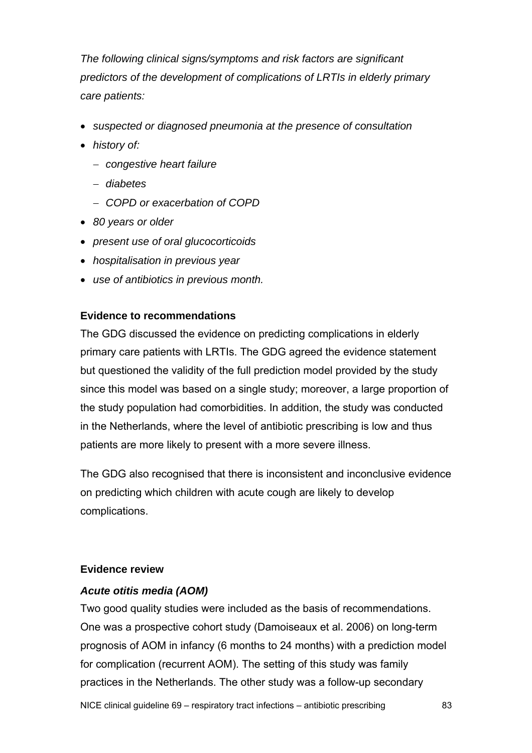*The following clinical signs/symptoms and risk factors are significant predictors of the development of complications of LRTIs in elderly primary care patients:*

- *suspected or diagnosed pneumonia at the presence of consultation*
- *history of:*
  - *congestive heart failure*
  - *diabetes*
  - *COPD or exacerbation of COPD*
- *80 years or older*
- *present use of oral glucocorticoids*
- *hospitalisation in previous year*
- *use of antibiotics in previous month.*

**Evidence to recommendations**

The GDG discussed the evidence on predicting complications in elderly primary care patients with LRTIs. The GDG agreed the evidence statement but questioned the validity of the full prediction model provided by the study since this model was based on a single study; moreover, a large proportion of the study population had comorbidities. In addition, the study was conducted in the Netherlands, where the level of antibiotic prescribing is low and thus patients are more likely to present with a more severe illness.

The GDG also recognised that there is inconsistent and inconclusive evidence on predicting which children with acute cough are likely to develop complications.

**Evidence review**

***Acute otitis media (AOM)***

Two good quality studies were included as the basis of recommendations. One was a prospective cohort study (Damoiseaux et al. 2006) on long-term prognosis of AOM in infancy (6 months to 24 months) with a prediction model for complication (recurrent AOM). The setting of this study was family practices in the Netherlands. The other study was a follow-up secondary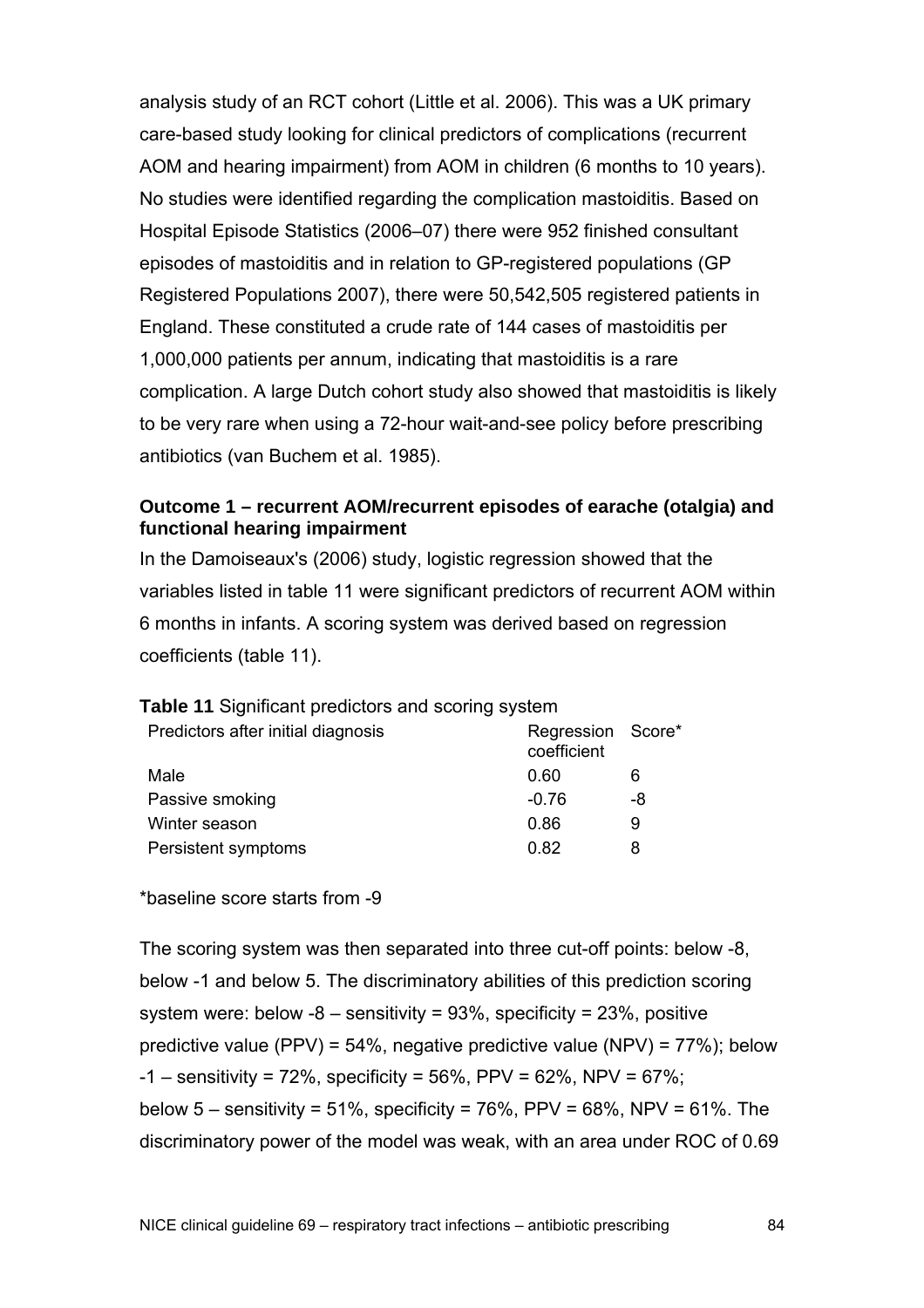analysis study of an RCT cohort (Little et al. 2006). This was a UK primary care-based study looking for clinical predictors of complications (recurrent AOM and hearing impairment) from AOM in children (6 months to 10 years). No studies were identified regarding the complication mastoiditis. Based on Hospital Episode Statistics (2006–07) there were 952 finished consultant episodes of mastoiditis and in relation to GP-registered populations (GP Registered Populations 2007), there were 50,542,505 registered patients in England. These constituted a crude rate of 144 cases of mastoiditis per 1,000,000 patients per annum, indicating that mastoiditis is a rare complication. A large Dutch cohort study also showed that mastoiditis is likely to be very rare when using a 72-hour wait-and-see policy before prescribing antibiotics (van Buchem et al. 1985).

**Outcome 1 – recurrent AOM/recurrent episodes of earache (otalgia) and functional hearing impairment**

In the Damoiseaux's (2006) study, logistic regression showed that the variables listed in table 11 were significant predictors of recurrent AOM within 6 months in infants. A scoring system was derived based on regression coefficients (table 11).

**Table 11** Significant predictors and scoring system

| Predictors after initial diagnosis | Regression coefficient | Score* |
|---|---|---|
| Male | 0.60 | 6 |
| Passive smoking | -0.76 | -8 |
| Winter season | 0.86 | 9 |
| Persistent symptoms | 0.82 | 8 |

*baseline score starts from -9

The scoring system was then separated into three cut-off points: below -8, below -1 and below 5. The discriminatory abilities of this prediction scoring system were: below -8 – sensitivity = 93%, specificity = 23%, positive predictive value (PPV) = 54%, negative predictive value (NPV) = 77%); below -1 – sensitivity = 72%, specificity = 56%, PPV = 62%, NPV = 67%; below 5 – sensitivity = 51%, specificity = 76%, PPV = 68%, NPV = 61%. The discriminatory power of the model was weak, with an area under ROC of 0.69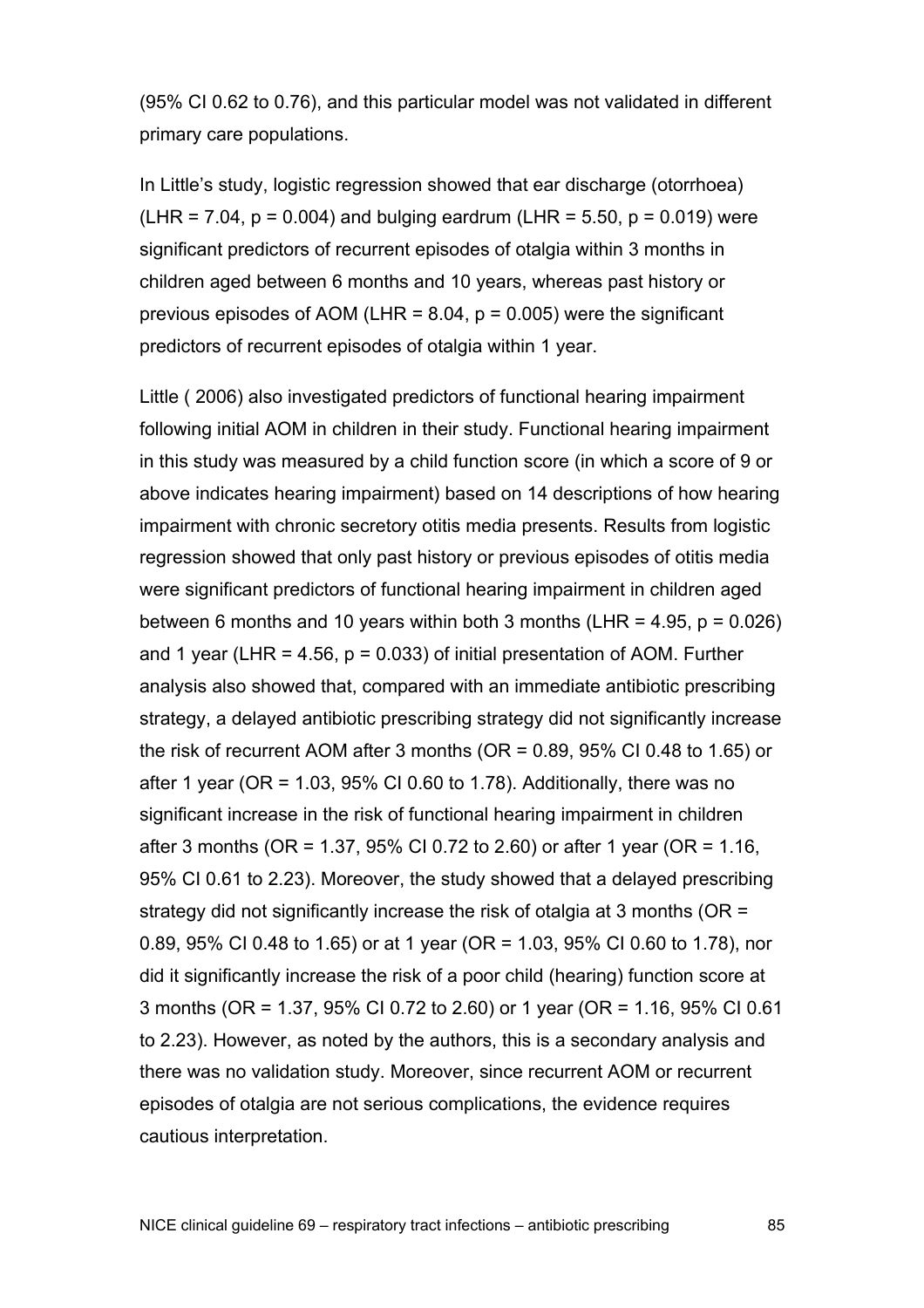(95% CI 0.62 to 0.76), and this particular model was not validated in different primary care populations.

In Little's study, logistic regression showed that ear discharge (otorrhoea) (LHR = 7.04, $p = 0.004$) and bulging eardrum (LHR = 5.50, $p = 0.019$) were significant predictors of recurrent episodes of otalgia within 3 months in children aged between 6 months and 10 years, whereas past history or previous episodes of AOM (LHR = 8.04, $p = 0.005$) were the significant predictors of recurrent episodes of otalgia within 1 year.

Little ( 2006) also investigated predictors of functional hearing impairment following initial AOM in children in their study. Functional hearing impairment in this study was measured by a child function score (in which a score of 9 or above indicates hearing impairment) based on 14 descriptions of how hearing impairment with chronic secretory otitis media presents. Results from logistic regression showed that only past history or previous episodes of otitis media were significant predictors of functional hearing impairment in children aged between 6 months and 10 years within both 3 months (LHR = 4.95, $p = 0.026$) and 1 year (LHR = 4.56, $p = 0.033$) of initial presentation of AOM. Further analysis also showed that, compared with an immediate antibiotic prescribing strategy, a delayed antibiotic prescribing strategy did not significantly increase the risk of recurrent AOM after 3 months (OR = 0.89, 95% CI 0.48 to 1.65) or after 1 year (OR = 1.03, 95% CI 0.60 to 1.78). Additionally, there was no significant increase in the risk of functional hearing impairment in children after 3 months (OR = 1.37, 95% CI 0.72 to 2.60) or after 1 year (OR = 1.16, 95% CI 0.61 to 2.23). Moreover, the study showed that a delayed prescribing strategy did not significantly increase the risk of otalgia at 3 months (OR = 0.89, 95% CI 0.48 to 1.65) or at 1 year (OR = 1.03, 95% CI 0.60 to 1.78), nor did it significantly increase the risk of a poor child (hearing) function score at 3 months (OR = 1.37, 95% CI 0.72 to 2.60) or 1 year (OR = 1.16, 95% CI 0.61 to 2.23). However, as noted by the authors, this is a secondary analysis and there was no validation study. Moreover, since recurrent AOM or recurrent episodes of otalgia are not serious complications, the evidence requires cautious interpretation.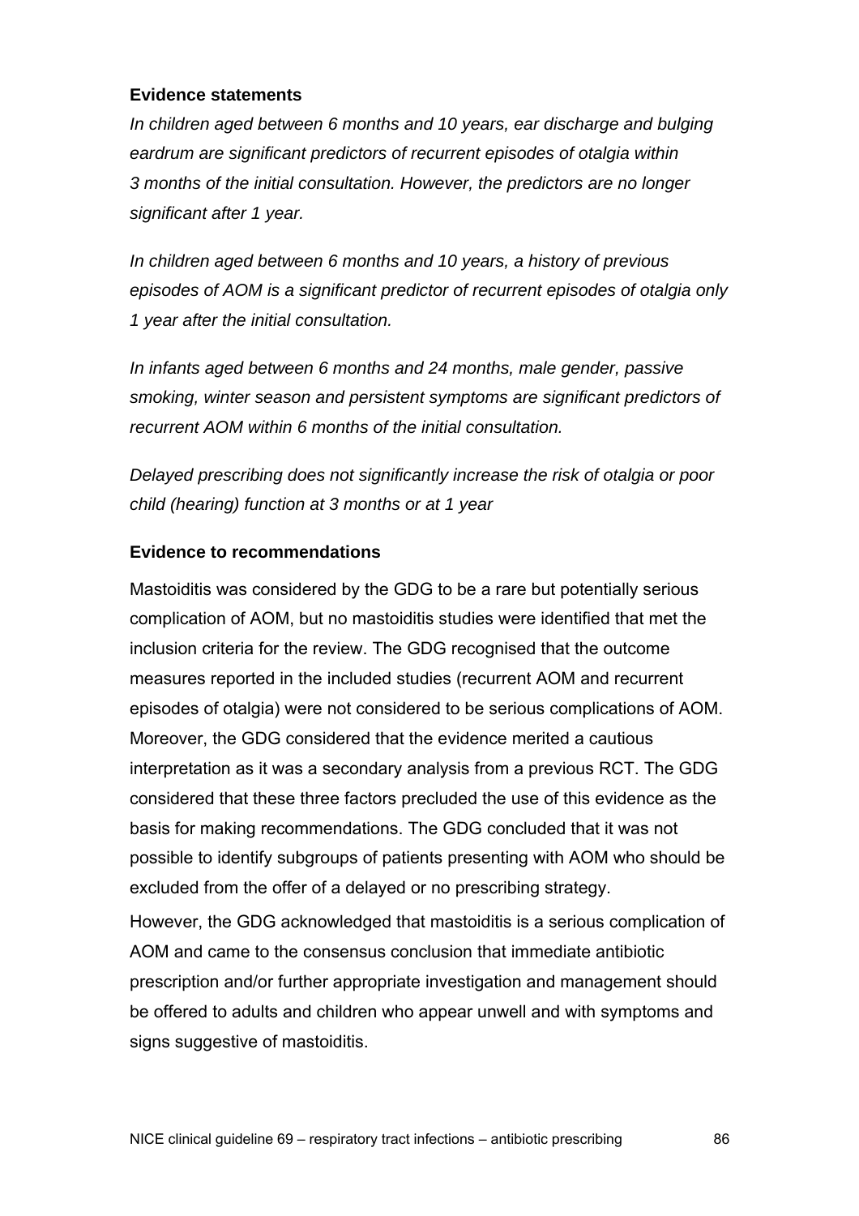**Evidence statements**

*In children aged between 6 months and 10 years, ear discharge and bulging eardrum are significant predictors of recurrent episodes of otalgia within 3 months of the initial consultation. However, the predictors are no longer significant after 1 year.*

*In children aged between 6 months and 10 years, a history of previous episodes of AOM is a significant predictor of recurrent episodes of otalgia only 1 year after the initial consultation.*

*In infants aged between 6 months and 24 months, male gender, passive smoking, winter season and persistent symptoms are significant predictors of recurrent AOM within 6 months of the initial consultation.*

*Delayed prescribing does not significantly increase the risk of otalgia or poor child (hearing) function at 3 months or at 1 year*

**Evidence to recommendations**

Mastoiditis was considered by the GDG to be a rare but potentially serious complication of AOM, but no mastoiditis studies were identified that met the inclusion criteria for the review. The GDG recognised that the outcome measures reported in the included studies (recurrent AOM and recurrent episodes of otalgia) were not considered to be serious complications of AOM. Moreover, the GDG considered that the evidence merited a cautious interpretation as it was a secondary analysis from a previous RCT. The GDG considered that these three factors precluded the use of this evidence as the basis for making recommendations. The GDG concluded that it was not possible to identify subgroups of patients presenting with AOM who should be excluded from the offer of a delayed or no prescribing strategy.

However, the GDG acknowledged that mastoiditis is a serious complication of AOM and came to the consensus conclusion that immediate antibiotic prescription and/or further appropriate investigation and management should be offered to adults and children who appear unwell and with symptoms and signs suggestive of mastoiditis.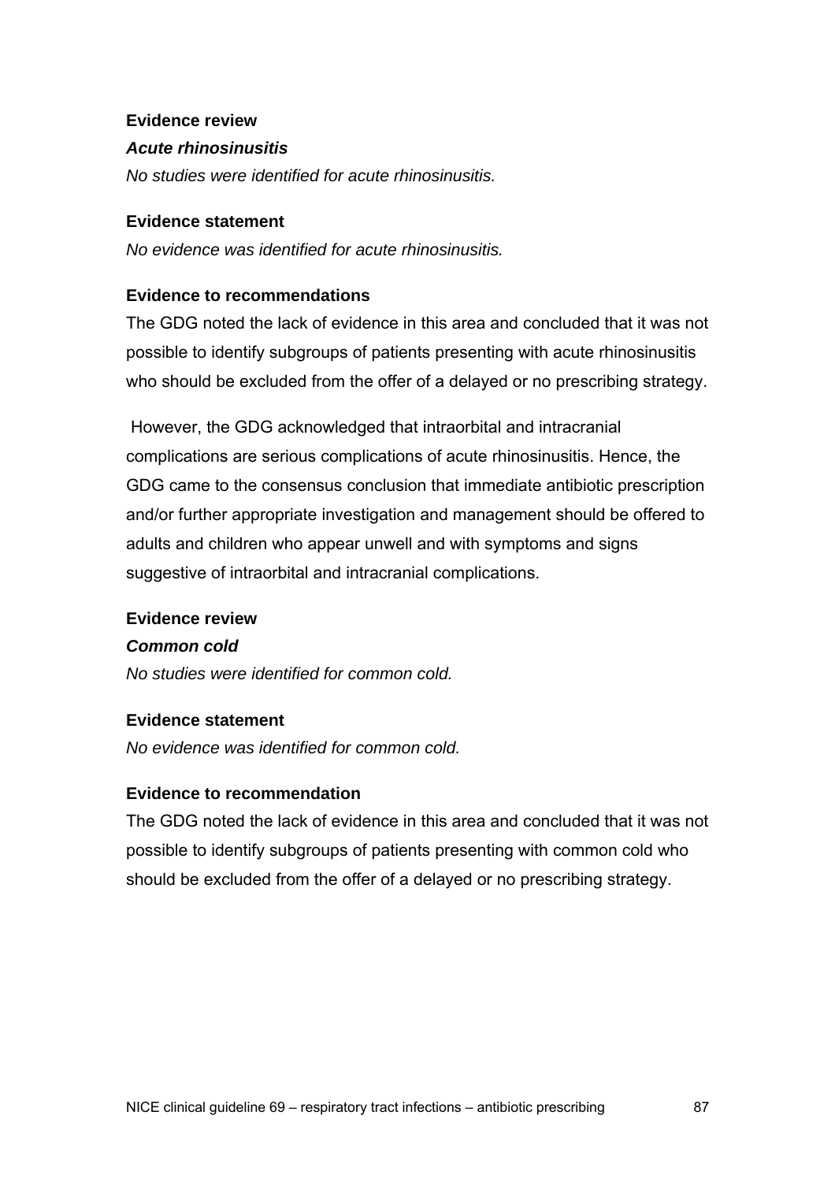**Evidence review**

***Acute rhinosinusitis***

*No studies were identified for acute rhinosinusitis.*

**Evidence statement**

*No evidence was identified for acute rhinosinusitis.*

**Evidence to recommendations**

The GDG noted the lack of evidence in this area and concluded that it was not possible to identify subgroups of patients presenting with acute rhinosinusitis who should be excluded from the offer of a delayed or no prescribing strategy.

However, the GDG acknowledged that intraorbital and intracranial complications are serious complications of acute rhinosinusitis. Hence, the GDG came to the consensus conclusion that immediate antibiotic prescription and/or further appropriate investigation and management should be offered to adults and children who appear unwell and with symptoms and signs suggestive of intraorbital and intracranial complications.

**Evidence review**

***Common cold***

*No studies were identified for common cold.*

**Evidence statement**

*No evidence was identified for common cold.*

**Evidence to recommendation**

The GDG noted the lack of evidence in this area and concluded that it was not possible to identify subgroups of patients presenting with common cold who should be excluded from the offer of a delayed or no prescribing strategy.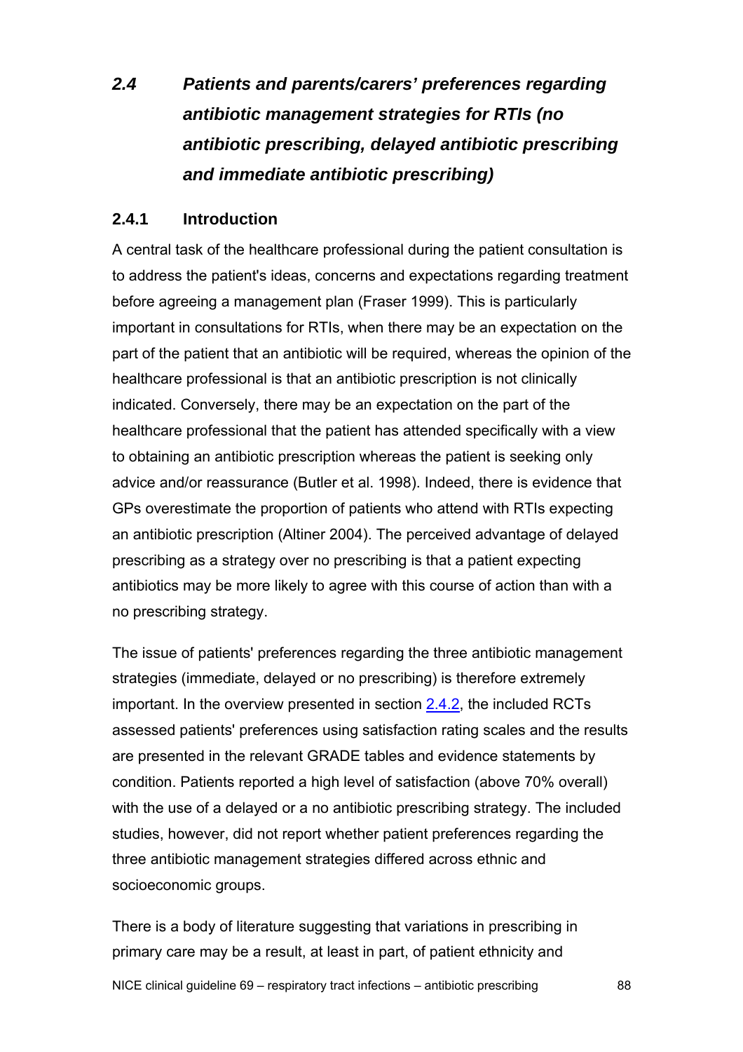## *2.4 Patients and parents/carers' preferences regarding antibiotic management strategies for RTIs (no antibiotic prescribing, delayed antibiotic prescribing and immediate antibiotic prescribing)*

### 2.4.1 Introduction

A central task of the healthcare professional during the patient consultation is to address the patient's ideas, concerns and expectations regarding treatment before agreeing a management plan (Fraser 1999). This is particularly important in consultations for RTIs, when there may be an expectation on the part of the patient that an antibiotic will be required, whereas the opinion of the healthcare professional is that an antibiotic prescription is not clinically indicated. Conversely, there may be an expectation on the part of the healthcare professional that the patient has attended specifically with a view to obtaining an antibiotic prescription whereas the patient is seeking only advice and/or reassurance (Butler et al. 1998). Indeed, there is evidence that GPs overestimate the proportion of patients who attend with RTIs expecting an antibiotic prescription (Altiner 2004). The perceived advantage of delayed prescribing as a strategy over no prescribing is that a patient expecting antibiotics may be more likely to agree with this course of action than with a no prescribing strategy.

The issue of patients' preferences regarding the three antibiotic management strategies (immediate, delayed or no prescribing) is therefore extremely important. In the overview presented in section 2.4.2, the included RCTs assessed patients' preferences using satisfaction rating scales and the results are presented in the relevant GRADE tables and evidence statements by condition. Patients reported a high level of satisfaction (above 70% overall) with the use of a delayed or a no antibiotic prescribing strategy. The included studies, however, did not report whether patient preferences regarding the three antibiotic management strategies differed across ethnic and socioeconomic groups.

There is a body of literature suggesting that variations in prescribing in primary care may be a result, at least in part, of patient ethnicity and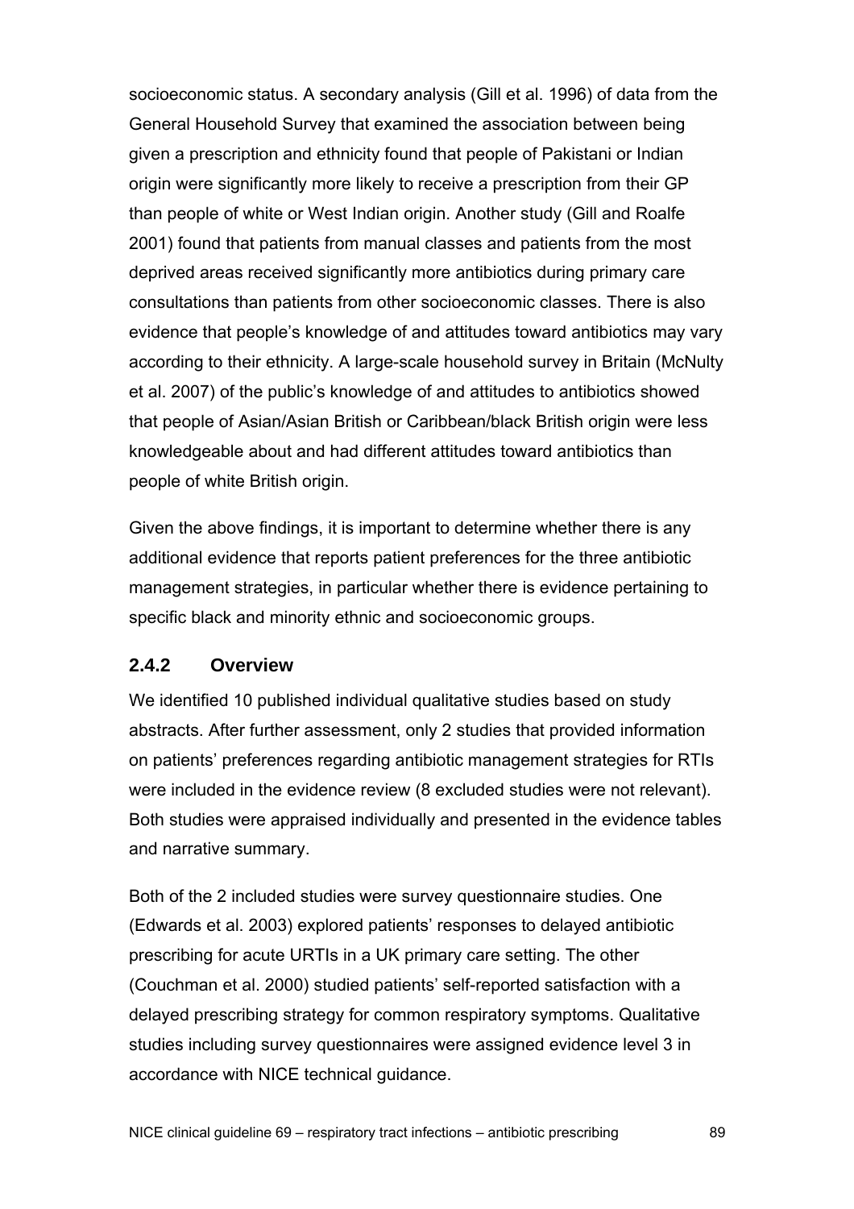socioeconomic status. A secondary analysis (Gill et al. 1996) of data from the General Household Survey that examined the association between being given a prescription and ethnicity found that people of Pakistani or Indian origin were significantly more likely to receive a prescription from their GP than people of white or West Indian origin. Another study (Gill and Roalfe 2001) found that patients from manual classes and patients from the most deprived areas received significantly more antibiotics during primary care consultations than patients from other socioeconomic classes. There is also evidence that people's knowledge of and attitudes toward antibiotics may vary according to their ethnicity. A large-scale household survey in Britain (McNulty et al. 2007) of the public's knowledge of and attitudes to antibiotics showed that people of Asian/Asian British or Caribbean/black British origin were less knowledgeable about and had different attitudes toward antibiotics than people of white British origin.

Given the above findings, it is important to determine whether there is any additional evidence that reports patient preferences for the three antibiotic management strategies, in particular whether there is evidence pertaining to specific black and minority ethnic and socioeconomic groups.

### 2.4.2 Overview

We identified 10 published individual qualitative studies based on study abstracts. After further assessment, only 2 studies that provided information on patients' preferences regarding antibiotic management strategies for RTIs were included in the evidence review (8 excluded studies were not relevant). Both studies were appraised individually and presented in the evidence tables and narrative summary.

Both of the 2 included studies were survey questionnaire studies. One (Edwards et al. 2003) explored patients' responses to delayed antibiotic prescribing for acute URTIs in a UK primary care setting. The other (Couchman et al. 2000) studied patients' self-reported satisfaction with a delayed prescribing strategy for common respiratory symptoms. Qualitative studies including survey questionnaires were assigned evidence level 3 in accordance with NICE technical guidance.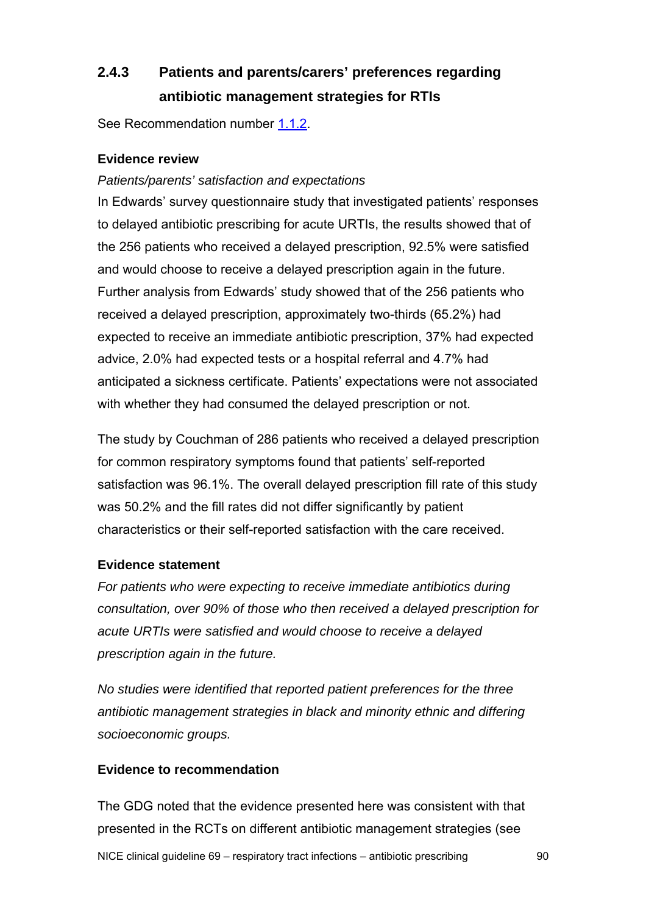### 2.4.3 Patients and parents/carers' preferences regarding antibiotic management strategies for RTIs

See Recommendation number 1.1.2.

**Evidence review**

*Patients/parents' satisfaction and expectations*

In Edwards' survey questionnaire study that investigated patients' responses to delayed antibiotic prescribing for acute URTIs, the results showed that of the 256 patients who received a delayed prescription, 92.5% were satisfied and would choose to receive a delayed prescription again in the future. Further analysis from Edwards' study showed that of the 256 patients who received a delayed prescription, approximately two-thirds (65.2%) had expected to receive an immediate antibiotic prescription, 37% had expected advice, 2.0% had expected tests or a hospital referral and 4.7% had anticipated a sickness certificate. Patients' expectations were not associated with whether they had consumed the delayed prescription or not.

The study by Couchman of 286 patients who received a delayed prescription for common respiratory symptoms found that patients' self-reported satisfaction was 96.1%. The overall delayed prescription fill rate of this study was 50.2% and the fill rates did not differ significantly by patient characteristics or their self-reported satisfaction with the care received.

**Evidence statement**

*For patients who were expecting to receive immediate antibiotics during consultation, over 90% of those who then received a delayed prescription for acute URTIs were satisfied and would choose to receive a delayed prescription again in the future.*

*No studies were identified that reported patient preferences for the three antibiotic management strategies in black and minority ethnic and differing socioeconomic groups.*

**Evidence to recommendation**

The GDG noted that the evidence presented here was consistent with that presented in the RCTs on different antibiotic management strategies (see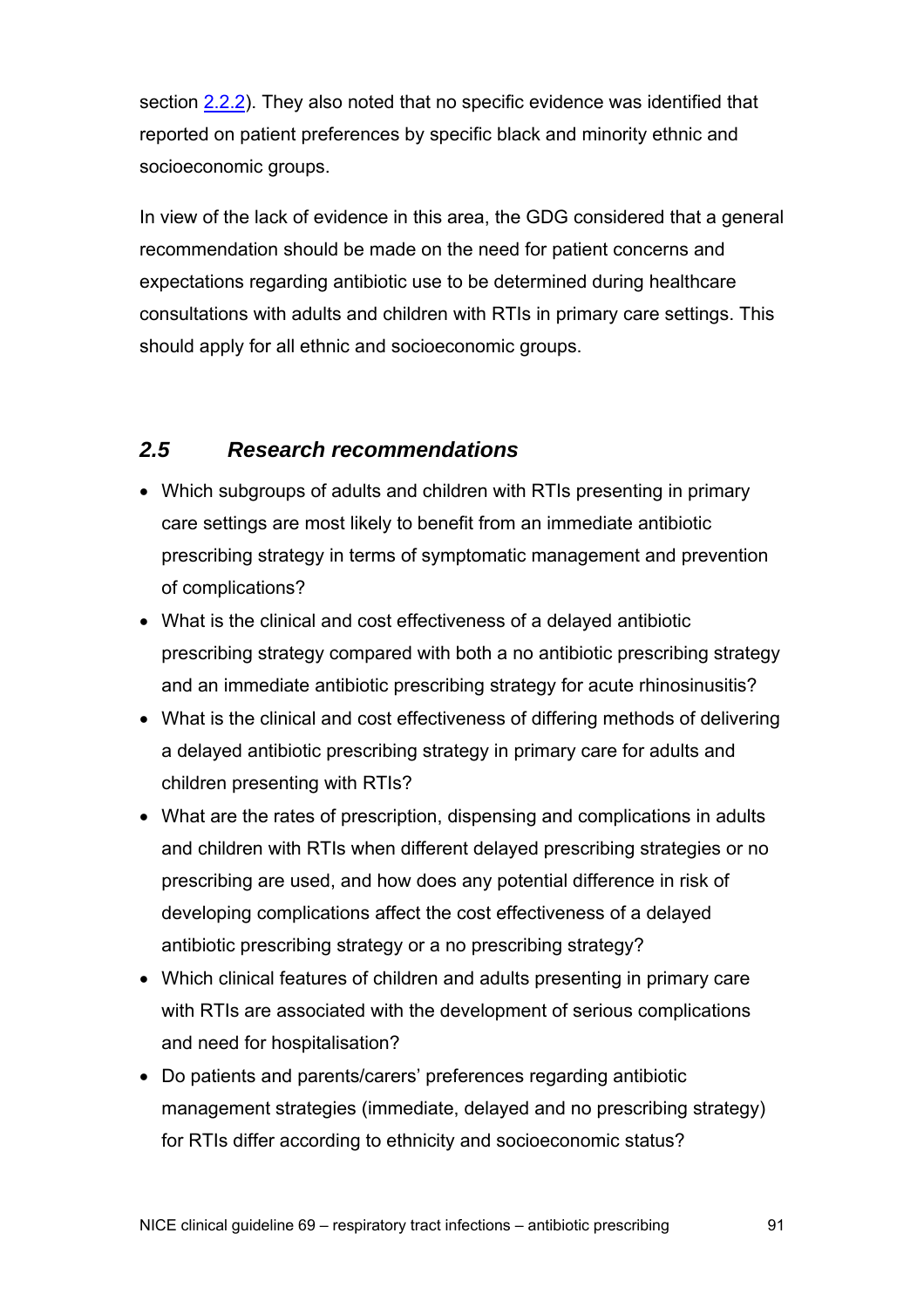section 2.2.2). They also noted that no specific evidence was identified that reported on patient preferences by specific black and minority ethnic and socioeconomic groups.

In view of the lack of evidence in this area, the GDG considered that a general recommendation should be made on the need for patient concerns and expectations regarding antibiotic use to be determined during healthcare consultations with adults and children with RTIs in primary care settings. This should apply for all ethnic and socioeconomic groups.

## *2.5 Research recommendations*

- Which subgroups of adults and children with RTIs presenting in primary care settings are most likely to benefit from an immediate antibiotic prescribing strategy in terms of symptomatic management and prevention of complications?
- What is the clinical and cost effectiveness of a delayed antibiotic prescribing strategy compared with both a no antibiotic prescribing strategy and an immediate antibiotic prescribing strategy for acute rhinosinusitis?
- What is the clinical and cost effectiveness of differing methods of delivering a delayed antibiotic prescribing strategy in primary care for adults and children presenting with RTIs?
- What are the rates of prescription, dispensing and complications in adults and children with RTIs when different delayed prescribing strategies or no prescribing are used, and how does any potential difference in risk of developing complications affect the cost effectiveness of a delayed antibiotic prescribing strategy or a no prescribing strategy?
- Which clinical features of children and adults presenting in primary care with RTIs are associated with the development of serious complications and need for hospitalisation?
- Do patients and parents/carers' preferences regarding antibiotic management strategies (immediate, delayed and no prescribing strategy) for RTIs differ according to ethnicity and socioeconomic status?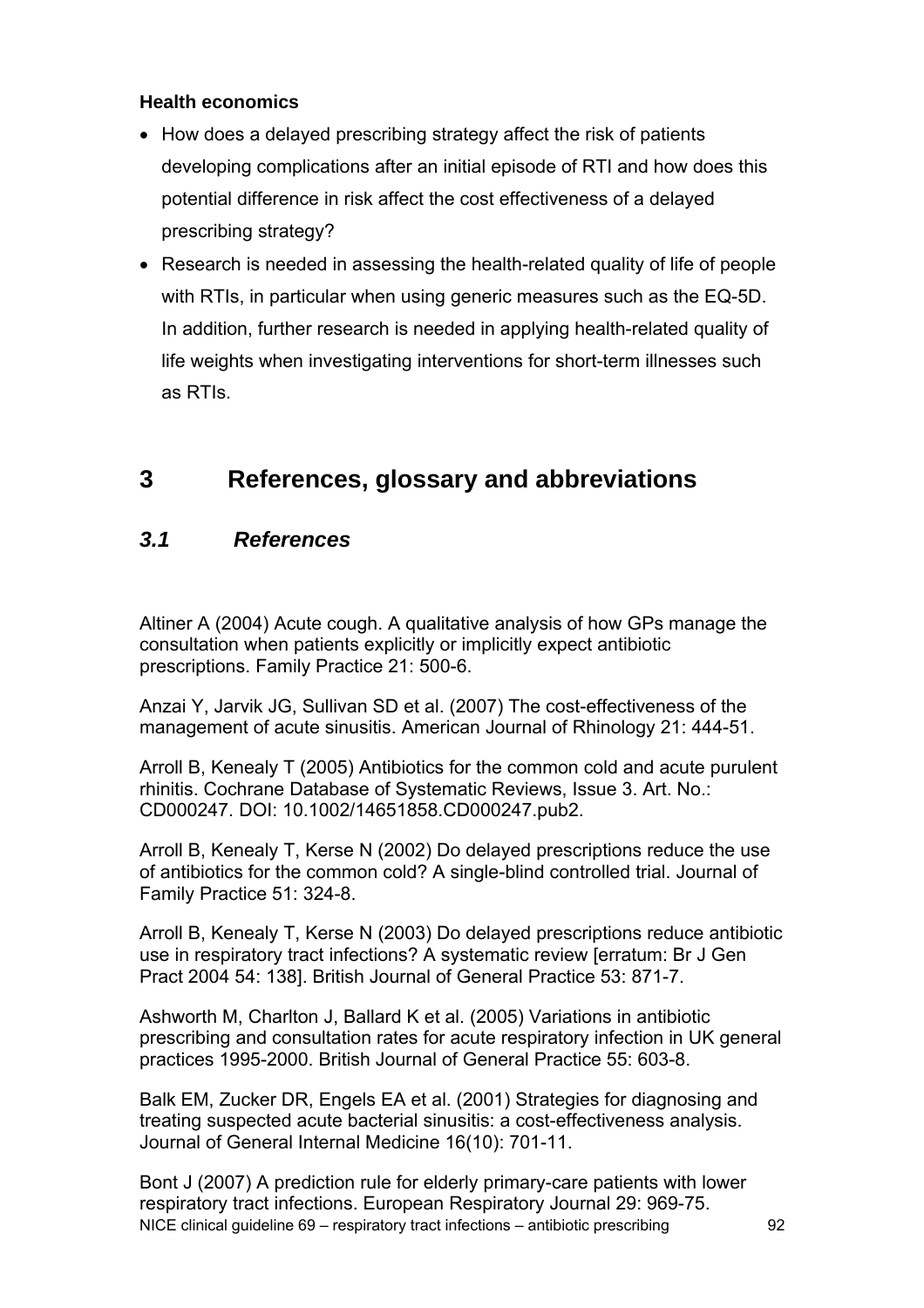**Health economics**

- How does a delayed prescribing strategy affect the risk of patients developing complications after an initial episode of RTI and how does this potential difference in risk affect the cost effectiveness of a delayed prescribing strategy?
- Research is needed in assessing the health-related quality of life of people with RTIs, in particular when using generic measures such as the EQ-5D. In addition, further research is needed in applying health-related quality of life weights when investigating interventions for short-term illnesses such as RTIs.

# 3 References, glossary and abbreviations

## *3.1 References*

Altiner A (2004) Acute cough. A qualitative analysis of how GPs manage the consultation when patients explicitly or implicitly expect antibiotic prescriptions. Family Practice 21: 500-6.

Anzai Y, Jarvik JG, Sullivan SD et al. (2007) The cost-effectiveness of the management of acute sinusitis. American Journal of Rhinology 21: 444-51.

Arroll B, Kenealy T (2005) Antibiotics for the common cold and acute purulent rhinitis. Cochrane Database of Systematic Reviews, Issue 3. Art. No.: CD000247. DOI: 10.1002/14651858.CD000247.pub2.

Arroll B, Kenealy T, Kerse N (2002) Do delayed prescriptions reduce the use of antibiotics for the common cold? A single-blind controlled trial. Journal of Family Practice 51: 324-8.

Arroll B, Kenealy T, Kerse N (2003) Do delayed prescriptions reduce antibiotic use in respiratory tract infections? A systematic review [erratum: Br J Gen Pract 2004 54: 138]. British Journal of General Practice 53: 871-7.

Ashworth M, Charlton J, Ballard K et al. (2005) Variations in antibiotic prescribing and consultation rates for acute respiratory infection in UK general practices 1995-2000. British Journal of General Practice 55: 603-8.

Balk EM, Zucker DR, Engels EA et al. (2001) Strategies for diagnosing and treating suspected acute bacterial sinusitis: a cost-effectiveness analysis. Journal of General Internal Medicine 16(10): 701-11.

Bont J (2007) A prediction rule for elderly primary-care patients with lower respiratory tract infections. European Respiratory Journal 29: 969-75.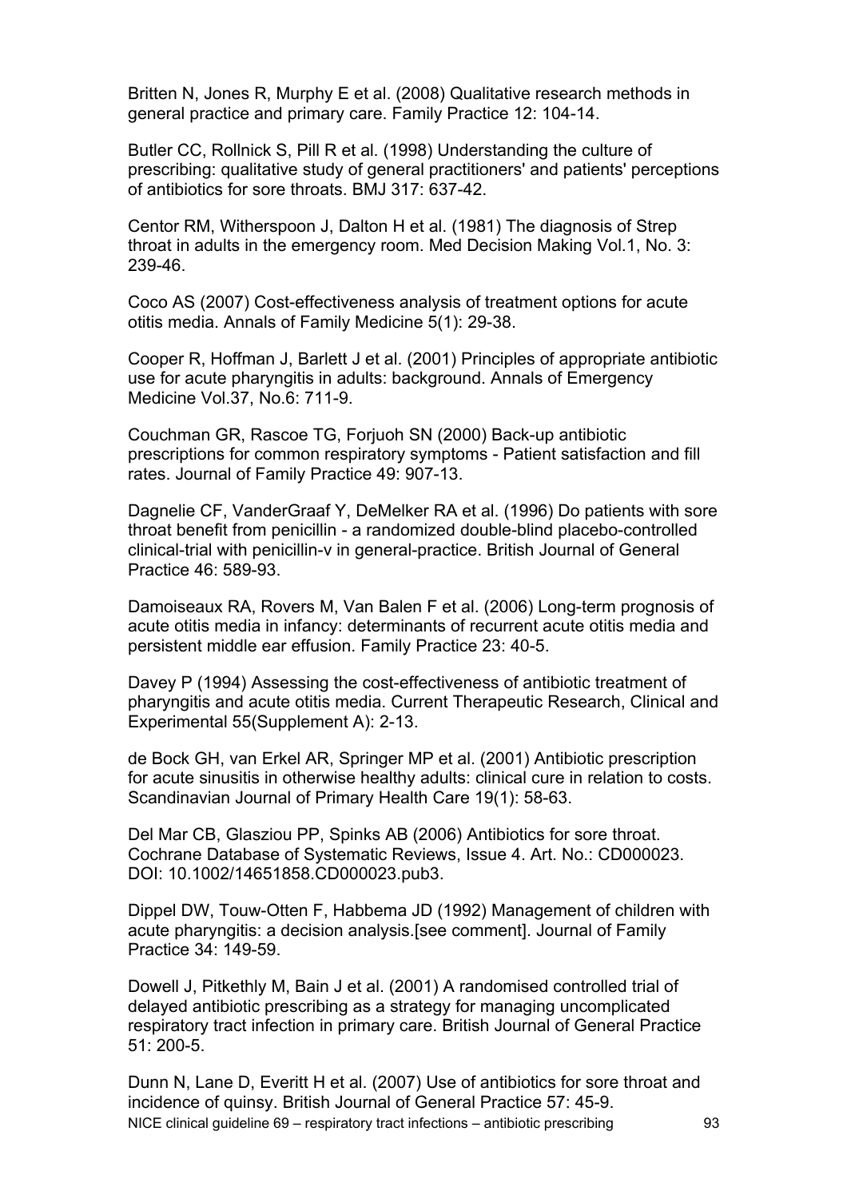Britten N, Jones R, Murphy E et al. (2008) Qualitative research methods in general practice and primary care. Family Practice 12: 104-14.

Butler CC, Rollnick S, Pill R et al. (1998) Understanding the culture of prescribing: qualitative study of general practitioners' and patients' perceptions of antibiotics for sore throats. BMJ 317: 637-42.

Centor RM, Witherspoon J, Dalton H et al. (1981) The diagnosis of Strep throat in adults in the emergency room. Med Decision Making Vol.1, No. 3: 239-46.

Coco AS (2007) Cost-effectiveness analysis of treatment options for acute otitis media. Annals of Family Medicine 5(1): 29-38.

Cooper R, Hoffman J, Barlett J et al. (2001) Principles of appropriate antibiotic use for acute pharyngitis in adults: background. Annals of Emergency Medicine Vol.37, No.6: 711-9.

Couchman GR, Rascoe TG, Forjuoh SN (2000) Back-up antibiotic prescriptions for common respiratory symptoms - Patient satisfaction and fill rates. Journal of Family Practice 49: 907-13.

Dagnelie CF, VanderGraaf Y, DeMelker RA et al. (1996) Do patients with sore throat benefit from penicillin - a randomized double-blind placebo-controlled clinical-trial with penicillin-v in general-practice. British Journal of General Practice 46: 589-93.

Damoiseaux RA, Rovers M, Van Balen F et al. (2006) Long-term prognosis of acute otitis media in infancy: determinants of recurrent acute otitis media and persistent middle ear effusion. Family Practice 23: 40-5.

Davey P (1994) Assessing the cost-effectiveness of antibiotic treatment of pharyngitis and acute otitis media. Current Therapeutic Research, Clinical and Experimental 55(Supplement A): 2-13.

de Bock GH, van Erkel AR, Springer MP et al. (2001) Antibiotic prescription for acute sinusitis in otherwise healthy adults: clinical cure in relation to costs. Scandinavian Journal of Primary Health Care 19(1): 58-63.

Del Mar CB, Glasziou PP, Spinks AB (2006) Antibiotics for sore throat. Cochrane Database of Systematic Reviews, Issue 4. Art. No.: CD000023. DOI: 10.1002/14651858.CD000023.pub3.

Dippel DW, Touw-Otten F, Habbema JD (1992) Management of children with acute pharyngitis: a decision analysis.[see comment]. Journal of Family Practice 34: 149-59.

Dowell J, Pitkethly M, Bain J et al. (2001) A randomised controlled trial of delayed antibiotic prescribing as a strategy for managing uncomplicated respiratory tract infection in primary care. British Journal of General Practice 51: 200-5.

Dunn N, Lane D, Everitt H et al. (2007) Use of antibiotics for sore throat and incidence of quinsy. British Journal of General Practice 57: 45-9.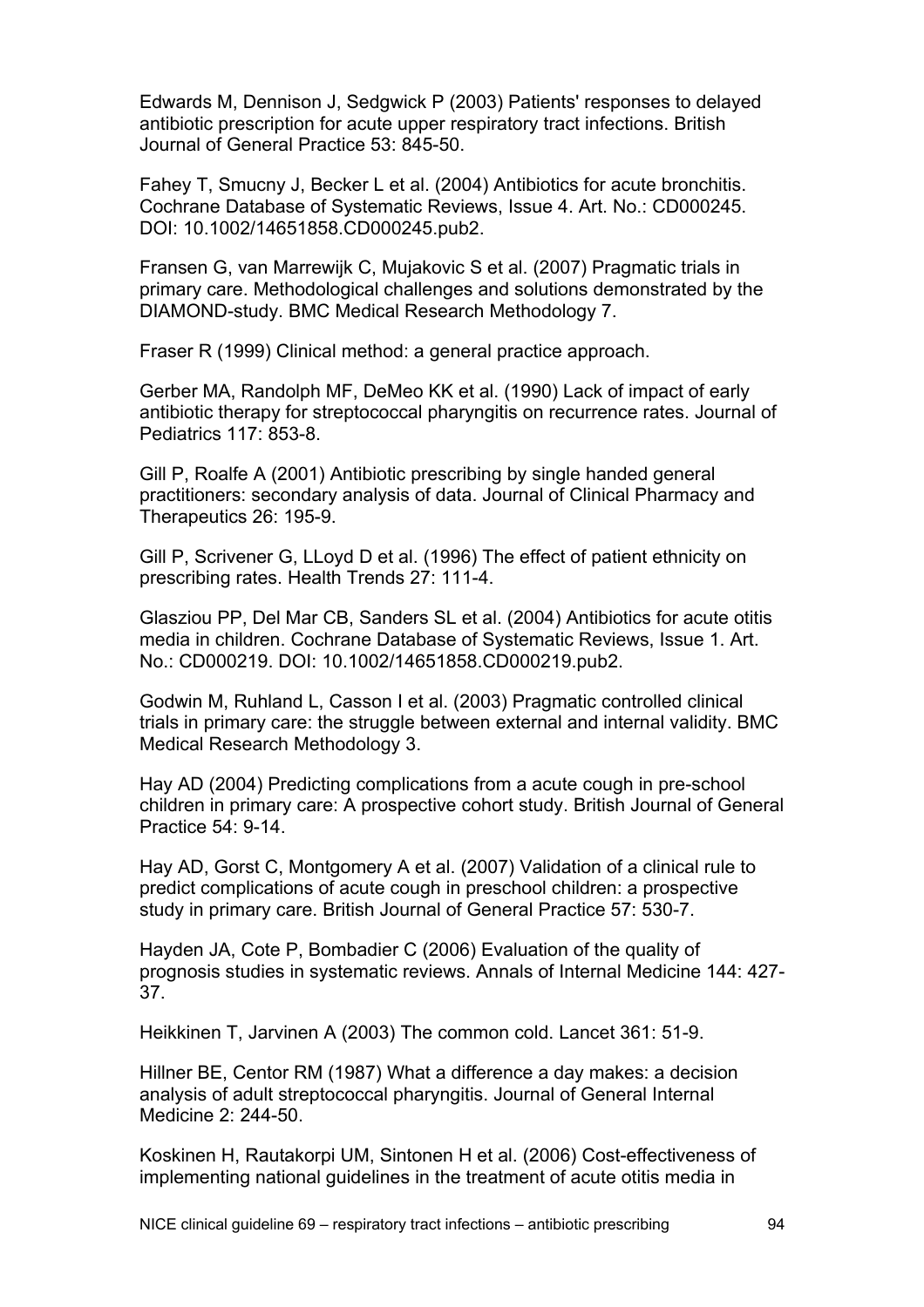Edwards M, Dennison J, Sedgwick P (2003) Patients' responses to delayed antibiotic prescription for acute upper respiratory tract infections. British Journal of General Practice 53: 845-50.

Fahey T, Smucny J, Becker L et al. (2004) Antibiotics for acute bronchitis. Cochrane Database of Systematic Reviews, Issue 4. Art. No.: CD000245. DOI: 10.1002/14651858.CD000245.pub2.

Fransen G, van Marrewijk C, Mujakovic S et al. (2007) Pragmatic trials in primary care. Methodological challenges and solutions demonstrated by the DIAMOND-study. BMC Medical Research Methodology 7.

Fraser R (1999) Clinical method: a general practice approach.

Gerber MA, Randolph MF, DeMeo KK et al. (1990) Lack of impact of early antibiotic therapy for streptococcal pharyngitis on recurrence rates. Journal of Pediatrics 117: 853-8.

Gill P, Roalfe A (2001) Antibiotic prescribing by single handed general practitioners: secondary analysis of data. Journal of Clinical Pharmacy and Therapeutics 26: 195-9.

Gill P, Scrivener G, LLoyd D et al. (1996) The effect of patient ethnicity on prescribing rates. Health Trends 27: 111-4.

Glasziou PP, Del Mar CB, Sanders SL et al. (2004) Antibiotics for acute otitis media in children. Cochrane Database of Systematic Reviews, Issue 1. Art. No.: CD000219. DOI: 10.1002/14651858.CD000219.pub2.

Godwin M, Ruhland L, Casson I et al. (2003) Pragmatic controlled clinical trials in primary care: the struggle between external and internal validity. BMC Medical Research Methodology 3.

Hay AD (2004) Predicting complications from a acute cough in pre-school children in primary care: A prospective cohort study. British Journal of General Practice 54: 9-14.

Hay AD, Gorst C, Montgomery A et al. (2007) Validation of a clinical rule to predict complications of acute cough in preschool children: a prospective study in primary care. British Journal of General Practice 57: 530-7.

Hayden JA, Cote P, Bombadier C (2006) Evaluation of the quality of prognosis studies in systematic reviews. Annals of Internal Medicine 144: 427-37.

Heikkinen T, Jarvinen A (2003) The common cold. Lancet 361: 51-9.

Hillner BE, Centor RM (1987) What a difference a day makes: a decision analysis of adult streptococcal pharyngitis. Journal of General Internal Medicine 2: 244-50.

Koskinen H, Rautakorpi UM, Sintonen H et al. (2006) Cost-effectiveness of implementing national guidelines in the treatment of acute otitis media in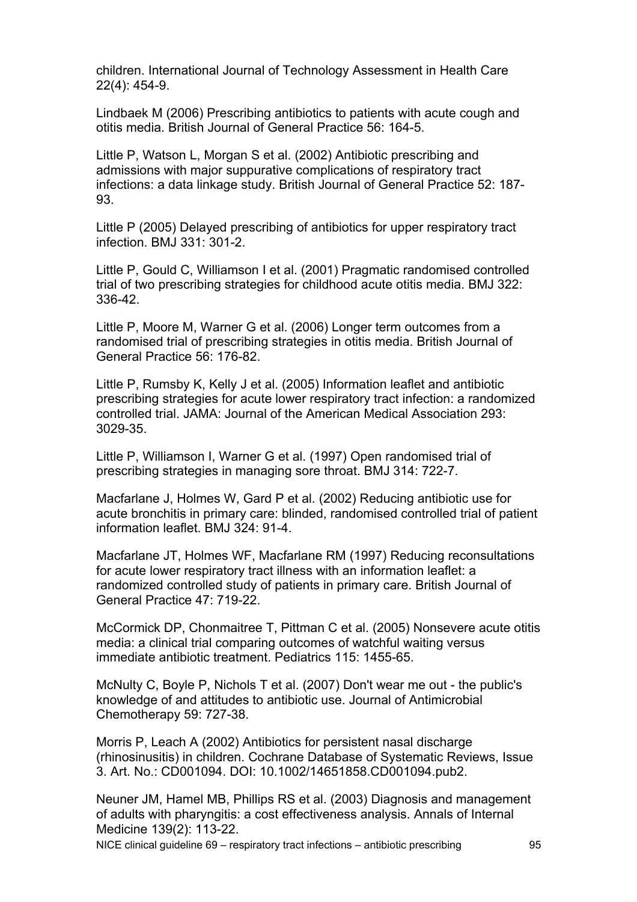children. International Journal of Technology Assessment in Health Care 22(4): 454-9.

Lindbaek M (2006) Prescribing antibiotics to patients with acute cough and otitis media. British Journal of General Practice 56: 164-5.

Little P, Watson L, Morgan S et al. (2002) Antibiotic prescribing and admissions with major suppurative complications of respiratory tract infections: a data linkage study. British Journal of General Practice 52: 187-93.

Little P (2005) Delayed prescribing of antibiotics for upper respiratory tract infection. BMJ 331: 301-2.

Little P, Gould C, Williamson I et al. (2001) Pragmatic randomised controlled trial of two prescribing strategies for childhood acute otitis media. BMJ 322: 336-42.

Little P, Moore M, Warner G et al. (2006) Longer term outcomes from a randomised trial of prescribing strategies in otitis media. British Journal of General Practice 56: 176-82.

Little P, Rumsby K, Kelly J et al. (2005) Information leaflet and antibiotic prescribing strategies for acute lower respiratory tract infection: a randomized controlled trial. JAMA: Journal of the American Medical Association 293: 3029-35.

Little P, Williamson I, Warner G et al. (1997) Open randomised trial of prescribing strategies in managing sore throat. BMJ 314: 722-7.

Macfarlane J, Holmes W, Gard P et al. (2002) Reducing antibiotic use for acute bronchitis in primary care: blinded, randomised controlled trial of patient information leaflet. BMJ 324: 91-4.

Macfarlane JT, Holmes WF, Macfarlane RM (1997) Reducing reconsultations for acute lower respiratory tract illness with an information leaflet: a randomized controlled study of patients in primary care. British Journal of General Practice 47: 719-22.

McCormick DP, Chonmaitree T, Pittman C et al. (2005) Nonsevere acute otitis media: a clinical trial comparing outcomes of watchful waiting versus immediate antibiotic treatment. Pediatrics 115: 1455-65.

McNulty C, Boyle P, Nichols T et al. (2007) Don't wear me out - the public's knowledge of and attitudes to antibiotic use. Journal of Antimicrobial Chemotherapy 59: 727-38.

Morris P, Leach A (2002) Antibiotics for persistent nasal discharge (rhinosinusitis) in children. Cochrane Database of Systematic Reviews, Issue 3. Art. No.: CD001094. DOI: 10.1002/14651858.CD001094.pub2.

Neuner JM, Hamel MB, Phillips RS et al. (2003) Diagnosis and management of adults with pharyngitis: a cost effectiveness analysis. Annals of Internal Medicine 139(2): 113-22.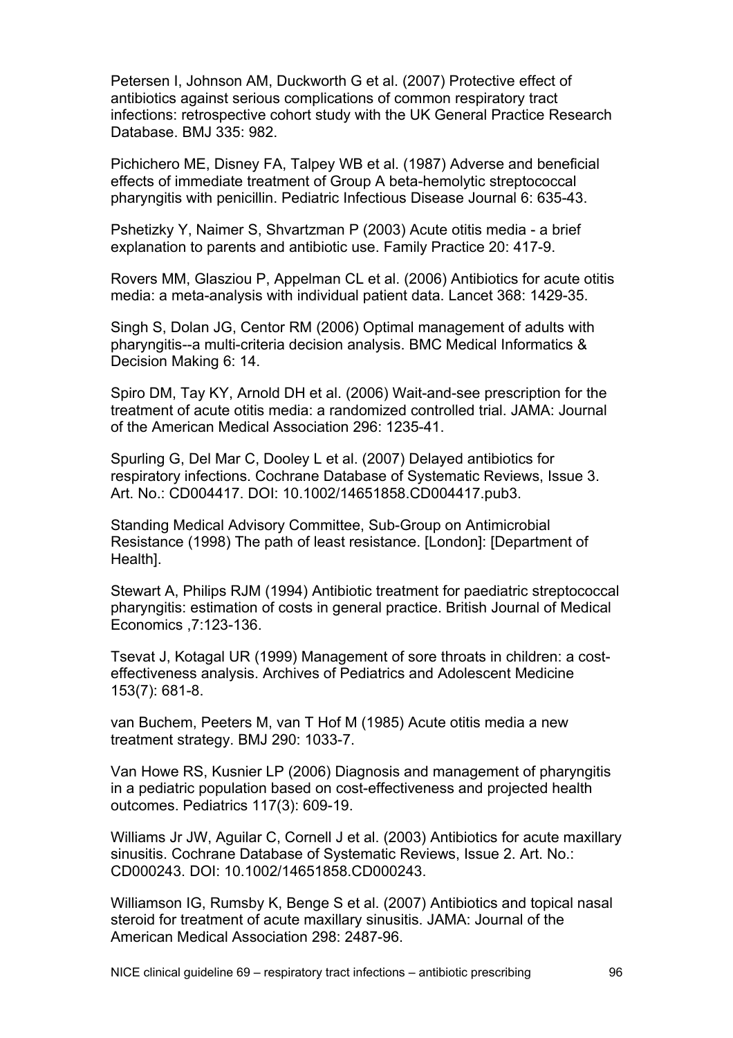Petersen I, Johnson AM, Duckworth G et al. (2007) Protective effect of antibiotics against serious complications of common respiratory tract infections: retrospective cohort study with the UK General Practice Research Database. BMJ 335: 982.

Pichichero ME, Disney FA, Talpey WB et al. (1987) Adverse and beneficial effects of immediate treatment of Group A beta-hemolytic streptococcal pharyngitis with penicillin. Pediatric Infectious Disease Journal 6: 635-43.

Pshetizky Y, Naimer S, Shvartzman P (2003) Acute otitis media - a brief explanation to parents and antibiotic use. Family Practice 20: 417-9.

Rovers MM, Glasziou P, Appelman CL et al. (2006) Antibiotics for acute otitis media: a meta-analysis with individual patient data. Lancet 368: 1429-35.

Singh S, Dolan JG, Centor RM (2006) Optimal management of adults with pharyngitis--a multi-criteria decision analysis. BMC Medical Informatics & Decision Making 6: 14.

Spiro DM, Tay KY, Arnold DH et al. (2006) Wait-and-see prescription for the treatment of acute otitis media: a randomized controlled trial. JAMA: Journal of the American Medical Association 296: 1235-41.

Spurling G, Del Mar C, Dooley L et al. (2007) Delayed antibiotics for respiratory infections. Cochrane Database of Systematic Reviews, Issue 3. Art. No.: CD004417. DOI: 10.1002/14651858.CD004417.pub3.

Standing Medical Advisory Committee, Sub-Group on Antimicrobial Resistance (1998) The path of least resistance. [London]: [Department of Health].

Stewart A, Philips RJM (1994) Antibiotic treatment for paediatric streptococcal pharyngitis: estimation of costs in general practice. British Journal of Medical Economics ,7:123-136.

Tsevat J, Kotagal UR (1999) Management of sore throats in children: a cost-effectiveness analysis. Archives of Pediatrics and Adolescent Medicine 153(7): 681-8.

van Buchem, Peeters M, van T Hof M (1985) Acute otitis media a new treatment strategy. BMJ 290: 1033-7.

Van Howe RS, Kusnier LP (2006) Diagnosis and management of pharyngitis in a pediatric population based on cost-effectiveness and projected health outcomes. Pediatrics 117(3): 609-19.

Williams Jr JW, Aguilar C, Cornell J et al. (2003) Antibiotics for acute maxillary sinusitis. Cochrane Database of Systematic Reviews, Issue 2. Art. No.: CD000243. DOI: 10.1002/14651858.CD000243.

Williamson IG, Rumsby K, Benge S et al. (2007) Antibiotics and topical nasal steroid for treatment of acute maxillary sinusitis. JAMA: Journal of the American Medical Association 298: 2487-96.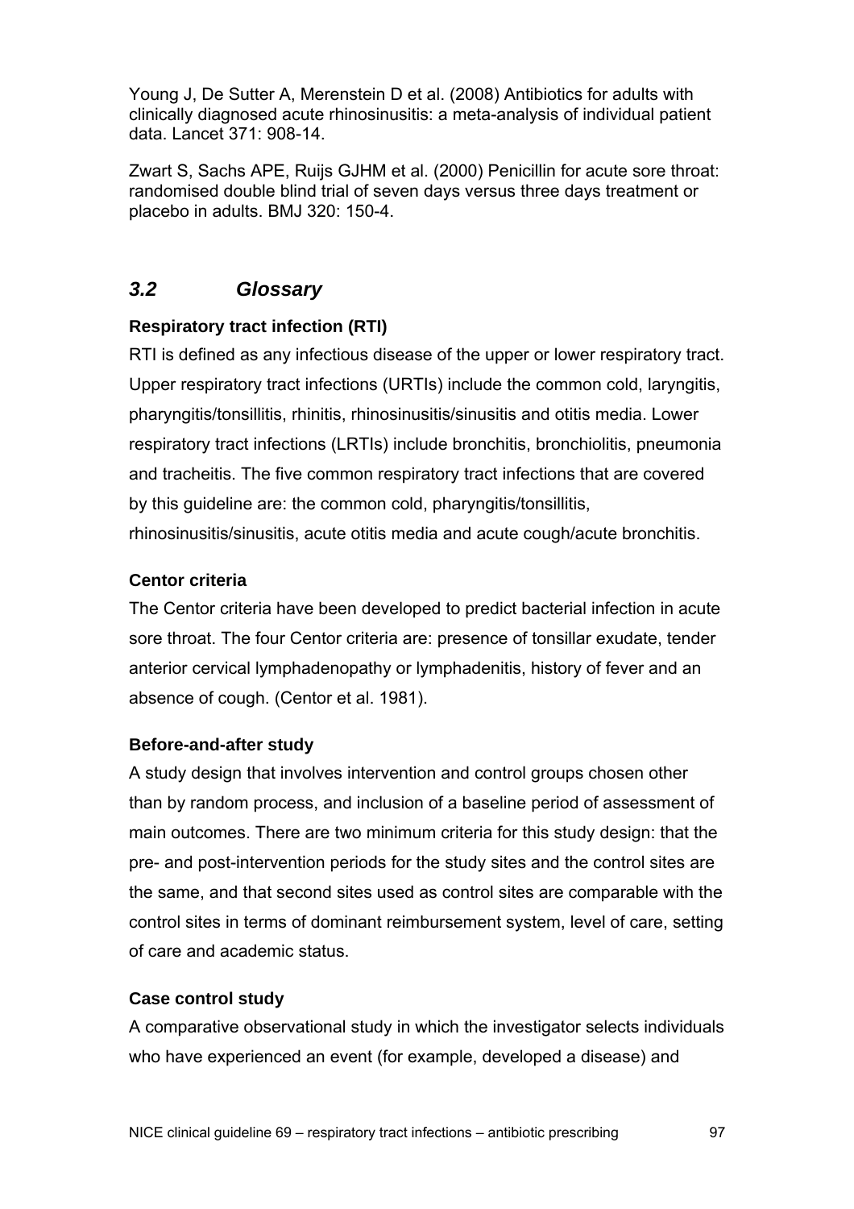Young J, De Sutter A, Merenstein D et al. (2008) Antibiotics for adults with clinically diagnosed acute rhinosinusitis: a meta-analysis of individual patient data. Lancet 371: 908-14.

Zwart S, Sachs APE, Ruijs GJHM et al. (2000) Penicillin for acute sore throat: randomised double blind trial of seven days versus three days treatment or placebo in adults. BMJ 320: 150-4.

## *3.2 Glossary*

**Respiratory tract infection (RTI)**

RTI is defined as any infectious disease of the upper or lower respiratory tract. Upper respiratory tract infections (URTIs) include the common cold, laryngitis, pharyngitis/tonsillitis, rhinitis, rhinosinusitis/sinusitis and otitis media. Lower respiratory tract infections (LRTIs) include bronchitis, bronchiolitis, pneumonia and tracheitis. The five common respiratory tract infections that are covered by this guideline are: the common cold, pharyngitis/tonsillitis, rhinosinusitis/sinusitis, acute otitis media and acute cough/acute bronchitis.

**Centor criteria**

The Centor criteria have been developed to predict bacterial infection in acute sore throat. The four Centor criteria are: presence of tonsillar exudate, tender anterior cervical lymphadenopathy or lymphadenitis, history of fever and an absence of cough. (Centor et al. 1981).

**Before-and-after study**

A study design that involves intervention and control groups chosen other than by random process, and inclusion of a baseline period of assessment of main outcomes. There are two minimum criteria for this study design: that the pre- and post-intervention periods for the study sites and the control sites are the same, and that second sites used as control sites are comparable with the control sites in terms of dominant reimbursement system, level of care, setting of care and academic status.

**Case control study**

A comparative observational study in which the investigator selects individuals who have experienced an event (for example, developed a disease) and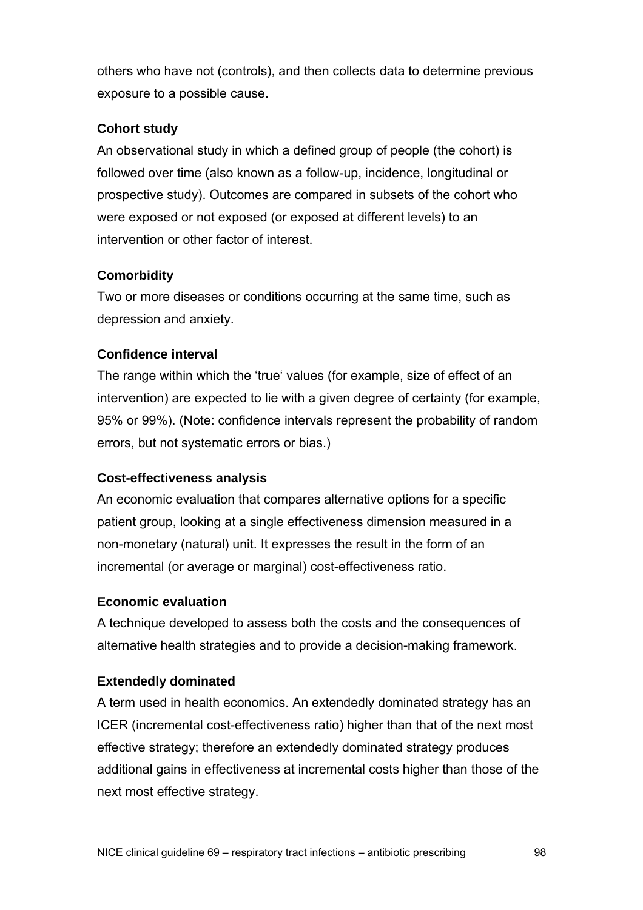others who have not (controls), and then collects data to determine previous exposure to a possible cause.

**Cohort study**

An observational study in which a defined group of people (the cohort) is followed over time (also known as a follow-up, incidence, longitudinal or prospective study). Outcomes are compared in subsets of the cohort who were exposed or not exposed (or exposed at different levels) to an intervention or other factor of interest.

**Comorbidity**

Two or more diseases or conditions occurring at the same time, such as depression and anxiety.

**Confidence interval**

The range within which the 'true' values (for example, size of effect of an intervention) are expected to lie with a given degree of certainty (for example, 95% or 99%). (Note: confidence intervals represent the probability of random errors, but not systematic errors or bias.)

**Cost-effectiveness analysis**

An economic evaluation that compares alternative options for a specific patient group, looking at a single effectiveness dimension measured in a non-monetary (natural) unit. It expresses the result in the form of an incremental (or average or marginal) cost-effectiveness ratio.

**Economic evaluation**

A technique developed to assess both the costs and the consequences of alternative health strategies and to provide a decision-making framework.

**Extendedly dominated**

A term used in health economics. An extendedly dominated strategy has an ICER (incremental cost-effectiveness ratio) higher than that of the next most effective strategy; therefore an extendedly dominated strategy produces additional gains in effectiveness at incremental costs higher than those of the next most effective strategy.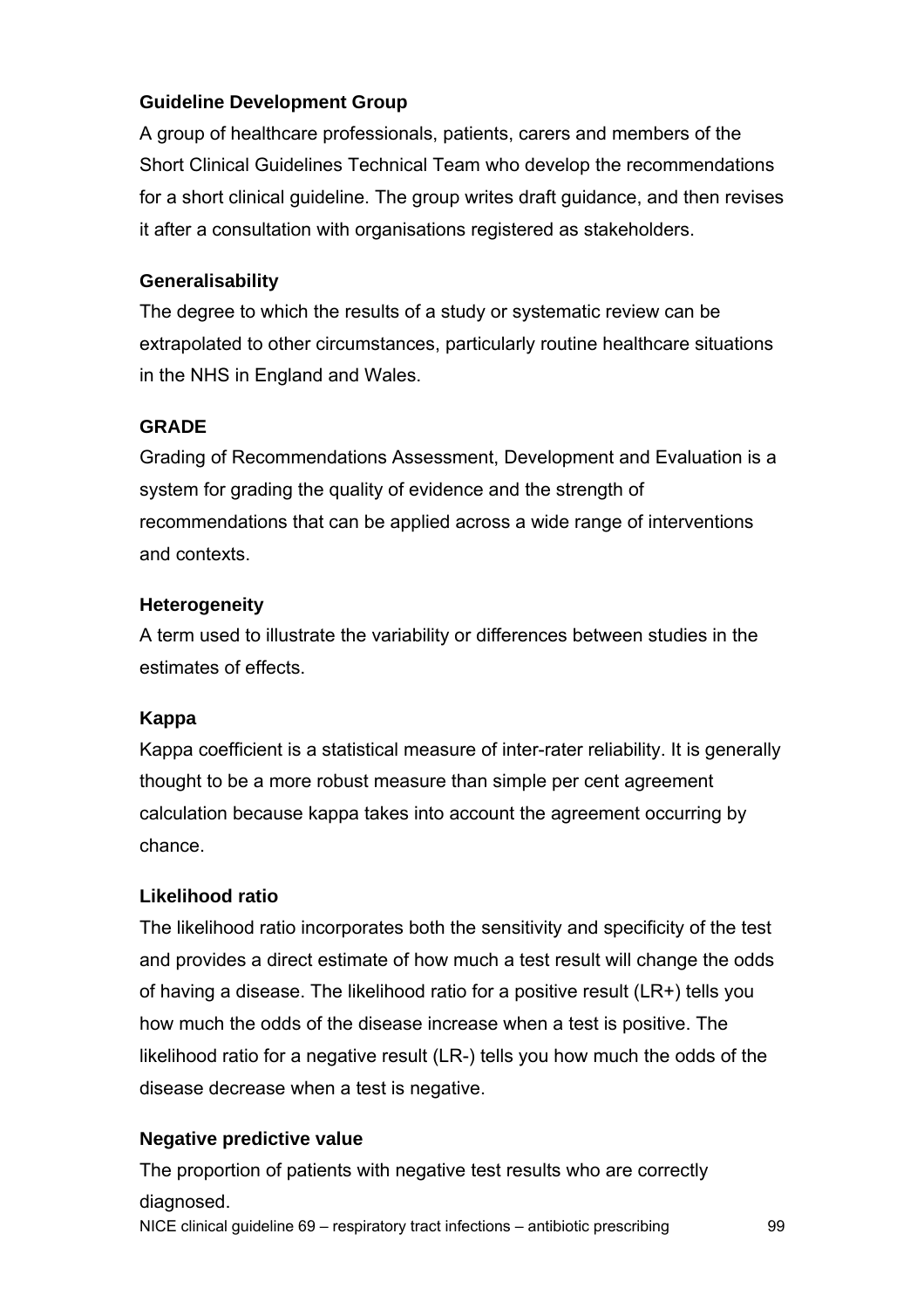**Guideline Development Group**

A group of healthcare professionals, patients, carers and members of the Short Clinical Guidelines Technical Team who develop the recommendations for a short clinical guideline. The group writes draft guidance, and then revises it after a consultation with organisations registered as stakeholders.

**Generalisability**

The degree to which the results of a study or systematic review can be extrapolated to other circumstances, particularly routine healthcare situations in the NHS in England and Wales.

**GRADE**

Grading of Recommendations Assessment, Development and Evaluation is a system for grading the quality of evidence and the strength of recommendations that can be applied across a wide range of interventions and contexts.

**Heterogeneity**

A term used to illustrate the variability or differences between studies in the estimates of effects.

**Kappa**

Kappa coefficient is a statistical measure of inter-rater reliability. It is generally thought to be a more robust measure than simple per cent agreement calculation because kappa takes into account the agreement occurring by chance.

**Likelihood ratio**

The likelihood ratio incorporates both the sensitivity and specificity of the test and provides a direct estimate of how much a test result will change the odds of having a disease. The likelihood ratio for a positive result (LR+) tells you how much the odds of the disease increase when a test is positive. The likelihood ratio for a negative result (LR-) tells you how much the odds of the disease decrease when a test is negative.

**Negative predictive value**

The proportion of patients with negative test results who are correctly diagnosed.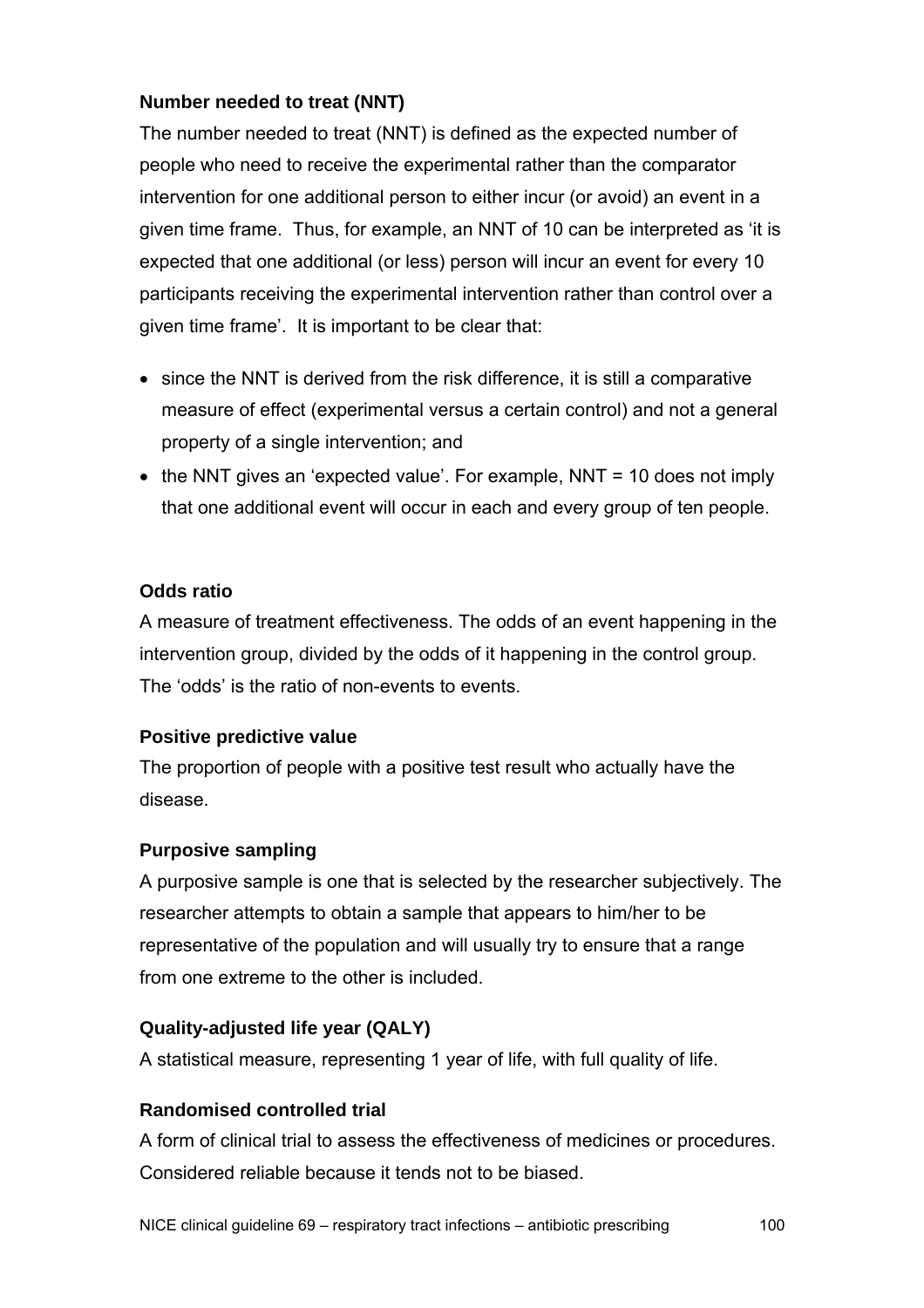**Number needed to treat (NNT)**

The number needed to treat (NNT) is defined as the expected number of people who need to receive the experimental rather than the comparator intervention for one additional person to either incur (or avoid) an event in a given time frame. Thus, for example, an NNT of 10 can be interpreted as 'it is expected that one additional (or less) person will incur an event for every 10 participants receiving the experimental intervention rather than control over a given time frame'. It is important to be clear that:

- since the NNT is derived from the risk difference, it is still a comparative measure of effect (experimental versus a certain control) and not a general property of a single intervention; and
- the NNT gives an 'expected value'. For example, NNT = 10 does not imply that one additional event will occur in each and every group of ten people.

**Odds ratio**

A measure of treatment effectiveness. The odds of an event happening in the intervention group, divided by the odds of it happening in the control group. The 'odds' is the ratio of non-events to events.

**Positive predictive value**

The proportion of people with a positive test result who actually have the disease.

**Purposive sampling**

A purposive sample is one that is selected by the researcher subjectively. The researcher attempts to obtain a sample that appears to him/her to be representative of the population and will usually try to ensure that a range from one extreme to the other is included.

**Quality-adjusted life year (QALY)**

A statistical measure, representing 1 year of life, with full quality of life.

**Randomised controlled trial**

A form of clinical trial to assess the effectiveness of medicines or procedures. Considered reliable because it tends not to be biased.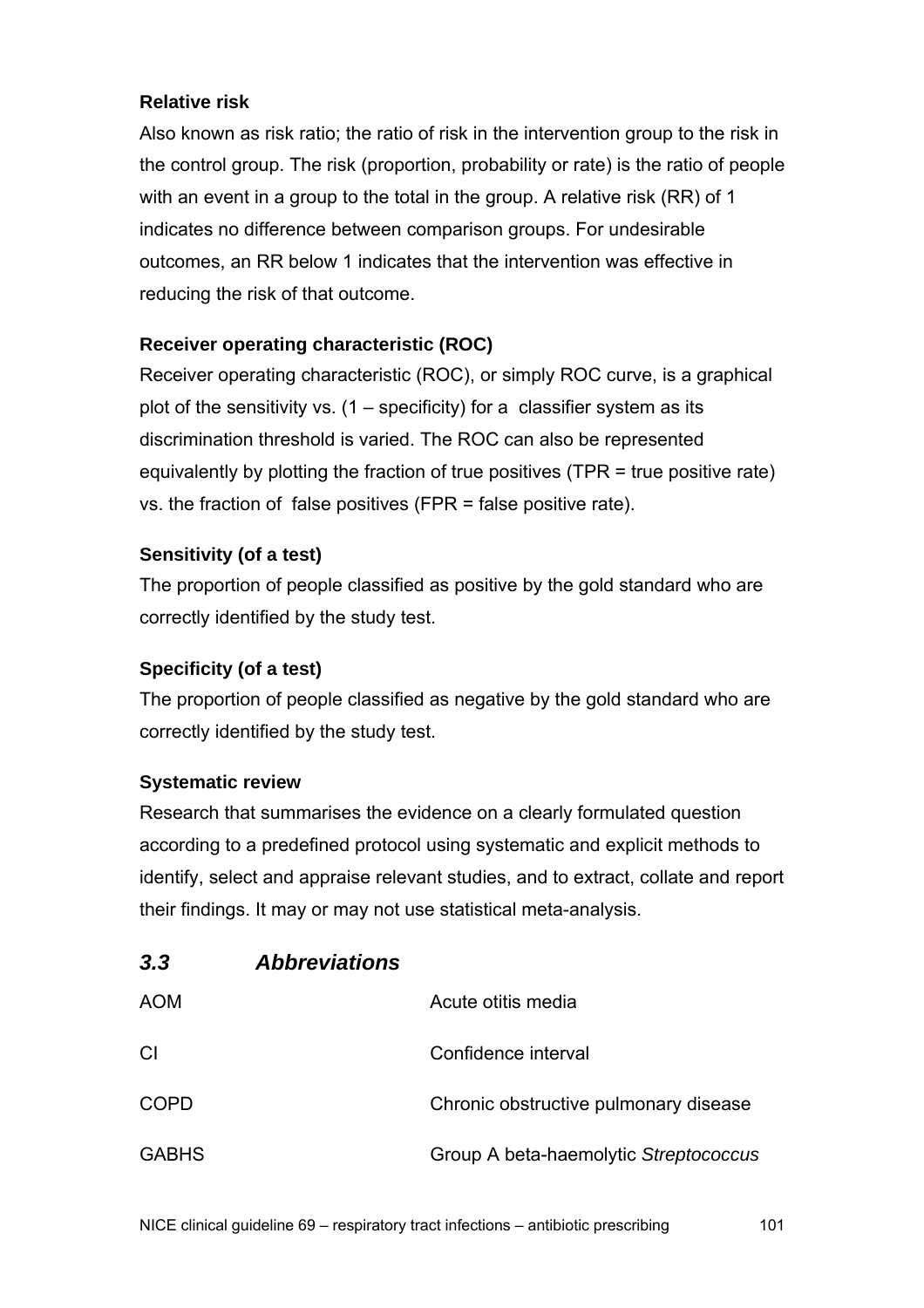**Relative risk**

Also known as risk ratio; the ratio of risk in the intervention group to the risk in the control group. The risk (proportion, probability or rate) is the ratio of people with an event in a group to the total in the group. A relative risk (RR) of 1 indicates no difference between comparison groups. For undesirable outcomes, an RR below 1 indicates that the intervention was effective in reducing the risk of that outcome.

**Receiver operating characteristic (ROC)**

Receiver operating characteristic (ROC), or simply ROC curve, is a graphical plot of the sensitivity vs. (1 – specificity) for a classifier system as its discrimination threshold is varied. The ROC can also be represented equivalently by plotting the fraction of true positives (TPR = true positive rate) vs. the fraction of false positives (FPR = false positive rate).

**Sensitivity (of a test)**

The proportion of people classified as positive by the gold standard who are correctly identified by the study test.

**Specificity (of a test)**

The proportion of people classified as negative by the gold standard who are correctly identified by the study test.

**Systematic review**

Research that summarises the evidence on a clearly formulated question according to a predefined protocol using systematic and explicit methods to identify, select and appraise relevant studies, and to extract, collate and report their findings. It may or may not use statistical meta-analysis.

## *3.3 Abbreviations*

| | |
|---|---|
| AOM | Acute otitis media |
| CI | Confidence interval |
| COPD | Chronic obstructive pulmonary disease |
| GABHS | Group A beta-haemolytic *Streptococcus* |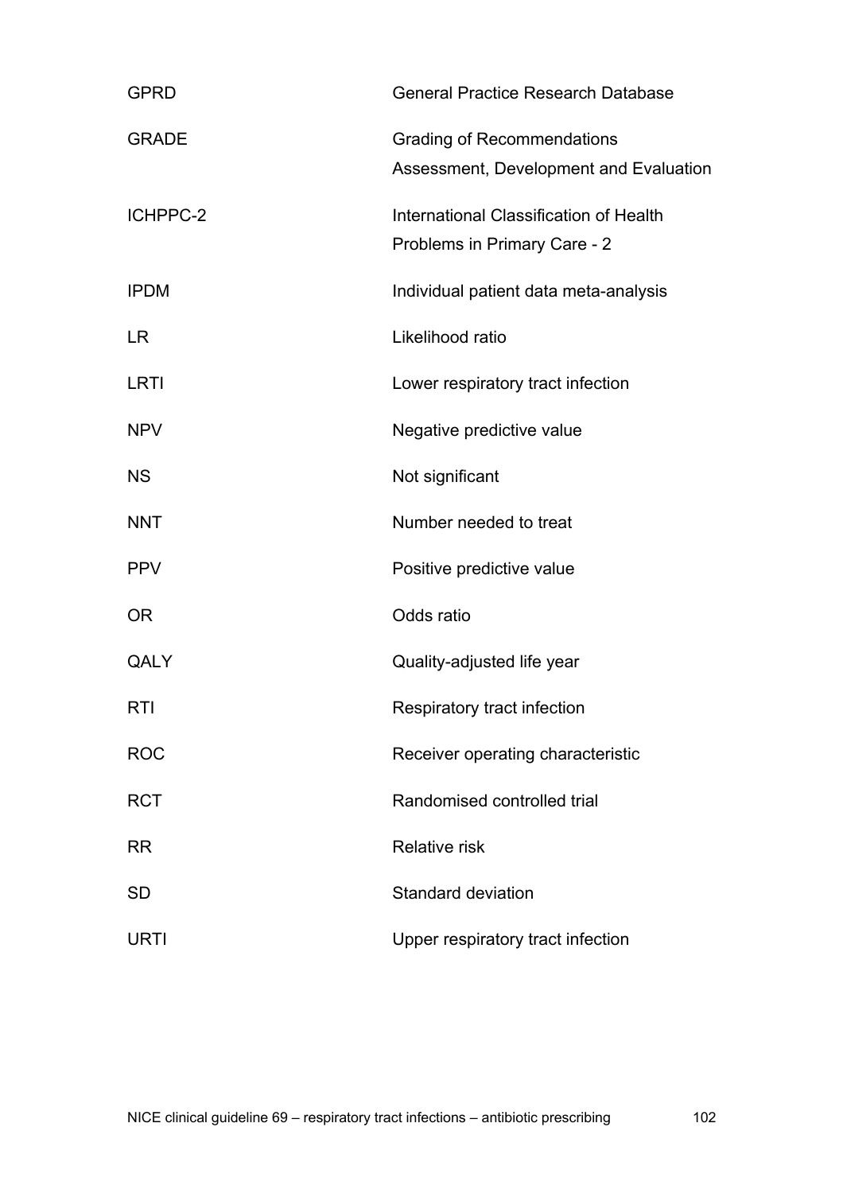| | |
|---|---|
| GPRD | General Practice Research Database |
| GRADE | Grading of Recommendations Assessment, Development and Evaluation |
| ICHPPC-2 | International Classification of Health Problems in Primary Care - 2 |
| IPDM | Individual patient data meta-analysis |
| LR | Likelihood ratio |
| LRTI | Lower respiratory tract infection |
| NPV | Negative predictive value |
| NS | Not significant |
| NNT | Number needed to treat |
| PPV | Positive predictive value |
| OR | Odds ratio |
| QALY | Quality-adjusted life year |
| RTI | Respiratory tract infection |
| ROC | Receiver operating characteristic |
| RCT | Randomised controlled trial |
| RR | Relative risk |
| SD | Standard deviation |
| URTI | Upper respiratory tract infection |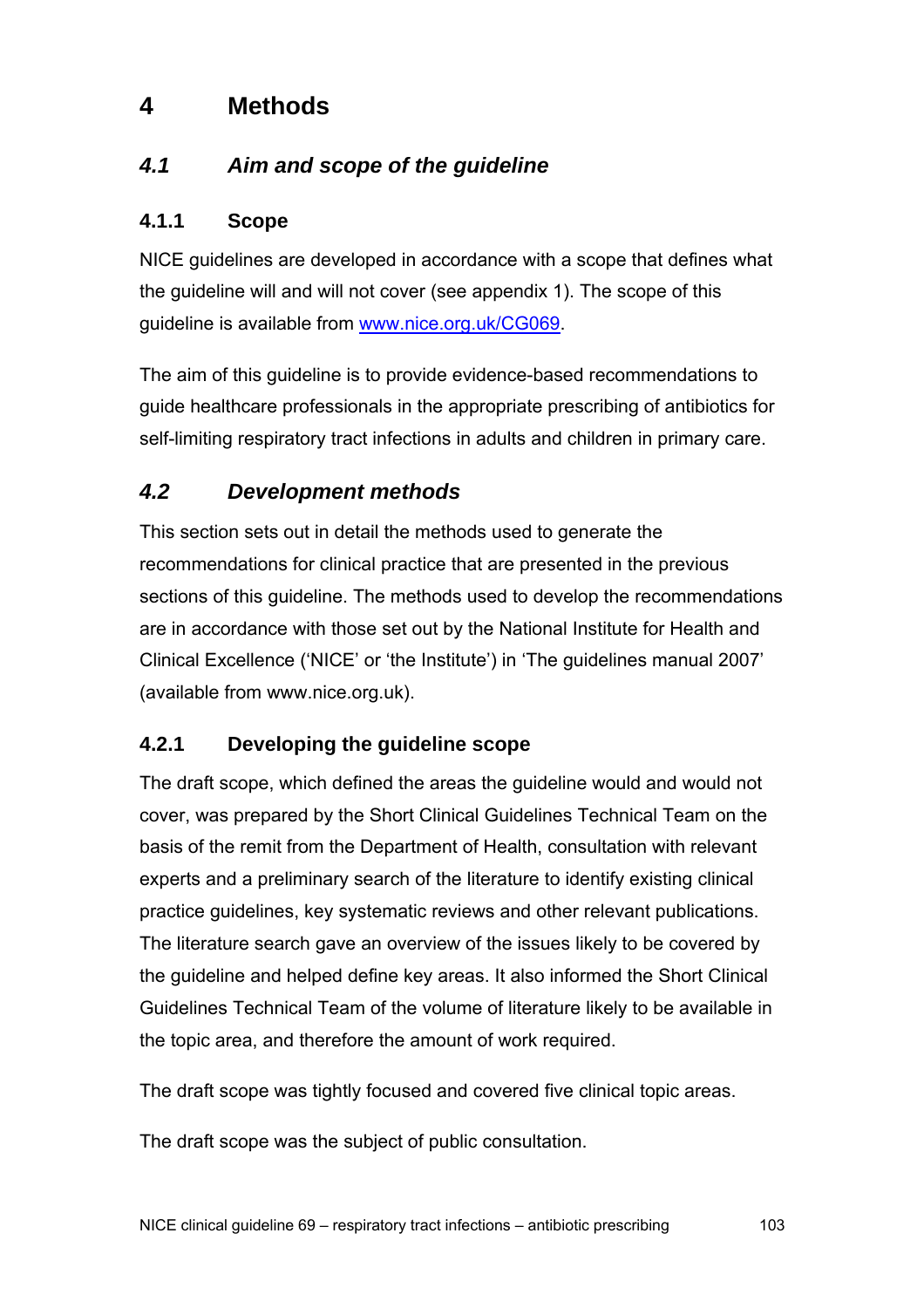# 4 Methods

## *4.1 Aim and scope of the guideline*

### 4.1.1 Scope

NICE guidelines are developed in accordance with a scope that defines what the guideline will and will not cover (see appendix 1). The scope of this guideline is available from [www.nice.org.uk/CG069](http://www.nice.org.uk/CG069).

The aim of this guideline is to provide evidence-based recommendations to guide healthcare professionals in the appropriate prescribing of antibiotics for self-limiting respiratory tract infections in adults and children in primary care.

## *4.2 Development methods*

This section sets out in detail the methods used to generate the recommendations for clinical practice that are presented in the previous sections of this guideline. The methods used to develop the recommendations are in accordance with those set out by the National Institute for Health and Clinical Excellence ('NICE' or 'the Institute') in 'The guidelines manual 2007' (available from www.nice.org.uk).

### 4.2.1 Developing the guideline scope

The draft scope, which defined the areas the guideline would and would not cover, was prepared by the Short Clinical Guidelines Technical Team on the basis of the remit from the Department of Health, consultation with relevant experts and a preliminary search of the literature to identify existing clinical practice guidelines, key systematic reviews and other relevant publications. The literature search gave an overview of the issues likely to be covered by the guideline and helped define key areas. It also informed the Short Clinical Guidelines Technical Team of the volume of literature likely to be available in the topic area, and therefore the amount of work required.

The draft scope was tightly focused and covered five clinical topic areas.

The draft scope was the subject of public consultation.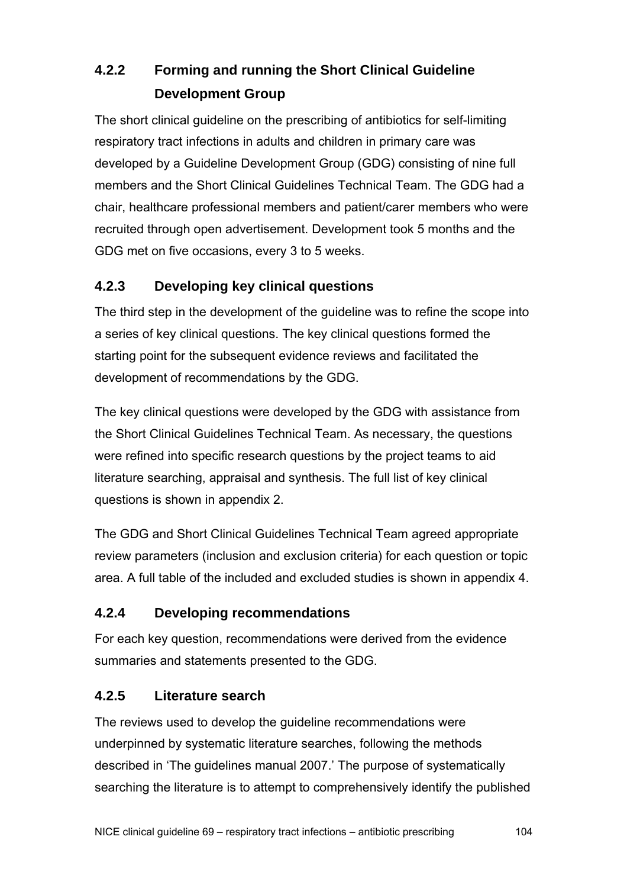### 4.2.2 Forming and running the Short Clinical Guideline Development Group

The short clinical guideline on the prescribing of antibiotics for self-limiting respiratory tract infections in adults and children in primary care was developed by a Guideline Development Group (GDG) consisting of nine full members and the Short Clinical Guidelines Technical Team. The GDG had a chair, healthcare professional members and patient/carer members who were recruited through open advertisement. Development took 5 months and the GDG met on five occasions, every 3 to 5 weeks.

### 4.2.3 Developing key clinical questions

The third step in the development of the guideline was to refine the scope into a series of key clinical questions. The key clinical questions formed the starting point for the subsequent evidence reviews and facilitated the development of recommendations by the GDG.

The key clinical questions were developed by the GDG with assistance from the Short Clinical Guidelines Technical Team. As necessary, the questions were refined into specific research questions by the project teams to aid literature searching, appraisal and synthesis. The full list of key clinical questions is shown in appendix 2.

The GDG and Short Clinical Guidelines Technical Team agreed appropriate review parameters (inclusion and exclusion criteria) for each question or topic area. A full table of the included and excluded studies is shown in appendix 4.

### 4.2.4 Developing recommendations

For each key question, recommendations were derived from the evidence summaries and statements presented to the GDG.

### 4.2.5 Literature search

The reviews used to develop the guideline recommendations were underpinned by systematic literature searches, following the methods described in 'The guidelines manual 2007.' The purpose of systematically searching the literature is to attempt to comprehensively identify the published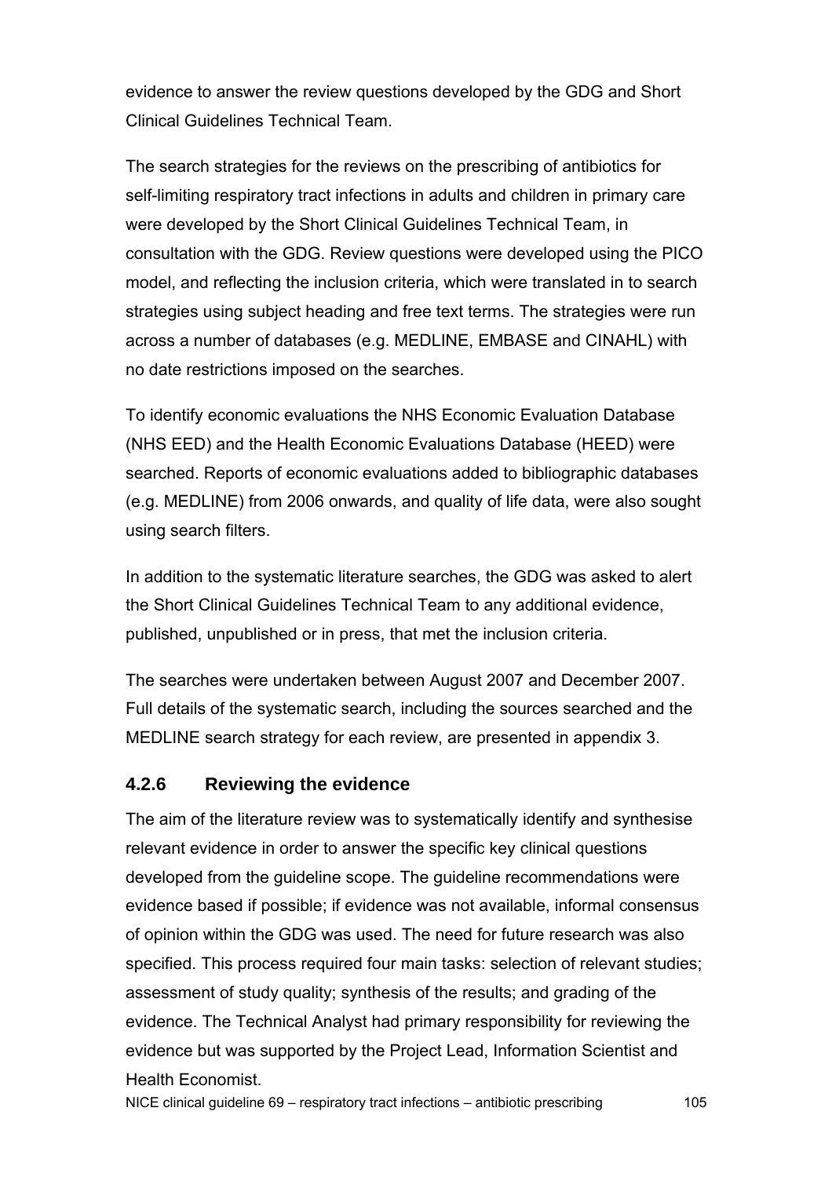evidence to answer the review questions developed by the GDG and Short Clinical Guidelines Technical Team.

The search strategies for the reviews on the prescribing of antibiotics for self-limiting respiratory tract infections in adults and children in primary care were developed by the Short Clinical Guidelines Technical Team, in consultation with the GDG. Review questions were developed using the PICO model, and reflecting the inclusion criteria, which were translated in to search strategies using subject heading and free text terms. The strategies were run across a number of databases (e.g. MEDLINE, EMBASE and CINAHL) with no date restrictions imposed on the searches.

To identify economic evaluations the NHS Economic Evaluation Database (NHS EED) and the Health Economic Evaluations Database (HEED) were searched. Reports of economic evaluations added to bibliographic databases (e.g. MEDLINE) from 2006 onwards, and quality of life data, were also sought using search filters.

In addition to the systematic literature searches, the GDG was asked to alert the Short Clinical Guidelines Technical Team to any additional evidence, published, unpublished or in press, that met the inclusion criteria.

The searches were undertaken between August 2007 and December 2007. Full details of the systematic search, including the sources searched and the MEDLINE search strategy for each review, are presented in appendix 3.

### 4.2.6 Reviewing the evidence

The aim of the literature review was to systematically identify and synthesise relevant evidence in order to answer the specific key clinical questions developed from the guideline scope. The guideline recommendations were evidence based if possible; if evidence was not available, informal consensus of opinion within the GDG was used. The need for future research was also specified. This process required four main tasks: selection of relevant studies; assessment of study quality; synthesis of the results; and grading of the evidence. The Technical Analyst had primary responsibility for reviewing the evidence but was supported by the Project Lead, Information Scientist and Health Economist.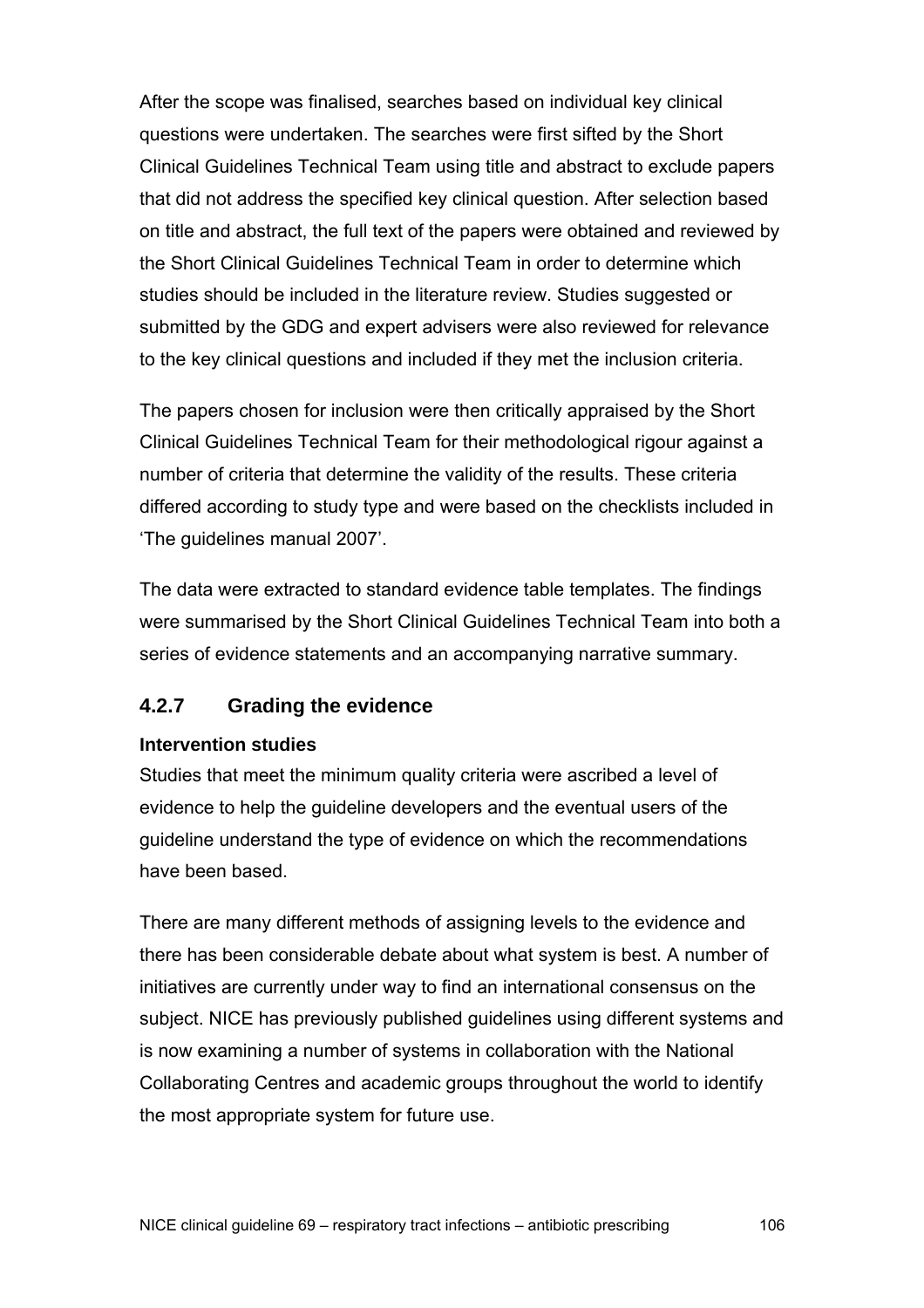After the scope was finalised, searches based on individual key clinical questions were undertaken. The searches were first sifted by the Short Clinical Guidelines Technical Team using title and abstract to exclude papers that did not address the specified key clinical question. After selection based on title and abstract, the full text of the papers were obtained and reviewed by the Short Clinical Guidelines Technical Team in order to determine which studies should be included in the literature review. Studies suggested or submitted by the GDG and expert advisers were also reviewed for relevance to the key clinical questions and included if they met the inclusion criteria.

The papers chosen for inclusion were then critically appraised by the Short Clinical Guidelines Technical Team for their methodological rigour against a number of criteria that determine the validity of the results. These criteria differed according to study type and were based on the checklists included in 'The guidelines manual 2007'.

The data were extracted to standard evidence table templates. The findings were summarised by the Short Clinical Guidelines Technical Team into both a series of evidence statements and an accompanying narrative summary.

### 4.2.7 Grading the evidence

**Intervention studies**

Studies that meet the minimum quality criteria were ascribed a level of evidence to help the guideline developers and the eventual users of the guideline understand the type of evidence on which the recommendations have been based.

There are many different methods of assigning levels to the evidence and there has been considerable debate about what system is best. A number of initiatives are currently under way to find an international consensus on the subject. NICE has previously published guidelines using different systems and is now examining a number of systems in collaboration with the National Collaborating Centres and academic groups throughout the world to identify the most appropriate system for future use.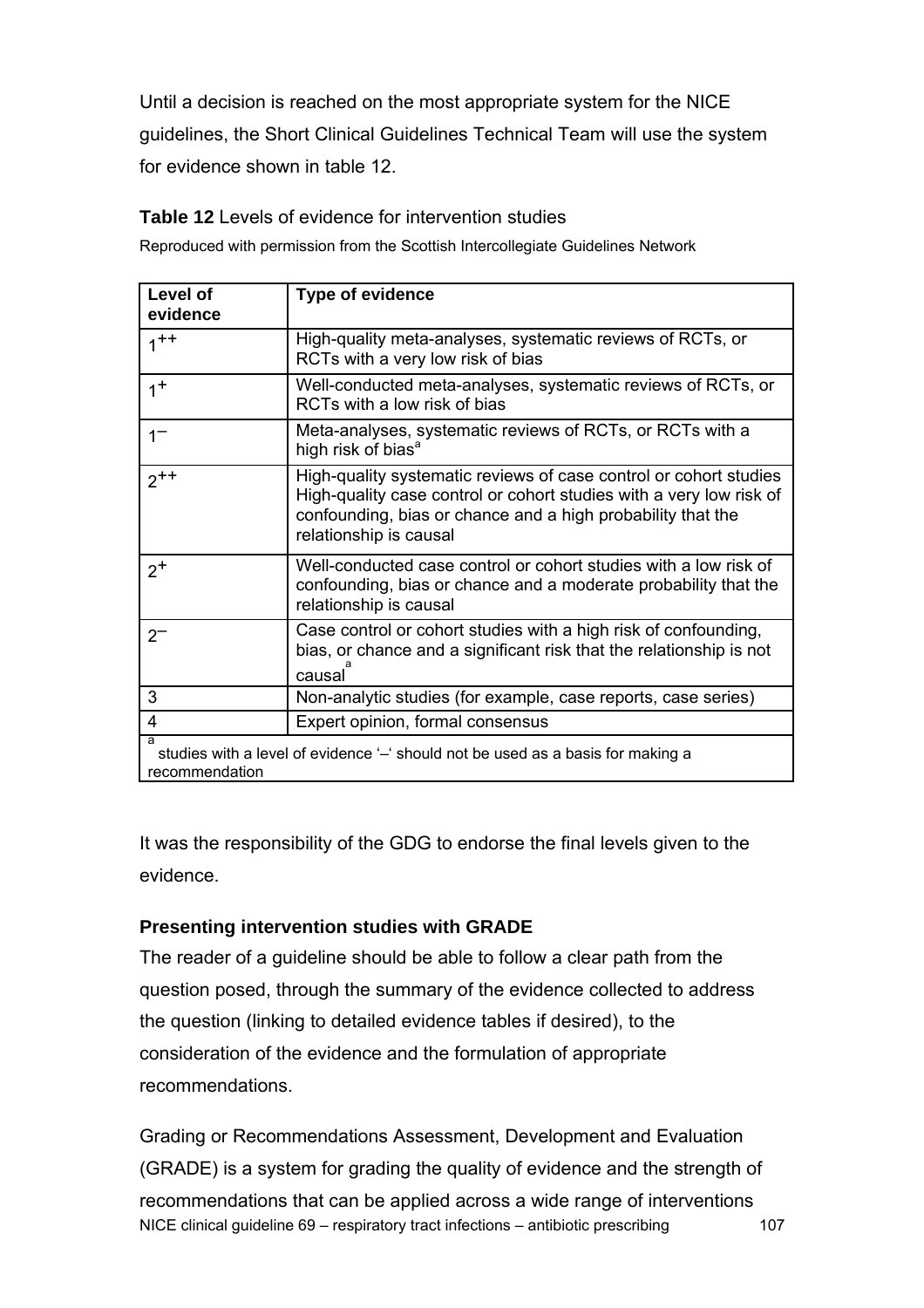Until a decision is reached on the most appropriate system for the NICE guidelines, the Short Clinical Guidelines Technical Team will use the system for evidence shown in table 12.

**Table 12** Levels of evidence for intervention studies

Reproduced with permission from the Scottish Intercollegiate Guidelines Network

| Level of evidence | Type of evidence |
|---|---|
| $1^{++}$ | High-quality meta-analyses, systematic reviews of RCTs, or RCTs with a very low risk of bias |
| $1^{+}$ | Well-conducted meta-analyses, systematic reviews of RCTs, or RCTs with a low risk of bias |
| $1^{-}$ | Meta-analyses, systematic reviews of RCTs, or RCTs with a high risk of bias[a] |
| $2^{++}$ | High-quality systematic reviews of case control or cohort studies High-quality case control or cohort studies with a very low risk of confounding, bias or chance and a high probability that the relationship is causal |
| $2^{+}$ | Well-conducted case control or cohort studies with a low risk of confounding, bias or chance and a moderate probability that the relationship is causal |
| $2^{-}$ | Case control or cohort studies with a high risk of confounding, bias, or chance and a significant risk that the relationship is not causal[a] |
| 3 | Non-analytic studies (for example, case reports, case series) |
| 4 | Expert opinion, formal consensus |

[a] studies with a level of evidence '–' should not be used as a basis for making a recommendation

It was the responsibility of the GDG to endorse the final levels given to the evidence.

**Presenting intervention studies with GRADE**

The reader of a guideline should be able to follow a clear path from the question posed, through the summary of the evidence collected to address the question (linking to detailed evidence tables if desired), to the consideration of the evidence and the formulation of appropriate recommendations.

Grading or Recommendations Assessment, Development and Evaluation (GRADE) is a system for grading the quality of evidence and the strength of recommendations that can be applied across a wide range of interventions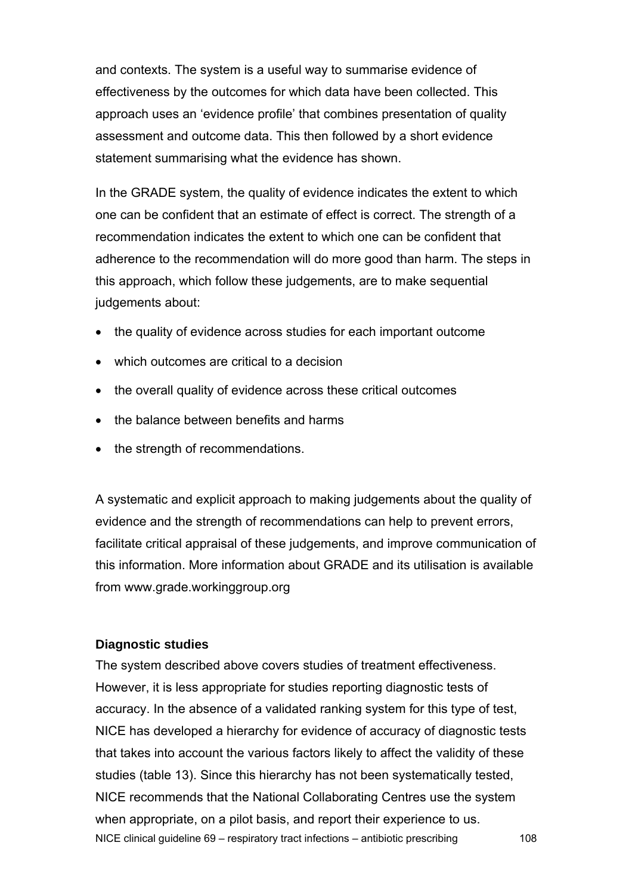and contexts. The system is a useful way to summarise evidence of effectiveness by the outcomes for which data have been collected. This approach uses an 'evidence profile' that combines presentation of quality assessment and outcome data. This then followed by a short evidence statement summarising what the evidence has shown.

In the GRADE system, the quality of evidence indicates the extent to which one can be confident that an estimate of effect is correct. The strength of a recommendation indicates the extent to which one can be confident that adherence to the recommendation will do more good than harm. The steps in this approach, which follow these judgements, are to make sequential judgements about:

- the quality of evidence across studies for each important outcome
- which outcomes are critical to a decision
- the overall quality of evidence across these critical outcomes
- the balance between benefits and harms
- the strength of recommendations.

A systematic and explicit approach to making judgements about the quality of evidence and the strength of recommendations can help to prevent errors, facilitate critical appraisal of these judgements, and improve communication of this information. More information about GRADE and its utilisation is available from www.grade.workinggroup.org

**Diagnostic studies**

The system described above covers studies of treatment effectiveness. However, it is less appropriate for studies reporting diagnostic tests of accuracy. In the absence of a validated ranking system for this type of test, NICE has developed a hierarchy for evidence of accuracy of diagnostic tests that takes into account the various factors likely to affect the validity of these studies (table 13). Since this hierarchy has not been systematically tested, NICE recommends that the National Collaborating Centres use the system when appropriate, on a pilot basis, and report their experience to us.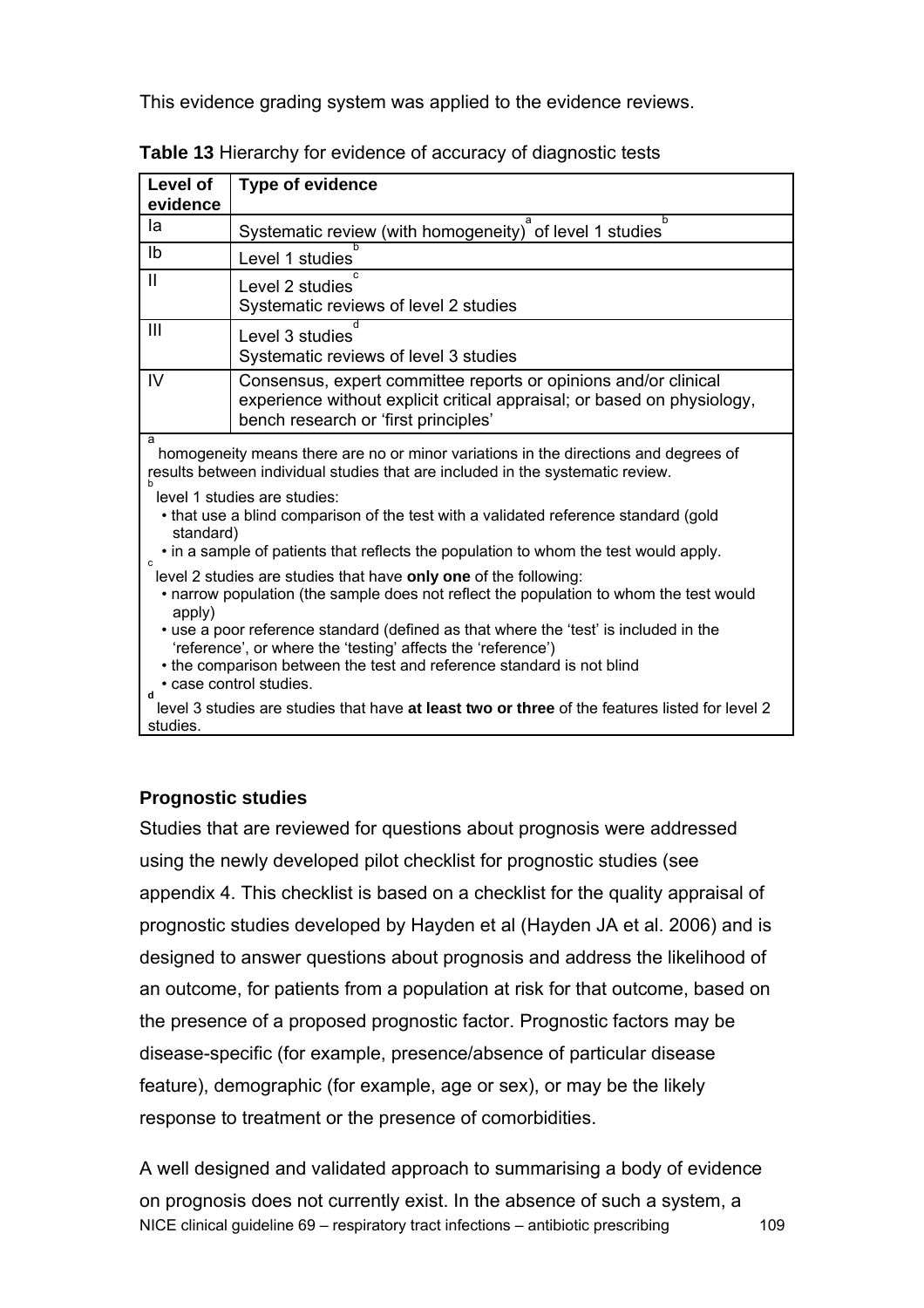This evidence grading system was applied to the evidence reviews.

**Table 13** Hierarchy for evidence of accuracy of diagnostic tests

| Level of evidence | Type of evidence |
|---|---|
| Ia | Systematic review (with homogeneity)[a] of level 1 studies[b] |
| Ib | Level 1 studies[b] |
| II | Level 2 studies[c]<br>Systematic reviews of level 2 studies |
| III | Level 3 studies[d]<br>Systematic reviews of level 3 studies |
| IV | Consensus, expert committee reports or opinions and/or clinical experience without explicit critical appraisal; or based on physiology, bench research or 'first principles' |

[a] homogeneity means there are no or minor variations in the directions and degrees of results between individual studies that are included in the systematic review.

[b] level 1 studies are studies:

- that use a blind comparison of the test with a validated reference standard (gold standard)
- in a sample of patients that reflects the population to whom the test would apply.

[c] level 2 studies are studies that have **only one** of the following:

- narrow population (the sample does not reflect the population to whom the test would apply)
- use a poor reference standard (defined as that where the 'test' is included in the 'reference', or where the 'testing' affects the 'reference')
- the comparison between the test and reference standard is not blind
- case control studies.

[d] level 3 studies are studies that have **at least two or three** of the features listed for level 2 studies.

### Prognostic studies

Studies that are reviewed for questions about prognosis were addressed using the newly developed pilot checklist for prognostic studies (see appendix 4. This checklist is based on a checklist for the quality appraisal of prognostic studies developed by Hayden et al (Hayden JA et al. 2006) and is designed to answer questions about prognosis and address the likelihood of an outcome, for patients from a population at risk for that outcome, based on the presence of a proposed prognostic factor. Prognostic factors may be disease-specific (for example, presence/absence of particular disease feature), demographic (for example, age or sex), or may be the likely response to treatment or the presence of comorbidities.

A well designed and validated approach to summarising a body of evidence on prognosis does not currently exist. In the absence of such a system, a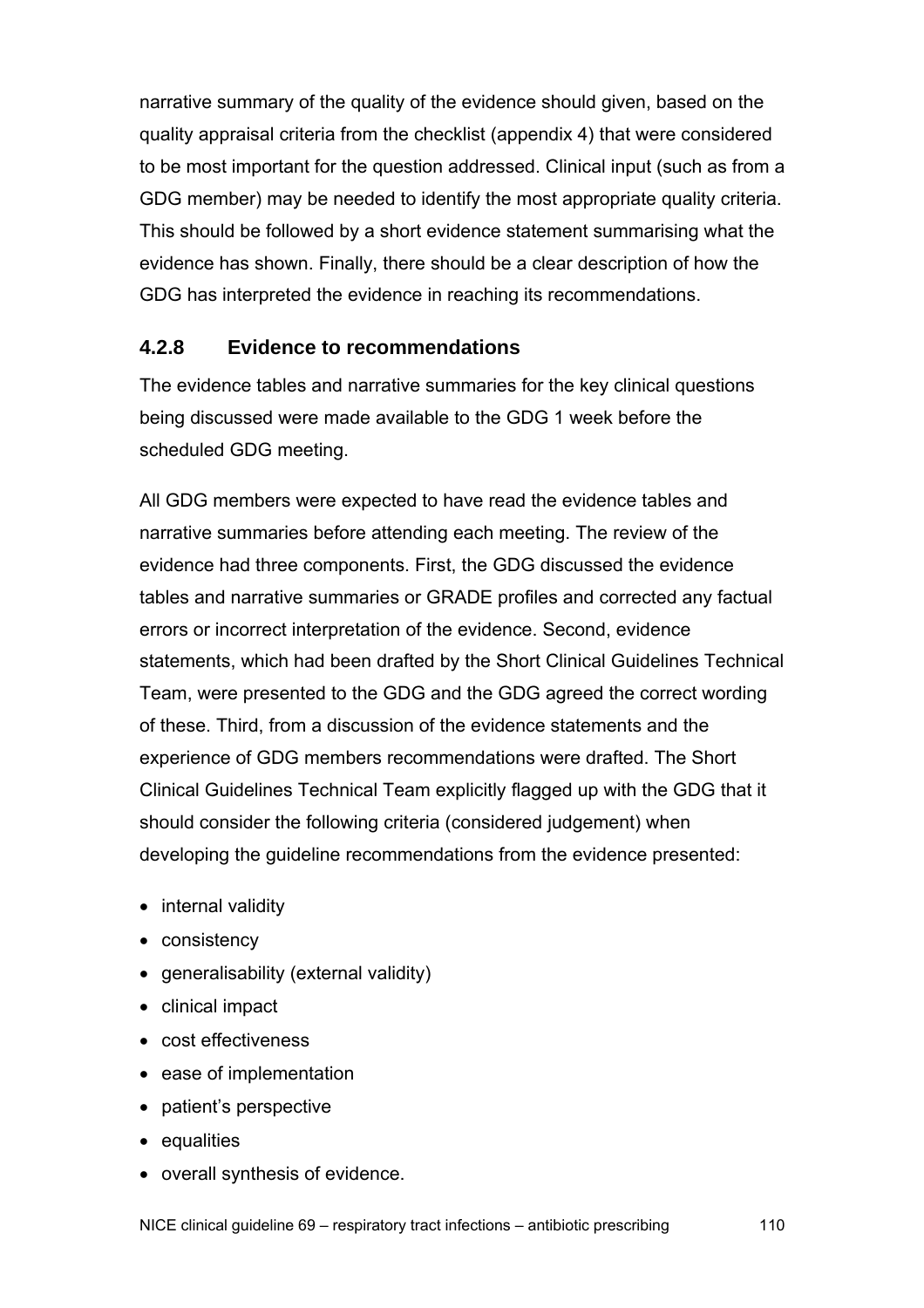narrative summary of the quality of the evidence should given, based on the quality appraisal criteria from the checklist (appendix 4) that were considered to be most important for the question addressed. Clinical input (such as from a GDG member) may be needed to identify the most appropriate quality criteria. This should be followed by a short evidence statement summarising what the evidence has shown. Finally, there should be a clear description of how the GDG has interpreted the evidence in reaching its recommendations.

### 4.2.8 Evidence to recommendations

The evidence tables and narrative summaries for the key clinical questions being discussed were made available to the GDG 1 week before the scheduled GDG meeting.

All GDG members were expected to have read the evidence tables and narrative summaries before attending each meeting. The review of the evidence had three components. First, the GDG discussed the evidence tables and narrative summaries or GRADE profiles and corrected any factual errors or incorrect interpretation of the evidence. Second, evidence statements, which had been drafted by the Short Clinical Guidelines Technical Team, were presented to the GDG and the GDG agreed the correct wording of these. Third, from a discussion of the evidence statements and the experience of GDG members recommendations were drafted. The Short Clinical Guidelines Technical Team explicitly flagged up with the GDG that it should consider the following criteria (considered judgement) when developing the guideline recommendations from the evidence presented:

- internal validity
- consistency
- generalisability (external validity)
- clinical impact
- cost effectiveness
- ease of implementation
- patient's perspective
- equalities
- overall synthesis of evidence.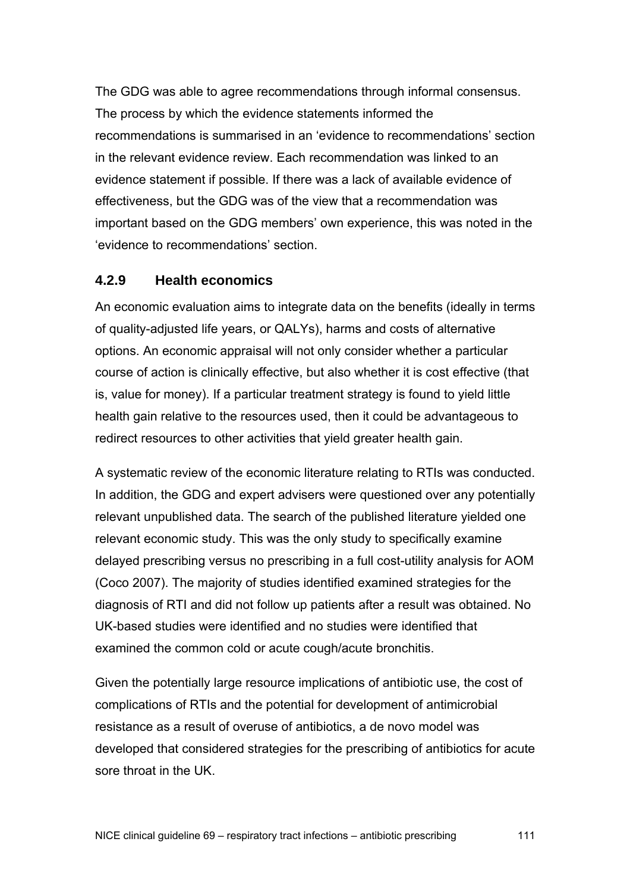The GDG was able to agree recommendations through informal consensus. The process by which the evidence statements informed the recommendations is summarised in an 'evidence to recommendations' section in the relevant evidence review. Each recommendation was linked to an evidence statement if possible. If there was a lack of available evidence of effectiveness, but the GDG was of the view that a recommendation was important based on the GDG members' own experience, this was noted in the 'evidence to recommendations' section.

### 4.2.9 Health economics

An economic evaluation aims to integrate data on the benefits (ideally in terms of quality-adjusted life years, or QALYs), harms and costs of alternative options. An economic appraisal will not only consider whether a particular course of action is clinically effective, but also whether it is cost effective (that is, value for money). If a particular treatment strategy is found to yield little health gain relative to the resources used, then it could be advantageous to redirect resources to other activities that yield greater health gain.

A systematic review of the economic literature relating to RTIs was conducted. In addition, the GDG and expert advisers were questioned over any potentially relevant unpublished data. The search of the published literature yielded one relevant economic study. This was the only study to specifically examine delayed prescribing versus no prescribing in a full cost-utility analysis for AOM (Coco 2007). The majority of studies identified examined strategies for the diagnosis of RTI and did not follow up patients after a result was obtained. No UK-based studies were identified and no studies were identified that examined the common cold or acute cough/acute bronchitis.

Given the potentially large resource implications of antibiotic use, the cost of complications of RTIs and the potential for development of antimicrobial resistance as a result of overuse of antibiotics, a de novo model was developed that considered strategies for the prescribing of antibiotics for acute sore throat in the UK.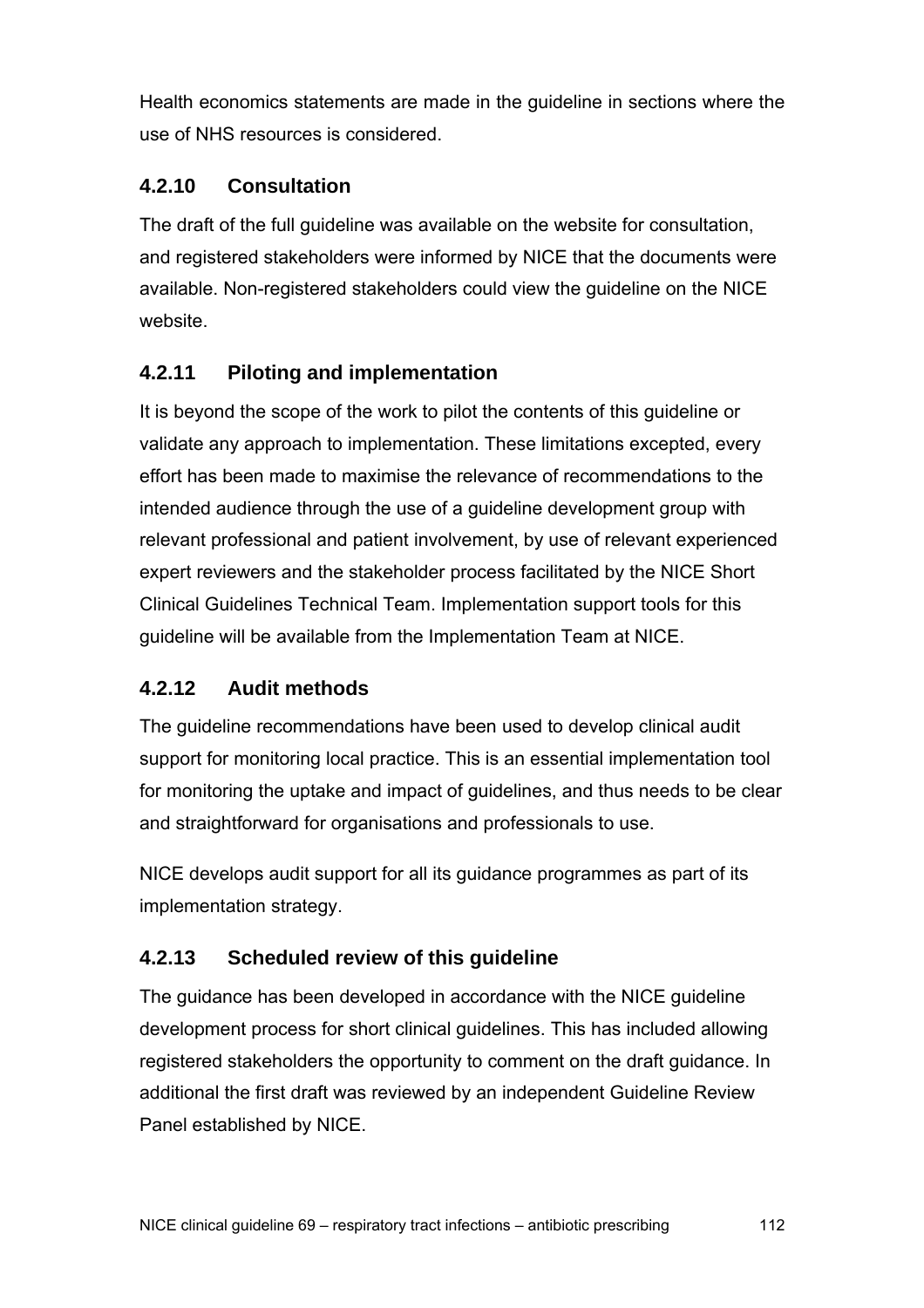Health economics statements are made in the guideline in sections where the use of NHS resources is considered.

### 4.2.10 Consultation

The draft of the full guideline was available on the website for consultation, and registered stakeholders were informed by NICE that the documents were available. Non-registered stakeholders could view the guideline on the NICE website.

### 4.2.11 Piloting and implementation

It is beyond the scope of the work to pilot the contents of this guideline or validate any approach to implementation. These limitations excepted, every effort has been made to maximise the relevance of recommendations to the intended audience through the use of a guideline development group with relevant professional and patient involvement, by use of relevant experienced expert reviewers and the stakeholder process facilitated by the NICE Short Clinical Guidelines Technical Team. Implementation support tools for this guideline will be available from the Implementation Team at NICE.

### 4.2.12 Audit methods

The guideline recommendations have been used to develop clinical audit support for monitoring local practice. This is an essential implementation tool for monitoring the uptake and impact of guidelines, and thus needs to be clear and straightforward for organisations and professionals to use.

NICE develops audit support for all its guidance programmes as part of its implementation strategy.

### 4.2.13 Scheduled review of this guideline

The guidance has been developed in accordance with the NICE guideline development process for short clinical guidelines. This has included allowing registered stakeholders the opportunity to comment on the draft guidance. In additional the first draft was reviewed by an independent Guideline Review Panel established by NICE.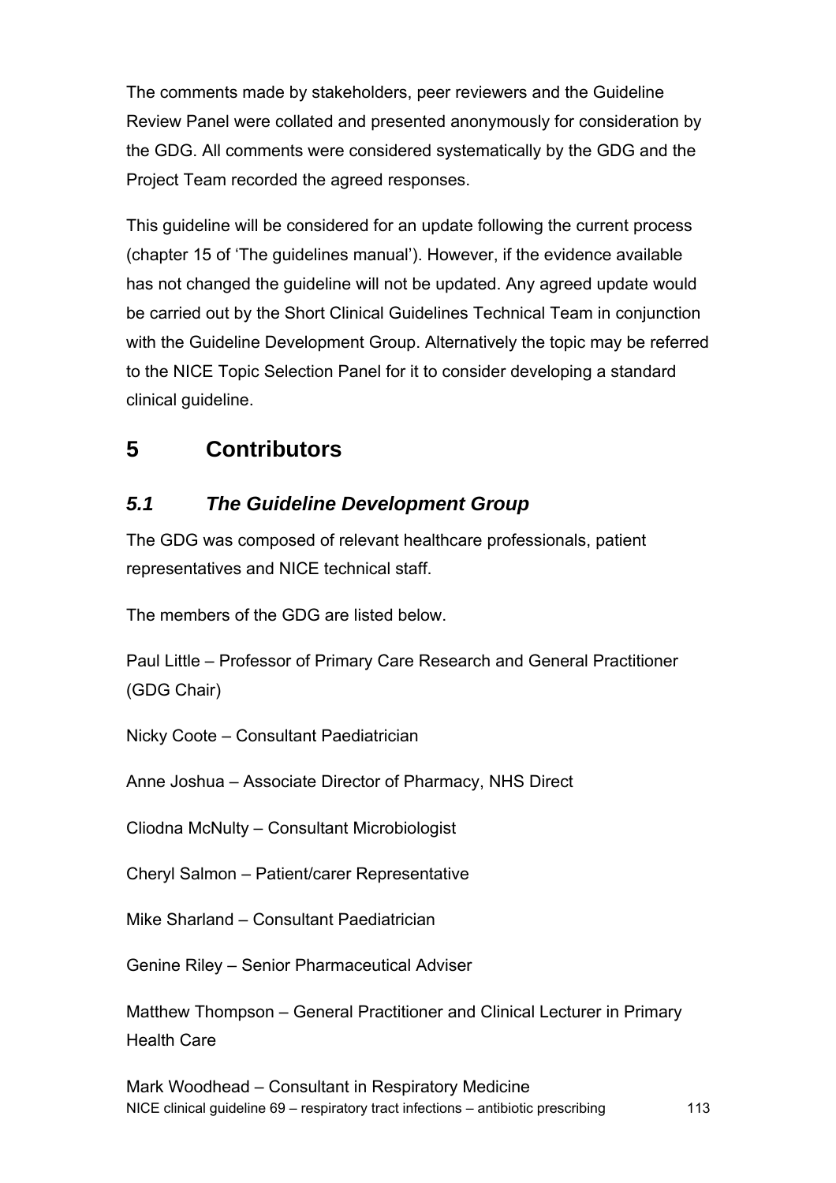The comments made by stakeholders, peer reviewers and the Guideline Review Panel were collated and presented anonymously for consideration by the GDG. All comments were considered systematically by the GDG and the Project Team recorded the agreed responses.

This guideline will be considered for an update following the current process (chapter 15 of 'The guidelines manual'). However, if the evidence available has not changed the guideline will not be updated. Any agreed update would be carried out by the Short Clinical Guidelines Technical Team in conjunction with the Guideline Development Group. Alternatively the topic may be referred to the NICE Topic Selection Panel for it to consider developing a standard clinical guideline.

# 5 Contributors

## *5.1 The Guideline Development Group*

The GDG was composed of relevant healthcare professionals, patient representatives and NICE technical staff.

The members of the GDG are listed below.

Paul Little – Professor of Primary Care Research and General Practitioner (GDG Chair)

Nicky Coote – Consultant Paediatrician

Anne Joshua – Associate Director of Pharmacy, NHS Direct

Cliodna McNulty – Consultant Microbiologist

Cheryl Salmon – Patient/carer Representative

Mike Sharland – Consultant Paediatrician

Genine Riley – Senior Pharmaceutical Adviser

Matthew Thompson – General Practitioner and Clinical Lecturer in Primary Health Care

Mark Woodhead – Consultant in Respiratory Medicine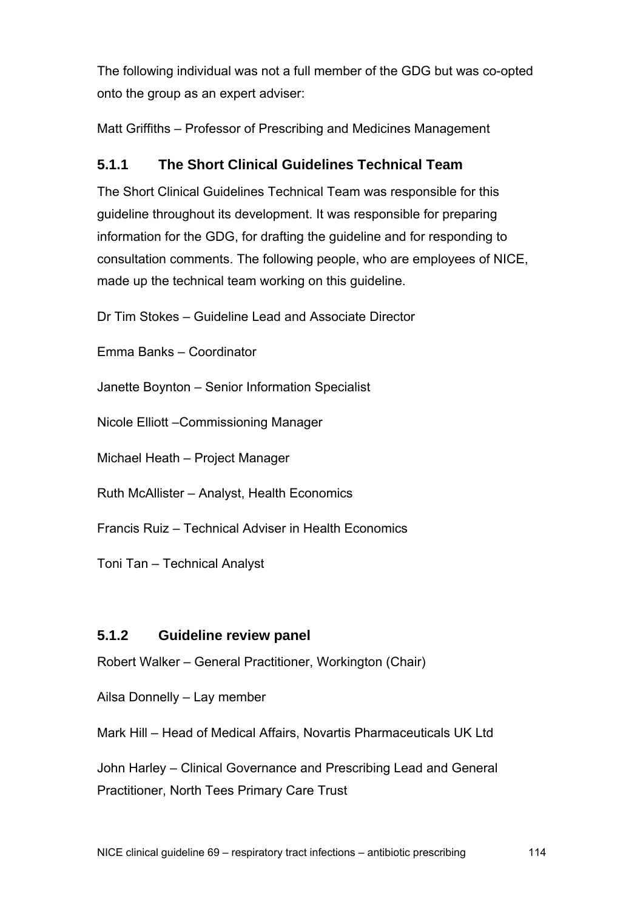The following individual was not a full member of the GDG but was co-opted onto the group as an expert adviser:

Matt Griffiths – Professor of Prescribing and Medicines Management

### 5.1.1 The Short Clinical Guidelines Technical Team

The Short Clinical Guidelines Technical Team was responsible for this guideline throughout its development. It was responsible for preparing information for the GDG, for drafting the guideline and for responding to consultation comments. The following people, who are employees of NICE, made up the technical team working on this guideline.

Dr Tim Stokes – Guideline Lead and Associate Director

Emma Banks – Coordinator

Janette Boynton – Senior Information Specialist

Nicole Elliott –Commissioning Manager

Michael Heath – Project Manager

Ruth McAllister – Analyst, Health Economics

Francis Ruiz – Technical Adviser in Health Economics

Toni Tan – Technical Analyst

### 5.1.2 Guideline review panel

Robert Walker – General Practitioner, Workington (Chair)

Ailsa Donnelly – Lay member

Mark Hill – Head of Medical Affairs, Novartis Pharmaceuticals UK Ltd

John Harley – Clinical Governance and Prescribing Lead and General Practitioner, North Tees Primary Care Trust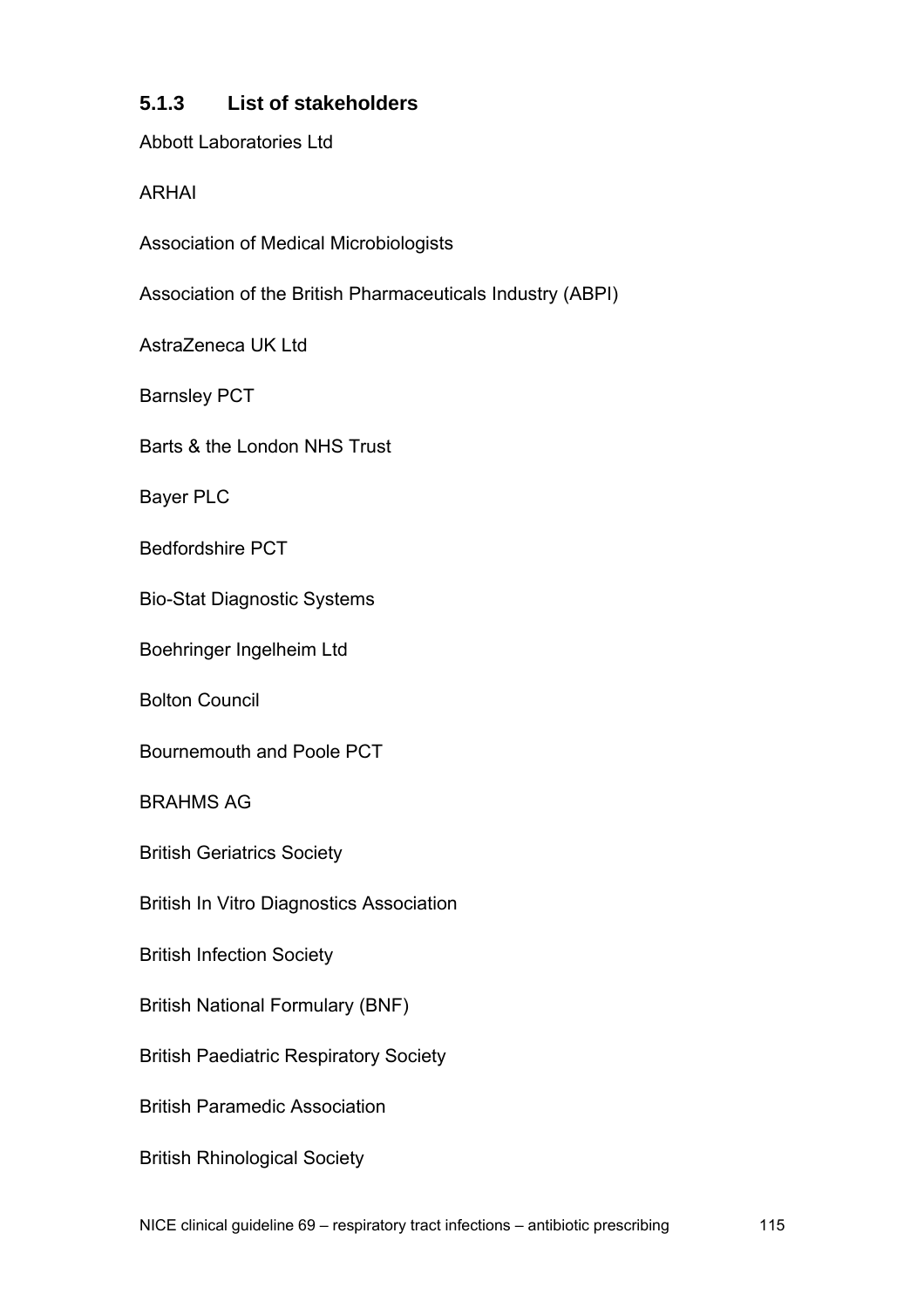### 5.1.3 List of stakeholders

Abbott Laboratories Ltd

ARHAI

Association of Medical Microbiologists

Association of the British Pharmaceuticals Industry (ABPI)

AstraZeneca UK Ltd

Barnsley PCT

Barts & the London NHS Trust

Bayer PLC

Bedfordshire PCT

Bio-Stat Diagnostic Systems

Boehringer Ingelheim Ltd

Bolton Council

Bournemouth and Poole PCT

BRAHMS AG

British Geriatrics Society

British In Vitro Diagnostics Association

British Infection Society

British National Formulary (BNF)

British Paediatric Respiratory Society

British Paramedic Association

British Rhinological Society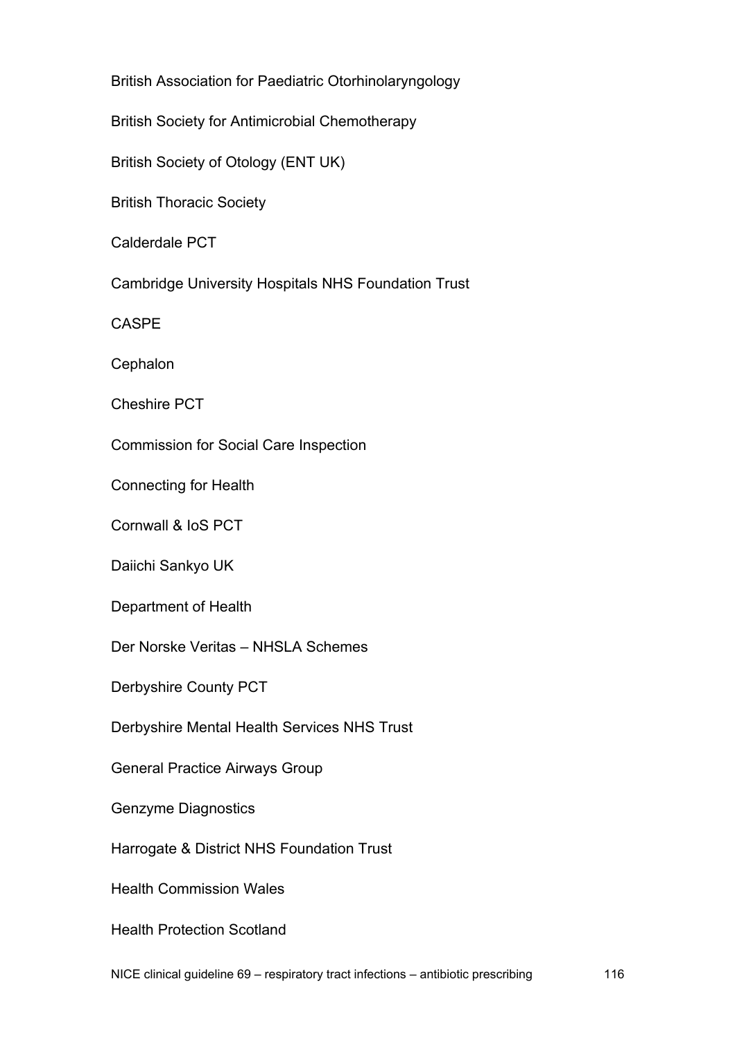British Association for Paediatric Otorhinolaryngology

British Society for Antimicrobial Chemotherapy

British Society of Otology (ENT UK)

British Thoracic Society

Calderdale PCT

Cambridge University Hospitals NHS Foundation Trust

CASPE

Cephalon

Cheshire PCT

Commission for Social Care Inspection

Connecting for Health

Cornwall & IoS PCT

Daiichi Sankyo UK

Department of Health

Der Norske Veritas – NHSLA Schemes

Derbyshire County PCT

Derbyshire Mental Health Services NHS Trust

General Practice Airways Group

Genzyme Diagnostics

Harrogate & District NHS Foundation Trust

Health Commission Wales

Health Protection Scotland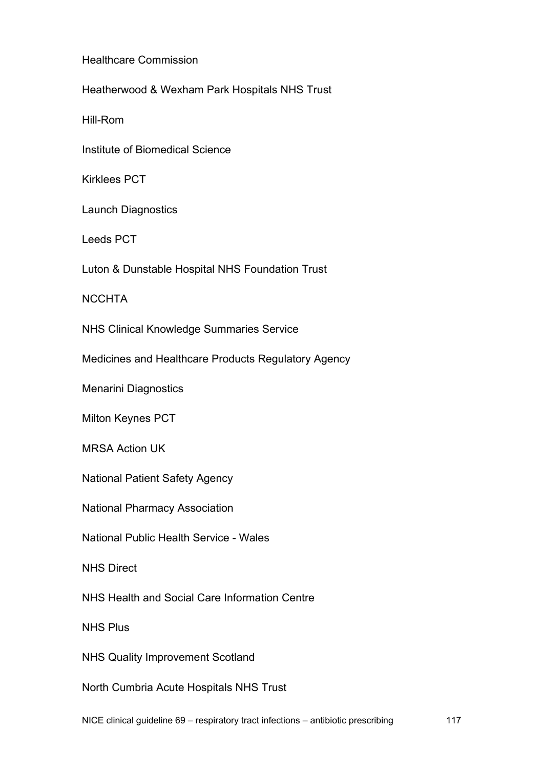Healthcare Commission

Heatherwood & Wexham Park Hospitals NHS Trust

Hill-Rom

Institute of Biomedical Science

Kirklees PCT

Launch Diagnostics

Leeds PCT

Luton & Dunstable Hospital NHS Foundation Trust

NCCHTA

NHS Clinical Knowledge Summaries Service

Medicines and Healthcare Products Regulatory Agency

Menarini Diagnostics

Milton Keynes PCT

MRSA Action UK

National Patient Safety Agency

National Pharmacy Association

National Public Health Service - Wales

NHS Direct

NHS Health and Social Care Information Centre

NHS Plus

NHS Quality Improvement Scotland

North Cumbria Acute Hospitals NHS Trust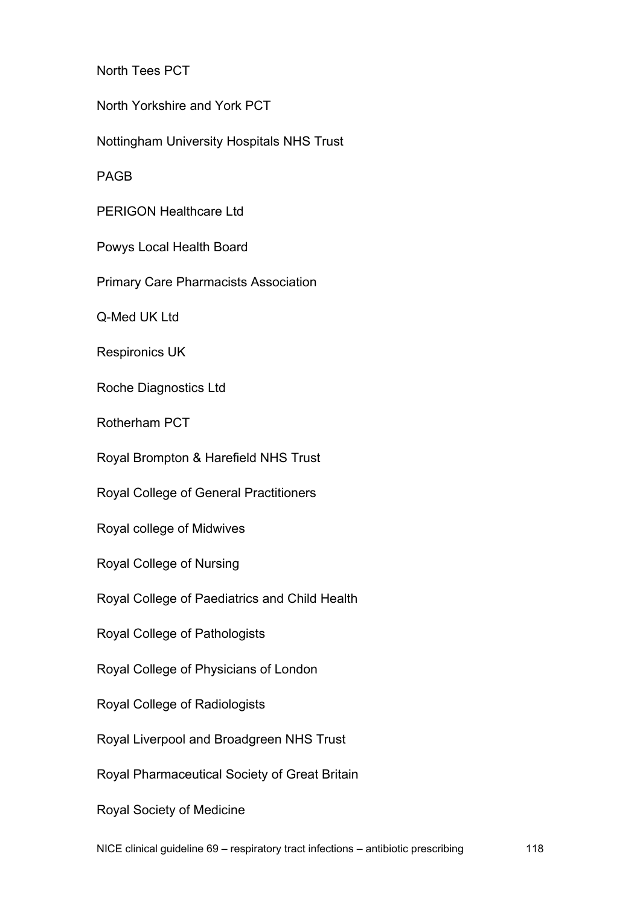North Tees PCT

North Yorkshire and York PCT

Nottingham University Hospitals NHS Trust

PAGB

PERIGON Healthcare Ltd

Powys Local Health Board

Primary Care Pharmacists Association

Q-Med UK Ltd

Respironics UK

Roche Diagnostics Ltd

Rotherham PCT

Royal Brompton & Harefield NHS Trust

Royal College of General Practitioners

Royal college of Midwives

Royal College of Nursing

Royal College of Paediatrics and Child Health

Royal College of Pathologists

Royal College of Physicians of London

Royal College of Radiologists

Royal Liverpool and Broadgreen NHS Trust

Royal Pharmaceutical Society of Great Britain

Royal Society of Medicine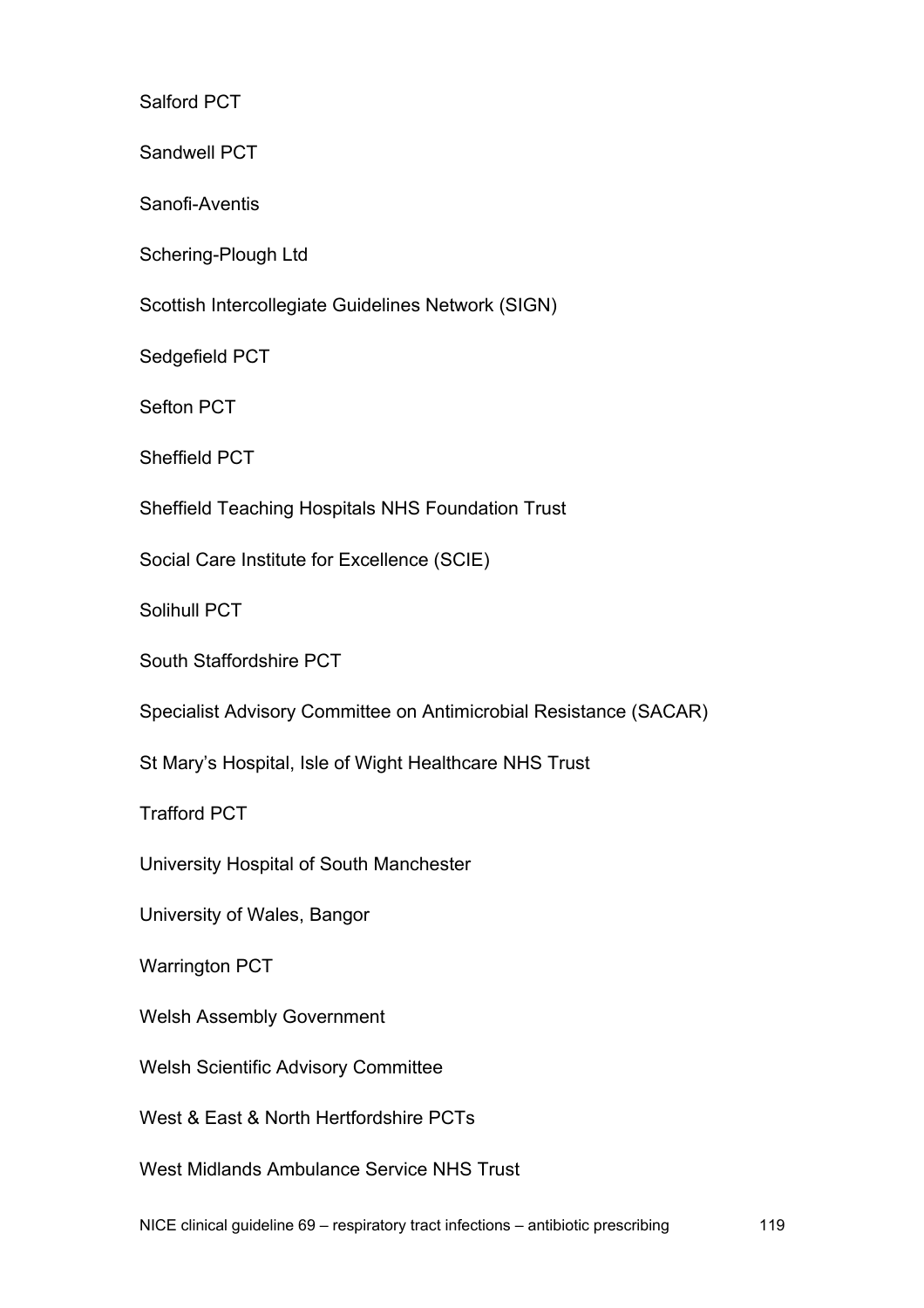Salford PCT

Sandwell PCT

Sanofi-Aventis

Schering-Plough Ltd

Scottish Intercollegiate Guidelines Network (SIGN)

Sedgefield PCT

Sefton PCT

Sheffield PCT

Sheffield Teaching Hospitals NHS Foundation Trust

Social Care Institute for Excellence (SCIE)

Solihull PCT

South Staffordshire PCT

Specialist Advisory Committee on Antimicrobial Resistance (SACAR)

St Mary's Hospital, Isle of Wight Healthcare NHS Trust

Trafford PCT

University Hospital of South Manchester

University of Wales, Bangor

Warrington PCT

Welsh Assembly Government

Welsh Scientific Advisory Committee

West & East & North Hertfordshire PCTs

West Midlands Ambulance Service NHS Trust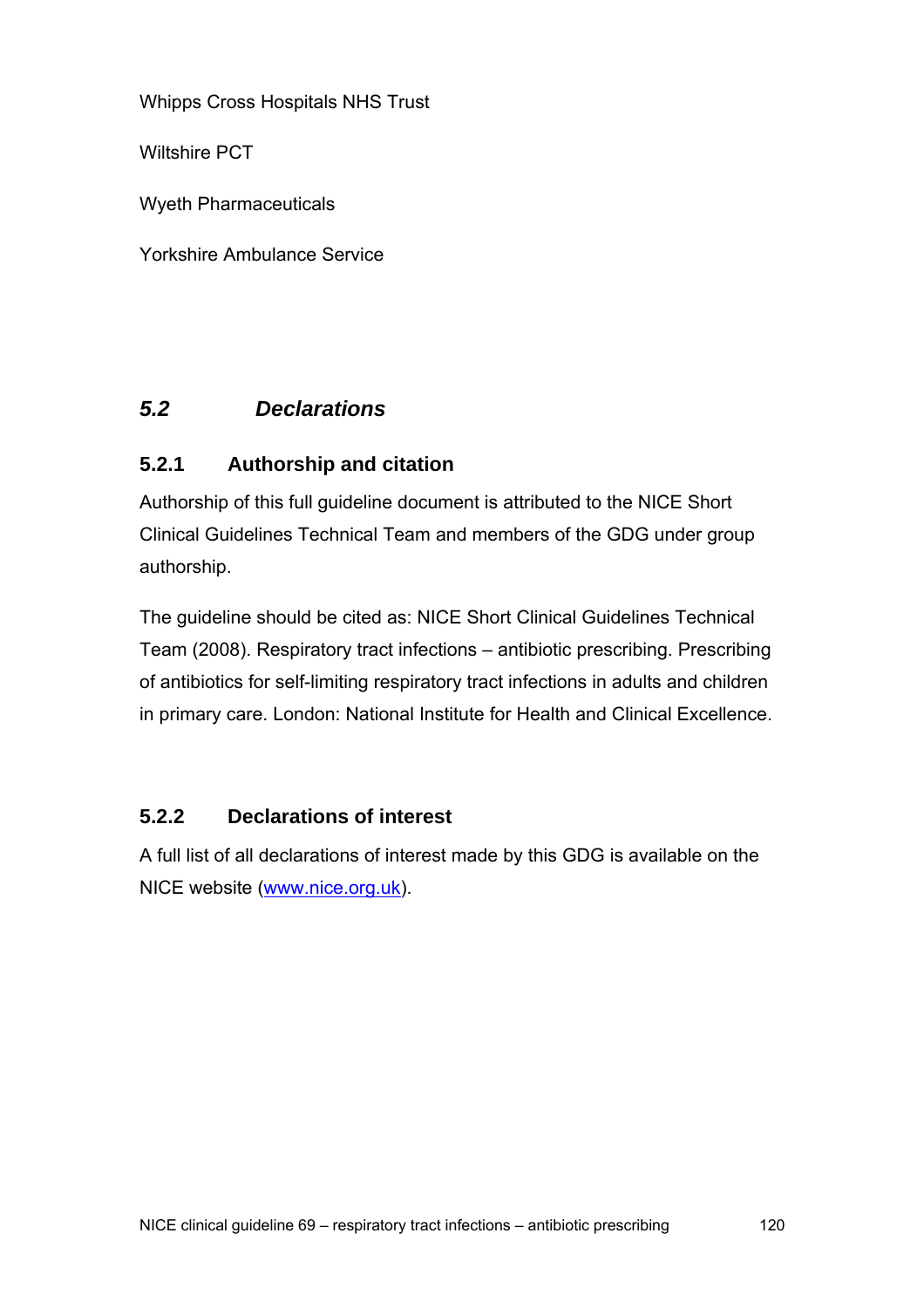Whipps Cross Hospitals NHS Trust

Wiltshire PCT

Wyeth Pharmaceuticals

Yorkshire Ambulance Service

## *5.2 Declarations*

### 5.2.1 Authorship and citation

Authorship of this full guideline document is attributed to the NICE Short Clinical Guidelines Technical Team and members of the GDG under group authorship.

The guideline should be cited as: NICE Short Clinical Guidelines Technical Team (2008). Respiratory tract infections – antibiotic prescribing. Prescribing of antibiotics for self-limiting respiratory tract infections in adults and children in primary care. London: National Institute for Health and Clinical Excellence.

### 5.2.2 Declarations of interest

A full list of all declarations of interest made by this GDG is available on the NICE website (www.nice.org.uk).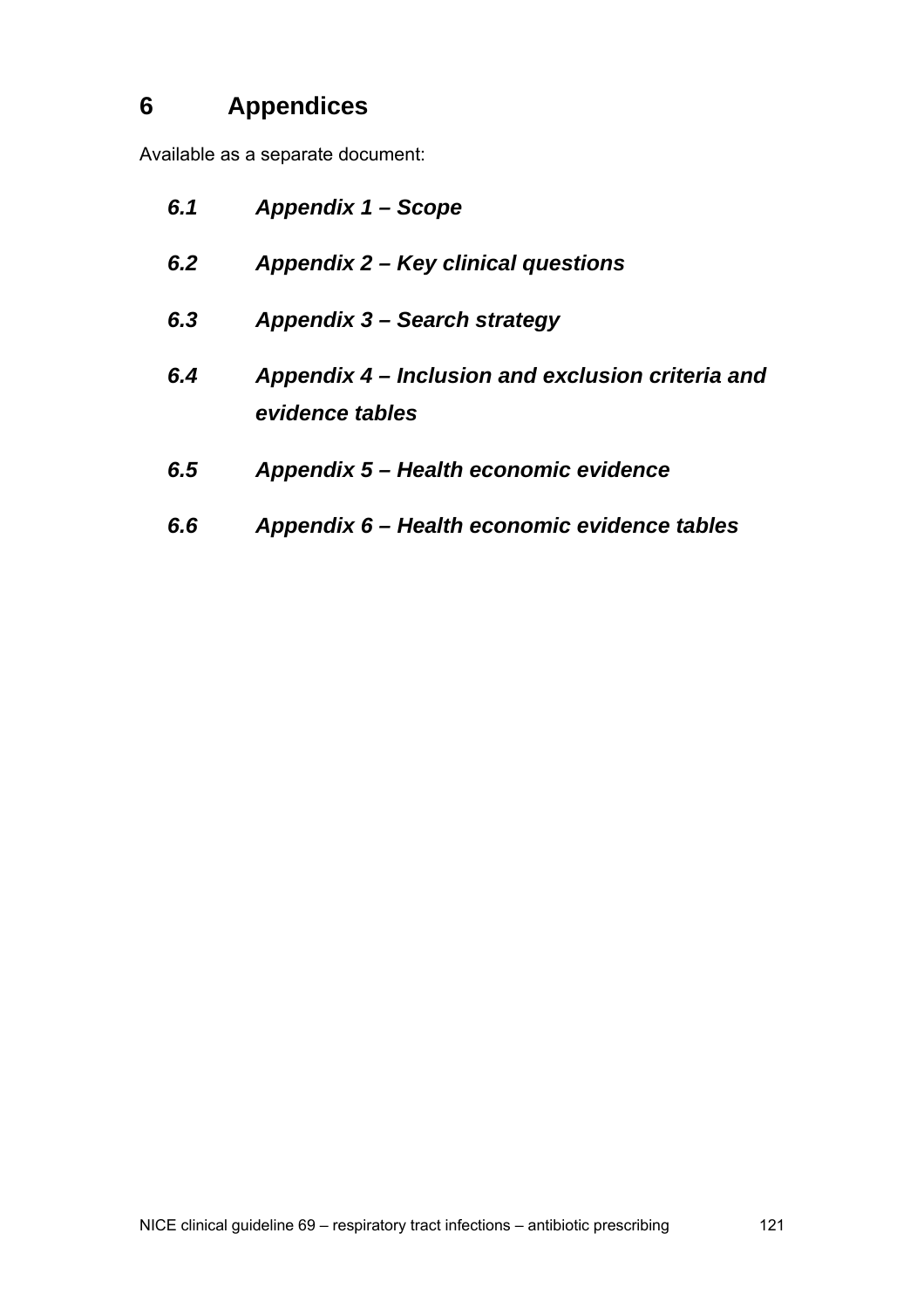# 6 Appendices

Available as a separate document:

### *6.1 Appendix 1 – Scope*

### *6.2 Appendix 2 – Key clinical questions*

### *6.3 Appendix 3 – Search strategy*

### *6.4 Appendix 4 – Inclusion and exclusion criteria and evidence tables*

### *6.5 Appendix 5 – Health economic evidence*

### *6.6 Appendix 6 – Health economic evidence tables*